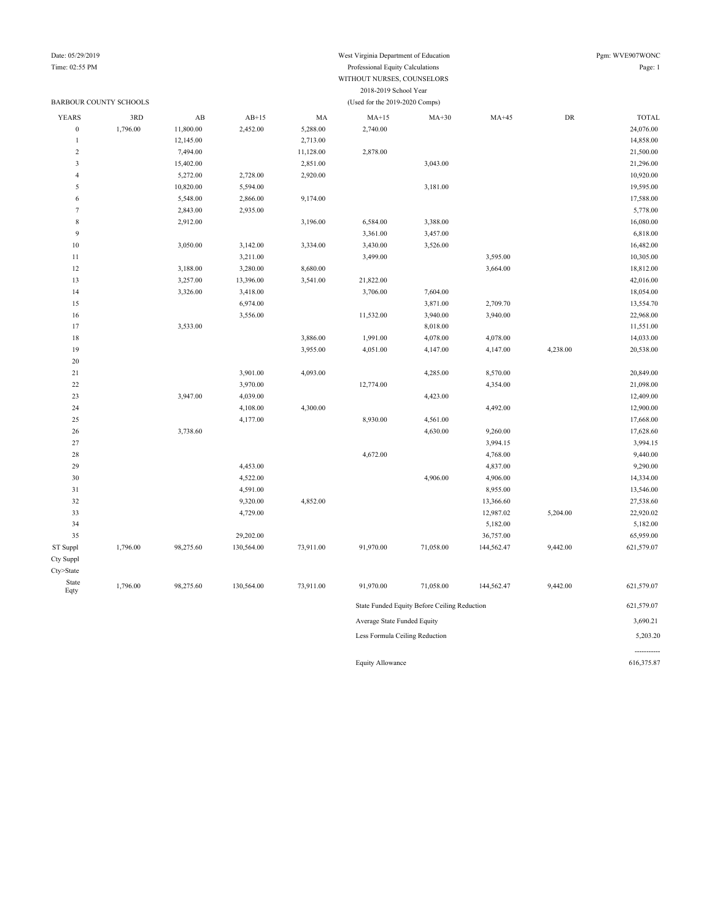West Virginia Department of Education
Professional Equity Calculations
WITHOUT NURSES, COUNSELORS
2018-2019 School Year
(Used for the 2019-2020 Comps)

Date: 05/29/2019
Time: 02:55 PM
Pgm: WVE907WONC

BARBOUR COUNTY SCHOOLS

| YEARS | 3RD | AB | AB+15 | MA | MA+15 | MA+30 | MA+45 | DR | TOTAL |
|---|---|---|---|---|---|---|---|---|---|
| 0 | 1,796.00 | 11,800.00 | 2,452.00 | 5,288.00 | 2,740.00 | | | | 24,076.00 |
| 1 | | 12,145.00 | | 2,713.00 | | | | | 14,858.00 |
| 2 | | 7,494.00 | | 11,128.00 | 2,878.00 | | | | 21,500.00 |
| 3 | | 15,402.00 | | 2,851.00 | | 3,043.00 | | | 21,296.00 |
| 4 | | 5,272.00 | 2,728.00 | 2,920.00 | | | | | 10,920.00 |
| 5 | | 10,820.00 | 5,594.00 | | | 3,181.00 | | | 19,595.00 |
| 6 | | 5,548.00 | 2,866.00 | 9,174.00 | | | | | 17,588.00 |
| 7 | | 2,843.00 | 2,935.00 | | | | | | 5,778.00 |
| 8 | | 2,912.00 | | 3,196.00 | 6,584.00 | 3,388.00 | | | 16,080.00 |
| 9 | | | | | 3,361.00 | 3,457.00 | | | 6,818.00 |
| 10 | | 3,050.00 | 3,142.00 | 3,334.00 | 3,430.00 | 3,526.00 | | | 16,482.00 |
| 11 | | | 3,211.00 | | 3,499.00 | | 3,595.00 | | 10,305.00 |
| 12 | | 3,188.00 | 3,280.00 | 8,680.00 | | | 3,664.00 | | 18,812.00 |
| 13 | | 3,257.00 | 13,396.00 | 3,541.00 | 21,822.00 | | | | 42,016.00 |
| 14 | | 3,326.00 | 3,418.00 | | 3,706.00 | 7,604.00 | | | 18,054.00 |
| 15 | | | 6,974.00 | | | 3,871.00 | 2,709.70 | | 13,554.70 |
| 16 | | | 3,556.00 | | 11,532.00 | 3,940.00 | 3,940.00 | | 22,968.00 |
| 17 | | 3,533.00 | | | | 8,018.00 | | | 11,551.00 |
| 18 | | | | 3,886.00 | 1,991.00 | 4,078.00 | 4,078.00 | | 14,033.00 |
| 19 | | | | 3,955.00 | 4,051.00 | 4,147.00 | 4,147.00 | 4,238.00 | 20,538.00 |
| 20 | | | | | | | | | |
| 21 | | | 3,901.00 | 4,093.00 | | 4,285.00 | 8,570.00 | | 20,849.00 |
| 22 | | | 3,970.00 | | 12,774.00 | | 4,354.00 | | 21,098.00 |
| 23 | | 3,947.00 | 4,039.00 | | | 4,423.00 | | | 12,409.00 |
| 24 | | | 4,108.00 | 4,300.00 | | | 4,492.00 | | 12,900.00 |
| 25 | | | 4,177.00 | | 8,930.00 | 4,561.00 | | | 17,668.00 |
| 26 | | 3,738.60 | | | | 4,630.00 | 9,260.00 | | 17,628.60 |
| 27 | | | | | | | 3,994.15 | | 3,994.15 |
| 28 | | | | | 4,672.00 | | 4,768.00 | | 9,440.00 |
| 29 | | | 4,453.00 | | | | 4,837.00 | | 9,290.00 |
| 30 | | | 4,522.00 | | | 4,906.00 | 4,906.00 | | 14,334.00 |
| 31 | | | 4,591.00 | | | | 8,955.00 | | 13,546.00 |
| 32 | | | 9,320.00 | 4,852.00 | | | 13,366.60 | | 27,538.60 |
| 33 | | | 4,729.00 | | | | 12,987.02 | 5,204.00 | 22,920.02 |
| 34 | | | | | | | 5,182.00 | | 5,182.00 |
| 35 | | | 29,202.00 | | | | 36,757.00 | | 65,959.00 |
| ST Suppl | 1,796.00 | 98,275.60 | 130,564.00 | 73,911.00 | 91,970.00 | 71,058.00 | 144,562.47 | 9,442.00 | 621,579.07 |
| Cty Suppl | | | | | | | | | |
| Cty>State | | | | | | | | | |
| State Eqty | 1,796.00 | 98,275.60 | 130,564.00 | 73,911.00 | 91,970.00 | 71,058.00 | 144,562.47 | 9,442.00 | 621,579.07 |

| | |
|---|---|
| State Funded Equity Before Ceiling Reduction | 621,579.07 |
| Average State Funded Equity | 3,690.21 |
| Less Formula Ceiling Reduction | 5,203.20 |
| Equity Allowance | 616,375.87 |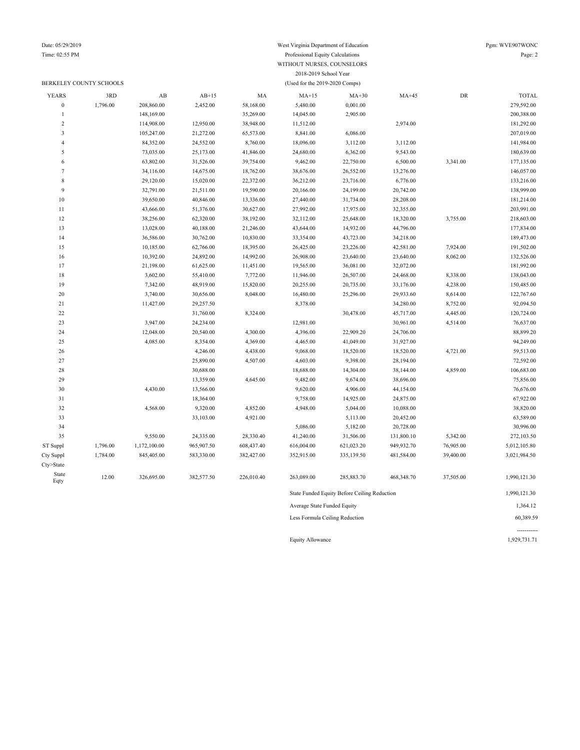West Virginia Department of Education

Professional Equity Calculations

WITHOUT NURSES, COUNSELORS

2018-2019 School Year

(Used for the 2019-2020 Comps)

BERKELEY COUNTY SCHOOLS

| YEARS | 3RD | AB | AB+15 | MA | MA+15 | MA+30 | MA+45 | DR | TOTAL |
|---|---|---|---|---|---|---|---|---|---|
| 0 | 1,796.00 | 208,860.00 | 2,452.00 | 58,168.00 | 5,480.00 | 0,001.00 | | | 279,592.00 |
| 1 | | 148,169.00 | | 35,269.00 | 14,045.00 | 2,905.00 | | | 200,388.00 |
| 2 | | 114,908.00 | 12,950.00 | 38,948.00 | 11,512.00 | | 2,974.00 | | 181,292.00 |
| 3 | | 105,247.00 | 21,272.00 | 65,573.00 | 8,841.00 | 6,086.00 | | | 207,019.00 |
| 4 | | 84,352.00 | 24,552.00 | 8,760.00 | 18,096.00 | 3,112.00 | 3,112.00 | | 141,984.00 |
| 5 | | 73,035.00 | 25,173.00 | 41,846.00 | 24,680.00 | 6,362.00 | 9,543.00 | | 180,639.00 |
| 6 | | 63,802.00 | 31,526.00 | 39,754.00 | 9,462.00 | 22,750.00 | 6,500.00 | 3,341.00 | 177,135.00 |
| 7 | | 34,116.00 | 14,675.00 | 18,762.00 | 38,676.00 | 26,552.00 | 13,276.00 | | 146,057.00 |
| 8 | | 29,120.00 | 15,020.00 | 22,372.00 | 36,212.00 | 23,716.00 | 6,776.00 | | 133,216.00 |
| 9 | | 32,791.00 | 21,511.00 | 19,590.00 | 20,166.00 | 24,199.00 | 20,742.00 | | 138,999.00 |
| 10 | | 39,650.00 | 40,846.00 | 13,336.00 | 27,440.00 | 31,734.00 | 28,208.00 | | 181,214.00 |
| 11 | | 43,666.00 | 51,376.00 | 30,627.00 | 27,992.00 | 17,975.00 | 32,355.00 | | 203,991.00 |
| 12 | | 38,256.00 | 62,320.00 | 38,192.00 | 32,112.00 | 25,648.00 | 18,320.00 | 3,755.00 | 218,603.00 |
| 13 | | 13,028.00 | 40,188.00 | 21,246.00 | 43,644.00 | 14,932.00 | 44,796.00 | | 177,834.00 |
| 14 | | 36,586.00 | 30,762.00 | 10,830.00 | 33,354.00 | 43,723.00 | 34,218.00 | | 189,473.00 |
| 15 | | 10,185.00 | 62,766.00 | 18,395.00 | 26,425.00 | 23,226.00 | 42,581.00 | 7,924.00 | 191,502.00 |
| 16 | | 10,392.00 | 24,892.00 | 14,992.00 | 26,908.00 | 23,640.00 | 23,640.00 | 8,062.00 | 132,526.00 |
| 17 | | 21,198.00 | 61,625.00 | 11,451.00 | 19,565.00 | 36,081.00 | 32,072.00 | | 181,992.00 |
| 18 | | 3,602.00 | 55,410.00 | 7,772.00 | 11,946.00 | 26,507.00 | 24,468.00 | 8,338.00 | 138,043.00 |
| 19 | | 7,342.00 | 48,919.00 | 15,820.00 | 20,255.00 | 20,735.00 | 33,176.00 | 4,238.00 | 150,485.00 |
| 20 | | 3,740.00 | 30,656.00 | 8,048.00 | 16,480.00 | 25,296.00 | 29,933.60 | 8,614.00 | 122,767.60 |
| 21 | | 11,427.00 | 29,257.50 | | 8,378.00 | | 34,280.00 | 8,752.00 | 92,094.50 |
| 22 | | | 31,760.00 | 8,324.00 | | 30,478.00 | 45,717.00 | 4,445.00 | 120,724.00 |
| 23 | | 3,947.00 | 24,234.00 | | 12,981.00 | | 30,961.00 | 4,514.00 | 76,637.00 |
| 24 | | 12,048.00 | 20,540.00 | 4,300.00 | 4,396.00 | 22,909.20 | 24,706.00 | | 88,899.20 |
| 25 | | 4,085.00 | 8,354.00 | 4,369.00 | 4,465.00 | 41,049.00 | 31,927.00 | | 94,249.00 |
| 26 | | | 4,246.00 | 4,438.00 | 9,068.00 | 18,520.00 | 18,520.00 | 4,721.00 | 59,513.00 |
| 27 | | | 25,890.00 | 4,507.00 | 4,603.00 | 9,398.00 | 28,194.00 | | 72,592.00 |
| 28 | | | 30,688.00 | | 18,688.00 | 14,304.00 | 38,144.00 | 4,859.00 | 106,683.00 |
| 29 | | | 13,359.00 | 4,645.00 | 9,482.00 | 9,674.00 | 38,696.00 | | 75,856.00 |
| 30 | | 4,430.00 | 13,566.00 | | 9,620.00 | 4,906.00 | 44,154.00 | | 76,676.00 |
| 31 | | | 18,364.00 | | 9,758.00 | 14,925.00 | 24,875.00 | | 67,922.00 |
| 32 | | 4,568.00 | 9,320.00 | 4,852.00 | 4,948.00 | 5,044.00 | 10,088.00 | | 38,820.00 |
| 33 | | | 33,103.00 | 4,921.00 | | 5,113.00 | 20,452.00 | | 63,589.00 |
| 34 | | | | | 5,086.00 | 5,182.00 | 20,728.00 | | 30,996.00 |
| 35 | | 9,550.00 | 24,335.00 | 28,330.40 | 41,240.00 | 31,506.00 | 131,800.10 | 5,342.00 | 272,103.50 |
| ST Suppl | 1,796.00 | 1,172,100.00 | 965,907.50 | 608,437.40 | 616,004.00 | 621,023.20 | 949,932.70 | 76,905.00 | 5,012,105.80 |
| Cty Suppl | 1,784.00 | 845,405.00 | 583,330.00 | 382,427.00 | 352,915.00 | 335,139.50 | 481,584.00 | 39,400.00 | 3,021,984.50 |
| Cty>State | | | | | | | | | |
| State Eqty | 12.00 | 326,695.00 | 382,577.50 | 226,010.40 | 263,089.00 | 285,883.70 | 468,348.70 | 37,505.00 | 1,990,121.30 |

| | |
|---|---|
| State Funded Equity Before Ceiling Reduction | 1,990,121.30 |
| Average State Funded Equity | 1,364.12 |
| Less Formula Ceiling Reduction | 60,389.59 |
| | ----------- |
| Equity Allowance | 1,929,731.71 |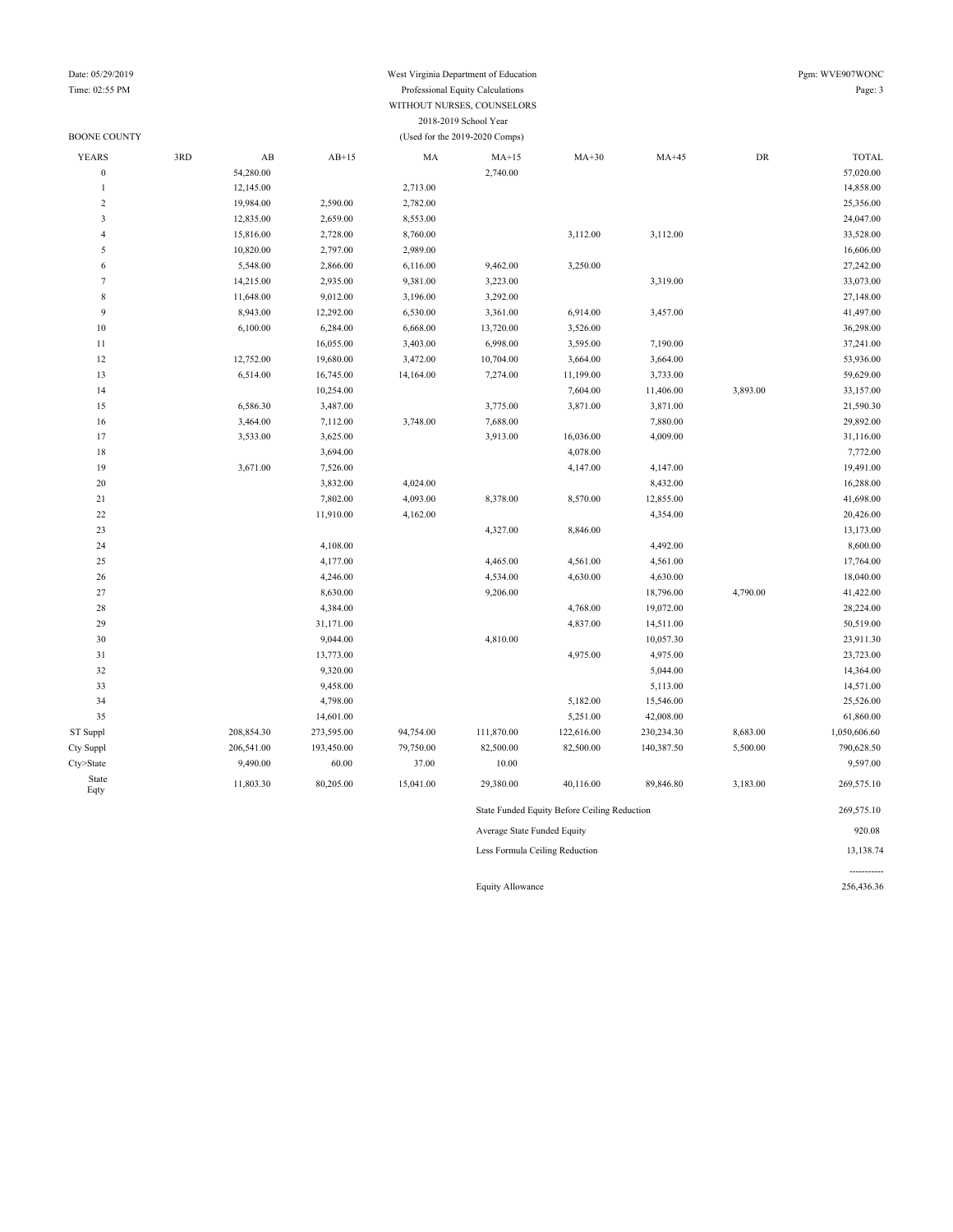West Virginia Department of Education
Professional Equity Calculations
WITHOUT NURSES, COUNSELORS
2018-2019 School Year
(Used for the 2019-2020 Comps)

BOONE COUNTY

| YEARS | 3RD | AB | AB+15 | MA | MA+15 | MA+30 | MA+45 | DR | TOTAL |
|---|---|---|---|---|---|---|---|---|---|
| 0 | | 54,280.00 | | | 2,740.00 | | | | 57,020.00 |
| 1 | | 12,145.00 | | 2,713.00 | | | | | 14,858.00 |
| 2 | | 19,984.00 | 2,590.00 | 2,782.00 | | | | | 25,356.00 |
| 3 | | 12,835.00 | 2,659.00 | 8,553.00 | | | | | 24,047.00 |
| 4 | | 15,816.00 | 2,728.00 | 8,760.00 | | 3,112.00 | 3,112.00 | | 33,528.00 |
| 5 | | 10,820.00 | 2,797.00 | 2,989.00 | | | | | 16,606.00 |
| 6 | | 5,548.00 | 2,866.00 | 6,116.00 | 9,462.00 | 3,250.00 | | | 27,242.00 |
| 7 | | 14,215.00 | 2,935.00 | 9,381.00 | 3,223.00 | | 3,319.00 | | 33,073.00 |
| 8 | | 11,648.00 | 9,012.00 | 3,196.00 | 3,292.00 | | | | 27,148.00 |
| 9 | | 8,943.00 | 12,292.00 | 6,530.00 | 3,361.00 | 6,914.00 | 3,457.00 | | 41,497.00 |
| 10 | | 6,100.00 | 6,284.00 | 6,668.00 | 13,720.00 | 3,526.00 | | | 36,298.00 |
| 11 | | | 16,055.00 | 3,403.00 | 6,998.00 | 3,595.00 | 7,190.00 | | 37,241.00 |
| 12 | | 12,752.00 | 19,680.00 | 3,472.00 | 10,704.00 | 3,664.00 | 3,664.00 | | 53,936.00 |
| 13 | | 6,514.00 | 16,745.00 | 14,164.00 | 7,274.00 | 11,199.00 | 3,733.00 | | 59,629.00 |
| 14 | | | 10,254.00 | | | 7,604.00 | 11,406.00 | 3,893.00 | 33,157.00 |
| 15 | | 6,586.30 | 3,487.00 | | 3,775.00 | 3,871.00 | 3,871.00 | | 21,590.30 |
| 16 | | 3,464.00 | 7,112.00 | 3,748.00 | 7,688.00 | | 7,880.00 | | 29,892.00 |
| 17 | | 3,533.00 | 3,625.00 | | 3,913.00 | 16,036.00 | 4,009.00 | | 31,116.00 |
| 18 | | | 3,694.00 | | | 4,078.00 | | | 7,772.00 |
| 19 | | 3,671.00 | 7,526.00 | | | 4,147.00 | 4,147.00 | | 19,491.00 |
| 20 | | | 3,832.00 | 4,024.00 | | | 8,432.00 | | 16,288.00 |
| 21 | | | 7,802.00 | 4,093.00 | 8,378.00 | 8,570.00 | 12,855.00 | | 41,698.00 |
| 22 | | | 11,910.00 | 4,162.00 | | | 4,354.00 | | 20,426.00 |
| 23 | | | | | 4,327.00 | 8,846.00 | | | 13,173.00 |
| 24 | | | 4,108.00 | | | | 4,492.00 | | 8,600.00 |
| 25 | | | 4,177.00 | | 4,465.00 | 4,561.00 | 4,561.00 | | 17,764.00 |
| 26 | | | 4,246.00 | | 4,534.00 | 4,630.00 | 4,630.00 | | 18,040.00 |
| 27 | | | 8,630.00 | | 9,206.00 | | 18,796.00 | 4,790.00 | 41,422.00 |
| 28 | | | 4,384.00 | | | 4,768.00 | 19,072.00 | | 28,224.00 |
| 29 | | | 31,171.00 | | | 4,837.00 | 14,511.00 | | 50,519.00 |
| 30 | | | 9,044.00 | | 4,810.00 | | 10,057.30 | | 23,911.30 |
| 31 | | | 13,773.00 | | | 4,975.00 | 4,975.00 | | 23,723.00 |
| 32 | | | 9,320.00 | | | | 5,044.00 | | 14,364.00 |
| 33 | | | 9,458.00 | | | | 5,113.00 | | 14,571.00 |
| 34 | | | 4,798.00 | | | 5,182.00 | 15,546.00 | | 25,526.00 |
| 35 | | | 14,601.00 | | | 5,251.00 | 42,008.00 | | 61,860.00 |
| ST Suppl | | 208,854.30 | 273,595.00 | 94,754.00 | 111,870.00 | 122,616.00 | 230,234.30 | 8,683.00 | 1,050,606.60 |
| Cty Suppl | | 206,541.00 | 193,450.00 | 79,750.00 | 82,500.00 | 82,500.00 | 140,387.50 | 5,500.00 | 790,628.50 |
| Cty>State | | 9,490.00 | 60.00 | 37.00 | 10.00 | | | | 9,597.00 |
| State Eqty | | 11,803.30 | 80,205.00 | 15,041.00 | 29,380.00 | 40,116.00 | 89,846.80 | 3,183.00 | 269,575.10 |

| | |
|---|---|
| State Funded Equity Before Ceiling Reduction | 269,575.10 |
| Average State Funded Equity | 920.08 |
| Less Formula Ceiling Reduction | 13,138.74 |
| Equity Allowance | 256,436.36 |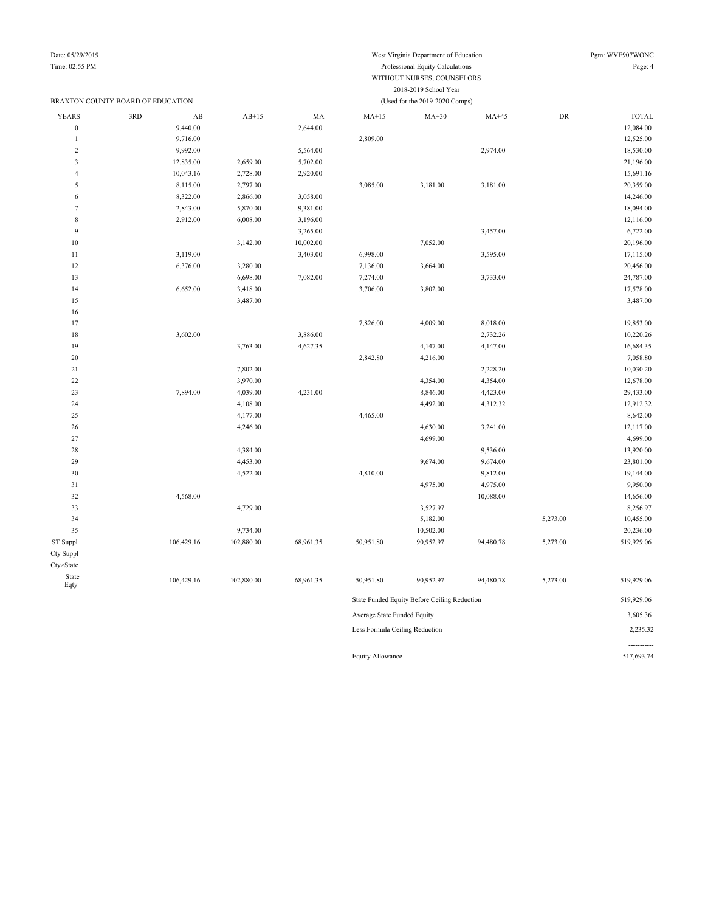West Virginia Department of Education
Professional Equity Calculations
WITHOUT NURSES, COUNSELORS
2018-2019 School Year
(Used for the 2019-2020 Comps)

BRAXTON COUNTY BOARD OF EDUCATION

| YEARS | 3RD | AB | AB+15 | MA | MA+15 | MA+30 | MA+45 | DR | TOTAL |
|---|---|---|---|---|---|---|---|---|---|
| 0 | | 9,440.00 | | 2,644.00 | | | | | 12,084.00 |
| 1 | | 9,716.00 | | | 2,809.00 | | | | 12,525.00 |
| 2 | | 9,992.00 | | 5,564.00 | | | 2,974.00 | | 18,530.00 |
| 3 | | 12,835.00 | 2,659.00 | 5,702.00 | | | | | 21,196.00 |
| 4 | | 10,043.16 | 2,728.00 | 2,920.00 | | | | | 15,691.16 |
| 5 | | 8,115.00 | 2,797.00 | | 3,085.00 | 3,181.00 | 3,181.00 | | 20,359.00 |
| 6 | | 8,322.00 | 2,866.00 | 3,058.00 | | | | | 14,246.00 |
| 7 | | 2,843.00 | 5,870.00 | 9,381.00 | | | | | 18,094.00 |
| 8 | | 2,912.00 | 6,008.00 | 3,196.00 | | | | | 12,116.00 |
| 9 | | | | 3,265.00 | | | 3,457.00 | | 6,722.00 |
| 10 | | | 3,142.00 | 10,002.00 | | 7,052.00 | | | 20,196.00 |
| 11 | | 3,119.00 | | 3,403.00 | 6,998.00 | | 3,595.00 | | 17,115.00 |
| 12 | | 6,376.00 | 3,280.00 | | 7,136.00 | 3,664.00 | | | 20,456.00 |
| 13 | | | 6,698.00 | 7,082.00 | 7,274.00 | | 3,733.00 | | 24,787.00 |
| 14 | | 6,652.00 | 3,418.00 | | 3,706.00 | 3,802.00 | | | 17,578.00 |
| 15 | | | 3,487.00 | | | | | | 3,487.00 |
| 16 | | | | | | | | | |
| 17 | | | | | 7,826.00 | 4,009.00 | 8,018.00 | | 19,853.00 |
| 18 | | 3,602.00 | | 3,886.00 | | | 2,732.26 | | 10,220.26 |
| 19 | | | 3,763.00 | 4,627.35 | | 4,147.00 | 4,147.00 | | 16,684.35 |
| 20 | | | | | 2,842.80 | 4,216.00 | | | 7,058.80 |
| 21 | | | 7,802.00 | | | | 2,228.20 | | 10,030.20 |
| 22 | | | 3,970.00 | | | 4,354.00 | 4,354.00 | | 12,678.00 |
| 23 | | 7,894.00 | 4,039.00 | 4,231.00 | | 8,846.00 | 4,423.00 | | 29,433.00 |
| 24 | | | 4,108.00 | | | 4,492.00 | 4,312.32 | | 12,912.32 |
| 25 | | | 4,177.00 | | 4,465.00 | | | | 8,642.00 |
| 26 | | | 4,246.00 | | | 4,630.00 | 3,241.00 | | 12,117.00 |
| 27 | | | | | | 4,699.00 | | | 4,699.00 |
| 28 | | | 4,384.00 | | | | 9,536.00 | | 13,920.00 |
| 29 | | | 4,453.00 | | | 9,674.00 | 9,674.00 | | 23,801.00 |
| 30 | | | 4,522.00 | | 4,810.00 | | 9,812.00 | | 19,144.00 |
| 31 | | | | | | 4,975.00 | 4,975.00 | | 9,950.00 |
| 32 | | 4,568.00 | | | | | 10,088.00 | | 14,656.00 |
| 33 | | | 4,729.00 | | | 3,527.97 | | | 8,256.97 |
| 34 | | | | | | 5,182.00 | | 5,273.00 | 10,455.00 |
| 35 | | | 9,734.00 | | | 10,502.00 | | | 20,236.00 |
| ST Suppl | | 106,429.16 | 102,880.00 | 68,961.35 | 50,951.80 | 90,952.97 | 94,480.78 | 5,273.00 | 519,929.06 |
| Cty Suppl | | | | | | | | | |
| Cty>State | | | | | | | | | |
| State Eqty | | 106,429.16 | 102,880.00 | 68,961.35 | 50,951.80 | 90,952.97 | 94,480.78 | 5,273.00 | 519,929.06 |

| | |
|---|---|
| State Funded Equity Before Ceiling Reduction | 519,929.06 |
| Average State Funded Equity | 3,605.36 |
| Less Formula Ceiling Reduction | 2,235.32 |
| | ----------- |
| Equity Allowance | 517,693.74 |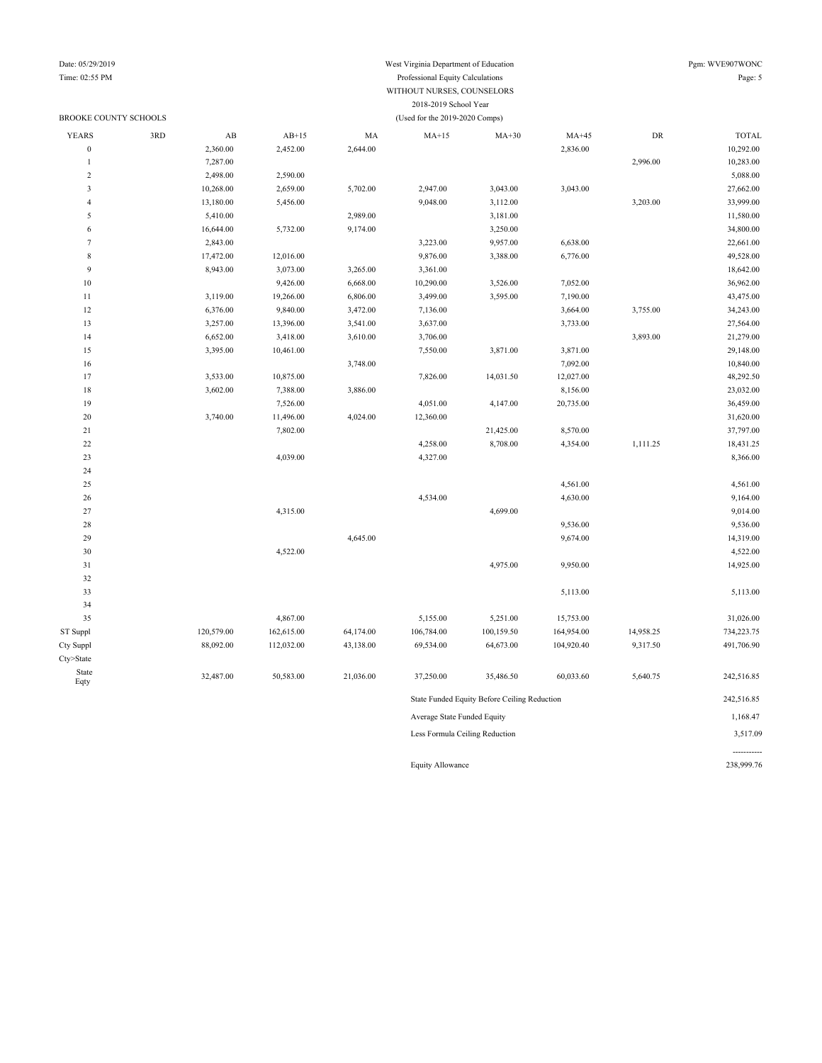Date: 05/29/2019
Time: 02:55 PM

West Virginia Department of Education
Professional Equity Calculations
WITHOUT NURSES, COUNSELORS
2018-2019 School Year
(Used for the 2019-2020 Comps)

Pgm: WVE907WONC

BROOKE COUNTY SCHOOLS

| YEARS | 3RD | AB | AB+15 | MA | MA+15 | MA+30 | MA+45 | DR | TOTAL |
|---|---|---|---|---|---|---|---|---|---|
| 0 | | 2,360.00 | 2,452.00 | 2,644.00 | | | 2,836.00 | | 10,292.00 |
| 1 | | 7,287.00 | | | | | | 2,996.00 | 10,283.00 |
| 2 | | 2,498.00 | 2,590.00 | | | | | | 5,088.00 |
| 3 | | 10,268.00 | 2,659.00 | 5,702.00 | 2,947.00 | 3,043.00 | 3,043.00 | | 27,662.00 |
| 4 | | 13,180.00 | 5,456.00 | | 9,048.00 | 3,112.00 | | 3,203.00 | 33,999.00 |
| 5 | | 5,410.00 | | 2,989.00 | | 3,181.00 | | | 11,580.00 |
| 6 | | 16,644.00 | 5,732.00 | 9,174.00 | | 3,250.00 | | | 34,800.00 |
| 7 | | 2,843.00 | | | 3,223.00 | 9,957.00 | 6,638.00 | | 22,661.00 |
| 8 | | 17,472.00 | 12,016.00 | | 9,876.00 | 3,388.00 | 6,776.00 | | 49,528.00 |
| 9 | | 8,943.00 | 3,073.00 | 3,265.00 | 3,361.00 | | | | 18,642.00 |
| 10 | | | 9,426.00 | 6,668.00 | 10,290.00 | 3,526.00 | 7,052.00 | | 36,962.00 |
| 11 | | 3,119.00 | 19,266.00 | 6,806.00 | 3,499.00 | 3,595.00 | 7,190.00 | | 43,475.00 |
| 12 | | 6,376.00 | 9,840.00 | 3,472.00 | 7,136.00 | | 3,664.00 | 3,755.00 | 34,243.00 |
| 13 | | 3,257.00 | 13,396.00 | 3,541.00 | 3,637.00 | | 3,733.00 | | 27,564.00 |
| 14 | | 6,652.00 | 3,418.00 | 3,610.00 | 3,706.00 | | | 3,893.00 | 21,279.00 |
| 15 | | 3,395.00 | 10,461.00 | | 7,550.00 | 3,871.00 | 3,871.00 | | 29,148.00 |
| 16 | | | | 3,748.00 | | | 7,092.00 | | 10,840.00 |
| 17 | | 3,533.00 | 10,875.00 | | 7,826.00 | 14,031.50 | 12,027.00 | | 48,292.50 |
| 18 | | 3,602.00 | 7,388.00 | 3,886.00 | | | 8,156.00 | | 23,032.00 |
| 19 | | | 7,526.00 | | 4,051.00 | 4,147.00 | 20,735.00 | | 36,459.00 |
| 20 | | 3,740.00 | 11,496.00 | 4,024.00 | 12,360.00 | | | | 31,620.00 |
| 21 | | | 7,802.00 | | | 21,425.00 | 8,570.00 | | 37,797.00 |
| 22 | | | | | 4,258.00 | 8,708.00 | 4,354.00 | 1,111.25 | 18,431.25 |
| 23 | | | 4,039.00 | | 4,327.00 | | | | 8,366.00 |
| 24 | | | | | | | | | |
| 25 | | | | | | | 4,561.00 | | 4,561.00 |
| 26 | | | | | 4,534.00 | | 4,630.00 | | 9,164.00 |
| 27 | | | 4,315.00 | | | 4,699.00 | | | 9,014.00 |
| 28 | | | | | | | 9,536.00 | | 9,536.00 |
| 29 | | | | 4,645.00 | | | 9,674.00 | | 14,319.00 |
| 30 | | | 4,522.00 | | | | | | 4,522.00 |
| 31 | | | | | | 4,975.00 | 9,950.00 | | 14,925.00 |
| 32 | | | | | | | | | |
| 33 | | | | | | | 5,113.00 | | 5,113.00 |
| 34 | | | | | | | | | |
| 35 | | | 4,867.00 | | 5,155.00 | 5,251.00 | 15,753.00 | | 31,026.00 |
| ST Suppl | | 120,579.00 | 162,615.00 | 64,174.00 | 106,784.00 | 100,159.50 | 164,954.00 | 14,958.25 | 734,223.75 |
| Cty Suppl | | 88,092.00 | 112,032.00 | 43,138.00 | 69,534.00 | 64,673.00 | 104,920.40 | 9,317.50 | 491,706.90 |
| Cty>State | | | | | | | | | |
| State Eqty | | 32,487.00 | 50,583.00 | 21,036.00 | 37,250.00 | 35,486.50 | 60,033.60 | 5,640.75 | 242,516.85 |

| | |
|---|---|
| State Funded Equity Before Ceiling Reduction | 242,516.85 |
| Average State Funded Equity | 1,168.47 |
| Less Formula Ceiling Reduction | 3,517.09 |
| | ----------- |
| Equity Allowance | 238,999.76 |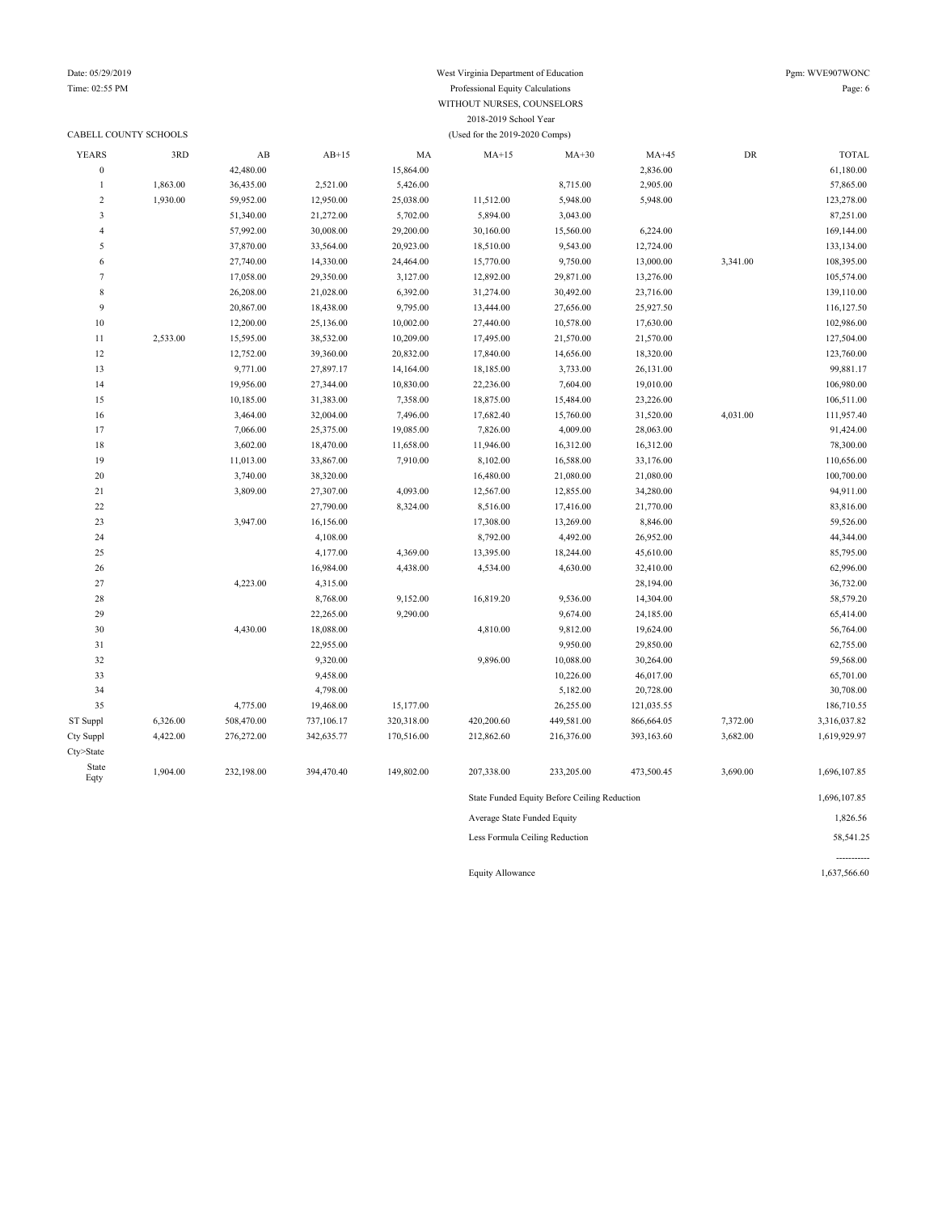West Virginia Department of Education

Professional Equity Calculations

WITHOUT NURSES, COUNSELORS

2018-2019 School Year

(Used for the 2019-2020 Comps)

CABELL COUNTY SCHOOLS

Date: 05/29/2019
Time: 02:55 PM
Pgm: WVE907WONC

| YEARS | 3RD | AB | AB+15 | MA | MA+15 | MA+30 | MA+45 | DR | TOTAL |
|---|---|---|---|---|---|---|---|---|---|
| 0 | | 42,480.00 | | 15,864.00 | | | 2,836.00 | | 61,180.00 |
| 1 | 1,863.00 | 36,435.00 | 2,521.00 | 5,426.00 | | 8,715.00 | 2,905.00 | | 57,865.00 |
| 2 | 1,930.00 | 59,952.00 | 12,950.00 | 25,038.00 | 11,512.00 | 5,948.00 | 5,948.00 | | 123,278.00 |
| 3 | | 51,340.00 | 21,272.00 | 5,702.00 | 5,894.00 | 3,043.00 | | | 87,251.00 |
| 4 | | 57,992.00 | 30,008.00 | 29,200.00 | 30,160.00 | 15,560.00 | 6,224.00 | | 169,144.00 |
| 5 | | 37,870.00 | 33,564.00 | 20,923.00 | 18,510.00 | 9,543.00 | 12,724.00 | | 133,134.00 |
| 6 | | 27,740.00 | 14,330.00 | 24,464.00 | 15,770.00 | 9,750.00 | 13,000.00 | 3,341.00 | 108,395.00 |
| 7 | | 17,058.00 | 29,350.00 | 3,127.00 | 12,892.00 | 29,871.00 | 13,276.00 | | 105,574.00 |
| 8 | | 26,208.00 | 21,028.00 | 6,392.00 | 31,274.00 | 30,492.00 | 23,716.00 | | 139,110.00 |
| 9 | | 20,867.00 | 18,438.00 | 9,795.00 | 13,444.00 | 27,656.00 | 25,927.50 | | 116,127.50 |
| 10 | | 12,200.00 | 25,136.00 | 10,002.00 | 27,440.00 | 10,578.00 | 17,630.00 | | 102,986.00 |
| 11 | 2,533.00 | 15,595.00 | 38,532.00 | 10,209.00 | 17,495.00 | 21,570.00 | 21,570.00 | | 127,504.00 |
| 12 | | 12,752.00 | 39,360.00 | 20,832.00 | 17,840.00 | 14,656.00 | 18,320.00 | | 123,760.00 |
| 13 | | 9,771.00 | 27,897.17 | 14,164.00 | 18,185.00 | 3,733.00 | 26,131.00 | | 99,881.17 |
| 14 | | 19,956.00 | 27,344.00 | 10,830.00 | 22,236.00 | 7,604.00 | 19,010.00 | | 106,980.00 |
| 15 | | 10,185.00 | 31,383.00 | 7,358.00 | 18,875.00 | 15,484.00 | 23,226.00 | | 106,511.00 |
| 16 | | 3,464.00 | 32,004.00 | 7,496.00 | 17,682.40 | 15,760.00 | 31,520.00 | 4,031.00 | 111,957.40 |
| 17 | | 7,066.00 | 25,375.00 | 19,085.00 | 7,826.00 | 4,009.00 | 28,063.00 | | 91,424.00 |
| 18 | | 3,602.00 | 18,470.00 | 11,658.00 | 11,946.00 | 16,312.00 | 16,312.00 | | 78,300.00 |
| 19 | | 11,013.00 | 33,867.00 | 7,910.00 | 8,102.00 | 16,588.00 | 33,176.00 | | 110,656.00 |
| 20 | | 3,740.00 | 38,320.00 | | 16,480.00 | 21,080.00 | 21,080.00 | | 100,700.00 |
| 21 | | 3,809.00 | 27,307.00 | 4,093.00 | 12,567.00 | 12,855.00 | 34,280.00 | | 94,911.00 |
| 22 | | | 27,790.00 | 8,324.00 | 8,516.00 | 17,416.00 | 21,770.00 | | 83,816.00 |
| 23 | | 3,947.00 | 16,156.00 | | 17,308.00 | 13,269.00 | 8,846.00 | | 59,526.00 |
| 24 | | | 4,108.00 | | 8,792.00 | 4,492.00 | 26,952.00 | | 44,344.00 |
| 25 | | | 4,177.00 | 4,369.00 | 13,395.00 | 18,244.00 | 45,610.00 | | 85,795.00 |
| 26 | | | 16,984.00 | 4,438.00 | 4,534.00 | 4,630.00 | 32,410.00 | | 62,996.00 |
| 27 | | 4,223.00 | 4,315.00 | | | | 28,194.00 | | 36,732.00 |
| 28 | | | 8,768.00 | 9,152.00 | 16,819.20 | 9,536.00 | 14,304.00 | | 58,579.20 |
| 29 | | | 22,265.00 | 9,290.00 | | 9,674.00 | 24,185.00 | | 65,414.00 |
| 30 | | 4,430.00 | 18,088.00 | | 4,810.00 | 9,812.00 | 19,624.00 | | 56,764.00 |
| 31 | | | 22,955.00 | | | 9,950.00 | 29,850.00 | | 62,755.00 |
| 32 | | | 9,320.00 | | 9,896.00 | 10,088.00 | 30,264.00 | | 59,568.00 |
| 33 | | | 9,458.00 | | | 10,226.00 | 46,017.00 | | 65,701.00 |
| 34 | | | 4,798.00 | | | 5,182.00 | 20,728.00 | | 30,708.00 |
| 35 | | 4,775.00 | 19,468.00 | 15,177.00 | | 26,255.00 | 121,035.55 | | 186,710.55 |
| ST Suppl | 6,326.00 | 508,470.00 | 737,106.17 | 320,318.00 | 420,200.60 | 449,581.00 | 866,664.05 | 7,372.00 | 3,316,037.82 |
| Cty Suppl | 4,422.00 | 276,272.00 | 342,635.77 | 170,516.00 | 212,862.60 | 216,376.00 | 393,163.60 | 3,682.00 | 1,619,929.97 |
| Cty>State | | | | | | | | | |
| State Eqty | 1,904.00 | 232,198.00 | 394,470.40 | 149,802.00 | 207,338.00 | 233,205.00 | 473,500.45 | 3,690.00 | 1,696,107.85 |

| | |
|---|---|
| State Funded Equity Before Ceiling Reduction | 1,696,107.85 |
| Average State Funded Equity | 1,826.56 |
| Less Formula Ceiling Reduction | 58,541.25 |
| | ----------- |
| Equity Allowance | 1,637,566.60 |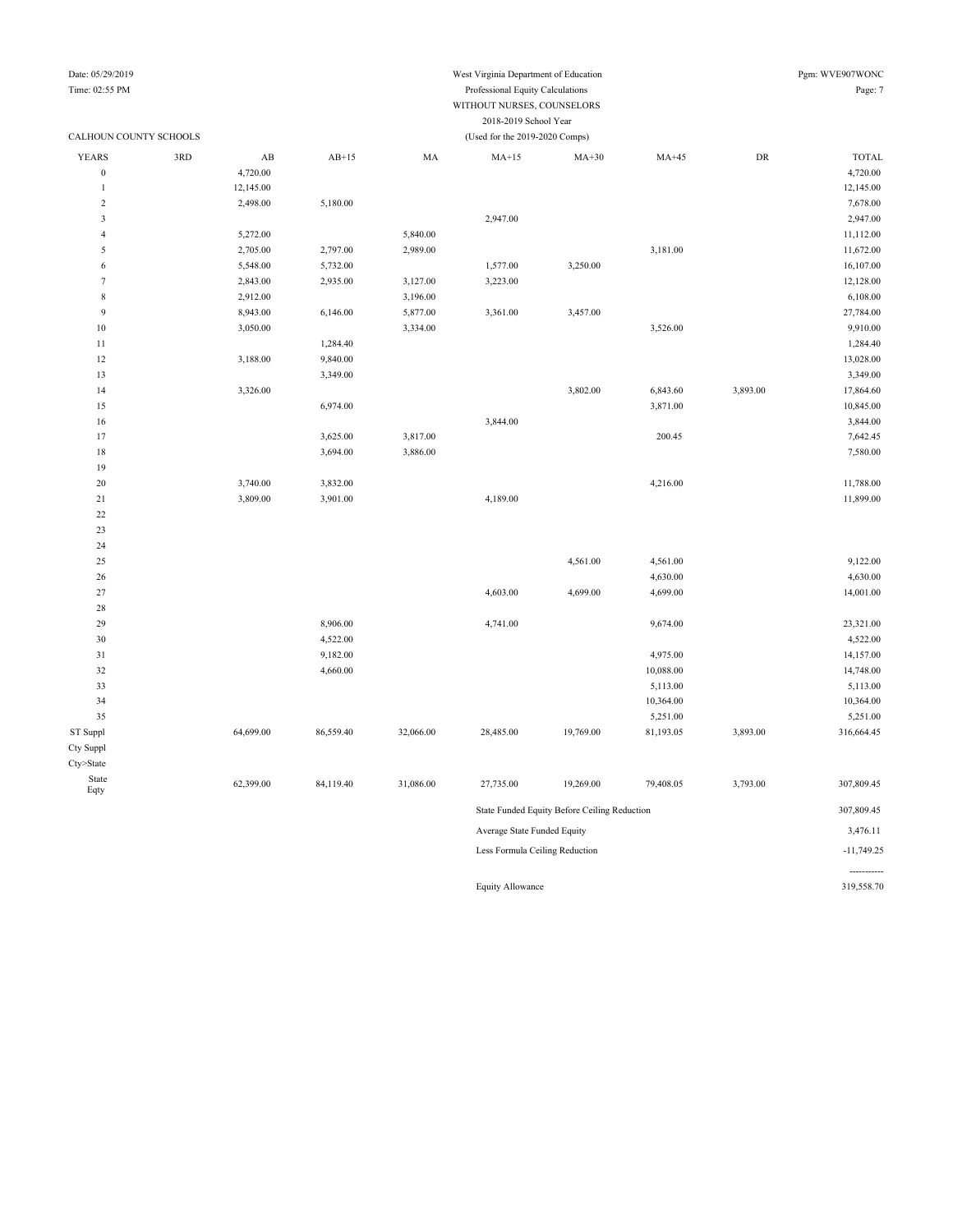West Virginia Department of Education
Professional Equity Calculations
WITHOUT NURSES, COUNSELORS
2018-2019 School Year
(Used for the 2019-2020 Comps)

Date: 05/29/2019
Time: 02:55 PM
Pgm: WVE907WONC

CALHOUN COUNTY SCHOOLS

| YEARS | 3RD | AB | AB+15 | MA | MA+15 | MA+30 | MA+45 | DR | TOTAL |
|---|---|---|---|---|---|---|---|---|---|
| 0 | | 4,720.00 | | | | | | | 4,720.00 |
| 1 | | 12,145.00 | | | | | | | 12,145.00 |
| 2 | | 2,498.00 | 5,180.00 | | | | | | 7,678.00 |
| 3 | | | | | 2,947.00 | | | | 2,947.00 |
| 4 | | 5,272.00 | | 5,840.00 | | | | | 11,112.00 |
| 5 | | 2,705.00 | 2,797.00 | 2,989.00 | | | 3,181.00 | | 11,672.00 |
| 6 | | 5,548.00 | 5,732.00 | | 1,577.00 | 3,250.00 | | | 16,107.00 |
| 7 | | 2,843.00 | 2,935.00 | 3,127.00 | 3,223.00 | | | | 12,128.00 |
| 8 | | 2,912.00 | | 3,196.00 | | | | | 6,108.00 |
| 9 | | 8,943.00 | 6,146.00 | 5,877.00 | 3,361.00 | 3,457.00 | | | 27,784.00 |
| 10 | | 3,050.00 | | 3,334.00 | | | 3,526.00 | | 9,910.00 |
| 11 | | | 1,284.40 | | | | | | 1,284.40 |
| 12 | | 3,188.00 | 9,840.00 | | | | | | 13,028.00 |
| 13 | | | 3,349.00 | | | | | | 3,349.00 |
| 14 | | 3,326.00 | | | | 3,802.00 | 6,843.60 | 3,893.00 | 17,864.60 |
| 15 | | | 6,974.00 | | | | 3,871.00 | | 10,845.00 |
| 16 | | | | | 3,844.00 | | | | 3,844.00 |
| 17 | | | 3,625.00 | 3,817.00 | | | 200.45 | | 7,642.45 |
| 18 | | | 3,694.00 | 3,886.00 | | | | | 7,580.00 |
| 19 | | | | | | | | | |
| 20 | | 3,740.00 | 3,832.00 | | | | 4,216.00 | | 11,788.00 |
| 21 | | 3,809.00 | 3,901.00 | | 4,189.00 | | | | 11,899.00 |
| 22 | | | | | | | | | |
| 23 | | | | | | | | | |
| 24 | | | | | | | | | |
| 25 | | | | | | 4,561.00 | 4,561.00 | | 9,122.00 |
| 26 | | | | | | | 4,630.00 | | 4,630.00 |
| 27 | | | | | 4,603.00 | 4,699.00 | 4,699.00 | | 14,001.00 |
| 28 | | | | | | | | | |
| 29 | | | 8,906.00 | | 4,741.00 | | 9,674.00 | | 23,321.00 |
| 30 | | | 4,522.00 | | | | | | 4,522.00 |
| 31 | | | 9,182.00 | | | | 4,975.00 | | 14,157.00 |
| 32 | | | 4,660.00 | | | | 10,088.00 | | 14,748.00 |
| 33 | | | | | | | 5,113.00 | | 5,113.00 |
| 34 | | | | | | | 10,364.00 | | 10,364.00 |
| 35 | | | | | | | 5,251.00 | | 5,251.00 |
| ST Suppl | | 64,699.00 | 86,559.40 | 32,066.00 | 28,485.00 | 19,769.00 | 81,193.05 | 3,893.00 | 316,664.45 |
| Cty Suppl | | | | | | | | | |
| Cty>State | | | | | | | | | |
| State Eqty | | 62,399.00 | 84,119.40 | 31,086.00 | 27,735.00 | 19,269.00 | 79,408.05 | 3,793.00 | 307,809.45 |

| | |
|---|---|
| State Funded Equity Before Ceiling Reduction | 307,809.45 |
| Average State Funded Equity | 3,476.11 |
| Less Formula Ceiling Reduction | -11,749.25 |
| Equity Allowance | 319,558.70 |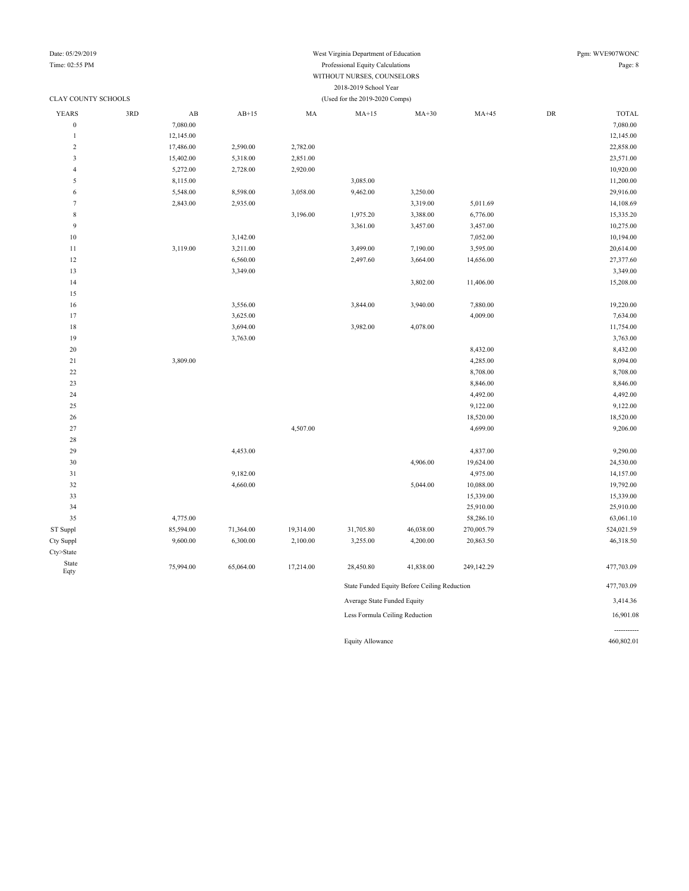West Virginia Department of Education
Professional Equity Calculations
WITHOUT NURSES, COUNSELORS
2018-2019 School Year
(Used for the 2019-2020 Comps)

CLAY COUNTY SCHOOLS

| YEARS | 3RD | AB | AB+15 | MA | MA+15 | MA+30 | MA+45 | DR | TOTAL |
|---|---|---|---|---|---|---|---|---|---|
| 0 | | 7,080.00 | | | | | | | 7,080.00 |
| 1 | | 12,145.00 | | | | | | | 12,145.00 |
| 2 | | 17,486.00 | 2,590.00 | 2,782.00 | | | | | 22,858.00 |
| 3 | | 15,402.00 | 5,318.00 | 2,851.00 | | | | | 23,571.00 |
| 4 | | 5,272.00 | 2,728.00 | 2,920.00 | | | | | 10,920.00 |
| 5 | | 8,115.00 | | | 3,085.00 | | | | 11,200.00 |
| 6 | | 5,548.00 | 8,598.00 | 3,058.00 | 9,462.00 | 3,250.00 | | | 29,916.00 |
| 7 | | 2,843.00 | 2,935.00 | | | 3,319.00 | 5,011.69 | | 14,108.69 |
| 8 | | | | 3,196.00 | 1,975.20 | 3,388.00 | 6,776.00 | | 15,335.20 |
| 9 | | | | | 3,361.00 | 3,457.00 | 3,457.00 | | 10,275.00 |
| 10 | | | 3,142.00 | | | | 7,052.00 | | 10,194.00 |
| 11 | | 3,119.00 | 3,211.00 | | 3,499.00 | 7,190.00 | 3,595.00 | | 20,614.00 |
| 12 | | | 6,560.00 | | 2,497.60 | 3,664.00 | 14,656.00 | | 27,377.60 |
| 13 | | | 3,349.00 | | | | | | 3,349.00 |
| 14 | | | | | | 3,802.00 | 11,406.00 | | 15,208.00 |
| 15 | | | | | | | | | |
| 16 | | | 3,556.00 | | 3,844.00 | 3,940.00 | 7,880.00 | | 19,220.00 |
| 17 | | | 3,625.00 | | | | 4,009.00 | | 7,634.00 |
| 18 | | | 3,694.00 | | 3,982.00 | 4,078.00 | | | 11,754.00 |
| 19 | | | 3,763.00 | | | | | | 3,763.00 |
| 20 | | | | | | | 8,432.00 | | 8,432.00 |
| 21 | | 3,809.00 | | | | | 4,285.00 | | 8,094.00 |
| 22 | | | | | | | 8,708.00 | | 8,708.00 |
| 23 | | | | | | | 8,846.00 | | 8,846.00 |
| 24 | | | | | | | 4,492.00 | | 4,492.00 |
| 25 | | | | | | | 9,122.00 | | 9,122.00 |
| 26 | | | | | | | 18,520.00 | | 18,520.00 |
| 27 | | | | 4,507.00 | | | 4,699.00 | | 9,206.00 |
| 28 | | | | | | | | | |
| 29 | | | 4,453.00 | | | | 4,837.00 | | 9,290.00 |
| 30 | | | | | | 4,906.00 | 19,624.00 | | 24,530.00 |
| 31 | | | 9,182.00 | | | | 4,975.00 | | 14,157.00 |
| 32 | | | 4,660.00 | | | 5,044.00 | 10,088.00 | | 19,792.00 |
| 33 | | | | | | | 15,339.00 | | 15,339.00 |
| 34 | | | | | | | 25,910.00 | | 25,910.00 |
| 35 | | 4,775.00 | | | | | 58,286.10 | | 63,061.10 |
| ST Suppl | | 85,594.00 | 71,364.00 | 19,314.00 | 31,705.80 | 46,038.00 | 270,005.79 | | 524,021.59 |
| Cty Suppl | | 9,600.00 | 6,300.00 | 2,100.00 | 3,255.00 | 4,200.00 | 20,863.50 | | 46,318.50 |
| Cty>State | | | | | | | | | |
| State Eqty | | 75,994.00 | 65,064.00 | 17,214.00 | 28,450.80 | 41,838.00 | 249,142.29 | | 477,703.09 |

| | |
|---|---|
| State Funded Equity Before Ceiling Reduction | 477,703.09 |
| Average State Funded Equity | 3,414.36 |
| Less Formula Ceiling Reduction | 16,901.08 |
| | ----------- |
| Equity Allowance | 460,802.01 |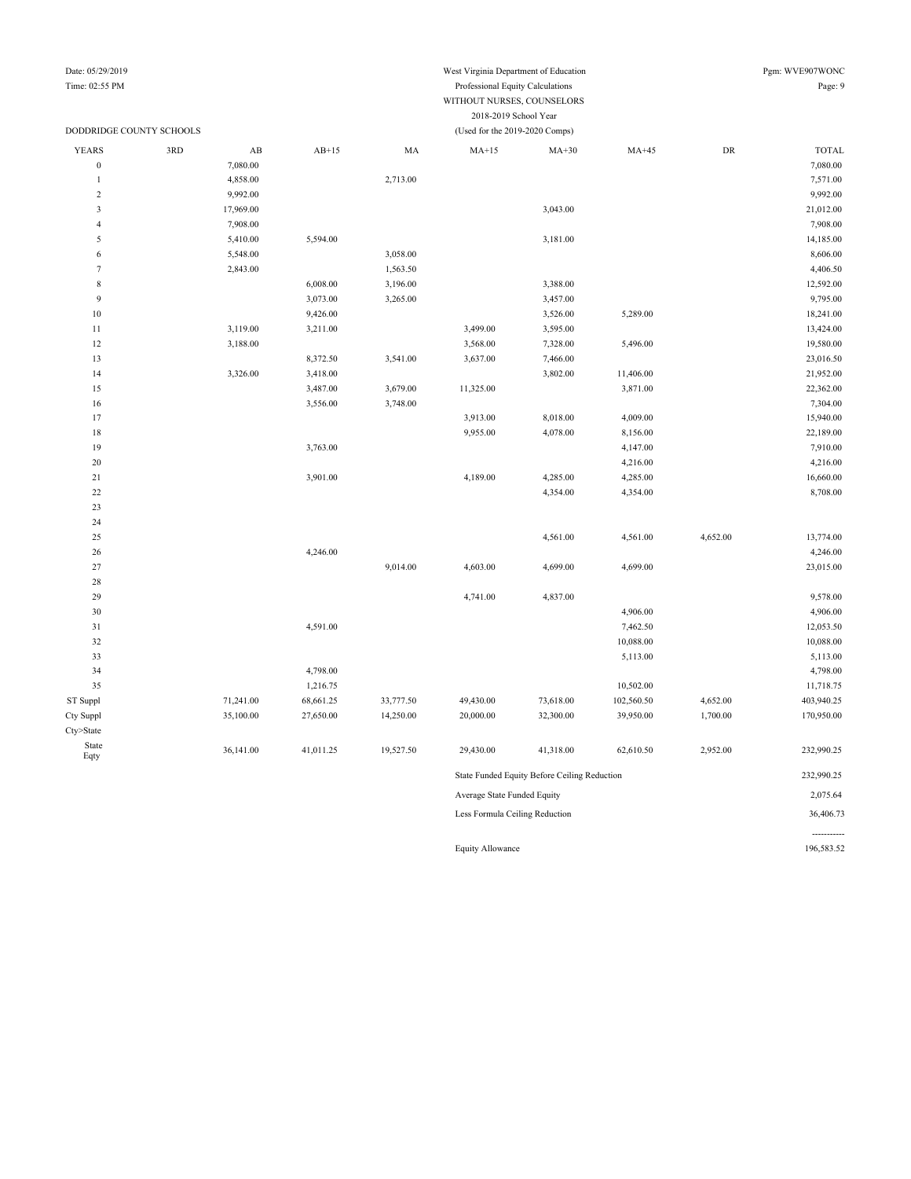West Virginia Department of Education
Professional Equity Calculations
WITHOUT NURSES, COUNSELORS
2018-2019 School Year
(Used for the 2019-2020 Comps)

Date: 05/29/2019
Time: 02:55 PM
Pgm: WVE907WONC

DODDRIDGE COUNTY SCHOOLS

| YEARS | 3RD | AB | AB+15 | MA | MA+15 | MA+30 | MA+45 | DR | TOTAL |
|---|---|---|---|---|---|---|---|---|---|
| 0 | | 7,080.00 | | | | | | | 7,080.00 |
| 1 | | 4,858.00 | | 2,713.00 | | | | | 7,571.00 |
| 2 | | 9,992.00 | | | | | | | 9,992.00 |
| 3 | | 17,969.00 | | | | 3,043.00 | | | 21,012.00 |
| 4 | | 7,908.00 | | | | | | | 7,908.00 |
| 5 | | 5,410.00 | 5,594.00 | | | 3,181.00 | | | 14,185.00 |
| 6 | | 5,548.00 | | 3,058.00 | | | | | 8,606.00 |
| 7 | | 2,843.00 | | 1,563.50 | | | | | 4,406.50 |
| 8 | | | 6,008.00 | 3,196.00 | | 3,388.00 | | | 12,592.00 |
| 9 | | | 3,073.00 | 3,265.00 | | 3,457.00 | | | 9,795.00 |
| 10 | | | 9,426.00 | | | 3,526.00 | 5,289.00 | | 18,241.00 |
| 11 | | 3,119.00 | 3,211.00 | | 3,499.00 | 3,595.00 | | | 13,424.00 |
| 12 | | 3,188.00 | | | 3,568.00 | 7,328.00 | 5,496.00 | | 19,580.00 |
| 13 | | | 8,372.50 | 3,541.00 | 3,637.00 | 7,466.00 | | | 23,016.50 |
| 14 | | 3,326.00 | 3,418.00 | | | 3,802.00 | 11,406.00 | | 21,952.00 |
| 15 | | | 3,487.00 | 3,679.00 | 11,325.00 | | 3,871.00 | | 22,362.00 |
| 16 | | | 3,556.00 | 3,748.00 | | | | | 7,304.00 |
| 17 | | | | | 3,913.00 | 8,018.00 | 4,009.00 | | 15,940.00 |
| 18 | | | | | 9,955.00 | 4,078.00 | 8,156.00 | | 22,189.00 |
| 19 | | | 3,763.00 | | | | 4,147.00 | | 7,910.00 |
| 20 | | | | | | | 4,216.00 | | 4,216.00 |
| 21 | | | 3,901.00 | | 4,189.00 | 4,285.00 | 4,285.00 | | 16,660.00 |
| 22 | | | | | | 4,354.00 | 4,354.00 | | 8,708.00 |
| 23 | | | | | | | | | |
| 24 | | | | | | | | | |
| 25 | | | | | | 4,561.00 | 4,561.00 | 4,652.00 | 13,774.00 |
| 26 | | | 4,246.00 | | | | | | 4,246.00 |
| 27 | | | | 9,014.00 | 4,603.00 | 4,699.00 | 4,699.00 | | 23,015.00 |
| 28 | | | | | | | | | |
| 29 | | | | | 4,741.00 | 4,837.00 | | | 9,578.00 |
| 30 | | | | | | | 4,906.00 | | 4,906.00 |
| 31 | | | 4,591.00 | | | | 7,462.50 | | 12,053.50 |
| 32 | | | | | | | 10,088.00 | | 10,088.00 |
| 33 | | | | | | | 5,113.00 | | 5,113.00 |
| 34 | | | 4,798.00 | | | | | | 4,798.00 |
| 35 | | | 1,216.75 | | | | 10,502.00 | | 11,718.75 |
| ST Suppl | | 71,241.00 | 68,661.25 | 33,777.50 | 49,430.00 | 73,618.00 | 102,560.50 | 4,652.00 | 403,940.25 |
| Cty Suppl | | 35,100.00 | 27,650.00 | 14,250.00 | 20,000.00 | 32,300.00 | 39,950.00 | 1,700.00 | 170,950.00 |
| Cty>State | | | | | | | | | |
| State Eqty | | 36,141.00 | 41,011.25 | 19,527.50 | 29,430.00 | 41,318.00 | 62,610.50 | 2,952.00 | 232,990.25 |

| | |
|---|---|
| State Funded Equity Before Ceiling Reduction | 232,990.25 |
| Average State Funded Equity | 2,075.64 |
| Less Formula Ceiling Reduction | 36,406.73 |
| | ----------- |
| Equity Allowance | 196,583.52 |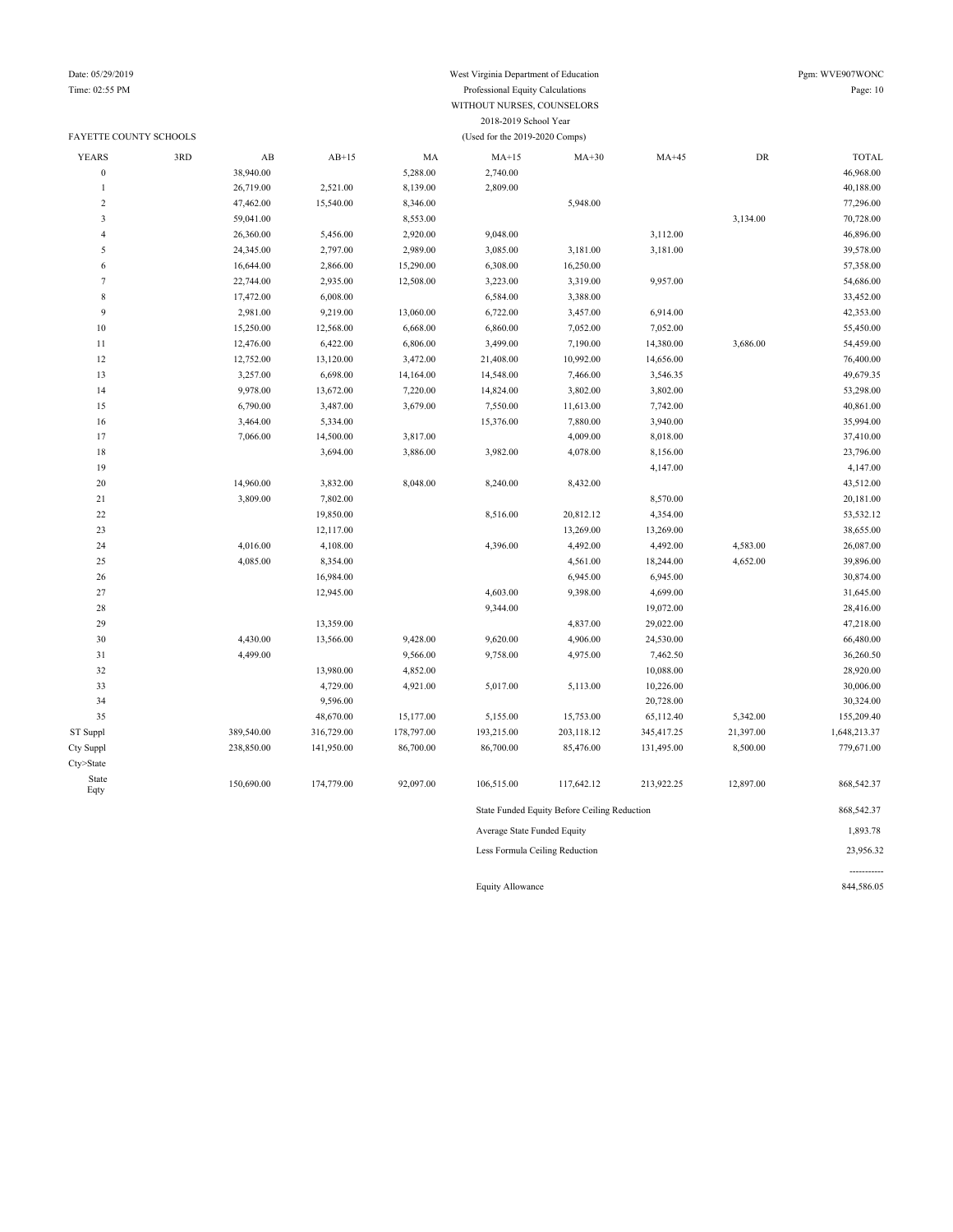West Virginia Department of Education
Professional Equity Calculations
WITHOUT NURSES, COUNSELORS
2018-2019 School Year
(Used for the 2019-2020 Comps)

FAYETTE COUNTY SCHOOLS

| YEARS | 3RD | AB | AB+15 | MA | MA+15 | MA+30 | MA+45 | DR | TOTAL |
|---|---|---|---|---|---|---|---|---|---|
| 0 | | 38,940.00 | | 5,288.00 | 2,740.00 | | | | 46,968.00 |
| 1 | | 26,719.00 | 2,521.00 | 8,139.00 | 2,809.00 | | | | 40,188.00 |
| 2 | | 47,462.00 | 15,540.00 | 8,346.00 | | 5,948.00 | | | 77,296.00 |
| 3 | | 59,041.00 | | 8,553.00 | | | | 3,134.00 | 70,728.00 |
| 4 | | 26,360.00 | 5,456.00 | 2,920.00 | 9,048.00 | | 3,112.00 | | 46,896.00 |
| 5 | | 24,345.00 | 2,797.00 | 2,989.00 | 3,085.00 | 3,181.00 | 3,181.00 | | 39,578.00 |
| 6 | | 16,644.00 | 2,866.00 | 15,290.00 | 6,308.00 | 16,250.00 | | | 57,358.00 |
| 7 | | 22,744.00 | 2,935.00 | 12,508.00 | 3,223.00 | 3,319.00 | 9,957.00 | | 54,686.00 |
| 8 | | 17,472.00 | 6,008.00 | | 6,584.00 | 3,388.00 | | | 33,452.00 |
| 9 | | 2,981.00 | 9,219.00 | 13,060.00 | 6,722.00 | 3,457.00 | 6,914.00 | | 42,353.00 |
| 10 | | 15,250.00 | 12,568.00 | 6,668.00 | 6,860.00 | 7,052.00 | 7,052.00 | | 55,450.00 |
| 11 | | 12,476.00 | 6,422.00 | 6,806.00 | 3,499.00 | 7,190.00 | 14,380.00 | 3,686.00 | 54,459.00 |
| 12 | | 12,752.00 | 13,120.00 | 3,472.00 | 21,408.00 | 10,992.00 | 14,656.00 | | 76,400.00 |
| 13 | | 3,257.00 | 6,698.00 | 14,164.00 | 14,548.00 | 7,466.00 | 3,546.35 | | 49,679.35 |
| 14 | | 9,978.00 | 13,672.00 | 7,220.00 | 14,824.00 | 3,802.00 | 3,802.00 | | 53,298.00 |
| 15 | | 6,790.00 | 3,487.00 | 3,679.00 | 7,550.00 | 11,613.00 | 7,742.00 | | 40,861.00 |
| 16 | | 3,464.00 | 5,334.00 | | 15,376.00 | 7,880.00 | 3,940.00 | | 35,994.00 |
| 17 | | 7,066.00 | 14,500.00 | 3,817.00 | | 4,009.00 | 8,018.00 | | 37,410.00 |
| 18 | | | 3,694.00 | 3,886.00 | 3,982.00 | 4,078.00 | 8,156.00 | | 23,796.00 |
| 19 | | | | | | | 4,147.00 | | 4,147.00 |
| 20 | | 14,960.00 | 3,832.00 | 8,048.00 | 8,240.00 | 8,432.00 | | | 43,512.00 |
| 21 | | 3,809.00 | 7,802.00 | | | | 8,570.00 | | 20,181.00 |
| 22 | | | 19,850.00 | | 8,516.00 | 20,812.12 | 4,354.00 | | 53,532.12 |
| 23 | | | 12,117.00 | | | 13,269.00 | 13,269.00 | | 38,655.00 |
| 24 | | 4,016.00 | 4,108.00 | | 4,396.00 | 4,492.00 | 4,492.00 | 4,583.00 | 26,087.00 |
| 25 | | 4,085.00 | 8,354.00 | | | 4,561.00 | 18,244.00 | 4,652.00 | 39,896.00 |
| 26 | | | 16,984.00 | | | 6,945.00 | 6,945.00 | | 30,874.00 |
| 27 | | | 12,945.00 | | 4,603.00 | 9,398.00 | 4,699.00 | | 31,645.00 |
| 28 | | | | | 9,344.00 | | 19,072.00 | | 28,416.00 |
| 29 | | | 13,359.00 | | | 4,837.00 | 29,022.00 | | 47,218.00 |
| 30 | | 4,430.00 | 13,566.00 | 9,428.00 | 9,620.00 | 4,906.00 | 24,530.00 | | 66,480.00 |
| 31 | | 4,499.00 | | 9,566.00 | 9,758.00 | 4,975.00 | 7,462.50 | | 36,260.50 |
| 32 | | | 13,980.00 | 4,852.00 | | | 10,088.00 | | 28,920.00 |
| 33 | | | 4,729.00 | 4,921.00 | 5,017.00 | 5,113.00 | 10,226.00 | | 30,006.00 |
| 34 | | | 9,596.00 | | | | 20,728.00 | | 30,324.00 |
| 35 | | | 48,670.00 | 15,177.00 | 5,155.00 | 15,753.00 | 65,112.40 | 5,342.00 | 155,209.40 |
| ST Suppl | | 389,540.00 | 316,729.00 | 178,797.00 | 193,215.00 | 203,118.12 | 345,417.25 | 21,397.00 | 1,648,213.37 |
| Cty Suppl | | 238,850.00 | 141,950.00 | 86,700.00 | 86,700.00 | 85,476.00 | 131,495.00 | 8,500.00 | 779,671.00 |
| Cty>State | | | | | | | | | |
| State Eqty | | 150,690.00 | 174,779.00 | 92,097.00 | 106,515.00 | 117,642.12 | 213,922.25 | 12,897.00 | 868,542.37 |

| | |
|---|---|
| State Funded Equity Before Ceiling Reduction | 868,542.37 |
| Average State Funded Equity | 1,893.78 |
| Less Formula Ceiling Reduction | 23,956.32 |
| | ----------- |
| Equity Allowance | 844,586.05 |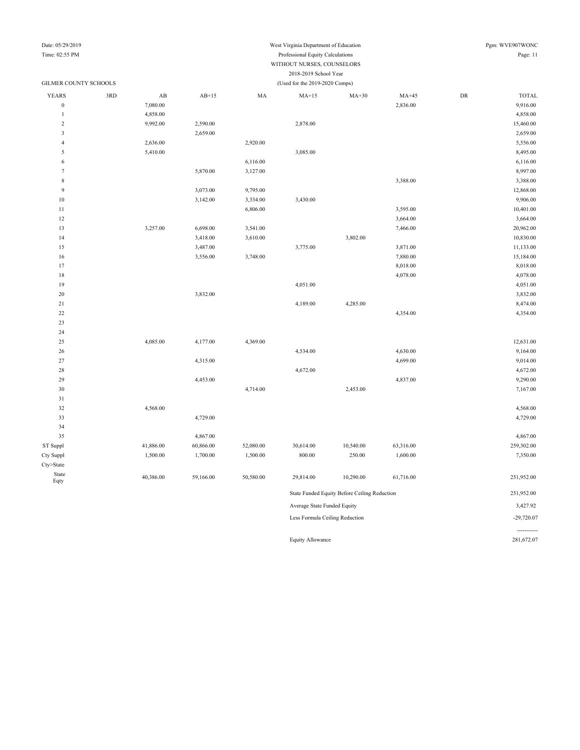West Virginia Department of Education
Professional Equity Calculations
WITHOUT NURSES, COUNSELORS
2018-2019 School Year
(Used for the 2019-2020 Comps)

Date: 05/29/2019
Time: 02:55 PM
Pgm: WVE907WONC

GILMER COUNTY SCHOOLS

| YEARS | 3RD | AB | AB+15 | MA | MA+15 | MA+30 | MA+45 | DR | TOTAL |
|---|---|---|---|---|---|---|---|---|---|
| 0 | | 7,080.00 | | | | | 2,836.00 | | 9,916.00 |
| 1 | | 4,858.00 | | | | | | | 4,858.00 |
| 2 | | 9,992.00 | 2,590.00 | | 2,878.00 | | | | 15,460.00 |
| 3 | | | 2,659.00 | | | | | | 2,659.00 |
| 4 | | 2,636.00 | | 2,920.00 | | | | | 5,556.00 |
| 5 | | 5,410.00 | | | 3,085.00 | | | | 8,495.00 |
| 6 | | | | 6,116.00 | | | | | 6,116.00 |
| 7 | | | 5,870.00 | 3,127.00 | | | | | 8,997.00 |
| 8 | | | | | | | 3,388.00 | | 3,388.00 |
| 9 | | | 3,073.00 | 9,795.00 | | | | | 12,868.00 |
| 10 | | | 3,142.00 | 3,334.00 | 3,430.00 | | | | 9,906.00 |
| 11 | | | | 6,806.00 | | | 3,595.00 | | 10,401.00 |
| 12 | | | | | | | 3,664.00 | | 3,664.00 |
| 13 | | 3,257.00 | 6,698.00 | 3,541.00 | | | 7,466.00 | | 20,962.00 |
| 14 | | | 3,418.00 | 3,610.00 | | 3,802.00 | | | 10,830.00 |
| 15 | | | 3,487.00 | | 3,775.00 | | 3,871.00 | | 11,133.00 |
| 16 | | | 3,556.00 | 3,748.00 | | | 7,880.00 | | 15,184.00 |
| 17 | | | | | | | 8,018.00 | | 8,018.00 |
| 18 | | | | | | | 4,078.00 | | 4,078.00 |
| 19 | | | | | 4,051.00 | | | | 4,051.00 |
| 20 | | | 3,832.00 | | | | | | 3,832.00 |
| 21 | | | | | 4,189.00 | 4,285.00 | | | 8,474.00 |
| 22 | | | | | | | 4,354.00 | | 4,354.00 |
| 23 | | | | | | | | | |
| 24 | | | | | | | | | |
| 25 | | 4,085.00 | 4,177.00 | 4,369.00 | | | | | 12,631.00 |
| 26 | | | | | 4,534.00 | | 4,630.00 | | 9,164.00 |
| 27 | | | 4,315.00 | | | | 4,699.00 | | 9,014.00 |
| 28 | | | | | 4,672.00 | | | | 4,672.00 |
| 29 | | | 4,453.00 | | | | 4,837.00 | | 9,290.00 |
| 30 | | | | 4,714.00 | | 2,453.00 | | | 7,167.00 |
| 31 | | | | | | | | | |
| 32 | | 4,568.00 | | | | | | | 4,568.00 |
| 33 | | | 4,729.00 | | | | | | 4,729.00 |
| 34 | | | | | | | | | |
| 35 | | | 4,867.00 | | | | | | 4,867.00 |
| ST Suppl | | 41,886.00 | 60,866.00 | 52,080.00 | 30,614.00 | 10,540.00 | 63,316.00 | | 259,302.00 |
| Cty Suppl | | 1,500.00 | 1,700.00 | 1,500.00 | 800.00 | 250.00 | 1,600.00 | | 7,350.00 |
| Cty>State | | | | | | | | | |
| State Eqty | | 40,386.00 | 59,166.00 | 50,580.00 | 29,814.00 | 10,290.00 | 61,716.00 | | 251,952.00 |

| | |
|---|---|
| State Funded Equity Before Ceiling Reduction | 251,952.00 |
| Average State Funded Equity | 3,427.92 |
| Less Formula Ceiling Reduction | -29,720.07 |
| Equity Allowance | 281,672.07 |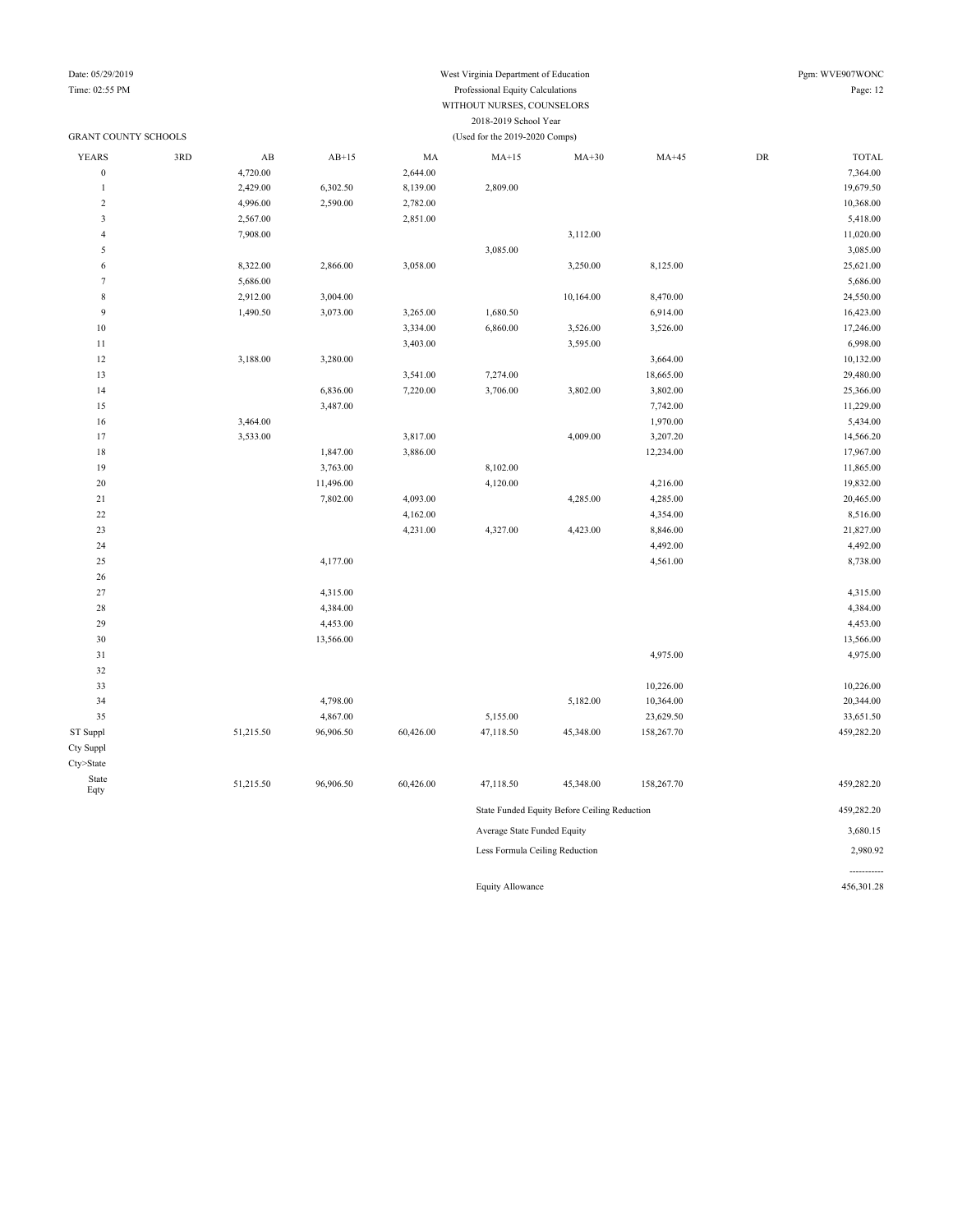West Virginia Department of Education
Professional Equity Calculations
WITHOUT NURSES, COUNSELORS
2018-2019 School Year
(Used for the 2019-2020 Comps)

Date: 05/29/2019
Time: 02:55 PM
Pgm: WVE907WONC

GRANT COUNTY SCHOOLS

| YEARS | 3RD | AB | AB+15 | MA | MA+15 | MA+30 | MA+45 | DR | TOTAL |
|---|---|---|---|---|---|---|---|---|---|
| 0 | | 4,720.00 | | 2,644.00 | | | | | 7,364.00 |
| 1 | | 2,429.00 | 6,302.50 | 8,139.00 | 2,809.00 | | | | 19,679.50 |
| 2 | | 4,996.00 | 2,590.00 | 2,782.00 | | | | | 10,368.00 |
| 3 | | 2,567.00 | | 2,851.00 | | | | | 5,418.00 |
| 4 | | 7,908.00 | | | | 3,112.00 | | | 11,020.00 |
| 5 | | | | | 3,085.00 | | | | 3,085.00 |
| 6 | | 8,322.00 | 2,866.00 | 3,058.00 | | 3,250.00 | 8,125.00 | | 25,621.00 |
| 7 | | 5,686.00 | | | | | | | 5,686.00 |
| 8 | | 2,912.00 | 3,004.00 | | | 10,164.00 | 8,470.00 | | 24,550.00 |
| 9 | | 1,490.50 | 3,073.00 | 3,265.00 | 1,680.50 | | 6,914.00 | | 16,423.00 |
| 10 | | | | 3,334.00 | 6,860.00 | 3,526.00 | 3,526.00 | | 17,246.00 |
| 11 | | | | 3,403.00 | | 3,595.00 | | | 6,998.00 |
| 12 | | 3,188.00 | 3,280.00 | | | | 3,664.00 | | 10,132.00 |
| 13 | | | | 3,541.00 | 7,274.00 | | 18,665.00 | | 29,480.00 |
| 14 | | | 6,836.00 | 7,220.00 | 3,706.00 | 3,802.00 | 3,802.00 | | 25,366.00 |
| 15 | | | 3,487.00 | | | | 7,742.00 | | 11,229.00 |
| 16 | | 3,464.00 | | | | | 1,970.00 | | 5,434.00 |
| 17 | | 3,533.00 | | 3,817.00 | | 4,009.00 | 3,207.20 | | 14,566.20 |
| 18 | | | 1,847.00 | 3,886.00 | | | 12,234.00 | | 17,967.00 |
| 19 | | | 3,763.00 | | 8,102.00 | | | | 11,865.00 |
| 20 | | | 11,496.00 | | 4,120.00 | | 4,216.00 | | 19,832.00 |
| 21 | | | 7,802.00 | 4,093.00 | | 4,285.00 | 4,285.00 | | 20,465.00 |
| 22 | | | | 4,162.00 | | | 4,354.00 | | 8,516.00 |
| 23 | | | | 4,231.00 | 4,327.00 | 4,423.00 | 8,846.00 | | 21,827.00 |
| 24 | | | | | | | 4,492.00 | | 4,492.00 |
| 25 | | | 4,177.00 | | | | 4,561.00 | | 8,738.00 |
| 26 | | | | | | | | | |
| 27 | | | 4,315.00 | | | | | | 4,315.00 |
| 28 | | | 4,384.00 | | | | | | 4,384.00 |
| 29 | | | 4,453.00 | | | | | | 4,453.00 |
| 30 | | | 13,566.00 | | | | | | 13,566.00 |
| 31 | | | | | | | 4,975.00 | | 4,975.00 |
| 32 | | | | | | | | | |
| 33 | | | | | | | 10,226.00 | | 10,226.00 |
| 34 | | | 4,798.00 | | | 5,182.00 | 10,364.00 | | 20,344.00 |
| 35 | | | 4,867.00 | | 5,155.00 | | 23,629.50 | | 33,651.50 |
| ST Suppl | | 51,215.50 | 96,906.50 | 60,426.00 | 47,118.50 | 45,348.00 | 158,267.70 | | 459,282.20 |
| Cty Suppl | | | | | | | | | |
| Cty>State | | | | | | | | | |
| State Eqty | | 51,215.50 | 96,906.50 | 60,426.00 | 47,118.50 | 45,348.00 | 158,267.70 | | 459,282.20 |

| | |
|---|---|
| State Funded Equity Before Ceiling Reduction | 459,282.20 |
| Average State Funded Equity | 3,680.15 |
| Less Formula Ceiling Reduction | 2,980.92 |
| | ----------- |
| Equity Allowance | 456,301.28 |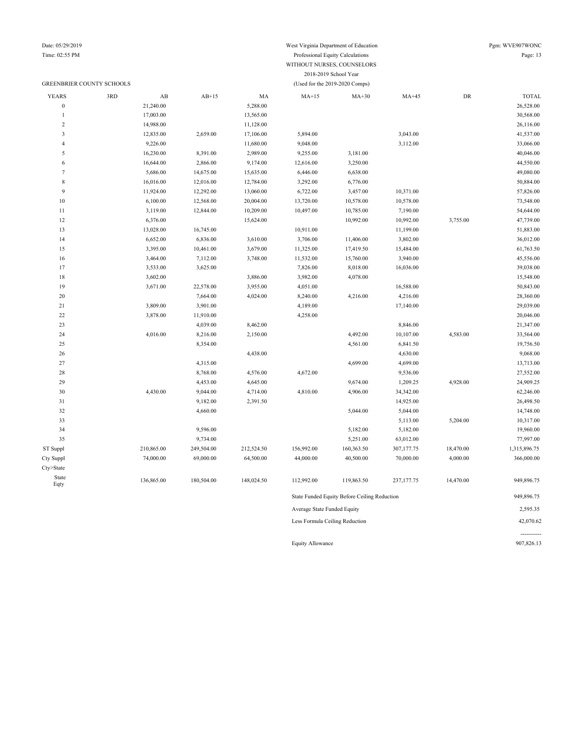West Virginia Department of Education
Professional Equity Calculations
WITHOUT NURSES, COUNSELORS
2018-2019 School Year
(Used for the 2019-2020 Comps)

Date: 05/29/2019
Time: 02:55 PM

Pgm: WVE907WONC

GREENBRIER COUNTY SCHOOLS

| YEARS | 3RD | AB | AB+15 | MA | MA+15 | MA+30 | MA+45 | DR | TOTAL |
|---|---|---|---|---|---|---|---|---|---|
| 0 | | 21,240.00 | | 5,288.00 | | | | | 26,528.00 |
| 1 | | 17,003.00 | | 13,565.00 | | | | | 30,568.00 |
| 2 | | 14,988.00 | | 11,128.00 | | | | | 26,116.00 |
| 3 | | 12,835.00 | 2,659.00 | 17,106.00 | 5,894.00 | | 3,043.00 | | 41,537.00 |
| 4 | | 9,226.00 | | 11,680.00 | 9,048.00 | | 3,112.00 | | 33,066.00 |
| 5 | | 16,230.00 | 8,391.00 | 2,989.00 | 9,255.00 | 3,181.00 | | | 40,046.00 |
| 6 | | 16,644.00 | 2,866.00 | 9,174.00 | 12,616.00 | 3,250.00 | | | 44,550.00 |
| 7 | | 5,686.00 | 14,675.00 | 15,635.00 | 6,446.00 | 6,638.00 | | | 49,080.00 |
| 8 | | 16,016.00 | 12,016.00 | 12,784.00 | 3,292.00 | 6,776.00 | | | 50,884.00 |
| 9 | | 11,924.00 | 12,292.00 | 13,060.00 | 6,722.00 | 3,457.00 | 10,371.00 | | 57,826.00 |
| 10 | | 6,100.00 | 12,568.00 | 20,004.00 | 13,720.00 | 10,578.00 | 10,578.00 | | 73,548.00 |
| 11 | | 3,119.00 | 12,844.00 | 10,209.00 | 10,497.00 | 10,785.00 | 7,190.00 | | 54,644.00 |
| 12 | | 6,376.00 | | 15,624.00 | | 10,992.00 | 10,992.00 | 3,755.00 | 47,739.00 |
| 13 | | 13,028.00 | 16,745.00 | | 10,911.00 | | 11,199.00 | | 51,883.00 |
| 14 | | 6,652.00 | 6,836.00 | 3,610.00 | 3,706.00 | 11,406.00 | 3,802.00 | | 36,012.00 |
| 15 | | 3,395.00 | 10,461.00 | 3,679.00 | 11,325.00 | 17,419.50 | 15,484.00 | | 61,763.50 |
| 16 | | 3,464.00 | 7,112.00 | 3,748.00 | 11,532.00 | 15,760.00 | 3,940.00 | | 45,556.00 |
| 17 | | 3,533.00 | 3,625.00 | | 7,826.00 | 8,018.00 | 16,036.00 | | 39,038.00 |
| 18 | | 3,602.00 | | 3,886.00 | 3,982.00 | 4,078.00 | | | 15,548.00 |
| 19 | | 3,671.00 | 22,578.00 | 3,955.00 | 4,051.00 | | 16,588.00 | | 50,843.00 |
| 20 | | | 7,664.00 | 4,024.00 | 8,240.00 | 4,216.00 | 4,216.00 | | 28,360.00 |
| 21 | | 3,809.00 | 3,901.00 | | 4,189.00 | | 17,140.00 | | 29,039.00 |
| 22 | | 3,878.00 | 11,910.00 | | 4,258.00 | | | | 20,046.00 |
| 23 | | | 4,039.00 | 8,462.00 | | | 8,846.00 | | 21,347.00 |
| 24 | | 4,016.00 | 8,216.00 | 2,150.00 | | 4,492.00 | 10,107.00 | 4,583.00 | 33,564.00 |
| 25 | | | 8,354.00 | | | 4,561.00 | 6,841.50 | | 19,756.50 |
| 26 | | | | 4,438.00 | | | 4,630.00 | | 9,068.00 |
| 27 | | | 4,315.00 | | | 4,699.00 | 4,699.00 | | 13,713.00 |
| 28 | | | 8,768.00 | 4,576.00 | 4,672.00 | | 9,536.00 | | 27,552.00 |
| 29 | | | 4,453.00 | 4,645.00 | | 9,674.00 | 1,209.25 | 4,928.00 | 24,909.25 |
| 30 | | 4,430.00 | 9,044.00 | 4,714.00 | 4,810.00 | 4,906.00 | 34,342.00 | | 62,246.00 |
| 31 | | | 9,182.00 | 2,391.50 | | | 14,925.00 | | 26,498.50 |
| 32 | | | 4,660.00 | | | 5,044.00 | 5,044.00 | | 14,748.00 |
| 33 | | | | | | | 5,113.00 | 5,204.00 | 10,317.00 |
| 34 | | | 9,596.00 | | | 5,182.00 | 5,182.00 | | 19,960.00 |
| 35 | | | 9,734.00 | | | 5,251.00 | 63,012.00 | | 77,997.00 |
| ST Suppl | | 210,865.00 | 249,504.00 | 212,524.50 | 156,992.00 | 160,363.50 | 307,177.75 | 18,470.00 | 1,315,896.75 |
| Cty Suppl | | 74,000.00 | 69,000.00 | 64,500.00 | 44,000.00 | 40,500.00 | 70,000.00 | 4,000.00 | 366,000.00 |
| Cty>State | | | | | | | | | |
| State Eqty | | 136,865.00 | 180,504.00 | 148,024.50 | 112,992.00 | 119,863.50 | 237,177.75 | 14,470.00 | 949,896.75 |

| | |
|---|---|
| State Funded Equity Before Ceiling Reduction | 949,896.75 |
| Average State Funded Equity | 2,595.35 |
| Less Formula Ceiling Reduction | 42,070.62 |
| | ----------- |
| Equity Allowance | 907,826.13 |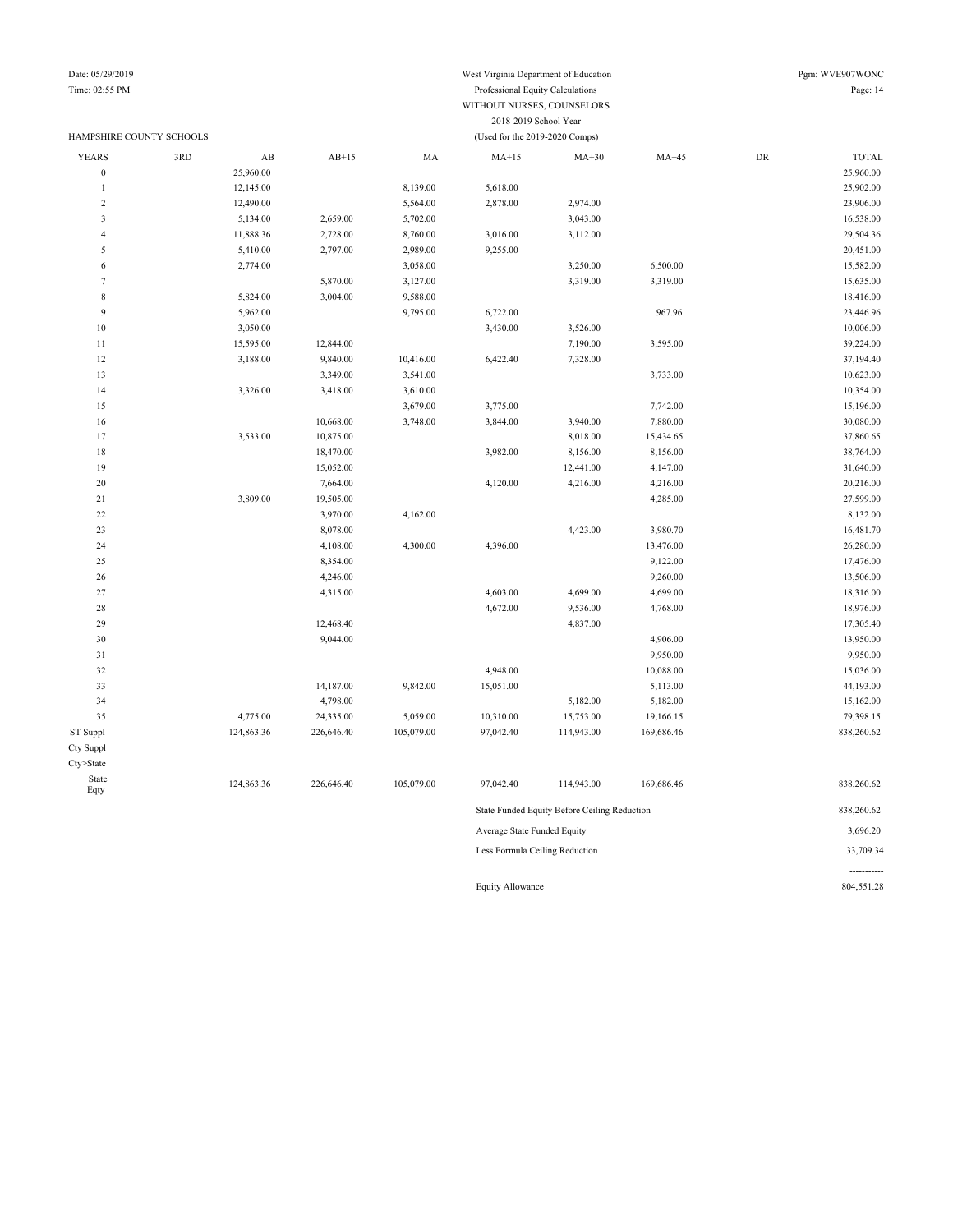Date: 05/29/2019
Time: 02:55 PM

West Virginia Department of Education
Professional Equity Calculations
WITHOUT NURSES, COUNSELORS
2018-2019 School Year
(Used for the 2019-2020 Comps)

Pgm: WVE907WONC

HAMPSHIRE COUNTY SCHOOLS

| YEARS | 3RD | AB | AB+15 | MA | MA+15 | MA+30 | MA+45 | DR | TOTAL |
|---|---|---|---|---|---|---|---|---|---|
| 0 | | 25,960.00 | | | | | | | 25,960.00 |
| 1 | | 12,145.00 | | 8,139.00 | 5,618.00 | | | | 25,902.00 |
| 2 | | 12,490.00 | | 5,564.00 | 2,878.00 | 2,974.00 | | | 23,906.00 |
| 3 | | 5,134.00 | 2,659.00 | 5,702.00 | | 3,043.00 | | | 16,538.00 |
| 4 | | 11,888.36 | 2,728.00 | 8,760.00 | 3,016.00 | 3,112.00 | | | 29,504.36 |
| 5 | | 5,410.00 | 2,797.00 | 2,989.00 | 9,255.00 | | | | 20,451.00 |
| 6 | | 2,774.00 | | 3,058.00 | | 3,250.00 | 6,500.00 | | 15,582.00 |
| 7 | | | 5,870.00 | 3,127.00 | | 3,319.00 | 3,319.00 | | 15,635.00 |
| 8 | | 5,824.00 | 3,004.00 | 9,588.00 | | | | | 18,416.00 |
| 9 | | 5,962.00 | | 9,795.00 | 6,722.00 | | 967.96 | | 23,446.96 |
| 10 | | 3,050.00 | | | 3,430.00 | 3,526.00 | | | 10,006.00 |
| 11 | | 15,595.00 | 12,844.00 | | | 7,190.00 | 3,595.00 | | 39,224.00 |
| 12 | | 3,188.00 | 9,840.00 | 10,416.00 | 6,422.40 | 7,328.00 | | | 37,194.40 |
| 13 | | | 3,349.00 | 3,541.00 | | | 3,733.00 | | 10,623.00 |
| 14 | | 3,326.00 | 3,418.00 | 3,610.00 | | | | | 10,354.00 |
| 15 | | | | 3,679.00 | 3,775.00 | | 7,742.00 | | 15,196.00 |
| 16 | | | 10,668.00 | 3,748.00 | 3,844.00 | 3,940.00 | 7,880.00 | | 30,080.00 |
| 17 | | 3,533.00 | 10,875.00 | | | 8,018.00 | 15,434.65 | | 37,860.65 |
| 18 | | | 18,470.00 | | 3,982.00 | 8,156.00 | 8,156.00 | | 38,764.00 |
| 19 | | | 15,052.00 | | | 12,441.00 | 4,147.00 | | 31,640.00 |
| 20 | | | 7,664.00 | | 4,120.00 | 4,216.00 | 4,216.00 | | 20,216.00 |
| 21 | | 3,809.00 | 19,505.00 | | | | 4,285.00 | | 27,599.00 |
| 22 | | | 3,970.00 | 4,162.00 | | | | | 8,132.00 |
| 23 | | | 8,078.00 | | | 4,423.00 | 3,980.70 | | 16,481.70 |
| 24 | | | 4,108.00 | 4,300.00 | 4,396.00 | | 13,476.00 | | 26,280.00 |
| 25 | | | 8,354.00 | | | | 9,122.00 | | 17,476.00 |
| 26 | | | 4,246.00 | | | | 9,260.00 | | 13,506.00 |
| 27 | | | 4,315.00 | | 4,603.00 | 4,699.00 | 4,699.00 | | 18,316.00 |
| 28 | | | | | 4,672.00 | 9,536.00 | 4,768.00 | | 18,976.00 |
| 29 | | | 12,468.40 | | | 4,837.00 | | | 17,305.40 |
| 30 | | | 9,044.00 | | | | 4,906.00 | | 13,950.00 |
| 31 | | | | | | | 9,950.00 | | 9,950.00 |
| 32 | | | | | 4,948.00 | | 10,088.00 | | 15,036.00 |
| 33 | | | 14,187.00 | 9,842.00 | 15,051.00 | | 5,113.00 | | 44,193.00 |
| 34 | | | 4,798.00 | | | 5,182.00 | 5,182.00 | | 15,162.00 |
| 35 | | 4,775.00 | 24,335.00 | 5,059.00 | 10,310.00 | 15,753.00 | 19,166.15 | | 79,398.15 |
| ST Suppl | | 124,863.36 | 226,646.40 | 105,079.00 | 97,042.40 | 114,943.00 | 169,686.46 | | 838,260.62 |
| Cty Suppl | | | | | | | | | |
| Cty>State | | | | | | | | | |
| State Eqty | | 124,863.36 | 226,646.40 | 105,079.00 | 97,042.40 | 114,943.00 | 169,686.46 | | 838,260.62 |

| | |
|---|---|
| State Funded Equity Before Ceiling Reduction | 838,260.62 |
| Average State Funded Equity | 3,696.20 |
| Less Formula Ceiling Reduction | 33,709.34 |
| Equity Allowance | 804,551.28 |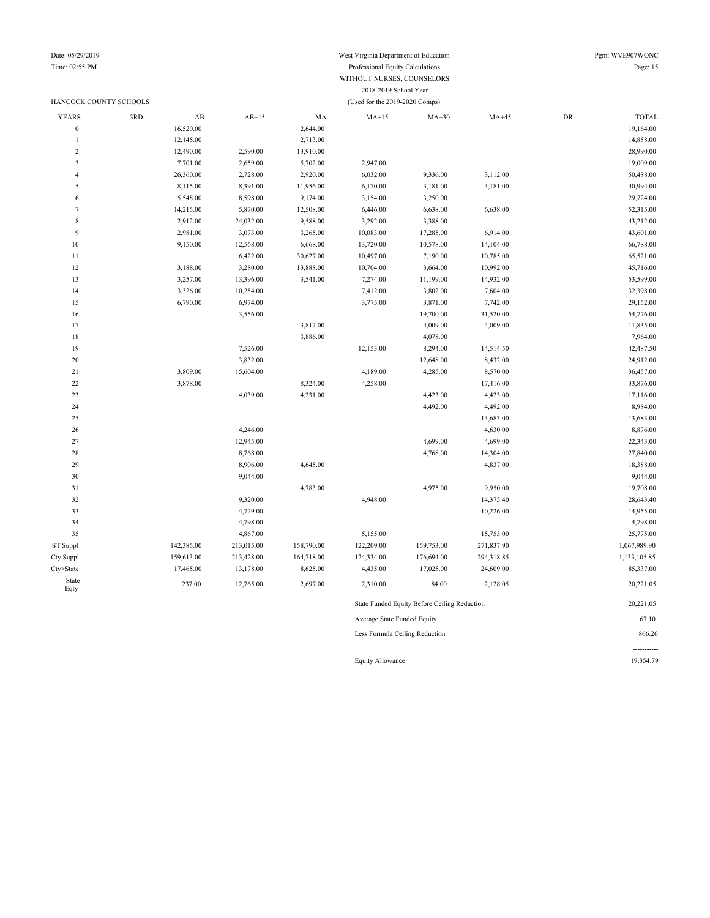West Virginia Department of Education
Professional Equity Calculations
WITHOUT NURSES, COUNSELORS
2018-2019 School Year
(Used for the 2019-2020 Comps)

HANCOCK COUNTY SCHOOLS

| YEARS | 3RD | AB | AB+15 | MA | MA+15 | MA+30 | MA+45 | DR | TOTAL |
|---|---|---|---|---|---|---|---|---|---|
| 0 | | 16,520.00 | | 2,644.00 | | | | | 19,164.00 |
| 1 | | 12,145.00 | | 2,713.00 | | | | | 14,858.00 |
| 2 | | 12,490.00 | 2,590.00 | 13,910.00 | | | | | 28,990.00 |
| 3 | | 7,701.00 | 2,659.00 | 5,702.00 | 2,947.00 | | | | 19,009.00 |
| 4 | | 26,360.00 | 2,728.00 | 2,920.00 | 6,032.00 | 9,336.00 | 3,112.00 | | 50,488.00 |
| 5 | | 8,115.00 | 8,391.00 | 11,956.00 | 6,170.00 | 3,181.00 | 3,181.00 | | 40,994.00 |
| 6 | | 5,548.00 | 8,598.00 | 9,174.00 | 3,154.00 | 3,250.00 | | | 29,724.00 |
| 7 | | 14,215.00 | 5,870.00 | 12,508.00 | 6,446.00 | 6,638.00 | 6,638.00 | | 52,315.00 |
| 8 | | 2,912.00 | 24,032.00 | 9,588.00 | 3,292.00 | 3,388.00 | | | 43,212.00 |
| 9 | | 2,981.00 | 3,073.00 | 3,265.00 | 10,083.00 | 17,285.00 | 6,914.00 | | 43,601.00 |
| 10 | | 9,150.00 | 12,568.00 | 6,668.00 | 13,720.00 | 10,578.00 | 14,104.00 | | 66,788.00 |
| 11 | | | 6,422.00 | 30,627.00 | 10,497.00 | 7,190.00 | 10,785.00 | | 65,521.00 |
| 12 | | 3,188.00 | 3,280.00 | 13,888.00 | 10,704.00 | 3,664.00 | 10,992.00 | | 45,716.00 |
| 13 | | 3,257.00 | 13,396.00 | 3,541.00 | 7,274.00 | 11,199.00 | 14,932.00 | | 53,599.00 |
| 14 | | 3,326.00 | 10,254.00 | | 7,412.00 | 3,802.00 | 7,604.00 | | 32,398.00 |
| 15 | | 6,790.00 | 6,974.00 | | 3,775.00 | 3,871.00 | 7,742.00 | | 29,152.00 |
| 16 | | | 3,556.00 | | | 19,700.00 | 31,520.00 | | 54,776.00 |
| 17 | | | | 3,817.00 | | 4,009.00 | 4,009.00 | | 11,835.00 |
| 18 | | | | 3,886.00 | | 4,078.00 | | | 7,964.00 |
| 19 | | | 7,526.00 | | 12,153.00 | 8,294.00 | 14,514.50 | | 42,487.50 |
| 20 | | | 3,832.00 | | | 12,648.00 | 8,432.00 | | 24,912.00 |
| 21 | | 3,809.00 | 15,604.00 | | 4,189.00 | 4,285.00 | 8,570.00 | | 36,457.00 |
| 22 | | 3,878.00 | | 8,324.00 | 4,258.00 | | 17,416.00 | | 33,876.00 |
| 23 | | | 4,039.00 | 4,231.00 | | 4,423.00 | 4,423.00 | | 17,116.00 |
| 24 | | | | | | 4,492.00 | 4,492.00 | | 8,984.00 |
| 25 | | | | | | | 13,683.00 | | 13,683.00 |
| 26 | | | 4,246.00 | | | | 4,630.00 | | 8,876.00 |
| 27 | | | 12,945.00 | | | 4,699.00 | 4,699.00 | | 22,343.00 |
| 28 | | | 8,768.00 | | | 4,768.00 | 14,304.00 | | 27,840.00 |
| 29 | | | 8,906.00 | 4,645.00 | | | 4,837.00 | | 18,388.00 |
| 30 | | | 9,044.00 | | | | | | 9,044.00 |
| 31 | | | | 4,783.00 | | 4,975.00 | 9,950.00 | | 19,708.00 |
| 32 | | | 9,320.00 | | 4,948.00 | | 14,375.40 | | 28,643.40 |
| 33 | | | 4,729.00 | | | | 10,226.00 | | 14,955.00 |
| 34 | | | 4,798.00 | | | | | | 4,798.00 |
| 35 | | | 4,867.00 | | 5,155.00 | | 15,753.00 | | 25,775.00 |
| ST Suppl | | 142,385.00 | 213,015.00 | 158,790.00 | 122,209.00 | 159,753.00 | 271,837.90 | | 1,067,989.90 |
| Cty Suppl | | 159,613.00 | 213,428.00 | 164,718.00 | 124,334.00 | 176,694.00 | 294,318.85 | | 1,133,105.85 |
| Cty>State | | 17,465.00 | 13,178.00 | 8,625.00 | 4,435.00 | 17,025.00 | 24,609.00 | | 85,337.00 |
| State Eqty | | 237.00 | 12,765.00 | 2,697.00 | 2,310.00 | 84.00 | 2,128.05 | | 20,221.05 |

| | |
|---|---|
| State Funded Equity Before Ceiling Reduction | 20,221.05 |
| Average State Funded Equity | 67.10 |
| Less Formula Ceiling Reduction | 866.26 |
| Equity Allowance | 19,354.79 |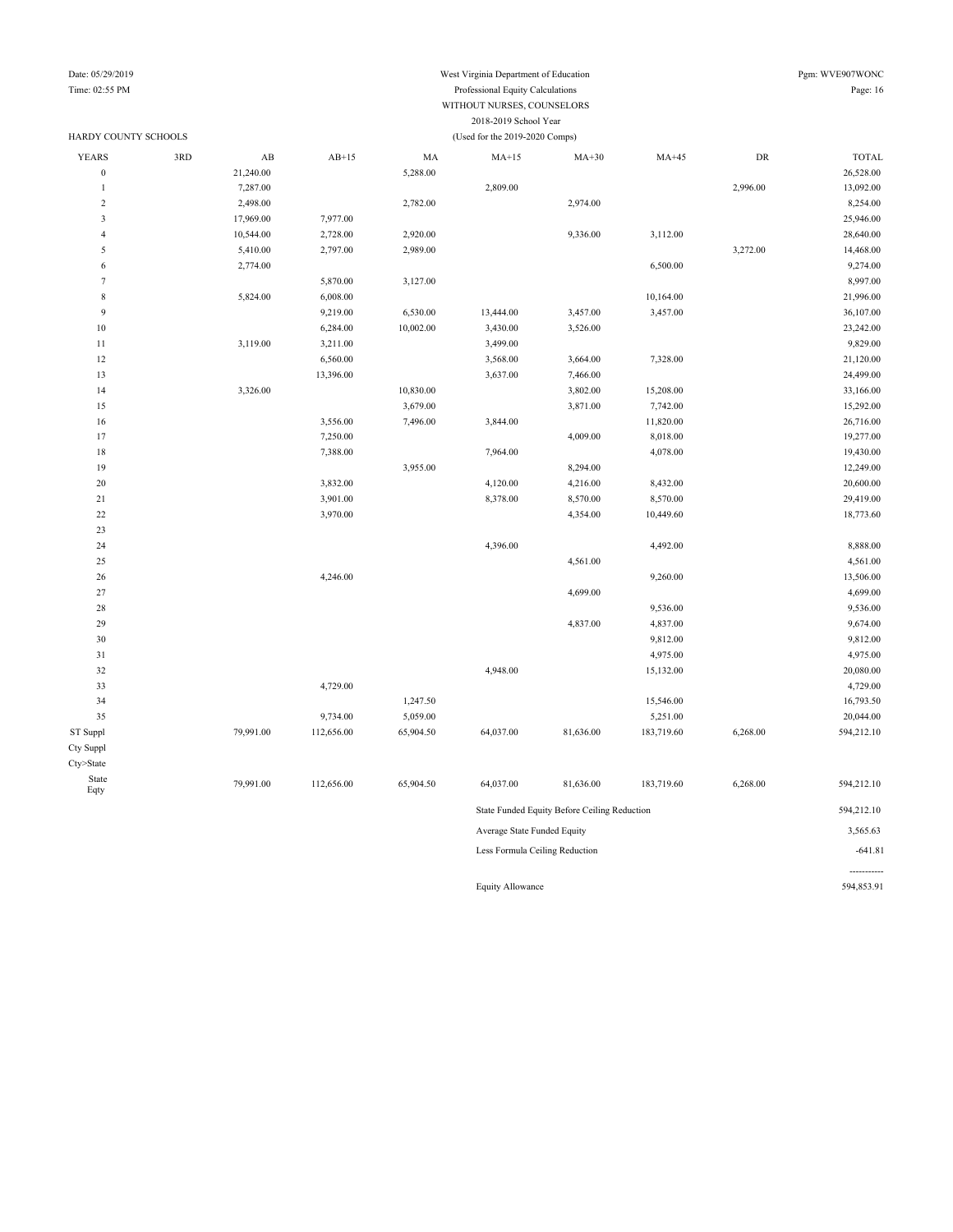West Virginia Department of Education
Professional Equity Calculations
WITHOUT NURSES, COUNSELORS
2018-2019 School Year
(Used for the 2019-2020 Comps)

Date: 05/29/2019
Time: 02:55 PM
Pgm: WVE907WONC

HARDY COUNTY SCHOOLS

| YEARS | 3RD | AB | AB+15 | MA | MA+15 | MA+30 | MA+45 | DR | TOTAL |
|---|---|---|---|---|---|---|---|---|---|
| 0 | | 21,240.00 | | 5,288.00 | | | | | 26,528.00 |
| 1 | | 7,287.00 | | | 2,809.00 | | | 2,996.00 | 13,092.00 |
| 2 | | 2,498.00 | | 2,782.00 | | 2,974.00 | | | 8,254.00 |
| 3 | | 17,969.00 | 7,977.00 | | | | | | 25,946.00 |
| 4 | | 10,544.00 | 2,728.00 | 2,920.00 | | 9,336.00 | 3,112.00 | | 28,640.00 |
| 5 | | 5,410.00 | 2,797.00 | 2,989.00 | | | | 3,272.00 | 14,468.00 |
| 6 | | 2,774.00 | | | | | 6,500.00 | | 9,274.00 |
| 7 | | | 5,870.00 | 3,127.00 | | | | | 8,997.00 |
| 8 | | 5,824.00 | 6,008.00 | | | | 10,164.00 | | 21,996.00 |
| 9 | | | 9,219.00 | 6,530.00 | 13,444.00 | 3,457.00 | 3,457.00 | | 36,107.00 |
| 10 | | | 6,284.00 | 10,002.00 | 3,430.00 | 3,526.00 | | | 23,242.00 |
| 11 | | 3,119.00 | 3,211.00 | | 3,499.00 | | | | 9,829.00 |
| 12 | | | 6,560.00 | | 3,568.00 | 3,664.00 | 7,328.00 | | 21,120.00 |
| 13 | | | 13,396.00 | | 3,637.00 | 7,466.00 | | | 24,499.00 |
| 14 | | 3,326.00 | | 10,830.00 | | 3,802.00 | 15,208.00 | | 33,166.00 |
| 15 | | | | 3,679.00 | | 3,871.00 | 7,742.00 | | 15,292.00 |
| 16 | | | 3,556.00 | 7,496.00 | 3,844.00 | | 11,820.00 | | 26,716.00 |
| 17 | | | 7,250.00 | | | 4,009.00 | 8,018.00 | | 19,277.00 |
| 18 | | | 7,388.00 | | 7,964.00 | | 4,078.00 | | 19,430.00 |
| 19 | | | | 3,955.00 | | 8,294.00 | | | 12,249.00 |
| 20 | | | 3,832.00 | | 4,120.00 | 4,216.00 | 8,432.00 | | 20,600.00 |
| 21 | | | 3,901.00 | | 8,378.00 | 8,570.00 | 8,570.00 | | 29,419.00 |
| 22 | | | 3,970.00 | | | 4,354.00 | 10,449.60 | | 18,773.60 |
| 23 | | | | | | | | | |
| 24 | | | | | 4,396.00 | | 4,492.00 | | 8,888.00 |
| 25 | | | | | | 4,561.00 | | | 4,561.00 |
| 26 | | | 4,246.00 | | | | 9,260.00 | | 13,506.00 |
| 27 | | | | | | 4,699.00 | | | 4,699.00 |
| 28 | | | | | | | 9,536.00 | | 9,536.00 |
| 29 | | | | | | 4,837.00 | 4,837.00 | | 9,674.00 |
| 30 | | | | | | | 9,812.00 | | 9,812.00 |
| 31 | | | | | | | 4,975.00 | | 4,975.00 |
| 32 | | | | | 4,948.00 | | 15,132.00 | | 20,080.00 |
| 33 | | | 4,729.00 | | | | | | 4,729.00 |
| 34 | | | | 1,247.50 | | | 15,546.00 | | 16,793.50 |
| 35 | | | 9,734.00 | 5,059.00 | | | 5,251.00 | | 20,044.00 |
| ST Suppl | | 79,991.00 | 112,656.00 | 65,904.50 | 64,037.00 | 81,636.00 | 183,719.60 | 6,268.00 | 594,212.10 |
| Cty Suppl | | | | | | | | | |
| Cty>State | | | | | | | | | |
| State Eqty | | 79,991.00 | 112,656.00 | 65,904.50 | 64,037.00 | 81,636.00 | 183,719.60 | 6,268.00 | 594,212.10 |

| | |
|---|---|
| State Funded Equity Before Ceiling Reduction | 594,212.10 |
| Average State Funded Equity | 3,565.63 |
| Less Formula Ceiling Reduction | -641.81 |
| | ----------- |
| Equity Allowance | 594,853.91 |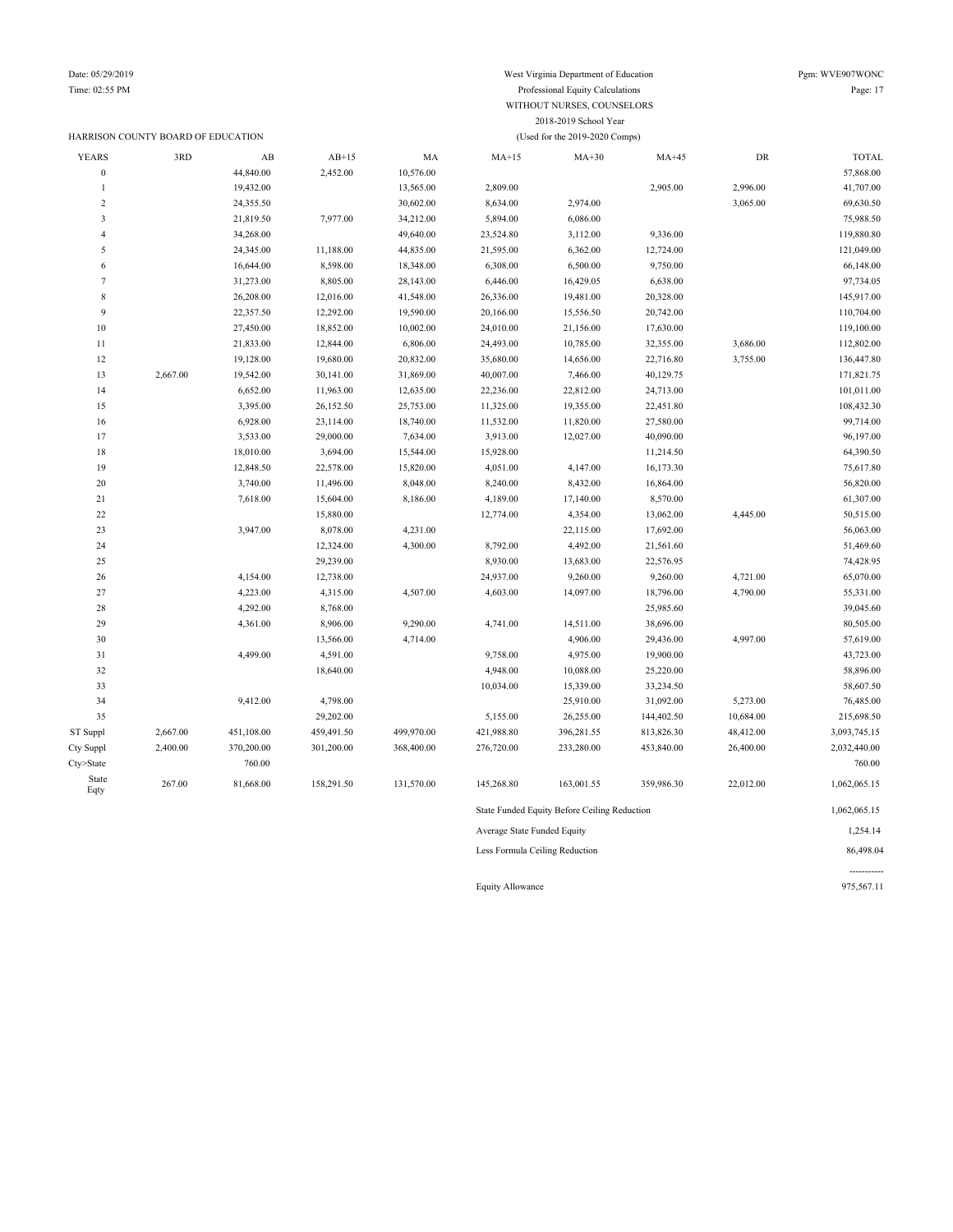HARRISON COUNTY BOARD OF EDUCATION

West Virginia Department of Education
Professional Equity Calculations
WITHOUT NURSES, COUNSELORS
2018-2019 School Year
(Used for the 2019-2020 Comps)

| YEARS | 3RD | AB | AB+15 | MA | MA+15 | MA+30 | MA+45 | DR | TOTAL |
|---|---|---|---|---|---|---|---|---|---|
| 0 | | 44,840.00 | 2,452.00 | 10,576.00 | | | | | 57,868.00 |
| 1 | | 19,432.00 | | 13,565.00 | 2,809.00 | | 2,905.00 | 2,996.00 | 41,707.00 |
| 2 | | 24,355.50 | | 30,602.00 | 8,634.00 | 2,974.00 | | 3,065.00 | 69,630.50 |
| 3 | | 21,819.50 | 7,977.00 | 34,212.00 | 5,894.00 | 6,086.00 | | | 75,988.50 |
| 4 | | 34,268.00 | | 49,640.00 | 23,524.80 | 3,112.00 | 9,336.00 | | 119,880.80 |
| 5 | | 24,345.00 | 11,188.00 | 44,835.00 | 21,595.00 | 6,362.00 | 12,724.00 | | 121,049.00 |
| 6 | | 16,644.00 | 8,598.00 | 18,348.00 | 6,308.00 | 6,500.00 | 9,750.00 | | 66,148.00 |
| 7 | | 31,273.00 | 8,805.00 | 28,143.00 | 6,446.00 | 16,429.05 | 6,638.00 | | 97,734.05 |
| 8 | | 26,208.00 | 12,016.00 | 41,548.00 | 26,336.00 | 19,481.00 | 20,328.00 | | 145,917.00 |
| 9 | | 22,357.50 | 12,292.00 | 19,590.00 | 20,166.00 | 15,556.50 | 20,742.00 | | 110,704.00 |
| 10 | | 27,450.00 | 18,852.00 | 10,002.00 | 24,010.00 | 21,156.00 | 17,630.00 | | 119,100.00 |
| 11 | | 21,833.00 | 12,844.00 | 6,806.00 | 24,493.00 | 10,785.00 | 32,355.00 | 3,686.00 | 112,802.00 |
| 12 | | 19,128.00 | 19,680.00 | 20,832.00 | 35,680.00 | 14,656.00 | 22,716.80 | 3,755.00 | 136,447.80 |
| 13 | 2,667.00 | 19,542.00 | 30,141.00 | 31,869.00 | 40,007.00 | 7,466.00 | 40,129.75 | | 171,821.75 |
| 14 | | 6,652.00 | 11,963.00 | 12,635.00 | 22,236.00 | 22,812.00 | 24,713.00 | | 101,011.00 |
| 15 | | 3,395.00 | 26,152.50 | 25,753.00 | 11,325.00 | 19,355.00 | 22,451.80 | | 108,432.30 |
| 16 | | 6,928.00 | 23,114.00 | 18,740.00 | 11,532.00 | 11,820.00 | 27,580.00 | | 99,714.00 |
| 17 | | 3,533.00 | 29,000.00 | 7,634.00 | 3,913.00 | 12,027.00 | 40,090.00 | | 96,197.00 |
| 18 | | 18,010.00 | 3,694.00 | 15,544.00 | 15,928.00 | | 11,214.50 | | 64,390.50 |
| 19 | | 12,848.50 | 22,578.00 | 15,820.00 | 4,051.00 | 4,147.00 | 16,173.30 | | 75,617.80 |
| 20 | | 3,740.00 | 11,496.00 | 8,048.00 | 8,240.00 | 8,432.00 | 16,864.00 | | 56,820.00 |
| 21 | | 7,618.00 | 15,604.00 | 8,186.00 | 4,189.00 | 17,140.00 | 8,570.00 | | 61,307.00 |
| 22 | | | 15,880.00 | | 12,774.00 | 4,354.00 | 13,062.00 | 4,445.00 | 50,515.00 |
| 23 | | 3,947.00 | 8,078.00 | 4,231.00 | | 22,115.00 | 17,692.00 | | 56,063.00 |
| 24 | | | 12,324.00 | 4,300.00 | 8,792.00 | 4,492.00 | 21,561.60 | | 51,469.60 |
| 25 | | | 29,239.00 | | 8,930.00 | 13,683.00 | 22,576.95 | | 74,428.95 |
| 26 | | 4,154.00 | 12,738.00 | | 24,937.00 | 9,260.00 | 9,260.00 | 4,721.00 | 65,070.00 |
| 27 | | 4,223.00 | 4,315.00 | 4,507.00 | 4,603.00 | 14,097.00 | 18,796.00 | 4,790.00 | 55,331.00 |
| 28 | | 4,292.00 | 8,768.00 | | | | 25,985.60 | | 39,045.60 |
| 29 | | 4,361.00 | 8,906.00 | 9,290.00 | 4,741.00 | 14,511.00 | 38,696.00 | | 80,505.00 |
| 30 | | | 13,566.00 | 4,714.00 | | 4,906.00 | 29,436.00 | 4,997.00 | 57,619.00 |
| 31 | | 4,499.00 | 4,591.00 | | 9,758.00 | 4,975.00 | 19,900.00 | | 43,723.00 |
| 32 | | | 18,640.00 | | 4,948.00 | 10,088.00 | 25,220.00 | | 58,896.00 |
| 33 | | | | | 10,034.00 | 15,339.00 | 33,234.50 | | 58,607.50 |
| 34 | | 9,412.00 | 4,798.00 | | | 25,910.00 | 31,092.00 | 5,273.00 | 76,485.00 |
| 35 | | | 29,202.00 | | 5,155.00 | 26,255.00 | 144,402.50 | 10,684.00 | 215,698.50 |
| ST Suppl | 2,667.00 | 451,108.00 | 459,491.50 | 499,970.00 | 421,988.80 | 396,281.55 | 813,826.30 | 48,412.00 | 3,093,745.15 |
| Cty Suppl | 2,400.00 | 370,200.00 | 301,200.00 | 368,400.00 | 276,720.00 | 233,280.00 | 453,840.00 | 26,400.00 | 2,032,440.00 |
| Cty>State | | 760.00 | | | | | | | 760.00 |
| State Eqty | 267.00 | 81,668.00 | 158,291.50 | 131,570.00 | 145,268.80 | 163,001.55 | 359,986.30 | 22,012.00 | 1,062,065.15 |

| | |
|---|---|
| State Funded Equity Before Ceiling Reduction | 1,062,065.15 |
| Average State Funded Equity | 1,254.14 |
| Less Formula Ceiling Reduction | 86,498.04 |
| | ----------- |
| Equity Allowance | 975,567.11 |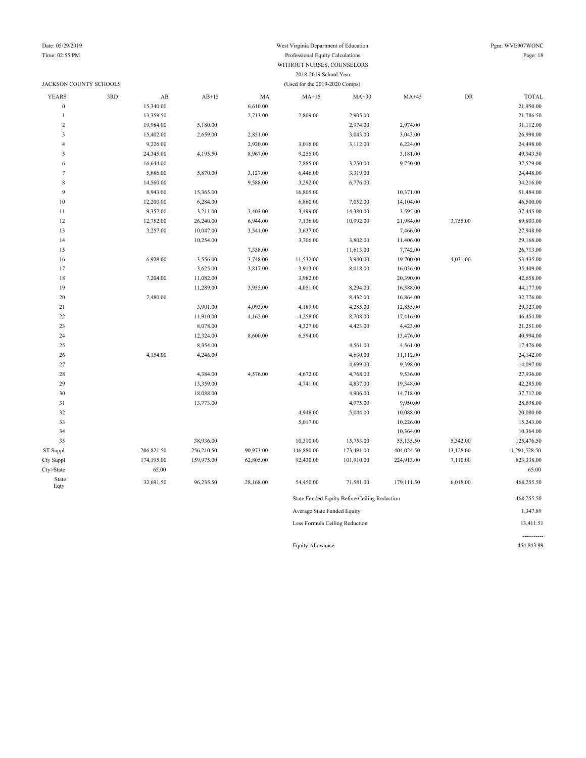West Virginia Department of Education
Professional Equity Calculations
WITHOUT NURSES, COUNSELORS
2018-2019 School Year
(Used for the 2019-2020 Comps)

JACKSON COUNTY SCHOOLS

| YEARS | 3RD | AB | AB+15 | MA | MA+15 | MA+30 | MA+45 | DR | TOTAL |
|---|---|---|---|---|---|---|---|---|---|
| 0 | | 15,340.00 | | 6,610.00 | | | | | 21,950.00 |
| 1 | | 13,359.50 | | 2,713.00 | 2,809.00 | 2,905.00 | | | 21,786.50 |
| 2 | | 19,984.00 | 5,180.00 | | | 2,974.00 | 2,974.00 | | 31,112.00 |
| 3 | | 15,402.00 | 2,659.00 | 2,851.00 | | 3,043.00 | 3,043.00 | | 26,998.00 |
| 4 | | 9,226.00 | | 2,920.00 | 3,016.00 | 3,112.00 | 6,224.00 | | 24,498.00 |
| 5 | | 24,345.00 | 4,195.50 | 8,967.00 | 9,255.00 | | 3,181.00 | | 49,943.50 |
| 6 | | 16,644.00 | | | 7,885.00 | 3,250.00 | 9,750.00 | | 37,529.00 |
| 7 | | 5,686.00 | 5,870.00 | 3,127.00 | 6,446.00 | 3,319.00 | | | 24,448.00 |
| 8 | | 14,560.00 | | 9,588.00 | 3,292.00 | 6,776.00 | | | 34,216.00 |
| 9 | | 8,943.00 | 15,365.00 | | 16,805.00 | | 10,371.00 | | 51,484.00 |
| 10 | | 12,200.00 | 6,284.00 | | 6,860.00 | 7,052.00 | 14,104.00 | | 46,500.00 |
| 11 | | 9,357.00 | 3,211.00 | 3,403.00 | 3,499.00 | 14,380.00 | 3,595.00 | | 37,445.00 |
| 12 | | 12,752.00 | 26,240.00 | 6,944.00 | 7,136.00 | 10,992.00 | 21,984.00 | 3,755.00 | 89,803.00 |
| 13 | | 3,257.00 | 10,047.00 | 3,541.00 | 3,637.00 | | 7,466.00 | | 27,948.00 |
| 14 | | | 10,254.00 | | 3,706.00 | 3,802.00 | 11,406.00 | | 29,168.00 |
| 15 | | | | 7,358.00 | | 11,613.00 | 7,742.00 | | 26,713.00 |
| 16 | | 6,928.00 | 3,556.00 | 3,748.00 | 11,532.00 | 3,940.00 | 19,700.00 | 4,031.00 | 53,435.00 |
| 17 | | | 3,625.00 | 3,817.00 | 3,913.00 | 8,018.00 | 16,036.00 | | 35,409.00 |
| 18 | | 7,204.00 | 11,082.00 | | 3,982.00 | | 20,390.00 | | 42,658.00 |
| 19 | | | 11,289.00 | 3,955.00 | 4,051.00 | 8,294.00 | 16,588.00 | | 44,177.00 |
| 20 | | 7,480.00 | | | | 8,432.00 | 16,864.00 | | 32,776.00 |
| 21 | | | 3,901.00 | 4,093.00 | 4,189.00 | 4,285.00 | 12,855.00 | | 29,323.00 |
| 22 | | | 11,910.00 | 4,162.00 | 4,258.00 | 8,708.00 | 17,416.00 | | 46,454.00 |
| 23 | | | 8,078.00 | | 4,327.00 | 4,423.00 | 4,423.00 | | 21,251.00 |
| 24 | | | 12,324.00 | 8,600.00 | 6,594.00 | | 13,476.00 | | 40,994.00 |
| 25 | | | 8,354.00 | | | 4,561.00 | 4,561.00 | | 17,476.00 |
| 26 | | 4,154.00 | 4,246.00 | | | 4,630.00 | 11,112.00 | | 24,142.00 |
| 27 | | | | | | 4,699.00 | 9,398.00 | | 14,097.00 |
| 28 | | | 4,384.00 | 4,576.00 | 4,672.00 | 4,768.00 | 9,536.00 | | 27,936.00 |
| 29 | | | 13,359.00 | | 4,741.00 | 4,837.00 | 19,348.00 | | 42,285.00 |
| 30 | | | 18,088.00 | | | 4,906.00 | 14,718.00 | | 37,712.00 |
| 31 | | | 13,773.00 | | | 4,975.00 | 9,950.00 | | 28,698.00 |
| 32 | | | | | 4,948.00 | 5,044.00 | 10,088.00 | | 20,080.00 |
| 33 | | | | | 5,017.00 | | 10,226.00 | | 15,243.00 |
| 34 | | | | | | | 10,364.00 | | 10,364.00 |
| 35 | | | 38,936.00 | | 10,310.00 | 15,753.00 | 55,135.50 | 5,342.00 | 125,476.50 |
| ST Suppl | | 206,821.50 | 256,210.50 | 90,973.00 | 146,880.00 | 173,491.00 | 404,024.50 | 13,128.00 | 1,291,528.50 |
| Cty Suppl | | 174,195.00 | 159,975.00 | 62,805.00 | 92,430.00 | 101,910.00 | 224,913.00 | 7,110.00 | 823,338.00 |
| Cty>State | | 65.00 | | | | | | | 65.00 |
| State Eqty | | 32,691.50 | 96,235.50 | 28,168.00 | 54,450.00 | 71,581.00 | 179,111.50 | 6,018.00 | 468,255.50 |

| | |
|---|---|
| State Funded Equity Before Ceiling Reduction | 468,255.50 |
| Average State Funded Equity | 1,347.89 |
| Less Formula Ceiling Reduction | 13,411.51 |
| Equity Allowance | 454,843.99 |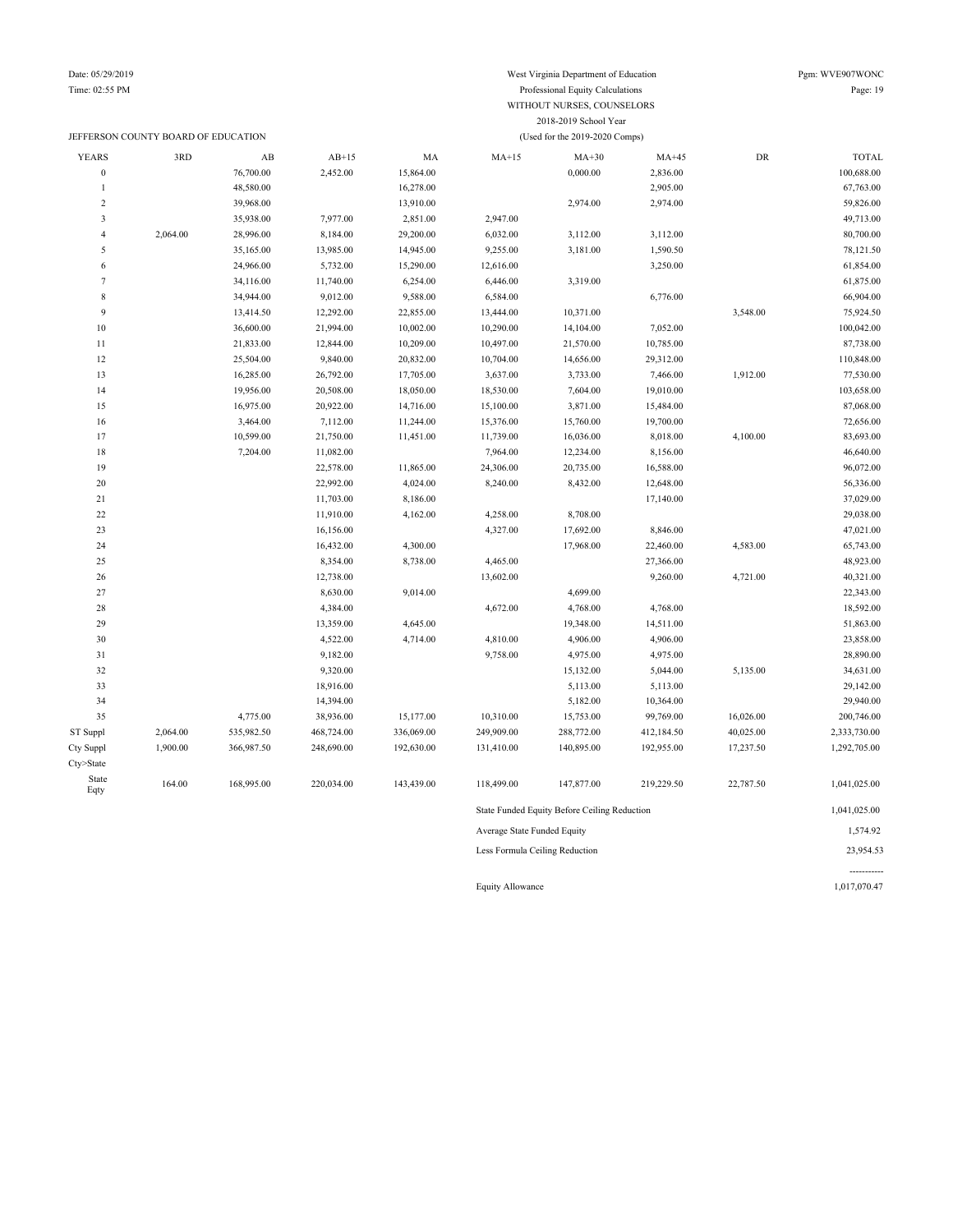Date: 05/29/2019
Time: 02:55 PM

West Virginia Department of Education
Professional Equity Calculations
WITHOUT NURSES, COUNSELORS
2018-2019 School Year
(Used for the 2019-2020 Comps)

Pgm: WVE907WONC

JEFFERSON COUNTY BOARD OF EDUCATION

| YEARS | 3RD | AB | AB+15 | MA | MA+15 | MA+30 | MA+45 | DR | TOTAL |
|---|---|---|---|---|---|---|---|---|---|
| 0 | | 76,700.00 | 2,452.00 | 15,864.00 | | 0,000.00 | 2,836.00 | | 100,688.00 |
| 1 | | 48,580.00 | | 16,278.00 | | | 2,905.00 | | 67,763.00 |
| 2 | | 39,968.00 | | 13,910.00 | | 2,974.00 | 2,974.00 | | 59,826.00 |
| 3 | | 35,938.00 | 7,977.00 | 2,851.00 | 2,947.00 | | | | 49,713.00 |
| 4 | 2,064.00 | 28,996.00 | 8,184.00 | 29,200.00 | 6,032.00 | 3,112.00 | 3,112.00 | | 80,700.00 |
| 5 | | 35,165.00 | 13,985.00 | 14,945.00 | 9,255.00 | 3,181.00 | 1,590.50 | | 78,121.50 |
| 6 | | 24,966.00 | 5,732.00 | 15,290.00 | 12,616.00 | | 3,250.00 | | 61,854.00 |
| 7 | | 34,116.00 | 11,740.00 | 6,254.00 | 6,446.00 | 3,319.00 | | | 61,875.00 |
| 8 | | 34,944.00 | 9,012.00 | 9,588.00 | 6,584.00 | | 6,776.00 | | 66,904.00 |
| 9 | | 13,414.50 | 12,292.00 | 22,855.00 | 13,444.00 | 10,371.00 | | 3,548.00 | 75,924.50 |
| 10 | | 36,600.00 | 21,994.00 | 10,002.00 | 10,290.00 | 14,104.00 | 7,052.00 | | 100,042.00 |
| 11 | | 21,833.00 | 12,844.00 | 10,209.00 | 10,497.00 | 21,570.00 | 10,785.00 | | 87,738.00 |
| 12 | | 25,504.00 | 9,840.00 | 20,832.00 | 10,704.00 | 14,656.00 | 29,312.00 | | 110,848.00 |
| 13 | | 16,285.00 | 26,792.00 | 17,705.00 | 3,637.00 | 3,733.00 | 7,466.00 | 1,912.00 | 77,530.00 |
| 14 | | 19,956.00 | 20,508.00 | 18,050.00 | 18,530.00 | 7,604.00 | 19,010.00 | | 103,658.00 |
| 15 | | 16,975.00 | 20,922.00 | 14,716.00 | 15,100.00 | 3,871.00 | 15,484.00 | | 87,068.00 |
| 16 | | 3,464.00 | 7,112.00 | 11,244.00 | 15,376.00 | 15,760.00 | 19,700.00 | | 72,656.00 |
| 17 | | 10,599.00 | 21,750.00 | 11,451.00 | 11,739.00 | 16,036.00 | 8,018.00 | 4,100.00 | 83,693.00 |
| 18 | | 7,204.00 | 11,082.00 | | 7,964.00 | 12,234.00 | 8,156.00 | | 46,640.00 |
| 19 | | | 22,578.00 | 11,865.00 | 24,306.00 | 20,735.00 | 16,588.00 | | 96,072.00 |
| 20 | | | 22,992.00 | 4,024.00 | 8,240.00 | 8,432.00 | 12,648.00 | | 56,336.00 |
| 21 | | | 11,703.00 | 8,186.00 | | | 17,140.00 | | 37,029.00 |
| 22 | | | 11,910.00 | 4,162.00 | 4,258.00 | 8,708.00 | | | 29,038.00 |
| 23 | | | 16,156.00 | | 4,327.00 | 17,692.00 | 8,846.00 | | 47,021.00 |
| 24 | | | 16,432.00 | 4,300.00 | | 17,968.00 | 22,460.00 | 4,583.00 | 65,743.00 |
| 25 | | | 8,354.00 | 8,738.00 | 4,465.00 | | 27,366.00 | | 48,923.00 |
| 26 | | | 12,738.00 | | 13,602.00 | | 9,260.00 | 4,721.00 | 40,321.00 |
| 27 | | | 8,630.00 | 9,014.00 | | 4,699.00 | | | 22,343.00 |
| 28 | | | 4,384.00 | | 4,672.00 | 4,768.00 | 4,768.00 | | 18,592.00 |
| 29 | | | 13,359.00 | 4,645.00 | | 19,348.00 | 14,511.00 | | 51,863.00 |
| 30 | | | 4,522.00 | 4,714.00 | 4,810.00 | 4,906.00 | 4,906.00 | | 23,858.00 |
| 31 | | | 9,182.00 | | 9,758.00 | 4,975.00 | 4,975.00 | | 28,890.00 |
| 32 | | | 9,320.00 | | | 15,132.00 | 5,044.00 | 5,135.00 | 34,631.00 |
| 33 | | | 18,916.00 | | | 5,113.00 | 5,113.00 | | 29,142.00 |
| 34 | | | 14,394.00 | | | 5,182.00 | 10,364.00 | | 29,940.00 |
| 35 | | 4,775.00 | 38,936.00 | 15,177.00 | 10,310.00 | 15,753.00 | 99,769.00 | 16,026.00 | 200,746.00 |
| ST Suppl | 2,064.00 | 535,982.50 | 468,724.00 | 336,069.00 | 249,909.00 | 288,772.00 | 412,184.50 | 40,025.00 | 2,333,730.00 |
| Cty Suppl | 1,900.00 | 366,987.50 | 248,690.00 | 192,630.00 | 131,410.00 | 140,895.00 | 192,955.00 | 17,237.50 | 1,292,705.00 |
| Cty>State | | | | | | | | | |
| State Eqty | 164.00 | 168,995.00 | 220,034.00 | 143,439.00 | 118,499.00 | 147,877.00 | 219,229.50 | 22,787.50 | 1,041,025.00 |

| | |
|---|---|
| State Funded Equity Before Ceiling Reduction | 1,041,025.00 |
| Average State Funded Equity | 1,574.92 |
| Less Formula Ceiling Reduction | 23,954.53 |
| | ----------- |
| Equity Allowance | 1,017,070.47 |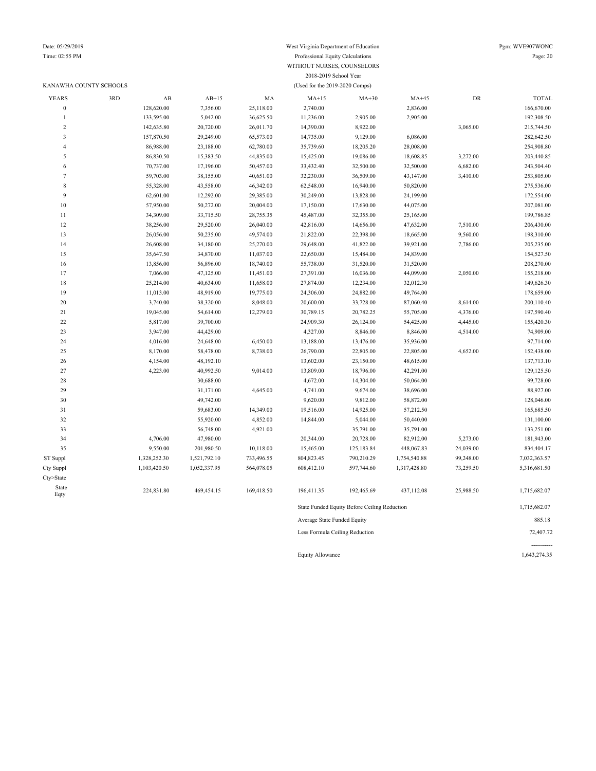West Virginia Department of Education
Professional Equity Calculations
WITHOUT NURSES, COUNSELORS
2018-2019 School Year
(Used for the 2019-2020 Comps)

Date: 05/29/2019
Time: 02:55 PM
Pgm: WVE907WONC

KANAWHA COUNTY SCHOOLS

| YEARS | 3RD | AB | AB+15 | MA | MA+15 | MA+30 | MA+45 | DR | TOTAL |
|---|---|---|---|---|---|---|---|---|---|
| 0 | | 128,620.00 | 7,356.00 | 25,118.00 | 2,740.00 | | 2,836.00 | | 166,670.00 |
| 1 | | 133,595.00 | 5,042.00 | 36,625.50 | 11,236.00 | 2,905.00 | 2,905.00 | | 192,308.50 |
| 2 | | 142,635.80 | 20,720.00 | 26,011.70 | 14,390.00 | 8,922.00 | | 3,065.00 | 215,744.50 |
| 3 | | 157,870.50 | 29,249.00 | 65,573.00 | 14,735.00 | 9,129.00 | 6,086.00 | | 282,642.50 |
| 4 | | 86,988.00 | 23,188.00 | 62,780.00 | 35,739.60 | 18,205.20 | 28,008.00 | | 254,908.80 |
| 5 | | 86,830.50 | 15,383.50 | 44,835.00 | 15,425.00 | 19,086.00 | 18,608.85 | 3,272.00 | 203,440.85 |
| 6 | | 70,737.00 | 17,196.00 | 50,457.00 | 33,432.40 | 32,500.00 | 32,500.00 | 6,682.00 | 243,504.40 |
| 7 | | 59,703.00 | 38,155.00 | 40,651.00 | 32,230.00 | 36,509.00 | 43,147.00 | 3,410.00 | 253,805.00 |
| 8 | | 55,328.00 | 43,558.00 | 46,342.00 | 62,548.00 | 16,940.00 | 50,820.00 | | 275,536.00 |
| 9 | | 62,601.00 | 12,292.00 | 29,385.00 | 30,249.00 | 13,828.00 | 24,199.00 | | 172,554.00 |
| 10 | | 57,950.00 | 50,272.00 | 20,004.00 | 17,150.00 | 17,630.00 | 44,075.00 | | 207,081.00 |
| 11 | | 34,309.00 | 33,715.50 | 28,755.35 | 45,487.00 | 32,355.00 | 25,165.00 | | 199,786.85 |
| 12 | | 38,256.00 | 29,520.00 | 26,040.00 | 42,816.00 | 14,656.00 | 47,632.00 | 7,510.00 | 206,430.00 |
| 13 | | 26,056.00 | 50,235.00 | 49,574.00 | 21,822.00 | 22,398.00 | 18,665.00 | 9,560.00 | 198,310.00 |
| 14 | | 26,608.00 | 34,180.00 | 25,270.00 | 29,648.00 | 41,822.00 | 39,921.00 | 7,786.00 | 205,235.00 |
| 15 | | 35,647.50 | 34,870.00 | 11,037.00 | 22,650.00 | 15,484.00 | 34,839.00 | | 154,527.50 |
| 16 | | 13,856.00 | 56,896.00 | 18,740.00 | 55,738.00 | 31,520.00 | 31,520.00 | | 208,270.00 |
| 17 | | 7,066.00 | 47,125.00 | 11,451.00 | 27,391.00 | 16,036.00 | 44,099.00 | 2,050.00 | 155,218.00 |
| 18 | | 25,214.00 | 40,634.00 | 11,658.00 | 27,874.00 | 12,234.00 | 32,012.30 | | 149,626.30 |
| 19 | | 11,013.00 | 48,919.00 | 19,775.00 | 24,306.00 | 24,882.00 | 49,764.00 | | 178,659.00 |
| 20 | | 3,740.00 | 38,320.00 | 8,048.00 | 20,600.00 | 33,728.00 | 87,060.40 | 8,614.00 | 200,110.40 |
| 21 | | 19,045.00 | 54,614.00 | 12,279.00 | 30,789.15 | 20,782.25 | 55,705.00 | 4,376.00 | 197,590.40 |
| 22 | | 5,817.00 | 39,700.00 | | 24,909.30 | 26,124.00 | 54,425.00 | 4,445.00 | 155,420.30 |
| 23 | | 3,947.00 | 44,429.00 | | 4,327.00 | 8,846.00 | 8,846.00 | 4,514.00 | 74,909.00 |
| 24 | | 4,016.00 | 24,648.00 | 6,450.00 | 13,188.00 | 13,476.00 | 35,936.00 | | 97,714.00 |
| 25 | | 8,170.00 | 58,478.00 | 8,738.00 | 26,790.00 | 22,805.00 | 22,805.00 | 4,652.00 | 152,438.00 |
| 26 | | 4,154.00 | 48,192.10 | | 13,602.00 | 23,150.00 | 48,615.00 | | 137,713.10 |
| 27 | | 4,223.00 | 40,992.50 | 9,014.00 | 13,809.00 | 18,796.00 | 42,291.00 | | 129,125.50 |
| 28 | | | 30,688.00 | | 4,672.00 | 14,304.00 | 50,064.00 | | 99,728.00 |
| 29 | | | 31,171.00 | 4,645.00 | 4,741.00 | 9,674.00 | 38,696.00 | | 88,927.00 |
| 30 | | | 49,742.00 | | 9,620.00 | 9,812.00 | 58,872.00 | | 128,046.00 |
| 31 | | | 59,683.00 | 14,349.00 | 19,516.00 | 14,925.00 | 57,212.50 | | 165,685.50 |
| 32 | | | 55,920.00 | 4,852.00 | 14,844.00 | 5,044.00 | 50,440.00 | | 131,100.00 |
| 33 | | | 56,748.00 | 4,921.00 | | 35,791.00 | 35,791.00 | | 133,251.00 |
| 34 | | 4,706.00 | 47,980.00 | | 20,344.00 | 20,728.00 | 82,912.00 | 5,273.00 | 181,943.00 |
| 35 | | 9,550.00 | 201,980.50 | 10,118.00 | 15,465.00 | 125,183.84 | 448,067.83 | 24,039.00 | 834,404.17 |
| ST Suppl | | 1,328,252.30 | 1,521,792.10 | 733,496.55 | 804,823.45 | 790,210.29 | 1,754,540.88 | 99,248.00 | 7,032,363.57 |
| Cty Suppl | | 1,103,420.50 | 1,052,337.95 | 564,078.05 | 608,412.10 | 597,744.60 | 1,317,428.80 | 73,259.50 | 5,316,681.50 |
| Cty>State | | | | | | | | | |
| State Eqty | | 224,831.80 | 469,454.15 | 169,418.50 | 196,411.35 | 192,465.69 | 437,112.08 | 25,988.50 | 1,715,682.07 |

| | |
|---|---|
| State Funded Equity Before Ceiling Reduction | 1,715,682.07 |
| Average State Funded Equity | 885.18 |
| Less Formula Ceiling Reduction | 72,407.72 |
| Equity Allowance | 1,643,274.35 |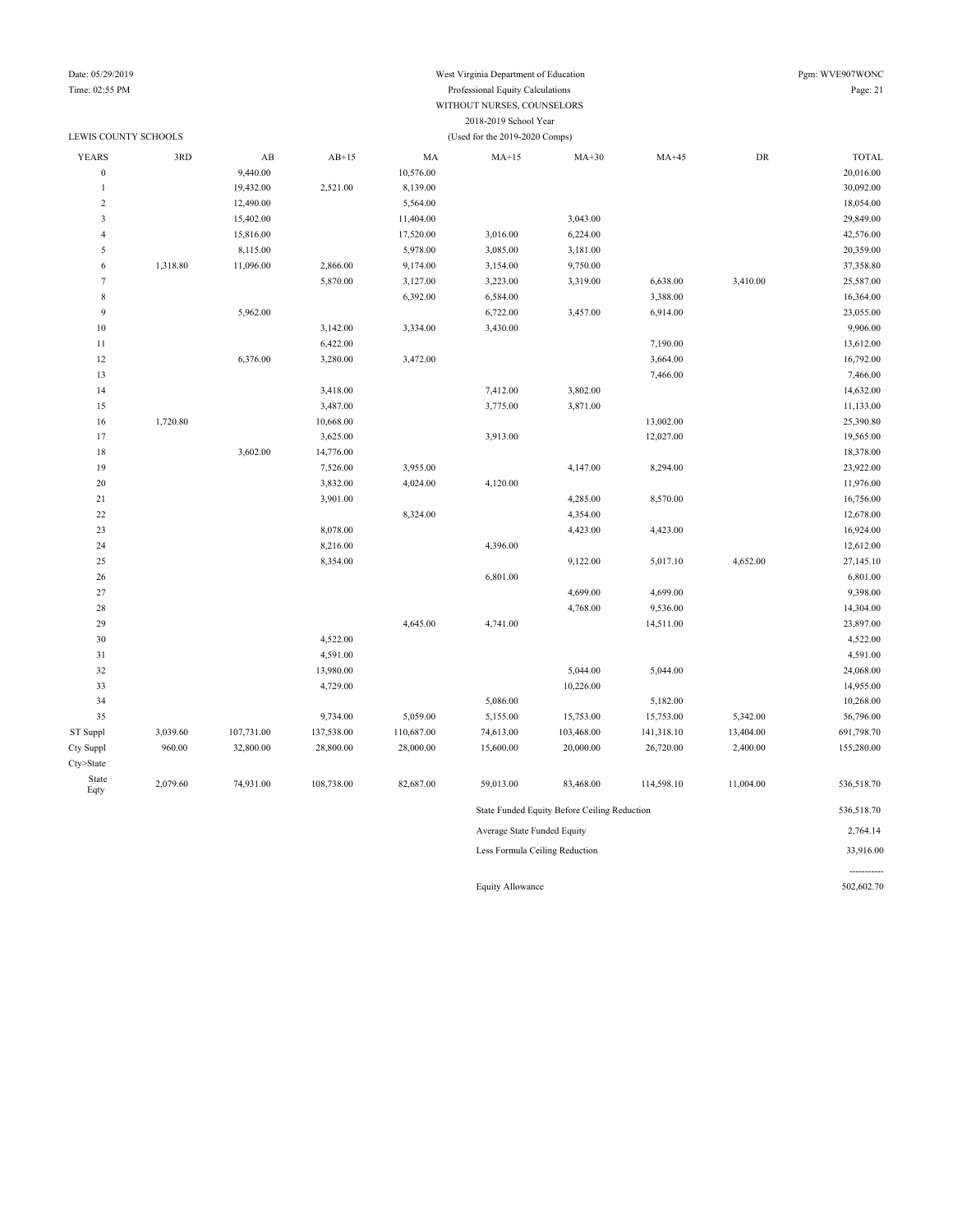West Virginia Department of Education
Professional Equity Calculations
WITHOUT NURSES, COUNSELORS
2018-2019 School Year
(Used for the 2019-2020 Comps)

LEWIS COUNTY SCHOOLS

| YEARS | 3RD | AB | AB+15 | MA | MA+15 | MA+30 | MA+45 | DR | TOTAL |
|---|---|---|---|---|---|---|---|---|---|
| 0 | | 9,440.00 | | 10,576.00 | | | | | 20,016.00 |
| 1 | | 19,432.00 | 2,521.00 | 8,139.00 | | | | | 30,092.00 |
| 2 | | 12,490.00 | | 5,564.00 | | | | | 18,054.00 |
| 3 | | 15,402.00 | | 11,404.00 | | 3,043.00 | | | 29,849.00 |
| 4 | | 15,816.00 | | 17,520.00 | 3,016.00 | 6,224.00 | | | 42,576.00 |
| 5 | | 8,115.00 | | 5,978.00 | 3,085.00 | 3,181.00 | | | 20,359.00 |
| 6 | 1,318.80 | 11,096.00 | 2,866.00 | 9,174.00 | 3,154.00 | 9,750.00 | | | 37,358.80 |
| 7 | | | 5,870.00 | 3,127.00 | 3,223.00 | 3,319.00 | 6,638.00 | 3,410.00 | 25,587.00 |
| 8 | | | | 6,392.00 | 6,584.00 | | 3,388.00 | | 16,364.00 |
| 9 | | 5,962.00 | | | 6,722.00 | 3,457.00 | 6,914.00 | | 23,055.00 |
| 10 | | | 3,142.00 | 3,334.00 | 3,430.00 | | | | 9,906.00 |
| 11 | | | 6,422.00 | | | | 7,190.00 | | 13,612.00 |
| 12 | | 6,376.00 | 3,280.00 | 3,472.00 | | | 3,664.00 | | 16,792.00 |
| 13 | | | | | | | 7,466.00 | | 7,466.00 |
| 14 | | | 3,418.00 | | 7,412.00 | 3,802.00 | | | 14,632.00 |
| 15 | | | 3,487.00 | | 3,775.00 | 3,871.00 | | | 11,133.00 |
| 16 | 1,720.80 | | 10,668.00 | | | | 13,002.00 | | 25,390.80 |
| 17 | | | 3,625.00 | | 3,913.00 | | 12,027.00 | | 19,565.00 |
| 18 | | 3,602.00 | 14,776.00 | | | | | | 18,378.00 |
| 19 | | | 7,526.00 | 3,955.00 | | 4,147.00 | 8,294.00 | | 23,922.00 |
| 20 | | | 3,832.00 | 4,024.00 | 4,120.00 | | | | 11,976.00 |
| 21 | | | 3,901.00 | | | 4,285.00 | 8,570.00 | | 16,756.00 |
| 22 | | | | 8,324.00 | | 4,354.00 | | | 12,678.00 |
| 23 | | | 8,078.00 | | | 4,423.00 | 4,423.00 | | 16,924.00 |
| 24 | | | 8,216.00 | | 4,396.00 | | | | 12,612.00 |
| 25 | | | 8,354.00 | | | 9,122.00 | 5,017.10 | 4,652.00 | 27,145.10 |
| 26 | | | | | 6,801.00 | | | | 6,801.00 |
| 27 | | | | | | 4,699.00 | 4,699.00 | | 9,398.00 |
| 28 | | | | | | 4,768.00 | 9,536.00 | | 14,304.00 |
| 29 | | | | 4,645.00 | 4,741.00 | | 14,511.00 | | 23,897.00 |
| 30 | | | 4,522.00 | | | | | | 4,522.00 |
| 31 | | | 4,591.00 | | | | | | 4,591.00 |
| 32 | | | 13,980.00 | | | 5,044.00 | 5,044.00 | | 24,068.00 |
| 33 | | | 4,729.00 | | | 10,226.00 | | | 14,955.00 |
| 34 | | | | | 5,086.00 | | 5,182.00 | | 10,268.00 |
| 35 | | | 9,734.00 | 5,059.00 | 5,155.00 | 15,753.00 | 15,753.00 | 5,342.00 | 56,796.00 |
| ST Suppl | 3,039.60 | 107,731.00 | 137,538.00 | 110,687.00 | 74,613.00 | 103,468.00 | 141,318.10 | 13,404.00 | 691,798.70 |
| Cty Suppl | 960.00 | 32,800.00 | 28,800.00 | 28,000.00 | 15,600.00 | 20,000.00 | 26,720.00 | 2,400.00 | 155,280.00 |
| Cty>State | | | | | | | | | |
| State Eqty | 2,079.60 | 74,931.00 | 108,738.00 | 82,687.00 | 59,013.00 | 83,468.00 | 114,598.10 | 11,004.00 | 536,518.70 |

| | |
|---|---|
| State Funded Equity Before Ceiling Reduction | 536,518.70 |
| Average State Funded Equity | 2,764.14 |
| Less Formula Ceiling Reduction | 33,916.00 |
| | ----------- |
| Equity Allowance | 502,602.70 |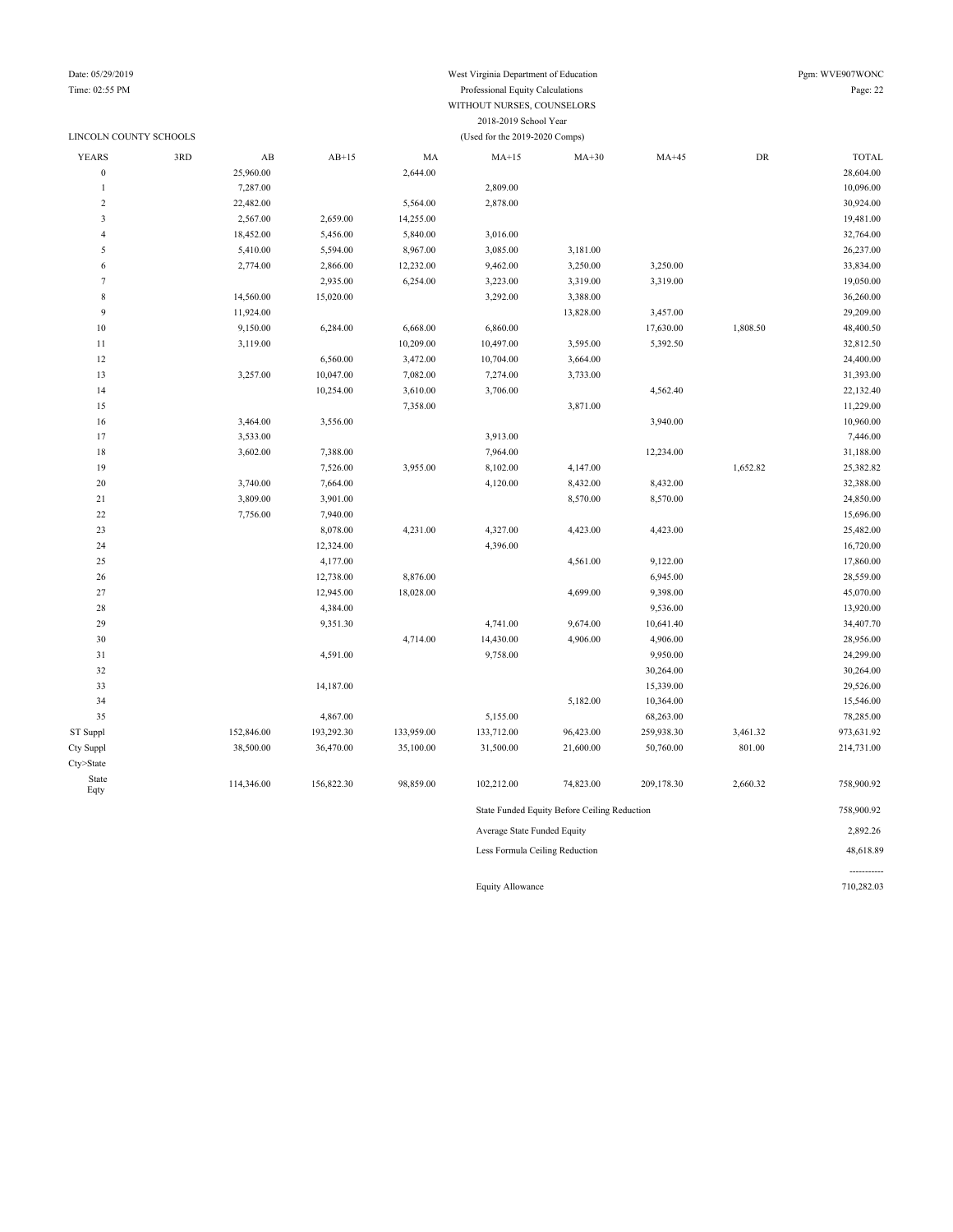West Virginia Department of Education
Professional Equity Calculations
WITHOUT NURSES, COUNSELORS
2018-2019 School Year
(Used for the 2019-2020 Comps)

LINCOLN COUNTY SCHOOLS

| YEARS | 3RD | AB | AB+15 | MA | MA+15 | MA+30 | MA+45 | DR | TOTAL |
|---|---|---|---|---|---|---|---|---|---|
| 0 | | 25,960.00 | | 2,644.00 | | | | | 28,604.00 |
| 1 | | 7,287.00 | | | 2,809.00 | | | | 10,096.00 |
| 2 | | 22,482.00 | | 5,564.00 | 2,878.00 | | | | 30,924.00 |
| 3 | | 2,567.00 | 2,659.00 | 14,255.00 | | | | | 19,481.00 |
| 4 | | 18,452.00 | 5,456.00 | 5,840.00 | 3,016.00 | | | | 32,764.00 |
| 5 | | 5,410.00 | 5,594.00 | 8,967.00 | 3,085.00 | 3,181.00 | | | 26,237.00 |
| 6 | | 2,774.00 | 2,866.00 | 12,232.00 | 9,462.00 | 3,250.00 | 3,250.00 | | 33,834.00 |
| 7 | | | 2,935.00 | 6,254.00 | 3,223.00 | 3,319.00 | 3,319.00 | | 19,050.00 |
| 8 | | 14,560.00 | 15,020.00 | | 3,292.00 | 3,388.00 | | | 36,260.00 |
| 9 | | 11,924.00 | | | | 13,828.00 | 3,457.00 | | 29,209.00 |
| 10 | | 9,150.00 | 6,284.00 | 6,668.00 | 6,860.00 | | 17,630.00 | 1,808.50 | 48,400.50 |
| 11 | | 3,119.00 | | 10,209.00 | 10,497.00 | 3,595.00 | 5,392.50 | | 32,812.50 |
| 12 | | | 6,560.00 | 3,472.00 | 10,704.00 | 3,664.00 | | | 24,400.00 |
| 13 | | 3,257.00 | 10,047.00 | 7,082.00 | 7,274.00 | 3,733.00 | | | 31,393.00 |
| 14 | | | 10,254.00 | 3,610.00 | 3,706.00 | | 4,562.40 | | 22,132.40 |
| 15 | | | | 7,358.00 | | 3,871.00 | | | 11,229.00 |
| 16 | | 3,464.00 | 3,556.00 | | | | 3,940.00 | | 10,960.00 |
| 17 | | 3,533.00 | | | 3,913.00 | | | | 7,446.00 |
| 18 | | 3,602.00 | 7,388.00 | | 7,964.00 | | 12,234.00 | | 31,188.00 |
| 19 | | | 7,526.00 | 3,955.00 | 8,102.00 | 4,147.00 | | 1,652.82 | 25,382.82 |
| 20 | | 3,740.00 | 7,664.00 | | 4,120.00 | 8,432.00 | 8,432.00 | | 32,388.00 |
| 21 | | 3,809.00 | 3,901.00 | | | 8,570.00 | 8,570.00 | | 24,850.00 |
| 22 | | 7,756.00 | 7,940.00 | | | | | | 15,696.00 |
| 23 | | | 8,078.00 | 4,231.00 | 4,327.00 | 4,423.00 | 4,423.00 | | 25,482.00 |
| 24 | | | 12,324.00 | | 4,396.00 | | | | 16,720.00 |
| 25 | | | 4,177.00 | | | 4,561.00 | 9,122.00 | | 17,860.00 |
| 26 | | | 12,738.00 | 8,876.00 | | | 6,945.00 | | 28,559.00 |
| 27 | | | 12,945.00 | 18,028.00 | | 4,699.00 | 9,398.00 | | 45,070.00 |
| 28 | | | 4,384.00 | | | | 9,536.00 | | 13,920.00 |
| 29 | | | 9,351.30 | | 4,741.00 | 9,674.00 | 10,641.40 | | 34,407.70 |
| 30 | | | | 4,714.00 | 14,430.00 | 4,906.00 | 4,906.00 | | 28,956.00 |
| 31 | | | 4,591.00 | | 9,758.00 | | 9,950.00 | | 24,299.00 |
| 32 | | | | | | | 30,264.00 | | 30,264.00 |
| 33 | | | 14,187.00 | | | | 15,339.00 | | 29,526.00 |
| 34 | | | | | | 5,182.00 | 10,364.00 | | 15,546.00 |
| 35 | | | 4,867.00 | | 5,155.00 | | 68,263.00 | | 78,285.00 |
| ST Suppl | | 152,846.00 | 193,292.30 | 133,959.00 | 133,712.00 | 96,423.00 | 259,938.30 | 3,461.32 | 973,631.92 |
| Cty Suppl | | 38,500.00 | 36,470.00 | 35,100.00 | 31,500.00 | 21,600.00 | 50,760.00 | 801.00 | 214,731.00 |
| Cty>State | | | | | | | | | |
| State Eqty | | 114,346.00 | 156,822.30 | 98,859.00 | 102,212.00 | 74,823.00 | 209,178.30 | 2,660.32 | 758,900.92 |

| | |
|---|---|
| State Funded Equity Before Ceiling Reduction | 758,900.92 |
| Average State Funded Equity | 2,892.26 |
| Less Formula Ceiling Reduction | 48,618.89 |
| Equity Allowance | 710,282.03 |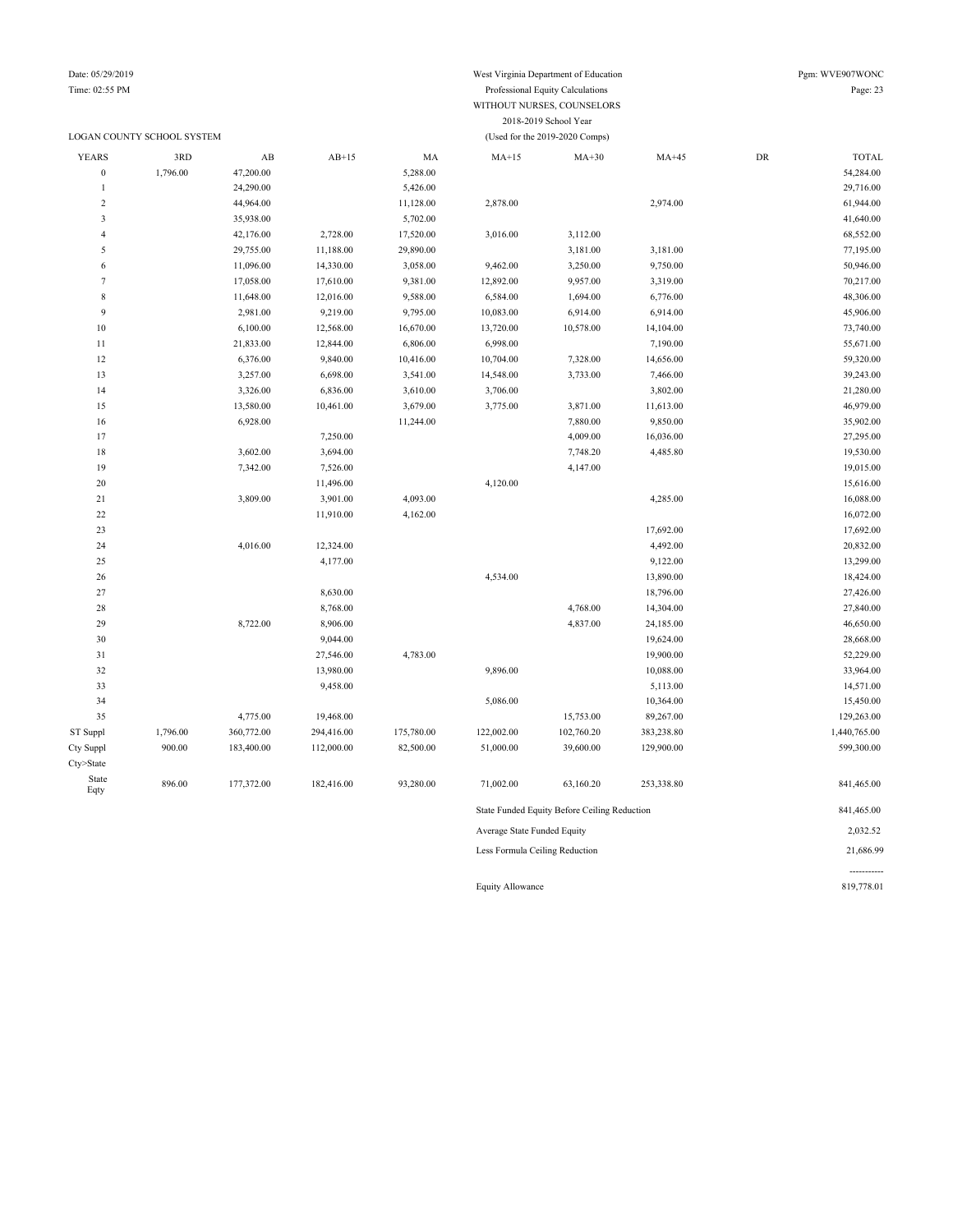West Virginia Department of Education
Professional Equity Calculations
WITHOUT NURSES, COUNSELORS
2018-2019 School Year
(Used for the 2019-2020 Comps)

LOGAN COUNTY SCHOOL SYSTEM

| YEARS | 3RD | AB | AB+15 | MA | MA+15 | MA+30 | MA+45 | DR | TOTAL |
|---|---|---|---|---|---|---|---|---|---|
| 0 | 1,796.00 | 47,200.00 | | 5,288.00 | | | | | 54,284.00 |
| 1 | | 24,290.00 | | 5,426.00 | | | | | 29,716.00 |
| 2 | | 44,964.00 | | 11,128.00 | 2,878.00 | | 2,974.00 | | 61,944.00 |
| 3 | | 35,938.00 | | 5,702.00 | | | | | 41,640.00 |
| 4 | | 42,176.00 | 2,728.00 | 17,520.00 | 3,016.00 | 3,112.00 | | | 68,552.00 |
| 5 | | 29,755.00 | 11,188.00 | 29,890.00 | | 3,181.00 | 3,181.00 | | 77,195.00 |
| 6 | | 11,096.00 | 14,330.00 | 3,058.00 | 9,462.00 | 3,250.00 | 9,750.00 | | 50,946.00 |
| 7 | | 17,058.00 | 17,610.00 | 9,381.00 | 12,892.00 | 9,957.00 | 3,319.00 | | 70,217.00 |
| 8 | | 11,648.00 | 12,016.00 | 9,588.00 | 6,584.00 | 1,694.00 | 6,776.00 | | 48,306.00 |
| 9 | | 2,981.00 | 9,219.00 | 9,795.00 | 10,083.00 | 6,914.00 | 6,914.00 | | 45,906.00 |
| 10 | | 6,100.00 | 12,568.00 | 16,670.00 | 13,720.00 | 10,578.00 | 14,104.00 | | 73,740.00 |
| 11 | | 21,833.00 | 12,844.00 | 6,806.00 | 6,998.00 | | 7,190.00 | | 55,671.00 |
| 12 | | 6,376.00 | 9,840.00 | 10,416.00 | 10,704.00 | 7,328.00 | 14,656.00 | | 59,320.00 |
| 13 | | 3,257.00 | 6,698.00 | 3,541.00 | 14,548.00 | 3,733.00 | 7,466.00 | | 39,243.00 |
| 14 | | 3,326.00 | 6,836.00 | 3,610.00 | 3,706.00 | | 3,802.00 | | 21,280.00 |
| 15 | | 13,580.00 | 10,461.00 | 3,679.00 | 3,775.00 | 3,871.00 | 11,613.00 | | 46,979.00 |
| 16 | | 6,928.00 | | 11,244.00 | | 7,880.00 | 9,850.00 | | 35,902.00 |
| 17 | | | 7,250.00 | | | 4,009.00 | 16,036.00 | | 27,295.00 |
| 18 | | 3,602.00 | 3,694.00 | | | 7,748.20 | 4,485.80 | | 19,530.00 |
| 19 | | 7,342.00 | 7,526.00 | | | 4,147.00 | | | 19,015.00 |
| 20 | | | 11,496.00 | | 4,120.00 | | | | 15,616.00 |
| 21 | | 3,809.00 | 3,901.00 | 4,093.00 | | | 4,285.00 | | 16,088.00 |
| 22 | | | 11,910.00 | 4,162.00 | | | | | 16,072.00 |
| 23 | | | | | | | 17,692.00 | | 17,692.00 |
| 24 | | 4,016.00 | 12,324.00 | | | | 4,492.00 | | 20,832.00 |
| 25 | | | 4,177.00 | | | | 9,122.00 | | 13,299.00 |
| 26 | | | | | 4,534.00 | | 13,890.00 | | 18,424.00 |
| 27 | | | 8,630.00 | | | | 18,796.00 | | 27,426.00 |
| 28 | | | 8,768.00 | | | 4,768.00 | 14,304.00 | | 27,840.00 |
| 29 | | 8,722.00 | 8,906.00 | | | 4,837.00 | 24,185.00 | | 46,650.00 |
| 30 | | | 9,044.00 | | | | 19,624.00 | | 28,668.00 |
| 31 | | | 27,546.00 | 4,783.00 | | | 19,900.00 | | 52,229.00 |
| 32 | | | 13,980.00 | | 9,896.00 | | 10,088.00 | | 33,964.00 |
| 33 | | | 9,458.00 | | | | 5,113.00 | | 14,571.00 |
| 34 | | | | | 5,086.00 | | 10,364.00 | | 15,450.00 |
| 35 | | 4,775.00 | 19,468.00 | | | 15,753.00 | 89,267.00 | | 129,263.00 |
| ST Suppl | 1,796.00 | 360,772.00 | 294,416.00 | 175,780.00 | 122,002.00 | 102,760.20 | 383,238.80 | | 1,440,765.00 |
| Cty Suppl | 900.00 | 183,400.00 | 112,000.00 | 82,500.00 | 51,000.00 | 39,600.00 | 129,900.00 | | 599,300.00 |
| Cty>State | | | | | | | | | |
| State Eqty | 896.00 | 177,372.00 | 182,416.00 | 93,280.00 | 71,002.00 | 63,160.20 | 253,338.80 | | 841,465.00 |

| | |
|---|---|
| State Funded Equity Before Ceiling Reduction | 841,465.00 |
| Average State Funded Equity | 2,032.52 |
| Less Formula Ceiling Reduction | 21,686.99 |
| | ----------- |
| Equity Allowance | 819,778.01 |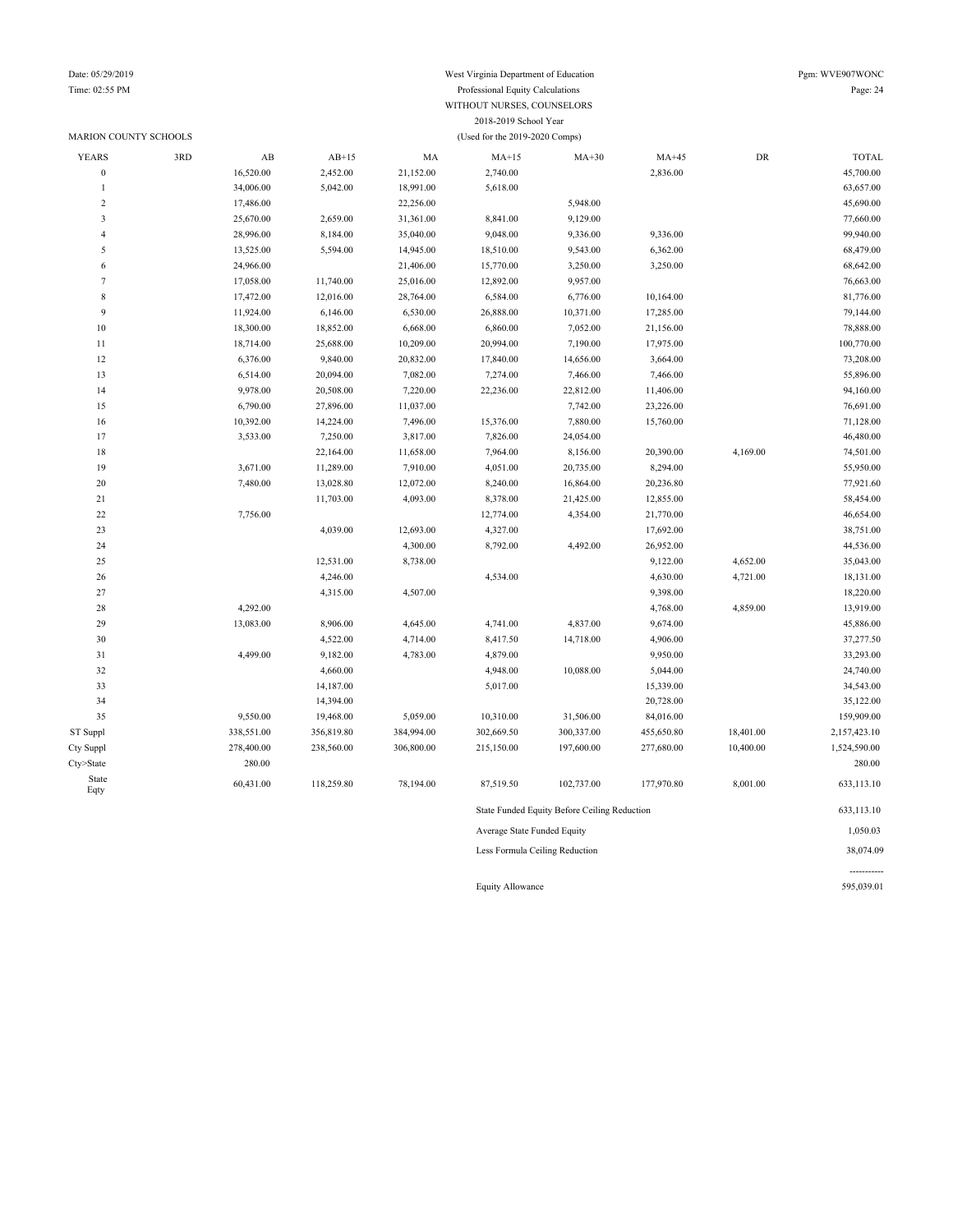West Virginia Department of Education
Professional Equity Calculations
WITHOUT NURSES, COUNSELORS
2018-2019 School Year
(Used for the 2019-2020 Comps)

Date: 05/29/2019
Time: 02:55 PM
Pgm: WVE907WONC

MARION COUNTY SCHOOLS

| YEARS | 3RD | AB | AB+15 | MA | MA+15 | MA+30 | MA+45 | DR | TOTAL |
|---|---|---|---|---|---|---|---|---|---|
| 0 | | 16,520.00 | 2,452.00 | 21,152.00 | 2,740.00 | | 2,836.00 | | 45,700.00 |
| 1 | | 34,006.00 | 5,042.00 | 18,991.00 | 5,618.00 | | | | 63,657.00 |
| 2 | | 17,486.00 | | 22,256.00 | | 5,948.00 | | | 45,690.00 |
| 3 | | 25,670.00 | 2,659.00 | 31,361.00 | 8,841.00 | 9,129.00 | | | 77,660.00 |
| 4 | | 28,996.00 | 8,184.00 | 35,040.00 | 9,048.00 | 9,336.00 | 9,336.00 | | 99,940.00 |
| 5 | | 13,525.00 | 5,594.00 | 14,945.00 | 18,510.00 | 9,543.00 | 6,362.00 | | 68,479.00 |
| 6 | | 24,966.00 | | 21,406.00 | 15,770.00 | 3,250.00 | 3,250.00 | | 68,642.00 |
| 7 | | 17,058.00 | 11,740.00 | 25,016.00 | 12,892.00 | 9,957.00 | | | 76,663.00 |
| 8 | | 17,472.00 | 12,016.00 | 28,764.00 | 6,584.00 | 6,776.00 | 10,164.00 | | 81,776.00 |
| 9 | | 11,924.00 | 6,146.00 | 6,530.00 | 26,888.00 | 10,371.00 | 17,285.00 | | 79,144.00 |
| 10 | | 18,300.00 | 18,852.00 | 6,668.00 | 6,860.00 | 7,052.00 | 21,156.00 | | 78,888.00 |
| 11 | | 18,714.00 | 25,688.00 | 10,209.00 | 20,994.00 | 7,190.00 | 17,975.00 | | 100,770.00 |
| 12 | | 6,376.00 | 9,840.00 | 20,832.00 | 17,840.00 | 14,656.00 | 3,664.00 | | 73,208.00 |
| 13 | | 6,514.00 | 20,094.00 | 7,082.00 | 7,274.00 | 7,466.00 | 7,466.00 | | 55,896.00 |
| 14 | | 9,978.00 | 20,508.00 | 7,220.00 | 22,236.00 | 22,812.00 | 11,406.00 | | 94,160.00 |
| 15 | | 6,790.00 | 27,896.00 | 11,037.00 | | 7,742.00 | 23,226.00 | | 76,691.00 |
| 16 | | 10,392.00 | 14,224.00 | 7,496.00 | 15,376.00 | 7,880.00 | 15,760.00 | | 71,128.00 |
| 17 | | 3,533.00 | 7,250.00 | 3,817.00 | 7,826.00 | 24,054.00 | | | 46,480.00 |
| 18 | | | 22,164.00 | 11,658.00 | 7,964.00 | 8,156.00 | 20,390.00 | 4,169.00 | 74,501.00 |
| 19 | | 3,671.00 | 11,289.00 | 7,910.00 | 4,051.00 | 20,735.00 | 8,294.00 | | 55,950.00 |
| 20 | | 7,480.00 | 13,028.80 | 12,072.00 | 8,240.00 | 16,864.00 | 20,236.80 | | 77,921.60 |
| 21 | | | 11,703.00 | 4,093.00 | 8,378.00 | 21,425.00 | 12,855.00 | | 58,454.00 |
| 22 | | 7,756.00 | | | 12,774.00 | 4,354.00 | 21,770.00 | | 46,654.00 |
| 23 | | | 4,039.00 | 12,693.00 | 4,327.00 | | 17,692.00 | | 38,751.00 |
| 24 | | | | 4,300.00 | 8,792.00 | 4,492.00 | 26,952.00 | | 44,536.00 |
| 25 | | | 12,531.00 | 8,738.00 | | | 9,122.00 | 4,652.00 | 35,043.00 |
| 26 | | | 4,246.00 | | 4,534.00 | | 4,630.00 | 4,721.00 | 18,131.00 |
| 27 | | | 4,315.00 | 4,507.00 | | | 9,398.00 | | 18,220.00 |
| 28 | | 4,292.00 | | | | | 4,768.00 | 4,859.00 | 13,919.00 |
| 29 | | 13,083.00 | 8,906.00 | 4,645.00 | 4,741.00 | 4,837.00 | 9,674.00 | | 45,886.00 |
| 30 | | | 4,522.00 | 4,714.00 | 8,417.50 | 14,718.00 | 4,906.00 | | 37,277.50 |
| 31 | | 4,499.00 | 9,182.00 | 4,783.00 | 4,879.00 | | 9,950.00 | | 33,293.00 |
| 32 | | | 4,660.00 | | 4,948.00 | 10,088.00 | 5,044.00 | | 24,740.00 |
| 33 | | | 14,187.00 | | 5,017.00 | | 15,339.00 | | 34,543.00 |
| 34 | | | 14,394.00 | | | | 20,728.00 | | 35,122.00 |
| 35 | | 9,550.00 | 19,468.00 | 5,059.00 | 10,310.00 | 31,506.00 | 84,016.00 | | 159,909.00 |
| ST Suppl | | 338,551.00 | 356,819.80 | 384,994.00 | 302,669.50 | 300,337.00 | 455,650.80 | 18,401.00 | 2,157,423.10 |
| Cty Suppl | | 278,400.00 | 238,560.00 | 306,800.00 | 215,150.00 | 197,600.00 | 277,680.00 | 10,400.00 | 1,524,590.00 |
| Cty>State | | 280.00 | | | | | | | 280.00 |
| State Eqty | | 60,431.00 | 118,259.80 | 78,194.00 | 87,519.50 | 102,737.00 | 177,970.80 | 8,001.00 | 633,113.10 |

| | |
|---|---|
| State Funded Equity Before Ceiling Reduction | 633,113.10 |
| Average State Funded Equity | 1,050.03 |
| Less Formula Ceiling Reduction | 38,074.09 |
| | ----------- |
| Equity Allowance | 595,039.01 |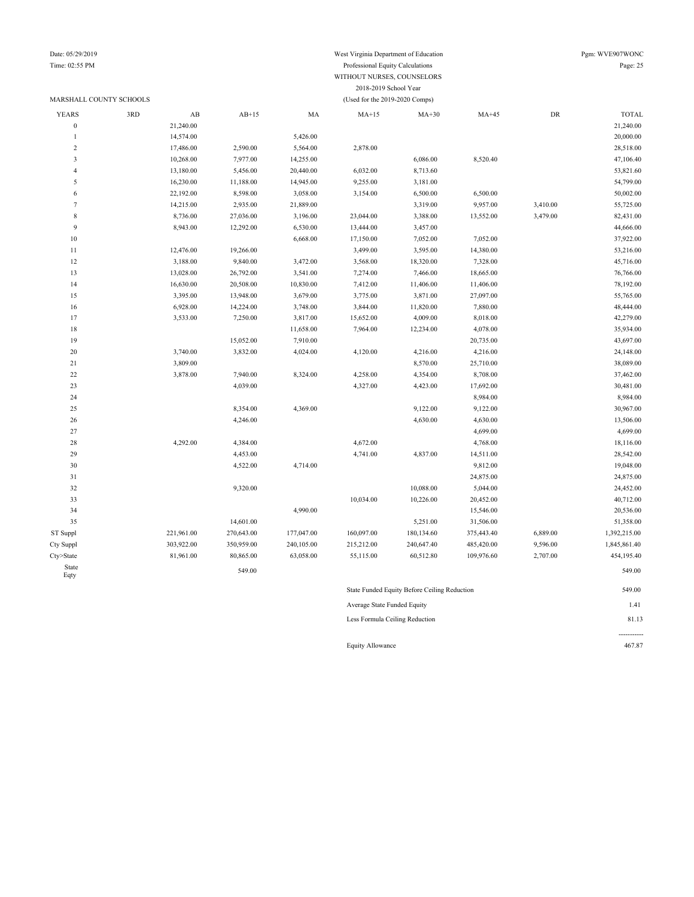West Virginia Department of Education
Professional Equity Calculations
WITHOUT NURSES, COUNSELORS
2018-2019 School Year
(Used for the 2019-2020 Comps)

MARSHALL COUNTY SCHOOLS

| YEARS | 3RD | AB | AB+15 | MA | MA+15 | MA+30 | MA+45 | DR | TOTAL |
|---|---|---|---|---|---|---|---|---|---|
| 0 | | 21,240.00 | | | | | | | 21,240.00 |
| 1 | | 14,574.00 | | 5,426.00 | | | | | 20,000.00 |
| 2 | | 17,486.00 | 2,590.00 | 5,564.00 | 2,878.00 | | | | 28,518.00 |
| 3 | | 10,268.00 | 7,977.00 | 14,255.00 | | 6,086.00 | 8,520.40 | | 47,106.40 |
| 4 | | 13,180.00 | 5,456.00 | 20,440.00 | 6,032.00 | 8,713.60 | | | 53,821.60 |
| 5 | | 16,230.00 | 11,188.00 | 14,945.00 | 9,255.00 | 3,181.00 | | | 54,799.00 |
| 6 | | 22,192.00 | 8,598.00 | 3,058.00 | 3,154.00 | 6,500.00 | 6,500.00 | | 50,002.00 |
| 7 | | 14,215.00 | 2,935.00 | 21,889.00 | | 3,319.00 | 9,957.00 | 3,410.00 | 55,725.00 |
| 8 | | 8,736.00 | 27,036.00 | 3,196.00 | 23,044.00 | 3,388.00 | 13,552.00 | 3,479.00 | 82,431.00 |
| 9 | | 8,943.00 | 12,292.00 | 6,530.00 | 13,444.00 | 3,457.00 | | | 44,666.00 |
| 10 | | | | 6,668.00 | 17,150.00 | 7,052.00 | 7,052.00 | | 37,922.00 |
| 11 | | 12,476.00 | 19,266.00 | | 3,499.00 | 3,595.00 | 14,380.00 | | 53,216.00 |
| 12 | | 3,188.00 | 9,840.00 | 3,472.00 | 3,568.00 | 18,320.00 | 7,328.00 | | 45,716.00 |
| 13 | | 13,028.00 | 26,792.00 | 3,541.00 | 7,274.00 | 7,466.00 | 18,665.00 | | 76,766.00 |
| 14 | | 16,630.00 | 20,508.00 | 10,830.00 | 7,412.00 | 11,406.00 | 11,406.00 | | 78,192.00 |
| 15 | | 3,395.00 | 13,948.00 | 3,679.00 | 3,775.00 | 3,871.00 | 27,097.00 | | 55,765.00 |
| 16 | | 6,928.00 | 14,224.00 | 3,748.00 | 3,844.00 | 11,820.00 | 7,880.00 | | 48,444.00 |
| 17 | | 3,533.00 | 7,250.00 | 3,817.00 | 15,652.00 | 4,009.00 | 8,018.00 | | 42,279.00 |
| 18 | | | | 11,658.00 | 7,964.00 | 12,234.00 | 4,078.00 | | 35,934.00 |
| 19 | | | 15,052.00 | 7,910.00 | | | 20,735.00 | | 43,697.00 |
| 20 | | 3,740.00 | 3,832.00 | 4,024.00 | 4,120.00 | 4,216.00 | 4,216.00 | | 24,148.00 |
| 21 | | 3,809.00 | | | | 8,570.00 | 25,710.00 | | 38,089.00 |
| 22 | | 3,878.00 | 7,940.00 | 8,324.00 | 4,258.00 | 4,354.00 | 8,708.00 | | 37,462.00 |
| 23 | | | 4,039.00 | | 4,327.00 | 4,423.00 | 17,692.00 | | 30,481.00 |
| 24 | | | | | | | 8,984.00 | | 8,984.00 |
| 25 | | | 8,354.00 | 4,369.00 | | 9,122.00 | 9,122.00 | | 30,967.00 |
| 26 | | | 4,246.00 | | | 4,630.00 | 4,630.00 | | 13,506.00 |
| 27 | | | | | | | 4,699.00 | | 4,699.00 |
| 28 | | 4,292.00 | 4,384.00 | | 4,672.00 | | 4,768.00 | | 18,116.00 |
| 29 | | | 4,453.00 | | 4,741.00 | 4,837.00 | 14,511.00 | | 28,542.00 |
| 30 | | | 4,522.00 | 4,714.00 | | | 9,812.00 | | 19,048.00 |
| 31 | | | | | | | 24,875.00 | | 24,875.00 |
| 32 | | | 9,320.00 | | | 10,088.00 | 5,044.00 | | 24,452.00 |
| 33 | | | | | 10,034.00 | 10,226.00 | 20,452.00 | | 40,712.00 |
| 34 | | | | 4,990.00 | | | 15,546.00 | | 20,536.00 |
| 35 | | | 14,601.00 | | | 5,251.00 | 31,506.00 | | 51,358.00 |
| ST Suppl | | 221,961.00 | 270,643.00 | 177,047.00 | 160,097.00 | 180,134.60 | 375,443.40 | 6,889.00 | 1,392,215.00 |
| Cty Suppl | | 303,922.00 | 350,959.00 | 240,105.00 | 215,212.00 | 240,647.40 | 485,420.00 | 9,596.00 | 1,845,861.40 |
| Cty>State | | 81,961.00 | 80,865.00 | 63,058.00 | 55,115.00 | 60,512.80 | 109,976.60 | 2,707.00 | 454,195.40 |
| State Eqty | | | 549.00 | | | | | | 549.00 |

| | |
|---|---|
| State Funded Equity Before Ceiling Reduction | 549.00 |
| Average State Funded Equity | 1.41 |
| Less Formula Ceiling Reduction | 81.13 |
| | ----------- |
| Equity Allowance | 467.87 |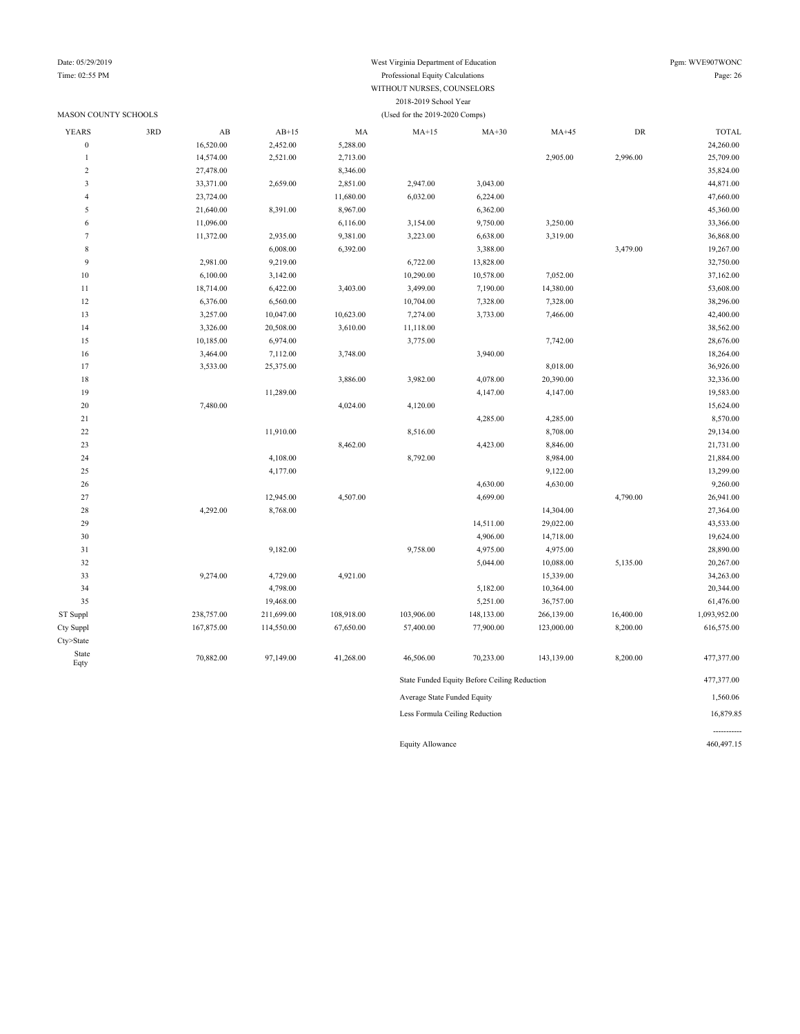West Virginia Department of Education
Professional Equity Calculations
WITHOUT NURSES, COUNSELORS
2018-2019 School Year
(Used for the 2019-2020 Comps)

Date: 05/29/2019
Time: 02:55 PM
Pgm: WVE907WONC

MASON COUNTY SCHOOLS

| YEARS | 3RD | AB | AB+15 | MA | MA+15 | MA+30 | MA+45 | DR | TOTAL |
|---|---|---|---|---|---|---|---|---|---|
| 0 | | 16,520.00 | 2,452.00 | 5,288.00 | | | | | 24,260.00 |
| 1 | | 14,574.00 | 2,521.00 | 2,713.00 | | | 2,905.00 | 2,996.00 | 25,709.00 |
| 2 | | 27,478.00 | | 8,346.00 | | | | | 35,824.00 |
| 3 | | 33,371.00 | 2,659.00 | 2,851.00 | 2,947.00 | 3,043.00 | | | 44,871.00 |
| 4 | | 23,724.00 | | 11,680.00 | 6,032.00 | 6,224.00 | | | 47,660.00 |
| 5 | | 21,640.00 | 8,391.00 | 8,967.00 | | 6,362.00 | | | 45,360.00 |
| 6 | | 11,096.00 | | 6,116.00 | 3,154.00 | 9,750.00 | 3,250.00 | | 33,366.00 |
| 7 | | 11,372.00 | 2,935.00 | 9,381.00 | 3,223.00 | 6,638.00 | 3,319.00 | | 36,868.00 |
| 8 | | | 6,008.00 | 6,392.00 | | 3,388.00 | | 3,479.00 | 19,267.00 |
| 9 | | 2,981.00 | 9,219.00 | | 6,722.00 | 13,828.00 | | | 32,750.00 |
| 10 | | 6,100.00 | 3,142.00 | | 10,290.00 | 10,578.00 | 7,052.00 | | 37,162.00 |
| 11 | | 18,714.00 | 6,422.00 | 3,403.00 | 3,499.00 | 7,190.00 | 14,380.00 | | 53,608.00 |
| 12 | | 6,376.00 | 6,560.00 | | 10,704.00 | 7,328.00 | 7,328.00 | | 38,296.00 |
| 13 | | 3,257.00 | 10,047.00 | 10,623.00 | 7,274.00 | 3,733.00 | 7,466.00 | | 42,400.00 |
| 14 | | 3,326.00 | 20,508.00 | 3,610.00 | 11,118.00 | | | | 38,562.00 |
| 15 | | 10,185.00 | 6,974.00 | | 3,775.00 | | 7,742.00 | | 28,676.00 |
| 16 | | 3,464.00 | 7,112.00 | 3,748.00 | | 3,940.00 | | | 18,264.00 |
| 17 | | 3,533.00 | 25,375.00 | | | | 8,018.00 | | 36,926.00 |
| 18 | | | | 3,886.00 | 3,982.00 | 4,078.00 | 20,390.00 | | 32,336.00 |
| 19 | | | 11,289.00 | | | 4,147.00 | 4,147.00 | | 19,583.00 |
| 20 | | 7,480.00 | | 4,024.00 | 4,120.00 | | | | 15,624.00 |
| 21 | | | | | | 4,285.00 | 4,285.00 | | 8,570.00 |
| 22 | | | 11,910.00 | | 8,516.00 | | 8,708.00 | | 29,134.00 |
| 23 | | | | 8,462.00 | | 4,423.00 | 8,846.00 | | 21,731.00 |
| 24 | | | 4,108.00 | | 8,792.00 | | 8,984.00 | | 21,884.00 |
| 25 | | | 4,177.00 | | | | 9,122.00 | | 13,299.00 |
| 26 | | | | | | 4,630.00 | 4,630.00 | | 9,260.00 |
| 27 | | | 12,945.00 | 4,507.00 | | 4,699.00 | | 4,790.00 | 26,941.00 |
| 28 | | 4,292.00 | 8,768.00 | | | | 14,304.00 | | 27,364.00 |
| 29 | | | | | | 14,511.00 | 29,022.00 | | 43,533.00 |
| 30 | | | | | | 4,906.00 | 14,718.00 | | 19,624.00 |
| 31 | | | 9,182.00 | | 9,758.00 | 4,975.00 | 4,975.00 | | 28,890.00 |
| 32 | | | | | | 5,044.00 | 10,088.00 | 5,135.00 | 20,267.00 |
| 33 | | 9,274.00 | 4,729.00 | 4,921.00 | | | 15,339.00 | | 34,263.00 |
| 34 | | | 4,798.00 | | | 5,182.00 | 10,364.00 | | 20,344.00 |
| 35 | | | 19,468.00 | | | 5,251.00 | 36,757.00 | | 61,476.00 |
| ST Suppl | | 238,757.00 | 211,699.00 | 108,918.00 | 103,906.00 | 148,133.00 | 266,139.00 | 16,400.00 | 1,093,952.00 |
| Cty Suppl | | 167,875.00 | 114,550.00 | 67,650.00 | 57,400.00 | 77,900.00 | 123,000.00 | 8,200.00 | 616,575.00 |
| Cty>State | | | | | | | | | |
| State Eqty | | 70,882.00 | 97,149.00 | 41,268.00 | 46,506.00 | 70,233.00 | 143,139.00 | 8,200.00 | 477,377.00 |

| | |
|---|---|
| State Funded Equity Before Ceiling Reduction | 477,377.00 |
| Average State Funded Equity | 1,560.06 |
| Less Formula Ceiling Reduction | 16,879.85 |
| | ----------- |
| Equity Allowance | 460,497.15 |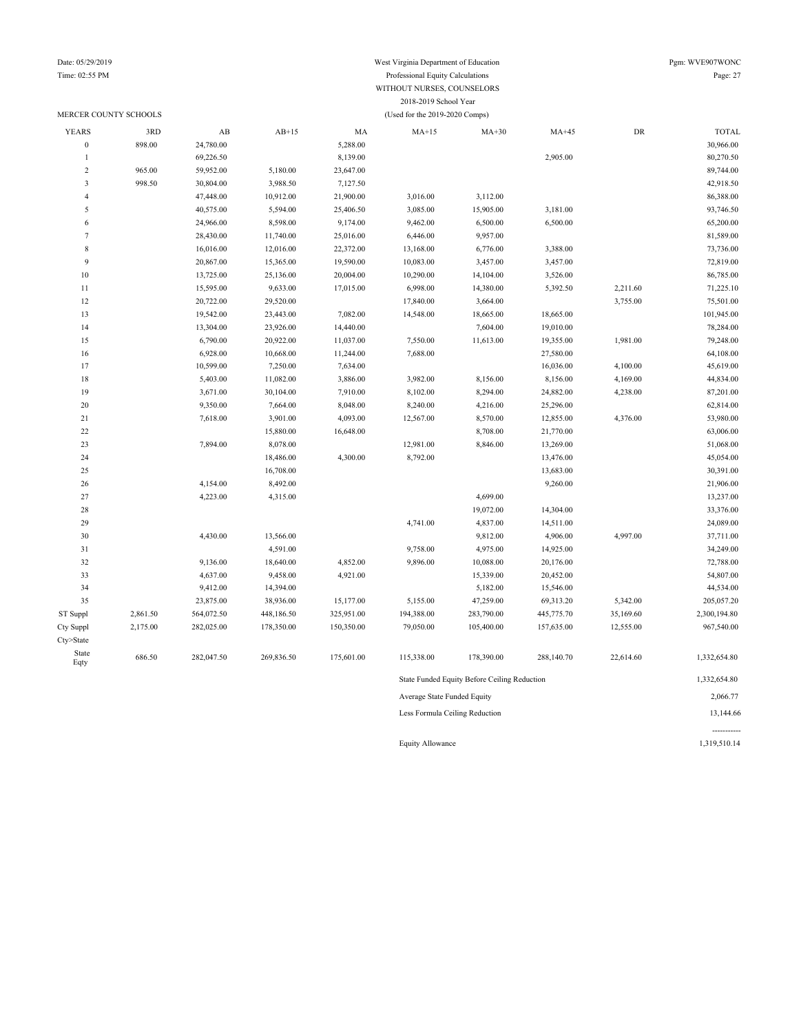West Virginia Department of Education
Professional Equity Calculations
WITHOUT NURSES, COUNSELORS
2018-2019 School Year
(Used for the 2019-2020 Comps)

Date: 05/29/2019
Time: 02:55 PM
Pgm: WVE907WONC

MERCER COUNTY SCHOOLS

| YEARS | 3RD | AB | AB+15 | MA | MA+15 | MA+30 | MA+45 | DR | TOTAL |
|---|---|---|---|---|---|---|---|---|---|
| 0 | 898.00 | 24,780.00 | | 5,288.00 | | | | | 30,966.00 |
| 1 | | 69,226.50 | | 8,139.00 | | | 2,905.00 | | 80,270.50 |
| 2 | 965.00 | 59,952.00 | 5,180.00 | 23,647.00 | | | | | 89,744.00 |
| 3 | 998.50 | 30,804.00 | 3,988.50 | 7,127.50 | | | | | 42,918.50 |
| 4 | | 47,448.00 | 10,912.00 | 21,900.00 | 3,016.00 | 3,112.00 | | | 86,388.00 |
| 5 | | 40,575.00 | 5,594.00 | 25,406.50 | 3,085.00 | 15,905.00 | 3,181.00 | | 93,746.50 |
| 6 | | 24,966.00 | 8,598.00 | 9,174.00 | 9,462.00 | 6,500.00 | 6,500.00 | | 65,200.00 |
| 7 | | 28,430.00 | 11,740.00 | 25,016.00 | 6,446.00 | 9,957.00 | | | 81,589.00 |
| 8 | | 16,016.00 | 12,016.00 | 22,372.00 | 13,168.00 | 6,776.00 | 3,388.00 | | 73,736.00 |
| 9 | | 20,867.00 | 15,365.00 | 19,590.00 | 10,083.00 | 3,457.00 | 3,457.00 | | 72,819.00 |
| 10 | | 13,725.00 | 25,136.00 | 20,004.00 | 10,290.00 | 14,104.00 | 3,526.00 | | 86,785.00 |
| 11 | | 15,595.00 | 9,633.00 | 17,015.00 | 6,998.00 | 14,380.00 | 5,392.50 | 2,211.60 | 71,225.10 |
| 12 | | 20,722.00 | 29,520.00 | | 17,840.00 | 3,664.00 | | 3,755.00 | 75,501.00 |
| 13 | | 19,542.00 | 23,443.00 | 7,082.00 | 14,548.00 | 18,665.00 | 18,665.00 | | 101,945.00 |
| 14 | | 13,304.00 | 23,926.00 | 14,440.00 | | 7,604.00 | 19,010.00 | | 78,284.00 |
| 15 | | 6,790.00 | 20,922.00 | 11,037.00 | 7,550.00 | 11,613.00 | 19,355.00 | 1,981.00 | 79,248.00 |
| 16 | | 6,928.00 | 10,668.00 | 11,244.00 | 7,688.00 | | 27,580.00 | | 64,108.00 |
| 17 | | 10,599.00 | 7,250.00 | 7,634.00 | | | 16,036.00 | 4,100.00 | 45,619.00 |
| 18 | | 5,403.00 | 11,082.00 | 3,886.00 | 3,982.00 | 8,156.00 | 8,156.00 | 4,169.00 | 44,834.00 |
| 19 | | 3,671.00 | 30,104.00 | 7,910.00 | 8,102.00 | 8,294.00 | 24,882.00 | 4,238.00 | 87,201.00 |
| 20 | | 9,350.00 | 7,664.00 | 8,048.00 | 8,240.00 | 4,216.00 | 25,296.00 | | 62,814.00 |
| 21 | | 7,618.00 | 3,901.00 | 4,093.00 | 12,567.00 | 8,570.00 | 12,855.00 | 4,376.00 | 53,980.00 |
| 22 | | | 15,880.00 | 16,648.00 | | 8,708.00 | 21,770.00 | | 63,006.00 |
| 23 | | 7,894.00 | 8,078.00 | | 12,981.00 | 8,846.00 | 13,269.00 | | 51,068.00 |
| 24 | | | 18,486.00 | 4,300.00 | 8,792.00 | | 13,476.00 | | 45,054.00 |
| 25 | | | 16,708.00 | | | | 13,683.00 | | 30,391.00 |
| 26 | | 4,154.00 | 8,492.00 | | | | 9,260.00 | | 21,906.00 |
| 27 | | 4,223.00 | 4,315.00 | | | 4,699.00 | | | 13,237.00 |
| 28 | | | | | | 19,072.00 | 14,304.00 | | 33,376.00 |
| 29 | | | | | 4,741.00 | 4,837.00 | 14,511.00 | | 24,089.00 |
| 30 | | 4,430.00 | 13,566.00 | | | 9,812.00 | 4,906.00 | 4,997.00 | 37,711.00 |
| 31 | | | 4,591.00 | | 9,758.00 | 4,975.00 | 14,925.00 | | 34,249.00 |
| 32 | | 9,136.00 | 18,640.00 | 4,852.00 | 9,896.00 | 10,088.00 | 20,176.00 | | 72,788.00 |
| 33 | | 4,637.00 | 9,458.00 | 4,921.00 | | 15,339.00 | 20,452.00 | | 54,807.00 |
| 34 | | 9,412.00 | 14,394.00 | | | 5,182.00 | 15,546.00 | | 44,534.00 |
| 35 | | 23,875.00 | 38,936.00 | 15,177.00 | 5,155.00 | 47,259.00 | 69,313.20 | 5,342.00 | 205,057.20 |
| ST Suppl | 2,861.50 | 564,072.50 | 448,186.50 | 325,951.00 | 194,388.00 | 283,790.00 | 445,775.70 | 35,169.60 | 2,300,194.80 |
| Cty Suppl | 2,175.00 | 282,025.00 | 178,350.00 | 150,350.00 | 79,050.00 | 105,400.00 | 157,635.00 | 12,555.00 | 967,540.00 |
| Cty>State | | | | | | | | | |
| State Eqty | 686.50 | 282,047.50 | 269,836.50 | 175,601.00 | 115,338.00 | 178,390.00 | 288,140.70 | 22,614.60 | 1,332,654.80 |

| | |
|---|---|
| State Funded Equity Before Ceiling Reduction | 1,332,654.80 |
| Average State Funded Equity | 2,066.77 |
| Less Formula Ceiling Reduction | 13,144.66 |
| | ----------- |
| Equity Allowance | 1,319,510.14 |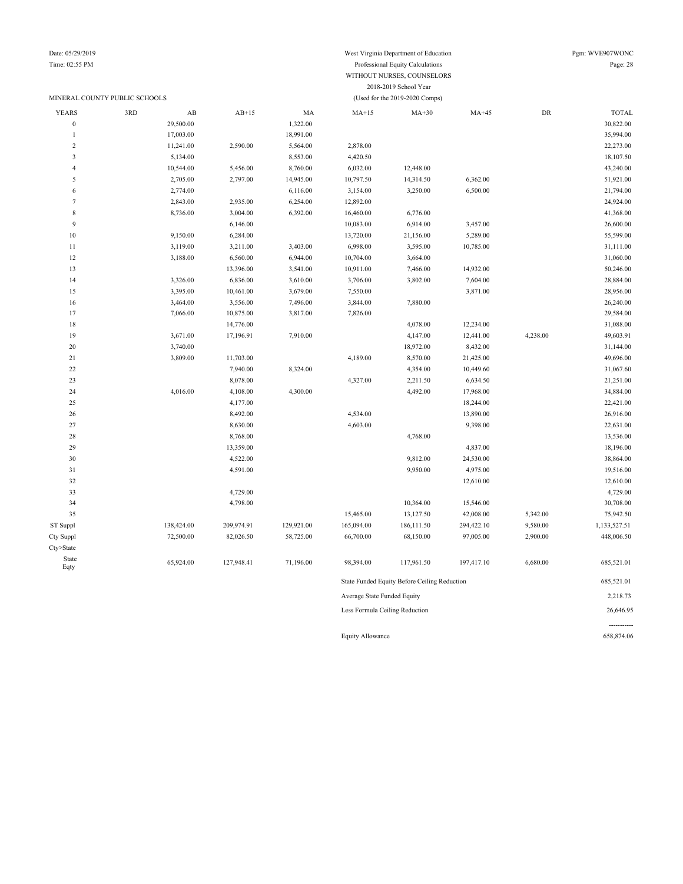West Virginia Department of Education
Professional Equity Calculations
WITHOUT NURSES, COUNSELORS
2018-2019 School Year
(Used for the 2019-2020 Comps)

MINERAL COUNTY PUBLIC SCHOOLS

| YEARS | 3RD | AB | AB+15 | MA | MA+15 | MA+30 | MA+45 | DR | TOTAL |
|---|---|---|---|---|---|---|---|---|---|
| 0 | | 29,500.00 | | 1,322.00 | | | | | 30,822.00 |
| 1 | | 17,003.00 | | 18,991.00 | | | | | 35,994.00 |
| 2 | | 11,241.00 | 2,590.00 | 5,564.00 | 2,878.00 | | | | 22,273.00 |
| 3 | | 5,134.00 | | 8,553.00 | 4,420.50 | | | | 18,107.50 |
| 4 | | 10,544.00 | 5,456.00 | 8,760.00 | 6,032.00 | 12,448.00 | | | 43,240.00 |
| 5 | | 2,705.00 | 2,797.00 | 14,945.00 | 10,797.50 | 14,314.50 | 6,362.00 | | 51,921.00 |
| 6 | | 2,774.00 | | 6,116.00 | 3,154.00 | 3,250.00 | 6,500.00 | | 21,794.00 |
| 7 | | 2,843.00 | 2,935.00 | 6,254.00 | 12,892.00 | | | | 24,924.00 |
| 8 | | 8,736.00 | 3,004.00 | 6,392.00 | 16,460.00 | 6,776.00 | | | 41,368.00 |
| 9 | | | 6,146.00 | | 10,083.00 | 6,914.00 | 3,457.00 | | 26,600.00 |
| 10 | | 9,150.00 | 6,284.00 | | 13,720.00 | 21,156.00 | 5,289.00 | | 55,599.00 |
| 11 | | 3,119.00 | 3,211.00 | 3,403.00 | 6,998.00 | 3,595.00 | 10,785.00 | | 31,111.00 |
| 12 | | 3,188.00 | 6,560.00 | 6,944.00 | 10,704.00 | 3,664.00 | | | 31,060.00 |
| 13 | | | 13,396.00 | 3,541.00 | 10,911.00 | 7,466.00 | 14,932.00 | | 50,246.00 |
| 14 | | 3,326.00 | 6,836.00 | 3,610.00 | 3,706.00 | 3,802.00 | 7,604.00 | | 28,884.00 |
| 15 | | 3,395.00 | 10,461.00 | 3,679.00 | 7,550.00 | | 3,871.00 | | 28,956.00 |
| 16 | | 3,464.00 | 3,556.00 | 7,496.00 | 3,844.00 | 7,880.00 | | | 26,240.00 |
| 17 | | 7,066.00 | 10,875.00 | 3,817.00 | 7,826.00 | | | | 29,584.00 |
| 18 | | | 14,776.00 | | | 4,078.00 | 12,234.00 | | 31,088.00 |
| 19 | | 3,671.00 | 17,196.91 | 7,910.00 | | 4,147.00 | 12,441.00 | 4,238.00 | 49,603.91 |
| 20 | | 3,740.00 | | | | 18,972.00 | 8,432.00 | | 31,144.00 |
| 21 | | 3,809.00 | 11,703.00 | | 4,189.00 | 8,570.00 | 21,425.00 | | 49,696.00 |
| 22 | | | 7,940.00 | 8,324.00 | | 4,354.00 | 10,449.60 | | 31,067.60 |
| 23 | | | 8,078.00 | | 4,327.00 | 2,211.50 | 6,634.50 | | 21,251.00 |
| 24 | | 4,016.00 | 4,108.00 | 4,300.00 | | 4,492.00 | 17,968.00 | | 34,884.00 |
| 25 | | | 4,177.00 | | | | 18,244.00 | | 22,421.00 |
| 26 | | | 8,492.00 | | 4,534.00 | | 13,890.00 | | 26,916.00 |
| 27 | | | 8,630.00 | | 4,603.00 | | 9,398.00 | | 22,631.00 |
| 28 | | | 8,768.00 | | | 4,768.00 | | | 13,536.00 |
| 29 | | | 13,359.00 | | | | 4,837.00 | | 18,196.00 |
| 30 | | | 4,522.00 | | | 9,812.00 | 24,530.00 | | 38,864.00 |
| 31 | | | 4,591.00 | | | 9,950.00 | 4,975.00 | | 19,516.00 |
| 32 | | | | | | | 12,610.00 | | 12,610.00 |
| 33 | | | 4,729.00 | | | | | | 4,729.00 |
| 34 | | | 4,798.00 | | | 10,364.00 | 15,546.00 | | 30,708.00 |
| 35 | | | | | 15,465.00 | 13,127.50 | 42,008.00 | 5,342.00 | 75,942.50 |
| ST Suppl | | 138,424.00 | 209,974.91 | 129,921.00 | 165,094.00 | 186,111.50 | 294,422.10 | 9,580.00 | 1,133,527.51 |
| Cty Suppl | | 72,500.00 | 82,026.50 | 58,725.00 | 66,700.00 | 68,150.00 | 97,005.00 | 2,900.00 | 448,006.50 |
| Cty>State | | | | | | | | | |
| State Eqty | | 65,924.00 | 127,948.41 | 71,196.00 | 98,394.00 | 117,961.50 | 197,417.10 | 6,680.00 | 685,521.01 |

| | |
|---|---|
| State Funded Equity Before Ceiling Reduction | 685,521.01 |
| Average State Funded Equity | 2,218.73 |
| Less Formula Ceiling Reduction | 26,646.95 |
| | ----------- |
| Equity Allowance | 658,874.06 |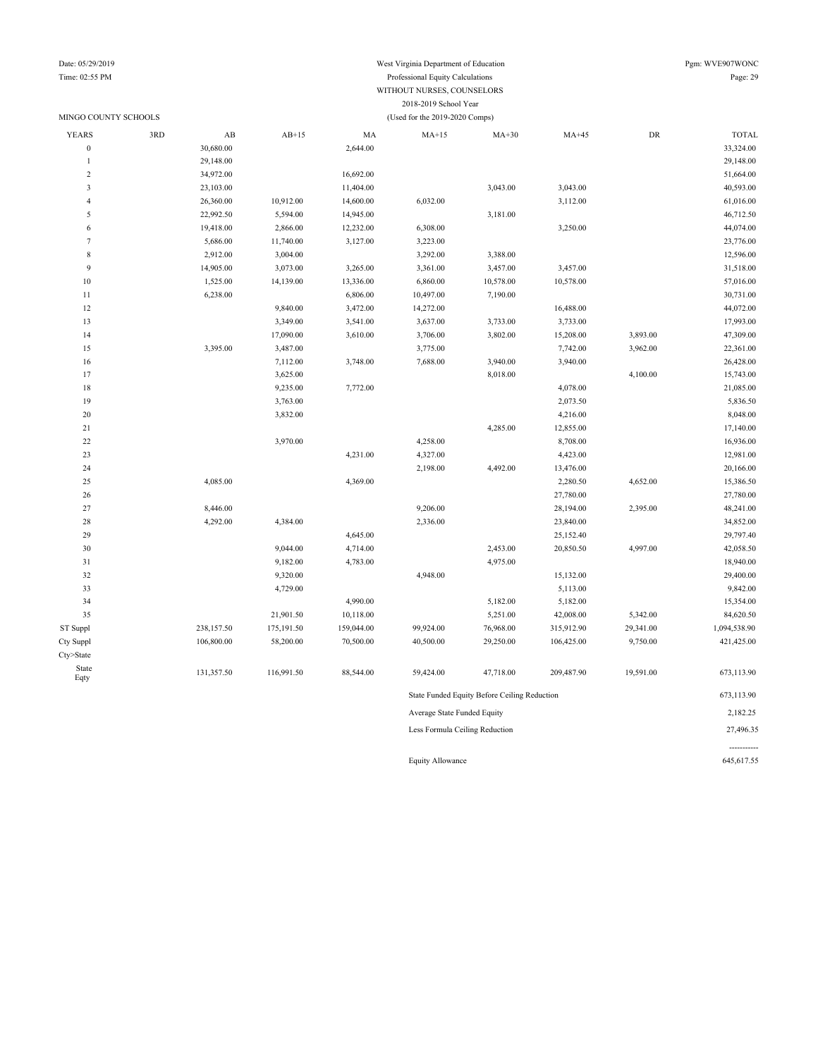West Virginia Department of Education
Professional Equity Calculations
WITHOUT NURSES, COUNSELORS
2018-2019 School Year
(Used for the 2019-2020 Comps)

MINGO COUNTY SCHOOLS

| YEARS | 3RD | AB | AB+15 | MA | MA+15 | MA+30 | MA+45 | DR | TOTAL |
|---|---|---|---|---|---|---|---|---|---|
| 0 | | 30,680.00 | | 2,644.00 | | | | | 33,324.00 |
| 1 | | 29,148.00 | | | | | | | 29,148.00 |
| 2 | | 34,972.00 | | 16,692.00 | | | | | 51,664.00 |
| 3 | | 23,103.00 | | 11,404.00 | | 3,043.00 | 3,043.00 | | 40,593.00 |
| 4 | | 26,360.00 | 10,912.00 | 14,600.00 | 6,032.00 | | 3,112.00 | | 61,016.00 |
| 5 | | 22,992.50 | 5,594.00 | 14,945.00 | | 3,181.00 | | | 46,712.50 |
| 6 | | 19,418.00 | 2,866.00 | 12,232.00 | 6,308.00 | | 3,250.00 | | 44,074.00 |
| 7 | | 5,686.00 | 11,740.00 | 3,127.00 | 3,223.00 | | | | 23,776.00 |
| 8 | | 2,912.00 | 3,004.00 | | 3,292.00 | 3,388.00 | | | 12,596.00 |
| 9 | | 14,905.00 | 3,073.00 | 3,265.00 | 3,361.00 | 3,457.00 | 3,457.00 | | 31,518.00 |
| 10 | | 1,525.00 | 14,139.00 | 13,336.00 | 6,860.00 | 10,578.00 | 10,578.00 | | 57,016.00 |
| 11 | | 6,238.00 | | 6,806.00 | 10,497.00 | 7,190.00 | | | 30,731.00 |
| 12 | | | 9,840.00 | 3,472.00 | 14,272.00 | | 16,488.00 | | 44,072.00 |
| 13 | | | 3,349.00 | 3,541.00 | 3,637.00 | 3,733.00 | 3,733.00 | | 17,993.00 |
| 14 | | | 17,090.00 | 3,610.00 | 3,706.00 | 3,802.00 | 15,208.00 | 3,893.00 | 47,309.00 |
| 15 | | 3,395.00 | 3,487.00 | | 3,775.00 | | 7,742.00 | 3,962.00 | 22,361.00 |
| 16 | | | 7,112.00 | 3,748.00 | 7,688.00 | 3,940.00 | 3,940.00 | | 26,428.00 |
| 17 | | | 3,625.00 | | | 8,018.00 | | 4,100.00 | 15,743.00 |
| 18 | | | 9,235.00 | 7,772.00 | | | 4,078.00 | | 21,085.00 |
| 19 | | | 3,763.00 | | | | 2,073.50 | | 5,836.50 |
| 20 | | | 3,832.00 | | | | 4,216.00 | | 8,048.00 |
| 21 | | | | | | 4,285.00 | 12,855.00 | | 17,140.00 |
| 22 | | | 3,970.00 | | 4,258.00 | | 8,708.00 | | 16,936.00 |
| 23 | | | | 4,231.00 | 4,327.00 | | 4,423.00 | | 12,981.00 |
| 24 | | | | | 2,198.00 | 4,492.00 | 13,476.00 | | 20,166.00 |
| 25 | | 4,085.00 | | 4,369.00 | | | 2,280.50 | 4,652.00 | 15,386.50 |
| 26 | | | | | | | 27,780.00 | | 27,780.00 |
| 27 | | 8,446.00 | | | 9,206.00 | | 28,194.00 | 2,395.00 | 48,241.00 |
| 28 | | 4,292.00 | 4,384.00 | | 2,336.00 | | 23,840.00 | | 34,852.00 |
| 29 | | | | 4,645.00 | | | 25,152.40 | | 29,797.40 |
| 30 | | | 9,044.00 | 4,714.00 | | 2,453.00 | 20,850.50 | 4,997.00 | 42,058.50 |
| 31 | | | 9,182.00 | 4,783.00 | | 4,975.00 | | | 18,940.00 |
| 32 | | | 9,320.00 | | 4,948.00 | | 15,132.00 | | 29,400.00 |
| 33 | | | 4,729.00 | | | | 5,113.00 | | 9,842.00 |
| 34 | | | | 4,990.00 | | 5,182.00 | 5,182.00 | | 15,354.00 |
| 35 | | | 21,901.50 | 10,118.00 | | 5,251.00 | 42,008.00 | 5,342.00 | 84,620.50 |
| ST Suppl | | 238,157.50 | 175,191.50 | 159,044.00 | 99,924.00 | 76,968.00 | 315,912.90 | 29,341.00 | 1,094,538.90 |
| Cty Suppl | | 106,800.00 | 58,200.00 | 70,500.00 | 40,500.00 | 29,250.00 | 106,425.00 | 9,750.00 | 421,425.00 |
| Cty>State | | | | | | | | | |
| State Eqty | | 131,357.50 | 116,991.50 | 88,544.00 | 59,424.00 | 47,718.00 | 209,487.90 | 19,591.00 | 673,113.90 |

| | |
|---|---|
| State Funded Equity Before Ceiling Reduction | 673,113.90 |
| Average State Funded Equity | 2,182.25 |
| Less Formula Ceiling Reduction | 27,496.35 |
| | ----------- |
| Equity Allowance | 645,617.55 |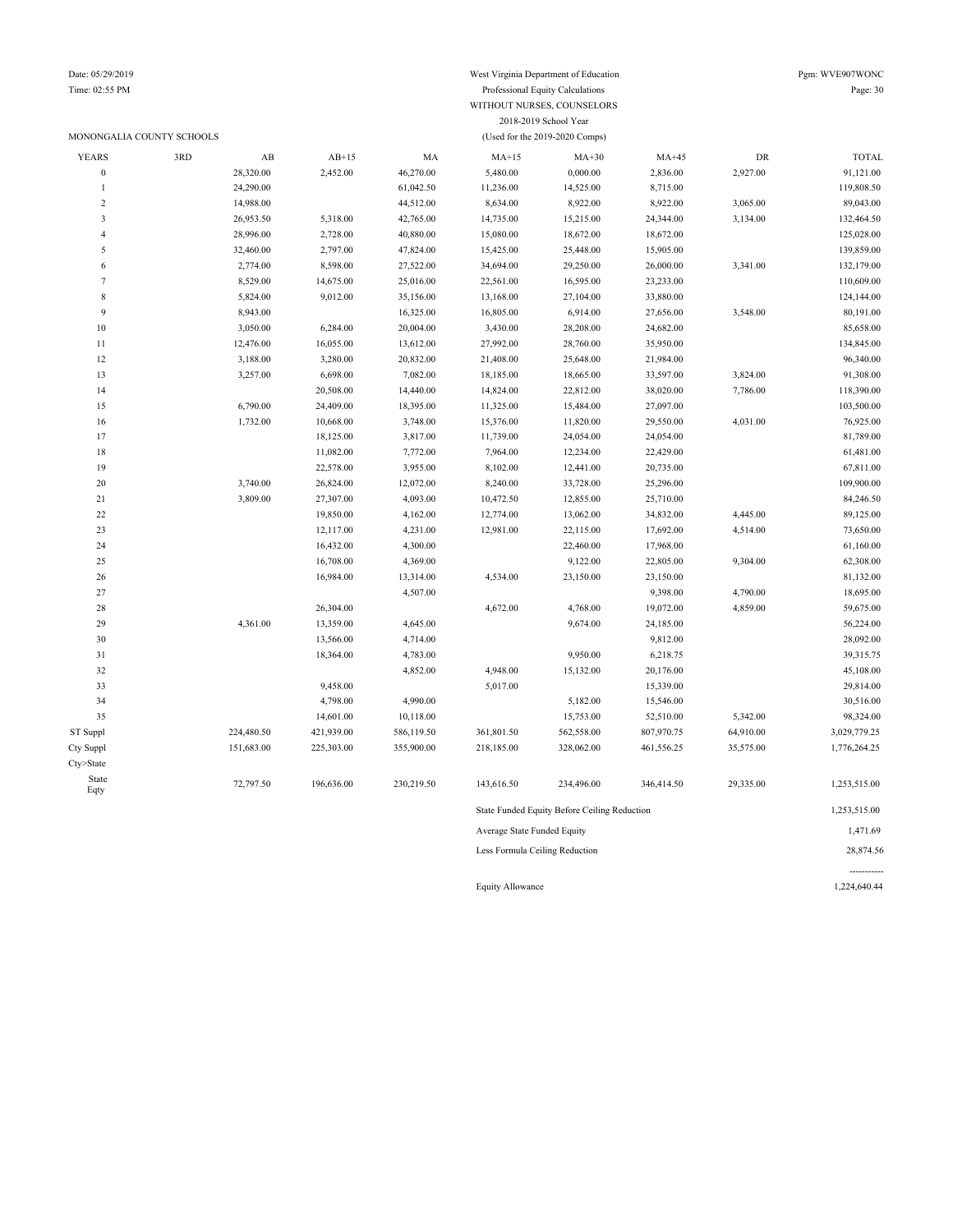Date: 05/29/2019
Time: 02:55 PM

West Virginia Department of Education
Professional Equity Calculations
WITHOUT NURSES, COUNSELORS
2018-2019 School Year
(Used for the 2019-2020 Comps)

Pgm: WVE907WONC

MONONGALIA COUNTY SCHOOLS

| YEARS | 3RD | AB | AB+15 | MA | MA+15 | MA+30 | MA+45 | DR | TOTAL |
|---|---|---|---|---|---|---|---|---|---|
| 0 | | 28,320.00 | 2,452.00 | 46,270.00 | 5,480.00 | 0,000.00 | 2,836.00 | 2,927.00 | 91,121.00 |
| 1 | | 24,290.00 | | 61,042.50 | 11,236.00 | 14,525.00 | 8,715.00 | | 119,808.50 |
| 2 | | 14,988.00 | | 44,512.00 | 8,634.00 | 8,922.00 | 8,922.00 | 3,065.00 | 89,043.00 |
| 3 | | 26,953.50 | 5,318.00 | 42,765.00 | 14,735.00 | 15,215.00 | 24,344.00 | 3,134.00 | 132,464.50 |
| 4 | | 28,996.00 | 2,728.00 | 40,880.00 | 15,080.00 | 18,672.00 | 18,672.00 | | 125,028.00 |
| 5 | | 32,460.00 | 2,797.00 | 47,824.00 | 15,425.00 | 25,448.00 | 15,905.00 | | 139,859.00 |
| 6 | | 2,774.00 | 8,598.00 | 27,522.00 | 34,694.00 | 29,250.00 | 26,000.00 | 3,341.00 | 132,179.00 |
| 7 | | 8,529.00 | 14,675.00 | 25,016.00 | 22,561.00 | 16,595.00 | 23,233.00 | | 110,609.00 |
| 8 | | 5,824.00 | 9,012.00 | 35,156.00 | 13,168.00 | 27,104.00 | 33,880.00 | | 124,144.00 |
| 9 | | 8,943.00 | | 16,325.00 | 16,805.00 | 6,914.00 | 27,656.00 | 3,548.00 | 80,191.00 |
| 10 | | 3,050.00 | 6,284.00 | 20,004.00 | 3,430.00 | 28,208.00 | 24,682.00 | | 85,658.00 |
| 11 | | 12,476.00 | 16,055.00 | 13,612.00 | 27,992.00 | 28,760.00 | 35,950.00 | | 134,845.00 |
| 12 | | 3,188.00 | 3,280.00 | 20,832.00 | 21,408.00 | 25,648.00 | 21,984.00 | | 96,340.00 |
| 13 | | 3,257.00 | 6,698.00 | 7,082.00 | 18,185.00 | 18,665.00 | 33,597.00 | 3,824.00 | 91,308.00 |
| 14 | | | 20,508.00 | 14,440.00 | 14,824.00 | 22,812.00 | 38,020.00 | 7,786.00 | 118,390.00 |
| 15 | | 6,790.00 | 24,409.00 | 18,395.00 | 11,325.00 | 15,484.00 | 27,097.00 | | 103,500.00 |
| 16 | | 1,732.00 | 10,668.00 | 3,748.00 | 15,376.00 | 11,820.00 | 29,550.00 | 4,031.00 | 76,925.00 |
| 17 | | | 18,125.00 | 3,817.00 | 11,739.00 | 24,054.00 | 24,054.00 | | 81,789.00 |
| 18 | | | 11,082.00 | 7,772.00 | 7,964.00 | 12,234.00 | 22,429.00 | | 61,481.00 |
| 19 | | | 22,578.00 | 3,955.00 | 8,102.00 | 12,441.00 | 20,735.00 | | 67,811.00 |
| 20 | | 3,740.00 | 26,824.00 | 12,072.00 | 8,240.00 | 33,728.00 | 25,296.00 | | 109,900.00 |
| 21 | | 3,809.00 | 27,307.00 | 4,093.00 | 10,472.50 | 12,855.00 | 25,710.00 | | 84,246.50 |
| 22 | | | 19,850.00 | 4,162.00 | 12,774.00 | 13,062.00 | 34,832.00 | 4,445.00 | 89,125.00 |
| 23 | | | 12,117.00 | 4,231.00 | 12,981.00 | 22,115.00 | 17,692.00 | 4,514.00 | 73,650.00 |
| 24 | | | 16,432.00 | 4,300.00 | | 22,460.00 | 17,968.00 | | 61,160.00 |
| 25 | | | 16,708.00 | 4,369.00 | | 9,122.00 | 22,805.00 | 9,304.00 | 62,308.00 |
| 26 | | | 16,984.00 | 13,314.00 | 4,534.00 | 23,150.00 | 23,150.00 | | 81,132.00 |
| 27 | | | | 4,507.00 | | | 9,398.00 | 4,790.00 | 18,695.00 |
| 28 | | | 26,304.00 | | 4,672.00 | 4,768.00 | 19,072.00 | 4,859.00 | 59,675.00 |
| 29 | | 4,361.00 | 13,359.00 | 4,645.00 | | 9,674.00 | 24,185.00 | | 56,224.00 |
| 30 | | | 13,566.00 | 4,714.00 | | | 9,812.00 | | 28,092.00 |
| 31 | | | 18,364.00 | 4,783.00 | | 9,950.00 | 6,218.75 | | 39,315.75 |
| 32 | | | | 4,852.00 | 4,948.00 | 15,132.00 | 20,176.00 | | 45,108.00 |
| 33 | | | 9,458.00 | | 5,017.00 | | 15,339.00 | | 29,814.00 |
| 34 | | | 4,798.00 | 4,990.00 | | 5,182.00 | 15,546.00 | | 30,516.00 |
| 35 | | | 14,601.00 | 10,118.00 | | 15,753.00 | 52,510.00 | 5,342.00 | 98,324.00 |
| ST Suppl | | 224,480.50 | 421,939.00 | 586,119.50 | 361,801.50 | 562,558.00 | 807,970.75 | 64,910.00 | 3,029,779.25 |
| Cty Suppl | | 151,683.00 | 225,303.00 | 355,900.00 | 218,185.00 | 328,062.00 | 461,556.25 | 35,575.00 | 1,776,264.25 |
| Cty>State | | | | | | | | | |
| State Eqty | | 72,797.50 | 196,636.00 | 230,219.50 | 143,616.50 | 234,496.00 | 346,414.50 | 29,335.00 | 1,253,515.00 |

| | |
|---|---|
| State Funded Equity Before Ceiling Reduction | 1,253,515.00 |
| Average State Funded Equity | 1,471.69 |
| Less Formula Ceiling Reduction | 28,874.56 |
| | ----------- |
| Equity Allowance | 1,224,640.44 |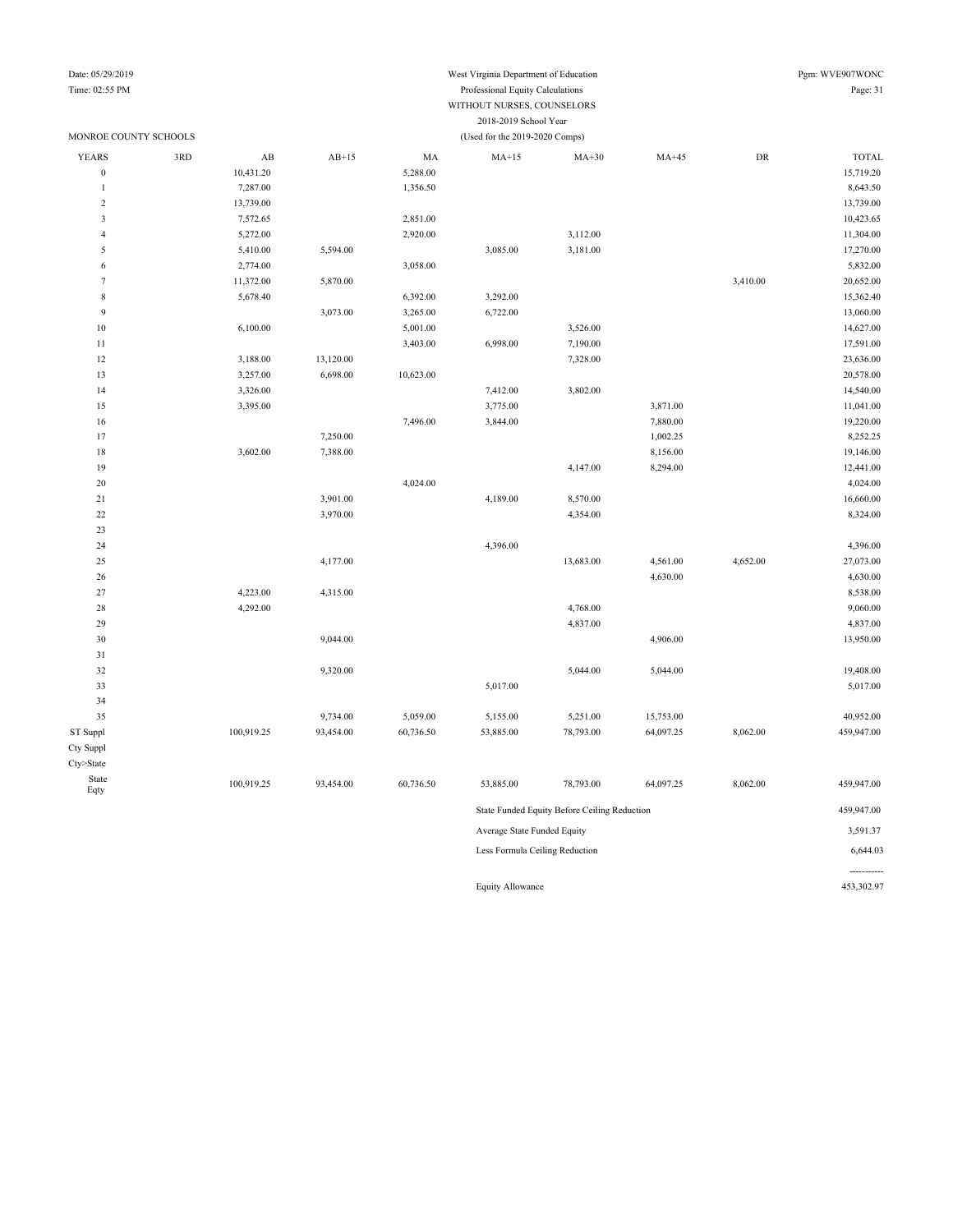West Virginia Department of Education
Professional Equity Calculations
WITHOUT NURSES, COUNSELORS
2018-2019 School Year
(Used for the 2019-2020 Comps)

Date: 05/29/2019
Time: 02:55 PM
Pgm: WVE907WONC

MONROE COUNTY SCHOOLS

| YEARS | 3RD | AB | AB+15 | MA | MA+15 | MA+30 | MA+45 | DR | TOTAL |
|---|---|---|---|---|---|---|---|---|---|
| 0 | | 10,431.20 | | 5,288.00 | | | | | 15,719.20 |
| 1 | | 7,287.00 | | 1,356.50 | | | | | 8,643.50 |
| 2 | | 13,739.00 | | | | | | | 13,739.00 |
| 3 | | 7,572.65 | | 2,851.00 | | | | | 10,423.65 |
| 4 | | 5,272.00 | | 2,920.00 | | 3,112.00 | | | 11,304.00 |
| 5 | | 5,410.00 | 5,594.00 | | 3,085.00 | 3,181.00 | | | 17,270.00 |
| 6 | | 2,774.00 | | 3,058.00 | | | | | 5,832.00 |
| 7 | | 11,372.00 | 5,870.00 | | | | | 3,410.00 | 20,652.00 |
| 8 | | 5,678.40 | | 6,392.00 | 3,292.00 | | | | 15,362.40 |
| 9 | | | 3,073.00 | 3,265.00 | 6,722.00 | | | | 13,060.00 |
| 10 | | 6,100.00 | | 5,001.00 | | 3,526.00 | | | 14,627.00 |
| 11 | | | | 3,403.00 | 6,998.00 | 7,190.00 | | | 17,591.00 |
| 12 | | 3,188.00 | 13,120.00 | | | 7,328.00 | | | 23,636.00 |
| 13 | | 3,257.00 | 6,698.00 | 10,623.00 | | | | | 20,578.00 |
| 14 | | 3,326.00 | | | 7,412.00 | 3,802.00 | | | 14,540.00 |
| 15 | | 3,395.00 | | | 3,775.00 | | 3,871.00 | | 11,041.00 |
| 16 | | | | 7,496.00 | 3,844.00 | | 7,880.00 | | 19,220.00 |
| 17 | | | 7,250.00 | | | | 1,002.25 | | 8,252.25 |
| 18 | | 3,602.00 | 7,388.00 | | | | 8,156.00 | | 19,146.00 |
| 19 | | | | | | 4,147.00 | 8,294.00 | | 12,441.00 |
| 20 | | | | 4,024.00 | | | | | 4,024.00 |
| 21 | | | 3,901.00 | | 4,189.00 | 8,570.00 | | | 16,660.00 |
| 22 | | | 3,970.00 | | | 4,354.00 | | | 8,324.00 |
| 23 | | | | | | | | | |
| 24 | | | | | 4,396.00 | | | | 4,396.00 |
| 25 | | | 4,177.00 | | | 13,683.00 | 4,561.00 | 4,652.00 | 27,073.00 |
| 26 | | | | | | | 4,630.00 | | 4,630.00 |
| 27 | | 4,223.00 | 4,315.00 | | | | | | 8,538.00 |
| 28 | | 4,292.00 | | | | 4,768.00 | | | 9,060.00 |
| 29 | | | | | | 4,837.00 | | | 4,837.00 |
| 30 | | | 9,044.00 | | | | 4,906.00 | | 13,950.00 |
| 31 | | | | | | | | | |
| 32 | | | 9,320.00 | | | 5,044.00 | 5,044.00 | | 19,408.00 |
| 33 | | | | | 5,017.00 | | | | 5,017.00 |
| 34 | | | | | | | | | |
| 35 | | | 9,734.00 | 5,059.00 | 5,155.00 | 5,251.00 | 15,753.00 | | 40,952.00 |
| ST Suppl | | 100,919.25 | 93,454.00 | 60,736.50 | 53,885.00 | 78,793.00 | 64,097.25 | 8,062.00 | 459,947.00 |
| Cty Suppl | | | | | | | | | |
| Cty>State | | | | | | | | | |
| State Eqty | | 100,919.25 | 93,454.00 | 60,736.50 | 53,885.00 | 78,793.00 | 64,097.25 | 8,062.00 | 459,947.00 |

| | |
|---|---|
| State Funded Equity Before Ceiling Reduction | 459,947.00 |
| Average State Funded Equity | 3,591.37 |
| Less Formula Ceiling Reduction | 6,644.03 |
| Equity Allowance | 453,302.97 |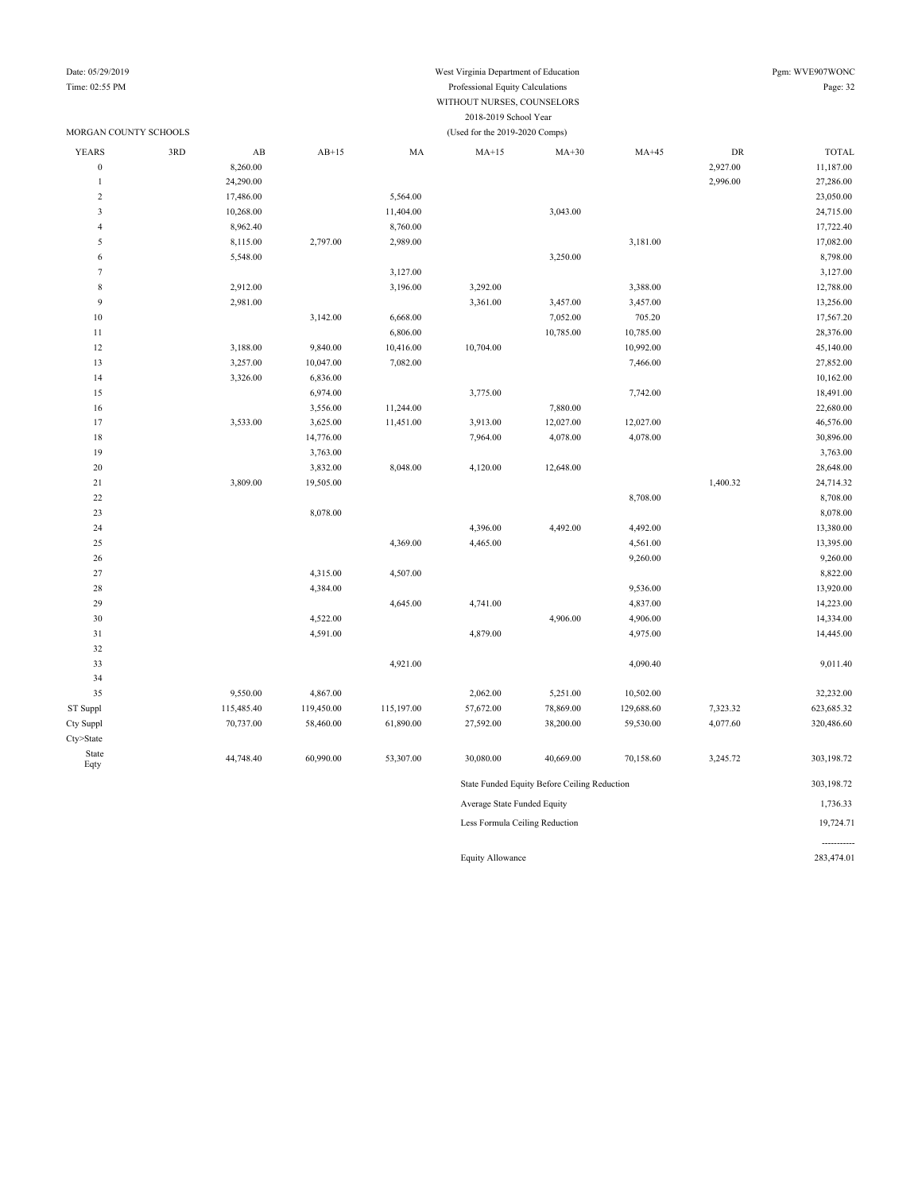West Virginia Department of Education
Professional Equity Calculations
WITHOUT NURSES, COUNSELORS
2018-2019 School Year
(Used for the 2019-2020 Comps)

MORGAN COUNTY SCHOOLS

| YEARS | 3RD | AB | AB+15 | MA | MA+15 | MA+30 | MA+45 | DR | TOTAL |
|---|---|---|---|---|---|---|---|---|---|
| 0 | | 8,260.00 | | | | | | 2,927.00 | 11,187.00 |
| 1 | | 24,290.00 | | | | | | 2,996.00 | 27,286.00 |
| 2 | | 17,486.00 | | 5,564.00 | | | | | 23,050.00 |
| 3 | | 10,268.00 | | 11,404.00 | | 3,043.00 | | | 24,715.00 |
| 4 | | 8,962.40 | | 8,760.00 | | | | | 17,722.40 |
| 5 | | 8,115.00 | 2,797.00 | 2,989.00 | | | 3,181.00 | | 17,082.00 |
| 6 | | 5,548.00 | | | | 3,250.00 | | | 8,798.00 |
| 7 | | | | 3,127.00 | | | | | 3,127.00 |
| 8 | | 2,912.00 | | 3,196.00 | 3,292.00 | | 3,388.00 | | 12,788.00 |
| 9 | | 2,981.00 | | | 3,361.00 | 3,457.00 | 3,457.00 | | 13,256.00 |
| 10 | | | 3,142.00 | 6,668.00 | | 7,052.00 | 705.20 | | 17,567.20 |
| 11 | | | | 6,806.00 | | 10,785.00 | 10,785.00 | | 28,376.00 |
| 12 | | 3,188.00 | 9,840.00 | 10,416.00 | 10,704.00 | | 10,992.00 | | 45,140.00 |
| 13 | | 3,257.00 | 10,047.00 | 7,082.00 | | | 7,466.00 | | 27,852.00 |
| 14 | | 3,326.00 | 6,836.00 | | | | | | 10,162.00 |
| 15 | | | 6,974.00 | | 3,775.00 | | 7,742.00 | | 18,491.00 |
| 16 | | | 3,556.00 | 11,244.00 | | 7,880.00 | | | 22,680.00 |
| 17 | | 3,533.00 | 3,625.00 | 11,451.00 | 3,913.00 | 12,027.00 | 12,027.00 | | 46,576.00 |
| 18 | | | 14,776.00 | | 7,964.00 | 4,078.00 | 4,078.00 | | 30,896.00 |
| 19 | | | 3,763.00 | | | | | | 3,763.00 |
| 20 | | | 3,832.00 | 8,048.00 | 4,120.00 | 12,648.00 | | | 28,648.00 |
| 21 | | 3,809.00 | 19,505.00 | | | | | 1,400.32 | 24,714.32 |
| 22 | | | | | | | 8,708.00 | | 8,708.00 |
| 23 | | | 8,078.00 | | | | | | 8,078.00 |
| 24 | | | | | 4,396.00 | 4,492.00 | 4,492.00 | | 13,380.00 |
| 25 | | | | 4,369.00 | 4,465.00 | | 4,561.00 | | 13,395.00 |
| 26 | | | | | | | 9,260.00 | | 9,260.00 |
| 27 | | | 4,315.00 | 4,507.00 | | | | | 8,822.00 |
| 28 | | | 4,384.00 | | | | 9,536.00 | | 13,920.00 |
| 29 | | | | 4,645.00 | 4,741.00 | | 4,837.00 | | 14,223.00 |
| 30 | | | 4,522.00 | | | 4,906.00 | 4,906.00 | | 14,334.00 |
| 31 | | | 4,591.00 | | 4,879.00 | | 4,975.00 | | 14,445.00 |
| 32 | | | | | | | | | |
| 33 | | | | 4,921.00 | | | 4,090.40 | | 9,011.40 |
| 34 | | | | | | | | | |
| 35 | | 9,550.00 | 4,867.00 | | 2,062.00 | 5,251.00 | 10,502.00 | | 32,232.00 |
| ST Suppl | | 115,485.40 | 119,450.00 | 115,197.00 | 57,672.00 | 78,869.00 | 129,688.60 | 7,323.32 | 623,685.32 |
| Cty Suppl | | 70,737.00 | 58,460.00 | 61,890.00 | 27,592.00 | 38,200.00 | 59,530.00 | 4,077.60 | 320,486.60 |
| Cty>State | | | | | | | | | |
| State Eqty | | 44,748.40 | 60,990.00 | 53,307.00 | 30,080.00 | 40,669.00 | 70,158.60 | 3,245.72 | 303,198.72 |

| | |
|---|---|
| State Funded Equity Before Ceiling Reduction | 303,198.72 |
| Average State Funded Equity | 1,736.33 |
| Less Formula Ceiling Reduction | 19,724.71 |
| | ----------- |
| Equity Allowance | 283,474.01 |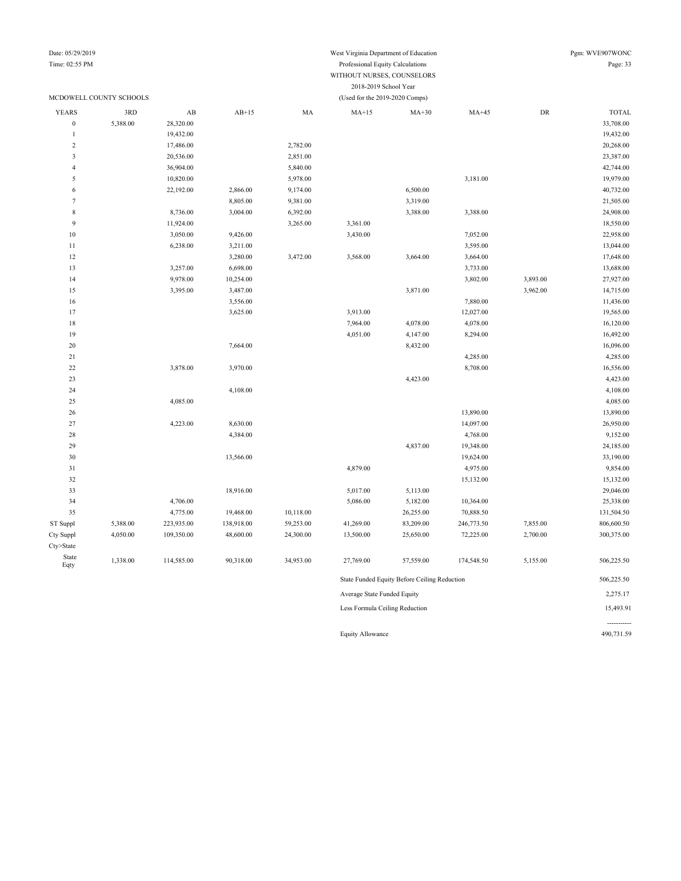West Virginia Department of Education
Professional Equity Calculations
WITHOUT NURSES, COUNSELORS
2018-2019 School Year
(Used for the 2019-2020 Comps)

MCDOWELL COUNTY SCHOOLS

| YEARS | 3RD | AB | AB+15 | MA | MA+15 | MA+30 | MA+45 | DR | TOTAL |
|---|---|---|---|---|---|---|---|---|---|
| 0 | 5,388.00 | 28,320.00 | | | | | | | 33,708.00 |
| 1 | | 19,432.00 | | | | | | | 19,432.00 |
| 2 | | 17,486.00 | | 2,782.00 | | | | | 20,268.00 |
| 3 | | 20,536.00 | | 2,851.00 | | | | | 23,387.00 |
| 4 | | 36,904.00 | | 5,840.00 | | | | | 42,744.00 |
| 5 | | 10,820.00 | | 5,978.00 | | | 3,181.00 | | 19,979.00 |
| 6 | | 22,192.00 | 2,866.00 | 9,174.00 | | 6,500.00 | | | 40,732.00 |
| 7 | | | 8,805.00 | 9,381.00 | | 3,319.00 | | | 21,505.00 |
| 8 | | 8,736.00 | 3,004.00 | 6,392.00 | | 3,388.00 | 3,388.00 | | 24,908.00 |
| 9 | | 11,924.00 | | 3,265.00 | 3,361.00 | | | | 18,550.00 |
| 10 | | 3,050.00 | 9,426.00 | | 3,430.00 | | 7,052.00 | | 22,958.00 |
| 11 | | 6,238.00 | 3,211.00 | | | | 3,595.00 | | 13,044.00 |
| 12 | | | 3,280.00 | 3,472.00 | 3,568.00 | 3,664.00 | 3,664.00 | | 17,648.00 |
| 13 | | 3,257.00 | 6,698.00 | | | | 3,733.00 | | 13,688.00 |
| 14 | | 9,978.00 | 10,254.00 | | | | 3,802.00 | 3,893.00 | 27,927.00 |
| 15 | | 3,395.00 | 3,487.00 | | | 3,871.00 | | 3,962.00 | 14,715.00 |
| 16 | | | 3,556.00 | | | | 7,880.00 | | 11,436.00 |
| 17 | | | 3,625.00 | | 3,913.00 | | 12,027.00 | | 19,565.00 |
| 18 | | | | | 7,964.00 | 4,078.00 | 4,078.00 | | 16,120.00 |
| 19 | | | | | 4,051.00 | 4,147.00 | 8,294.00 | | 16,492.00 |
| 20 | | | 7,664.00 | | | 8,432.00 | | | 16,096.00 |
| 21 | | | | | | | 4,285.00 | | 4,285.00 |
| 22 | | 3,878.00 | 3,970.00 | | | | 8,708.00 | | 16,556.00 |
| 23 | | | | | | 4,423.00 | | | 4,423.00 |
| 24 | | | 4,108.00 | | | | | | 4,108.00 |
| 25 | | 4,085.00 | | | | | | | 4,085.00 |
| 26 | | | | | | | 13,890.00 | | 13,890.00 |
| 27 | | 4,223.00 | 8,630.00 | | | | 14,097.00 | | 26,950.00 |
| 28 | | | 4,384.00 | | | | 4,768.00 | | 9,152.00 |
| 29 | | | | | | 4,837.00 | 19,348.00 | | 24,185.00 |
| 30 | | | 13,566.00 | | | | 19,624.00 | | 33,190.00 |
| 31 | | | | | 4,879.00 | | 4,975.00 | | 9,854.00 |
| 32 | | | | | | | 15,132.00 | | 15,132.00 |
| 33 | | | 18,916.00 | | 5,017.00 | 5,113.00 | | | 29,046.00 |
| 34 | | 4,706.00 | | | 5,086.00 | 5,182.00 | 10,364.00 | | 25,338.00 |
| 35 | | 4,775.00 | 19,468.00 | 10,118.00 | | 26,255.00 | 70,888.50 | | 131,504.50 |
| ST Suppl | 5,388.00 | 223,935.00 | 138,918.00 | 59,253.00 | 41,269.00 | 83,209.00 | 246,773.50 | 7,855.00 | 806,600.50 |
| Cty Suppl | 4,050.00 | 109,350.00 | 48,600.00 | 24,300.00 | 13,500.00 | 25,650.00 | 72,225.00 | 2,700.00 | 300,375.00 |
| Cty>State | | | | | | | | | |
| State Eqty | 1,338.00 | 114,585.00 | 90,318.00 | 34,953.00 | 27,769.00 | 57,559.00 | 174,548.50 | 5,155.00 | 506,225.50 |

| | |
|---|---|
| State Funded Equity Before Ceiling Reduction | 506,225.50 |
| Average State Funded Equity | 2,275.17 |
| Less Formula Ceiling Reduction | 15,493.91 |
| Equity Allowance | 490,731.59 |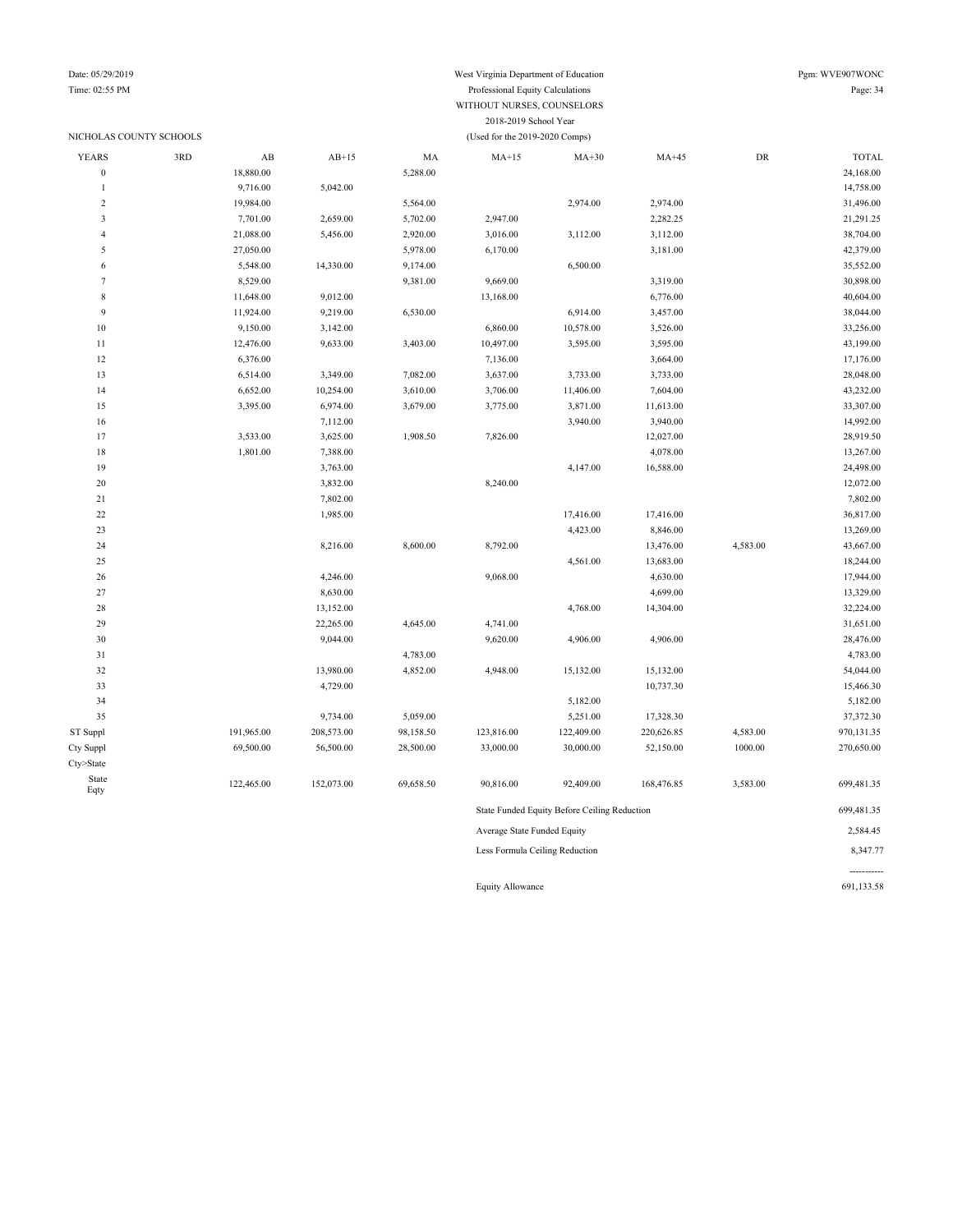West Virginia Department of Education

Professional Equity Calculations

WITHOUT NURSES, COUNSELORS

2018-2019 School Year

(Used for the 2019-2020 Comps)

Date: 05/29/2019

Time: 02:55 PM

Pgm: WVE907WONC

NICHOLAS COUNTY SCHOOLS

| YEARS | 3RD | AB | AB+15 | MA | MA+15 | MA+30 | MA+45 | DR | TOTAL |
|---|---|---|---|---|---|---|---|---|---|
| 0 | | 18,880.00 | | 5,288.00 | | | | | 24,168.00 |
| 1 | | 9,716.00 | 5,042.00 | | | | | | 14,758.00 |
| 2 | | 19,984.00 | | 5,564.00 | | 2,974.00 | 2,974.00 | | 31,496.00 |
| 3 | | 7,701.00 | 2,659.00 | 5,702.00 | 2,947.00 | | 2,282.25 | | 21,291.25 |
| 4 | | 21,088.00 | 5,456.00 | 2,920.00 | 3,016.00 | 3,112.00 | 3,112.00 | | 38,704.00 |
| 5 | | 27,050.00 | | 5,978.00 | 6,170.00 | | 3,181.00 | | 42,379.00 |
| 6 | | 5,548.00 | 14,330.00 | 9,174.00 | | 6,500.00 | | | 35,552.00 |
| 7 | | 8,529.00 | | 9,381.00 | 9,669.00 | | 3,319.00 | | 30,898.00 |
| 8 | | 11,648.00 | 9,012.00 | | 13,168.00 | | 6,776.00 | | 40,604.00 |
| 9 | | 11,924.00 | 9,219.00 | 6,530.00 | | 6,914.00 | 3,457.00 | | 38,044.00 |
| 10 | | 9,150.00 | 3,142.00 | | 6,860.00 | 10,578.00 | 3,526.00 | | 33,256.00 |
| 11 | | 12,476.00 | 9,633.00 | 3,403.00 | 10,497.00 | 3,595.00 | 3,595.00 | | 43,199.00 |
| 12 | | 6,376.00 | | | 7,136.00 | | 3,664.00 | | 17,176.00 |
| 13 | | 6,514.00 | 3,349.00 | 7,082.00 | 3,637.00 | 3,733.00 | 3,733.00 | | 28,048.00 |
| 14 | | 6,652.00 | 10,254.00 | 3,610.00 | 3,706.00 | 11,406.00 | 7,604.00 | | 43,232.00 |
| 15 | | 3,395.00 | 6,974.00 | 3,679.00 | 3,775.00 | 3,871.00 | 11,613.00 | | 33,307.00 |
| 16 | | | 7,112.00 | | | 3,940.00 | 3,940.00 | | 14,992.00 |
| 17 | | 3,533.00 | 3,625.00 | 1,908.50 | 7,826.00 | | 12,027.00 | | 28,919.50 |
| 18 | | 1,801.00 | 7,388.00 | | | | 4,078.00 | | 13,267.00 |
| 19 | | | 3,763.00 | | | 4,147.00 | 16,588.00 | | 24,498.00 |
| 20 | | | 3,832.00 | | 8,240.00 | | | | 12,072.00 |
| 21 | | | 7,802.00 | | | | | | 7,802.00 |
| 22 | | | 1,985.00 | | | 17,416.00 | 17,416.00 | | 36,817.00 |
| 23 | | | | | | 4,423.00 | 8,846.00 | | 13,269.00 |
| 24 | | | 8,216.00 | 8,600.00 | 8,792.00 | | 13,476.00 | 4,583.00 | 43,667.00 |
| 25 | | | | | | 4,561.00 | 13,683.00 | | 18,244.00 |
| 26 | | | 4,246.00 | | 9,068.00 | | 4,630.00 | | 17,944.00 |
| 27 | | | 8,630.00 | | | | 4,699.00 | | 13,329.00 |
| 28 | | | 13,152.00 | | | 4,768.00 | 14,304.00 | | 32,224.00 |
| 29 | | | 22,265.00 | 4,645.00 | 4,741.00 | | | | 31,651.00 |
| 30 | | | 9,044.00 | | 9,620.00 | 4,906.00 | 4,906.00 | | 28,476.00 |
| 31 | | | | 4,783.00 | | | | | 4,783.00 |
| 32 | | | 13,980.00 | 4,852.00 | 4,948.00 | 15,132.00 | 15,132.00 | | 54,044.00 |
| 33 | | | 4,729.00 | | | | 10,737.30 | | 15,466.30 |
| 34 | | | | | | 5,182.00 | | | 5,182.00 |
| 35 | | | 9,734.00 | 5,059.00 | | 5,251.00 | 17,328.30 | | 37,372.30 |
| ST Suppl | | 191,965.00 | 208,573.00 | 98,158.50 | 123,816.00 | 122,409.00 | 220,626.85 | 4,583.00 | 970,131.35 |
| Cty Suppl | | 69,500.00 | 56,500.00 | 28,500.00 | 33,000.00 | 30,000.00 | 52,150.00 | 1000.00 | 270,650.00 |
| Cty>State | | | | | | | | | |
| State Eqty | | 122,465.00 | 152,073.00 | 69,658.50 | 90,816.00 | 92,409.00 | 168,476.85 | 3,583.00 | 699,481.35 |

| | |
|---|---|
| State Funded Equity Before Ceiling Reduction | 699,481.35 |
| Average State Funded Equity | 2,584.45 |
| Less Formula Ceiling Reduction | 8,347.77 |
| | ----------- |
| Equity Allowance | 691,133.58 |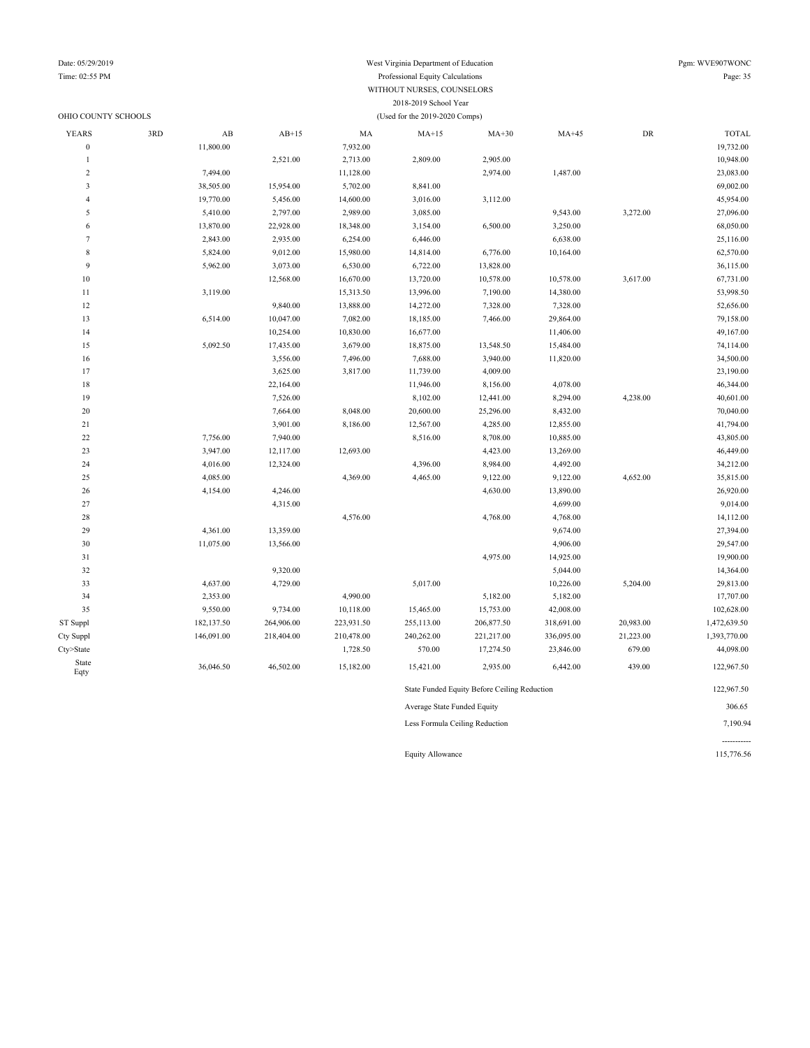West Virginia Department of Education
Professional Equity Calculations
WITHOUT NURSES, COUNSELORS
2018-2019 School Year
(Used for the 2019-2020 Comps)

OHIO COUNTY SCHOOLS

| YEARS | 3RD | AB | AB+15 | MA | MA+15 | MA+30 | MA+45 | DR | TOTAL |
|---|---|---|---|---|---|---|---|---|---|
| 0 | | 11,800.00 | | 7,932.00 | | | | | 19,732.00 |
| 1 | | | 2,521.00 | 2,713.00 | 2,809.00 | 2,905.00 | | | 10,948.00 |
| 2 | | 7,494.00 | | 11,128.00 | | 2,974.00 | 1,487.00 | | 23,083.00 |
| 3 | | 38,505.00 | 15,954.00 | 5,702.00 | 8,841.00 | | | | 69,002.00 |
| 4 | | 19,770.00 | 5,456.00 | 14,600.00 | 3,016.00 | 3,112.00 | | | 45,954.00 |
| 5 | | 5,410.00 | 2,797.00 | 2,989.00 | 3,085.00 | | 9,543.00 | 3,272.00 | 27,096.00 |
| 6 | | 13,870.00 | 22,928.00 | 18,348.00 | 3,154.00 | 6,500.00 | 3,250.00 | | 68,050.00 |
| 7 | | 2,843.00 | 2,935.00 | 6,254.00 | 6,446.00 | | 6,638.00 | | 25,116.00 |
| 8 | | 5,824.00 | 9,012.00 | 15,980.00 | 14,814.00 | 6,776.00 | 10,164.00 | | 62,570.00 |
| 9 | | 5,962.00 | 3,073.00 | 6,530.00 | 6,722.00 | 13,828.00 | | | 36,115.00 |
| 10 | | | 12,568.00 | 16,670.00 | 13,720.00 | 10,578.00 | 10,578.00 | 3,617.00 | 67,731.00 |
| 11 | | 3,119.00 | | 15,313.50 | 13,996.00 | 7,190.00 | 14,380.00 | | 53,998.50 |
| 12 | | | 9,840.00 | 13,888.00 | 14,272.00 | 7,328.00 | 7,328.00 | | 52,656.00 |
| 13 | | 6,514.00 | 10,047.00 | 7,082.00 | 18,185.00 | 7,466.00 | 29,864.00 | | 79,158.00 |
| 14 | | | 10,254.00 | 10,830.00 | 16,677.00 | | 11,406.00 | | 49,167.00 |
| 15 | | 5,092.50 | 17,435.00 | 3,679.00 | 18,875.00 | 13,548.50 | 15,484.00 | | 74,114.00 |
| 16 | | | 3,556.00 | 7,496.00 | 7,688.00 | 3,940.00 | 11,820.00 | | 34,500.00 |
| 17 | | | 3,625.00 | 3,817.00 | 11,739.00 | 4,009.00 | | | 23,190.00 |
| 18 | | | 22,164.00 | | 11,946.00 | 8,156.00 | 4,078.00 | | 46,344.00 |
| 19 | | | 7,526.00 | | 8,102.00 | 12,441.00 | 8,294.00 | 4,238.00 | 40,601.00 |
| 20 | | | 7,664.00 | 8,048.00 | 20,600.00 | 25,296.00 | 8,432.00 | | 70,040.00 |
| 21 | | | 3,901.00 | 8,186.00 | 12,567.00 | 4,285.00 | 12,855.00 | | 41,794.00 |
| 22 | | 7,756.00 | 7,940.00 | | 8,516.00 | 8,708.00 | 10,885.00 | | 43,805.00 |
| 23 | | 3,947.00 | 12,117.00 | 12,693.00 | | 4,423.00 | 13,269.00 | | 46,449.00 |
| 24 | | 4,016.00 | 12,324.00 | | 4,396.00 | 8,984.00 | 4,492.00 | | 34,212.00 |
| 25 | | 4,085.00 | | 4,369.00 | 4,465.00 | 9,122.00 | 9,122.00 | 4,652.00 | 35,815.00 |
| 26 | | 4,154.00 | 4,246.00 | | | 4,630.00 | 13,890.00 | | 26,920.00 |
| 27 | | | 4,315.00 | | | | 4,699.00 | | 9,014.00 |
| 28 | | | | 4,576.00 | | 4,768.00 | 4,768.00 | | 14,112.00 |
| 29 | | 4,361.00 | 13,359.00 | | | | 9,674.00 | | 27,394.00 |
| 30 | | 11,075.00 | 13,566.00 | | | | 4,906.00 | | 29,547.00 |
| 31 | | | | | | 4,975.00 | 14,925.00 | | 19,900.00 |
| 32 | | | 9,320.00 | | | | 5,044.00 | | 14,364.00 |
| 33 | | 4,637.00 | 4,729.00 | | 5,017.00 | | 10,226.00 | 5,204.00 | 29,813.00 |
| 34 | | 2,353.00 | | 4,990.00 | | 5,182.00 | 5,182.00 | | 17,707.00 |
| 35 | | 9,550.00 | 9,734.00 | 10,118.00 | 15,465.00 | 15,753.00 | 42,008.00 | | 102,628.00 |
| ST Suppl | | 182,137.50 | 264,906.00 | 223,931.50 | 255,113.00 | 206,877.50 | 318,691.00 | 20,983.00 | 1,472,639.50 |
| Cty Suppl | | 146,091.00 | 218,404.00 | 210,478.00 | 240,262.00 | 221,217.00 | 336,095.00 | 21,223.00 | 1,393,770.00 |
| Cty>State | | | | 1,728.50 | 570.00 | 17,274.50 | 23,846.00 | 679.00 | 44,098.00 |
| State Eqty | | 36,046.50 | 46,502.00 | 15,182.00 | 15,421.00 | 2,935.00 | 6,442.00 | 439.00 | 122,967.50 |

| | |
|---|---|
| State Funded Equity Before Ceiling Reduction | 122,967.50 |
| Average State Funded Equity | 306.65 |
| Less Formula Ceiling Reduction | 7,190.94 |
| | ----------- |
| Equity Allowance | 115,776.56 |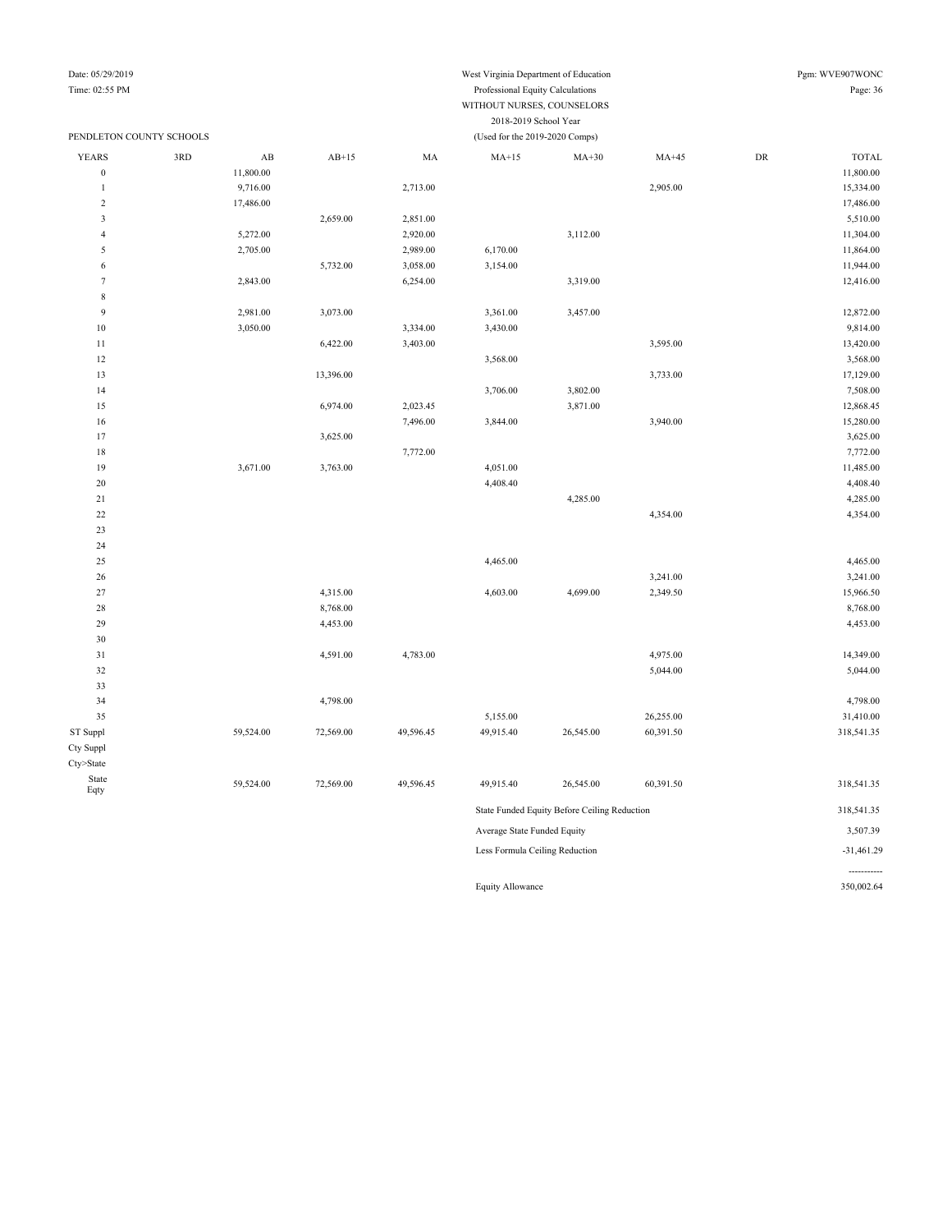Date: 05/29/2019
Time: 02:55 PM

West Virginia Department of Education
Professional Equity Calculations
WITHOUT NURSES, COUNSELORS
2018-2019 School Year
(Used for the 2019-2020 Comps)

Pgm: WVE907WONC

PENDLETON COUNTY SCHOOLS

| YEARS | 3RD | AB | AB+15 | MA | MA+15 | MA+30 | MA+45 | DR | TOTAL |
|---|---|---|---|---|---|---|---|---|---|
| 0 | | 11,800.00 | | | | | | | 11,800.00 |
| 1 | | 9,716.00 | | 2,713.00 | | | 2,905.00 | | 15,334.00 |
| 2 | | 17,486.00 | | | | | | | 17,486.00 |
| 3 | | | 2,659.00 | 2,851.00 | | | | | 5,510.00 |
| 4 | | 5,272.00 | | 2,920.00 | | 3,112.00 | | | 11,304.00 |
| 5 | | 2,705.00 | | 2,989.00 | 6,170.00 | | | | 11,864.00 |
| 6 | | | 5,732.00 | 3,058.00 | 3,154.00 | | | | 11,944.00 |
| 7 | | 2,843.00 | | 6,254.00 | | 3,319.00 | | | 12,416.00 |
| 8 | | | | | | | | | |
| 9 | | 2,981.00 | 3,073.00 | | 3,361.00 | 3,457.00 | | | 12,872.00 |
| 10 | | 3,050.00 | | 3,334.00 | 3,430.00 | | | | 9,814.00 |
| 11 | | | 6,422.00 | 3,403.00 | | | 3,595.00 | | 13,420.00 |
| 12 | | | | | 3,568.00 | | | | 3,568.00 |
| 13 | | | 13,396.00 | | | | 3,733.00 | | 17,129.00 |
| 14 | | | | | 3,706.00 | 3,802.00 | | | 7,508.00 |
| 15 | | | 6,974.00 | 2,023.45 | | 3,871.00 | | | 12,868.45 |
| 16 | | | | 7,496.00 | 3,844.00 | | 3,940.00 | | 15,280.00 |
| 17 | | | 3,625.00 | | | | | | 3,625.00 |
| 18 | | | | 7,772.00 | | | | | 7,772.00 |
| 19 | | 3,671.00 | 3,763.00 | | 4,051.00 | | | | 11,485.00 |
| 20 | | | | | 4,408.40 | | | | 4,408.40 |
| 21 | | | | | | 4,285.00 | | | 4,285.00 |
| 22 | | | | | | | 4,354.00 | | 4,354.00 |
| 23 | | | | | | | | | |
| 24 | | | | | | | | | |
| 25 | | | | | 4,465.00 | | | | 4,465.00 |
| 26 | | | | | | | 3,241.00 | | 3,241.00 |
| 27 | | | 4,315.00 | | 4,603.00 | 4,699.00 | 2,349.50 | | 15,966.50 |
| 28 | | | 8,768.00 | | | | | | 8,768.00 |
| 29 | | | 4,453.00 | | | | | | 4,453.00 |
| 30 | | | | | | | | | |
| 31 | | | 4,591.00 | 4,783.00 | | | 4,975.00 | | 14,349.00 |
| 32 | | | | | | | 5,044.00 | | 5,044.00 |
| 33 | | | | | | | | | |
| 34 | | | 4,798.00 | | | | | | 4,798.00 |
| 35 | | | | | 5,155.00 | | 26,255.00 | | 31,410.00 |
| ST Suppl | | 59,524.00 | 72,569.00 | 49,596.45 | 49,915.40 | 26,545.00 | 60,391.50 | | 318,541.35 |
| Cty Suppl | | | | | | | | | |
| Cty>State | | | | | | | | | |
| State Eqty | | 59,524.00 | 72,569.00 | 49,596.45 | 49,915.40 | 26,545.00 | 60,391.50 | | 318,541.35 |

| | |
|---|---|
| State Funded Equity Before Ceiling Reduction | 318,541.35 |
| Average State Funded Equity | 3,507.39 |
| Less Formula Ceiling Reduction | -31,461.29 |
| Equity Allowance | 350,002.64 |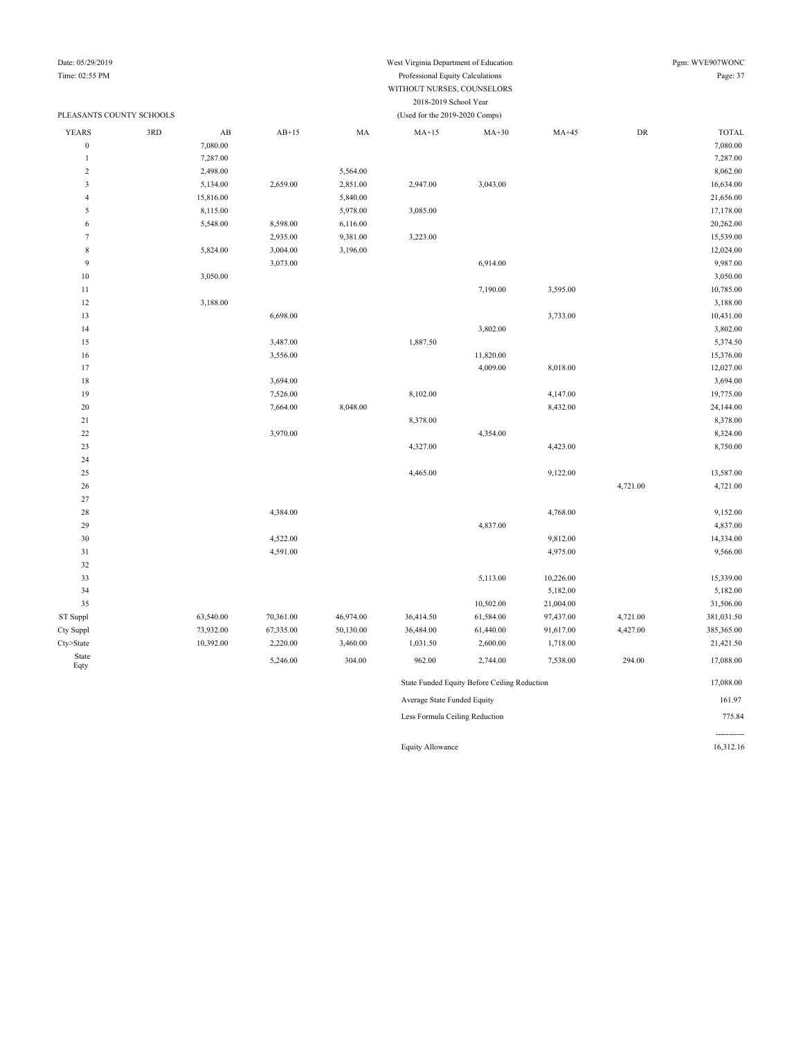West Virginia Department of Education
Professional Equity Calculations
WITHOUT NURSES, COUNSELORS
2018-2019 School Year
(Used for the 2019-2020 Comps)

Date: 05/29/2019
Time: 02:55 PM
Pgm: WVE907WONC

PLEASANTS COUNTY SCHOOLS

| YEARS | 3RD | AB | AB+15 | MA | MA+15 | MA+30 | MA+45 | DR | TOTAL |
|---|---|---|---|---|---|---|---|---|---|
| 0 | | 7,080.00 | | | | | | | 7,080.00 |
| 1 | | 7,287.00 | | | | | | | 7,287.00 |
| 2 | | 2,498.00 | | 5,564.00 | | | | | 8,062.00 |
| 3 | | 5,134.00 | 2,659.00 | 2,851.00 | 2,947.00 | 3,043.00 | | | 16,634.00 |
| 4 | | 15,816.00 | | 5,840.00 | | | | | 21,656.00 |
| 5 | | 8,115.00 | | 5,978.00 | 3,085.00 | | | | 17,178.00 |
| 6 | | 5,548.00 | 8,598.00 | 6,116.00 | | | | | 20,262.00 |
| 7 | | | 2,935.00 | 9,381.00 | 3,223.00 | | | | 15,539.00 |
| 8 | | 5,824.00 | 3,004.00 | 3,196.00 | | | | | 12,024.00 |
| 9 | | | 3,073.00 | | | 6,914.00 | | | 9,987.00 |
| 10 | | 3,050.00 | | | | | | | 3,050.00 |
| 11 | | | | | | 7,190.00 | 3,595.00 | | 10,785.00 |
| 12 | | 3,188.00 | | | | | | | 3,188.00 |
| 13 | | | 6,698.00 | | | | 3,733.00 | | 10,431.00 |
| 14 | | | | | | 3,802.00 | | | 3,802.00 |
| 15 | | | 3,487.00 | | 1,887.50 | | | | 5,374.50 |
| 16 | | | 3,556.00 | | | 11,820.00 | | | 15,376.00 |
| 17 | | | | | | 4,009.00 | 8,018.00 | | 12,027.00 |
| 18 | | | 3,694.00 | | | | | | 3,694.00 |
| 19 | | | 7,526.00 | | 8,102.00 | | 4,147.00 | | 19,775.00 |
| 20 | | | 7,664.00 | 8,048.00 | | | 8,432.00 | | 24,144.00 |
| 21 | | | | | 8,378.00 | | | | 8,378.00 |
| 22 | | | 3,970.00 | | | 4,354.00 | | | 8,324.00 |
| 23 | | | | | 4,327.00 | | 4,423.00 | | 8,750.00 |
| 24 | | | | | | | | | |
| 25 | | | | | 4,465.00 | | 9,122.00 | | 13,587.00 |
| 26 | | | | | | | | 4,721.00 | 4,721.00 |
| 27 | | | | | | | | | |
| 28 | | | 4,384.00 | | | | 4,768.00 | | 9,152.00 |
| 29 | | | | | | 4,837.00 | | | 4,837.00 |
| 30 | | | 4,522.00 | | | | 9,812.00 | | 14,334.00 |
| 31 | | | 4,591.00 | | | | 4,975.00 | | 9,566.00 |
| 32 | | | | | | | | | |
| 33 | | | | | | 5,113.00 | 10,226.00 | | 15,339.00 |
| 34 | | | | | | | 5,182.00 | | 5,182.00 |
| 35 | | | | | | 10,502.00 | 21,004.00 | | 31,506.00 |
| ST Suppl | | 63,540.00 | 70,361.00 | 46,974.00 | 36,414.50 | 61,584.00 | 97,437.00 | 4,721.00 | 381,031.50 |
| Cty Suppl | | 73,932.00 | 67,335.00 | 50,130.00 | 36,484.00 | 61,440.00 | 91,617.00 | 4,427.00 | 385,365.00 |
| Cty>State | | 10,392.00 | 2,220.00 | 3,460.00 | 1,031.50 | 2,600.00 | 1,718.00 | | 21,421.50 |
| State Eqty | | | 5,246.00 | 304.00 | 962.00 | 2,744.00 | 7,538.00 | 294.00 | 17,088.00 |

| | |
|---|---|
| State Funded Equity Before Ceiling Reduction | 17,088.00 |
| Average State Funded Equity | 161.97 |
| Less Formula Ceiling Reduction | 775.84 |
| Equity Allowance | 16,312.16 |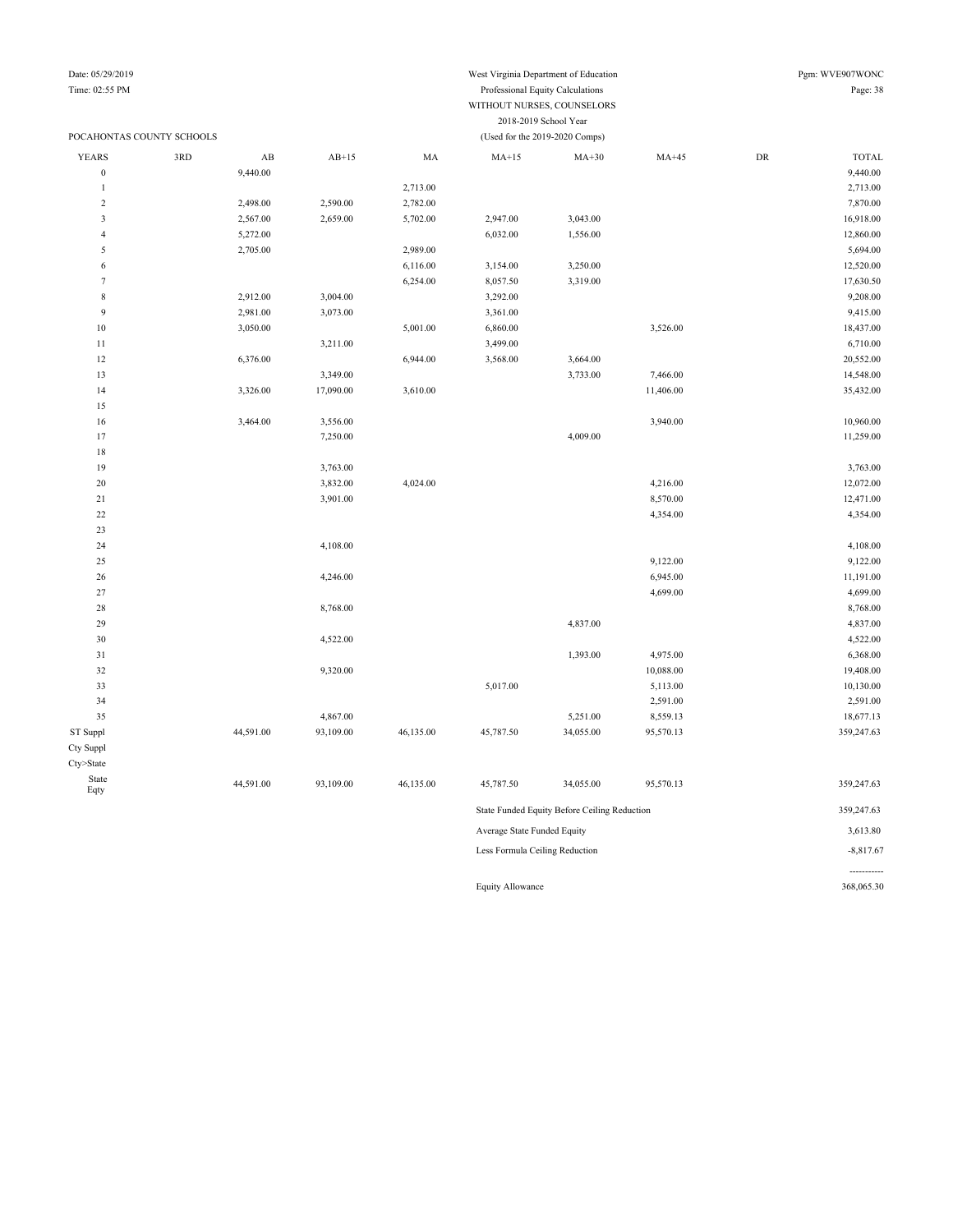Date: 05/29/2019
Time: 02:55 PM

West Virginia Department of Education
Professional Equity Calculations
WITHOUT NURSES, COUNSELORS
2018-2019 School Year
(Used for the 2019-2020 Comps)

Pgm: WVE907WONC

POCAHONTAS COUNTY SCHOOLS

| YEARS | 3RD | AB | AB+15 | MA | MA+15 | MA+30 | MA+45 | DR | TOTAL |
|---|---|---|---|---|---|---|---|---|---|
| 0 | | 9,440.00 | | | | | | | 9,440.00 |
| 1 | | | | 2,713.00 | | | | | 2,713.00 |
| 2 | | 2,498.00 | 2,590.00 | 2,782.00 | | | | | 7,870.00 |
| 3 | | 2,567.00 | 2,659.00 | 5,702.00 | 2,947.00 | 3,043.00 | | | 16,918.00 |
| 4 | | 5,272.00 | | | 6,032.00 | 1,556.00 | | | 12,860.00 |
| 5 | | 2,705.00 | | 2,989.00 | | | | | 5,694.00 |
| 6 | | | | 6,116.00 | 3,154.00 | 3,250.00 | | | 12,520.00 |
| 7 | | | | 6,254.00 | 8,057.50 | 3,319.00 | | | 17,630.50 |
| 8 | | 2,912.00 | 3,004.00 | | 3,292.00 | | | | 9,208.00 |
| 9 | | 2,981.00 | 3,073.00 | | 3,361.00 | | | | 9,415.00 |
| 10 | | 3,050.00 | | 5,001.00 | 6,860.00 | | 3,526.00 | | 18,437.00 |
| 11 | | | 3,211.00 | | 3,499.00 | | | | 6,710.00 |
| 12 | | 6,376.00 | | 6,944.00 | 3,568.00 | 3,664.00 | | | 20,552.00 |
| 13 | | | 3,349.00 | | | 3,733.00 | 7,466.00 | | 14,548.00 |
| 14 | | 3,326.00 | 17,090.00 | 3,610.00 | | | 11,406.00 | | 35,432.00 |
| 15 | | | | | | | | | |
| 16 | | 3,464.00 | 3,556.00 | | | | 3,940.00 | | 10,960.00 |
| 17 | | | 7,250.00 | | | 4,009.00 | | | 11,259.00 |
| 18 | | | | | | | | | |
| 19 | | | 3,763.00 | | | | | | 3,763.00 |
| 20 | | | 3,832.00 | 4,024.00 | | | 4,216.00 | | 12,072.00 |
| 21 | | | 3,901.00 | | | | 8,570.00 | | 12,471.00 |
| 22 | | | | | | | 4,354.00 | | 4,354.00 |
| 23 | | | | | | | | | |
| 24 | | | 4,108.00 | | | | | | 4,108.00 |
| 25 | | | | | | | 9,122.00 | | 9,122.00 |
| 26 | | | 4,246.00 | | | | 6,945.00 | | 11,191.00 |
| 27 | | | | | | | 4,699.00 | | 4,699.00 |
| 28 | | | 8,768.00 | | | | | | 8,768.00 |
| 29 | | | | | | 4,837.00 | | | 4,837.00 |
| 30 | | | 4,522.00 | | | | | | 4,522.00 |
| 31 | | | | | | 1,393.00 | 4,975.00 | | 6,368.00 |
| 32 | | | 9,320.00 | | | | 10,088.00 | | 19,408.00 |
| 33 | | | | | 5,017.00 | | 5,113.00 | | 10,130.00 |
| 34 | | | | | | | 2,591.00 | | 2,591.00 |
| 35 | | | 4,867.00 | | | 5,251.00 | 8,559.13 | | 18,677.13 |
| ST Suppl | | 44,591.00 | 93,109.00 | 46,135.00 | 45,787.50 | 34,055.00 | 95,570.13 | | 359,247.63 |
| Cty Suppl | | | | | | | | | |
| Cty>State | | | | | | | | | |
| State Eqty | | 44,591.00 | 93,109.00 | 46,135.00 | 45,787.50 | 34,055.00 | 95,570.13 | | 359,247.63 |

| | |
|---|---|
| State Funded Equity Before Ceiling Reduction | 359,247.63 |
| Average State Funded Equity | 3,613.80 |
| Less Formula Ceiling Reduction | -8,817.67 |
| | ----------- |
| Equity Allowance | 368,065.30 |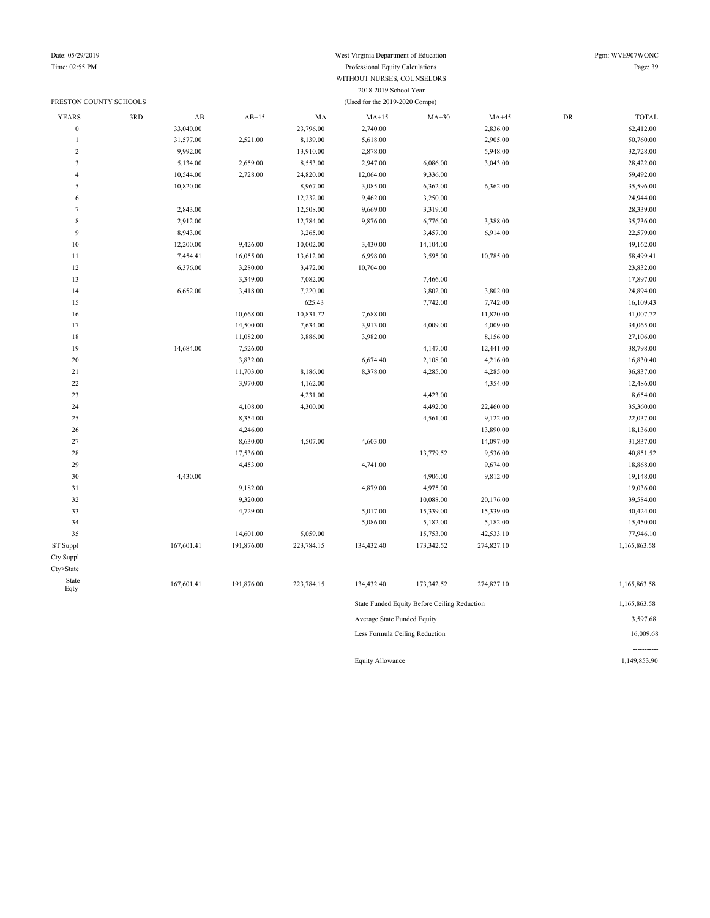West Virginia Department of Education
Professional Equity Calculations
WITHOUT NURSES, COUNSELORS
2018-2019 School Year
(Used for the 2019-2020 Comps)

Date: 05/29/2019
Time: 02:55 PM
Pgm: WVE907WONC

PRESTON COUNTY SCHOOLS

| YEARS | 3RD | AB | AB+15 | MA | MA+15 | MA+30 | MA+45 | DR | TOTAL |
|---|---|---|---|---|---|---|---|---|---|
| 0 | | 33,040.00 | | 23,796.00 | 2,740.00 | | 2,836.00 | | 62,412.00 |
| 1 | | 31,577.00 | 2,521.00 | 8,139.00 | 5,618.00 | | 2,905.00 | | 50,760.00 |
| 2 | | 9,992.00 | | 13,910.00 | 2,878.00 | | 5,948.00 | | 32,728.00 |
| 3 | | 5,134.00 | 2,659.00 | 8,553.00 | 2,947.00 | 6,086.00 | 3,043.00 | | 28,422.00 |
| 4 | | 10,544.00 | 2,728.00 | 24,820.00 | 12,064.00 | 9,336.00 | | | 59,492.00 |
| 5 | | 10,820.00 | | 8,967.00 | 3,085.00 | 6,362.00 | 6,362.00 | | 35,596.00 |
| 6 | | | | 12,232.00 | 9,462.00 | 3,250.00 | | | 24,944.00 |
| 7 | | 2,843.00 | | 12,508.00 | 9,669.00 | 3,319.00 | | | 28,339.00 |
| 8 | | 2,912.00 | | 12,784.00 | 9,876.00 | 6,776.00 | 3,388.00 | | 35,736.00 |
| 9 | | 8,943.00 | | 3,265.00 | | 3,457.00 | 6,914.00 | | 22,579.00 |
| 10 | | 12,200.00 | 9,426.00 | 10,002.00 | 3,430.00 | 14,104.00 | | | 49,162.00 |
| 11 | | 7,454.41 | 16,055.00 | 13,612.00 | 6,998.00 | 3,595.00 | 10,785.00 | | 58,499.41 |
| 12 | | 6,376.00 | 3,280.00 | 3,472.00 | 10,704.00 | | | | 23,832.00 |
| 13 | | | 3,349.00 | 7,082.00 | | 7,466.00 | | | 17,897.00 |
| 14 | | 6,652.00 | 3,418.00 | 7,220.00 | | 3,802.00 | 3,802.00 | | 24,894.00 |
| 15 | | | | 625.43 | | 7,742.00 | 7,742.00 | | 16,109.43 |
| 16 | | | 10,668.00 | 10,831.72 | 7,688.00 | | 11,820.00 | | 41,007.72 |
| 17 | | | 14,500.00 | 7,634.00 | 3,913.00 | 4,009.00 | 4,009.00 | | 34,065.00 |
| 18 | | | 11,082.00 | 3,886.00 | 3,982.00 | | 8,156.00 | | 27,106.00 |
| 19 | | 14,684.00 | 7,526.00 | | | 4,147.00 | 12,441.00 | | 38,798.00 |
| 20 | | | 3,832.00 | | 6,674.40 | 2,108.00 | 4,216.00 | | 16,830.40 |
| 21 | | | 11,703.00 | 8,186.00 | 8,378.00 | 4,285.00 | 4,285.00 | | 36,837.00 |
| 22 | | | 3,970.00 | 4,162.00 | | | 4,354.00 | | 12,486.00 |
| 23 | | | | 4,231.00 | | 4,423.00 | | | 8,654.00 |
| 24 | | | 4,108.00 | 4,300.00 | | 4,492.00 | 22,460.00 | | 35,360.00 |
| 25 | | | 8,354.00 | | | 4,561.00 | 9,122.00 | | 22,037.00 |
| 26 | | | 4,246.00 | | | | 13,890.00 | | 18,136.00 |
| 27 | | | 8,630.00 | 4,507.00 | 4,603.00 | | 14,097.00 | | 31,837.00 |
| 28 | | | 17,536.00 | | | 13,779.52 | 9,536.00 | | 40,851.52 |
| 29 | | | 4,453.00 | | 4,741.00 | | 9,674.00 | | 18,868.00 |
| 30 | | 4,430.00 | | | | 4,906.00 | 9,812.00 | | 19,148.00 |
| 31 | | | 9,182.00 | | 4,879.00 | 4,975.00 | | | 19,036.00 |
| 32 | | | 9,320.00 | | | 10,088.00 | 20,176.00 | | 39,584.00 |
| 33 | | | 4,729.00 | | 5,017.00 | 15,339.00 | 15,339.00 | | 40,424.00 |
| 34 | | | | | 5,086.00 | 5,182.00 | 5,182.00 | | 15,450.00 |
| 35 | | | 14,601.00 | 5,059.00 | | 15,753.00 | 42,533.10 | | 77,946.10 |
| ST Suppl | | 167,601.41 | 191,876.00 | 223,784.15 | 134,432.40 | 173,342.52 | 274,827.10 | | 1,165,863.58 |
| Cty Suppl | | | | | | | | | |
| Cty>State | | | | | | | | | |
| State Eqty | | 167,601.41 | 191,876.00 | 223,784.15 | 134,432.40 | 173,342.52 | 274,827.10 | | 1,165,863.58 |

| | |
|---|---|
| State Funded Equity Before Ceiling Reduction | 1,165,863.58 |
| Average State Funded Equity | 3,597.68 |
| Less Formula Ceiling Reduction | 16,009.68 |
| | ----------- |
| Equity Allowance | 1,149,853.90 |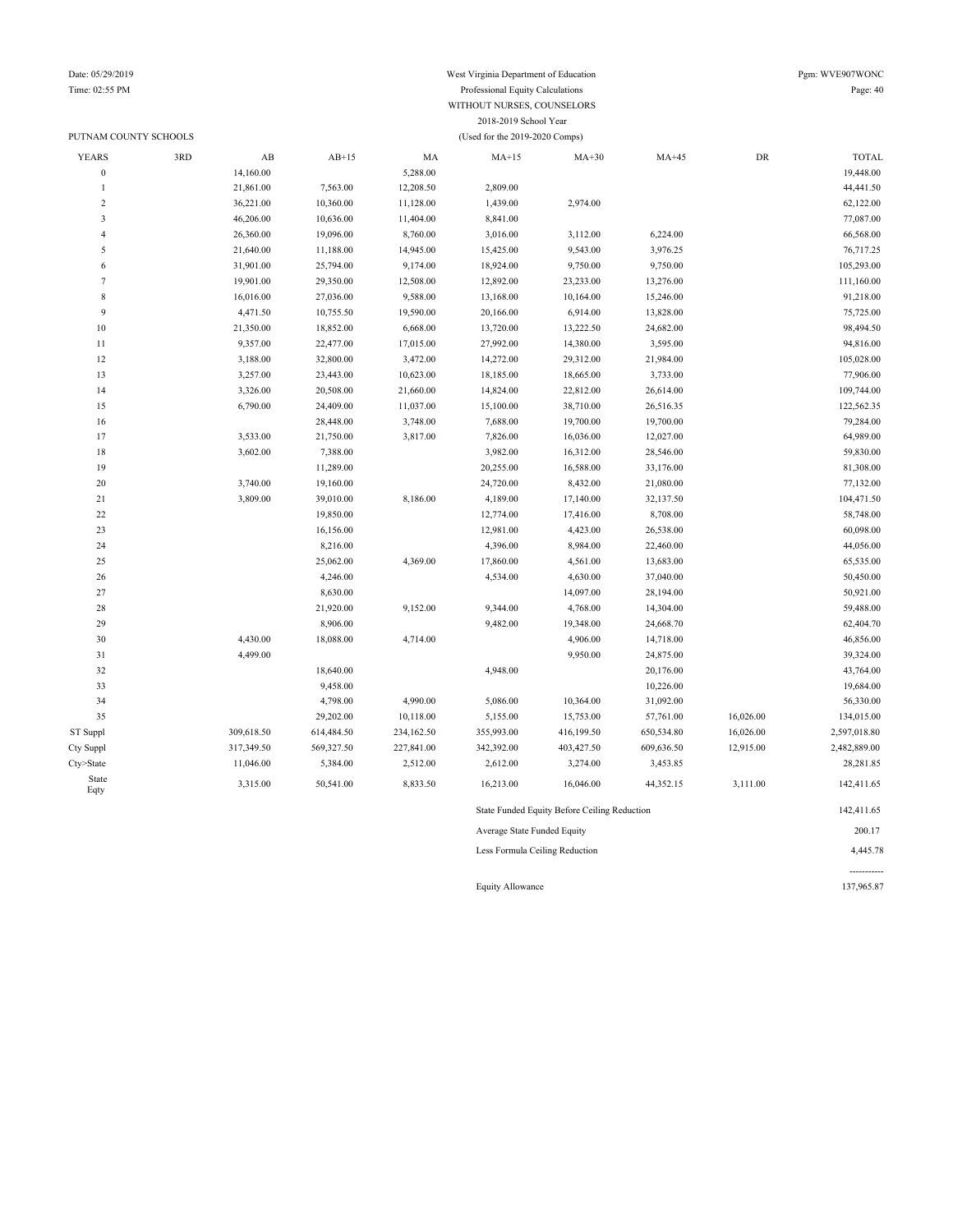West Virginia Department of Education

Professional Equity Calculations

WITHOUT NURSES, COUNSELORS

2018-2019 School Year

(Used for the 2019-2020 Comps)

PUTNAM COUNTY SCHOOLS

| YEARS | 3RD | AB | AB+15 | MA | MA+15 | MA+30 | MA+45 | DR | TOTAL |
|---|---|---|---|---|---|---|---|---|---|
| 0 | | 14,160.00 | | 5,288.00 | | | | | 19,448.00 |
| 1 | | 21,861.00 | 7,563.00 | 12,208.50 | 2,809.00 | | | | 44,441.50 |
| 2 | | 36,221.00 | 10,360.00 | 11,128.00 | 1,439.00 | 2,974.00 | | | 62,122.00 |
| 3 | | 46,206.00 | 10,636.00 | 11,404.00 | 8,841.00 | | | | 77,087.00 |
| 4 | | 26,360.00 | 19,096.00 | 8,760.00 | 3,016.00 | 3,112.00 | 6,224.00 | | 66,568.00 |
| 5 | | 21,640.00 | 11,188.00 | 14,945.00 | 15,425.00 | 9,543.00 | 3,976.25 | | 76,717.25 |
| 6 | | 31,901.00 | 25,794.00 | 9,174.00 | 18,924.00 | 9,750.00 | 9,750.00 | | 105,293.00 |
| 7 | | 19,901.00 | 29,350.00 | 12,508.00 | 12,892.00 | 23,233.00 | 13,276.00 | | 111,160.00 |
| 8 | | 16,016.00 | 27,036.00 | 9,588.00 | 13,168.00 | 10,164.00 | 15,246.00 | | 91,218.00 |
| 9 | | 4,471.50 | 10,755.50 | 19,590.00 | 20,166.00 | 6,914.00 | 13,828.00 | | 75,725.00 |
| 10 | | 21,350.00 | 18,852.00 | 6,668.00 | 13,720.00 | 13,222.50 | 24,682.00 | | 98,494.50 |
| 11 | | 9,357.00 | 22,477.00 | 17,015.00 | 27,992.00 | 14,380.00 | 3,595.00 | | 94,816.00 |
| 12 | | 3,188.00 | 32,800.00 | 3,472.00 | 14,272.00 | 29,312.00 | 21,984.00 | | 105,028.00 |
| 13 | | 3,257.00 | 23,443.00 | 10,623.00 | 18,185.00 | 18,665.00 | 3,733.00 | | 77,906.00 |
| 14 | | 3,326.00 | 20,508.00 | 21,660.00 | 14,824.00 | 22,812.00 | 26,614.00 | | 109,744.00 |
| 15 | | 6,790.00 | 24,409.00 | 11,037.00 | 15,100.00 | 38,710.00 | 26,516.35 | | 122,562.35 |
| 16 | | | 28,448.00 | 3,748.00 | 7,688.00 | 19,700.00 | 19,700.00 | | 79,284.00 |
| 17 | | 3,533.00 | 21,750.00 | 3,817.00 | 7,826.00 | 16,036.00 | 12,027.00 | | 64,989.00 |
| 18 | | 3,602.00 | 7,388.00 | | 3,982.00 | 16,312.00 | 28,546.00 | | 59,830.00 |
| 19 | | | 11,289.00 | | 20,255.00 | 16,588.00 | 33,176.00 | | 81,308.00 |
| 20 | | 3,740.00 | 19,160.00 | | 24,720.00 | 8,432.00 | 21,080.00 | | 77,132.00 |
| 21 | | 3,809.00 | 39,010.00 | 8,186.00 | 4,189.00 | 17,140.00 | 32,137.50 | | 104,471.50 |
| 22 | | | 19,850.00 | | 12,774.00 | 17,416.00 | 8,708.00 | | 58,748.00 |
| 23 | | | 16,156.00 | | 12,981.00 | 4,423.00 | 26,538.00 | | 60,098.00 |
| 24 | | | 8,216.00 | | 4,396.00 | 8,984.00 | 22,460.00 | | 44,056.00 |
| 25 | | | 25,062.00 | 4,369.00 | 17,860.00 | 4,561.00 | 13,683.00 | | 65,535.00 |
| 26 | | | 4,246.00 | | 4,534.00 | 4,630.00 | 37,040.00 | | 50,450.00 |
| 27 | | | 8,630.00 | | | 14,097.00 | 28,194.00 | | 50,921.00 |
| 28 | | | 21,920.00 | 9,152.00 | 9,344.00 | 4,768.00 | 14,304.00 | | 59,488.00 |
| 29 | | | 8,906.00 | | 9,482.00 | 19,348.00 | 24,668.70 | | 62,404.70 |
| 30 | | 4,430.00 | 18,088.00 | 4,714.00 | | 4,906.00 | 14,718.00 | | 46,856.00 |
| 31 | | 4,499.00 | | | | 9,950.00 | 24,875.00 | | 39,324.00 |
| 32 | | | 18,640.00 | | 4,948.00 | | 20,176.00 | | 43,764.00 |
| 33 | | | 9,458.00 | | | | 10,226.00 | | 19,684.00 |
| 34 | | | 4,798.00 | 4,990.00 | 5,086.00 | 10,364.00 | 31,092.00 | | 56,330.00 |
| 35 | | | 29,202.00 | 10,118.00 | 5,155.00 | 15,753.00 | 57,761.00 | 16,026.00 | 134,015.00 |
| ST Suppl | | 309,618.50 | 614,484.50 | 234,162.50 | 355,993.00 | 416,199.50 | 650,534.80 | 16,026.00 | 2,597,018.80 |
| Cty Suppl | | 317,349.50 | 569,327.50 | 227,841.00 | 342,392.00 | 403,427.50 | 609,636.50 | 12,915.00 | 2,482,889.00 |
| Cty>State | | 11,046.00 | 5,384.00 | 2,512.00 | 2,612.00 | 3,274.00 | 3,453.85 | | 28,281.85 |
| State Eqty | | 3,315.00 | 50,541.00 | 8,833.50 | 16,213.00 | 16,046.00 | 44,352.15 | 3,111.00 | 142,411.65 |

| | |
|---|---|
| State Funded Equity Before Ceiling Reduction | 142,411.65 |
| Average State Funded Equity | 200.17 |
| Less Formula Ceiling Reduction | 4,445.78 |
| | ----------- |
| Equity Allowance | 137,965.87 |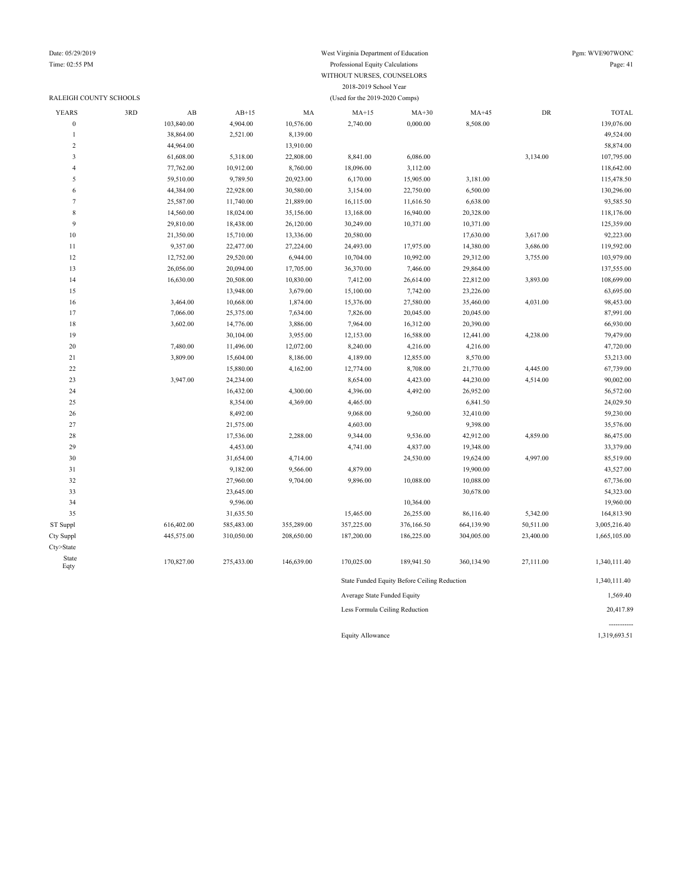West Virginia Department of Education
Professional Equity Calculations
WITHOUT NURSES, COUNSELORS
2018-2019 School Year
(Used for the 2019-2020 Comps)

Date: 05/29/2019
Time: 02:55 PM
Pgm: WVE907WONC

RALEIGH COUNTY SCHOOLS

| YEARS | 3RD | AB | AB+15 | MA | MA+15 | MA+30 | MA+45 | DR | TOTAL |
|---|---|---|---|---|---|---|---|---|---|
| 0 | | 103,840.00 | 4,904.00 | 10,576.00 | 2,740.00 | 0,000.00 | 8,508.00 | | 139,076.00 |
| 1 | | 38,864.00 | 2,521.00 | 8,139.00 | | | | | 49,524.00 |
| 2 | | 44,964.00 | | 13,910.00 | | | | | 58,874.00 |
| 3 | | 61,608.00 | 5,318.00 | 22,808.00 | 8,841.00 | 6,086.00 | | 3,134.00 | 107,795.00 |
| 4 | | 77,762.00 | 10,912.00 | 8,760.00 | 18,096.00 | 3,112.00 | | | 118,642.00 |
| 5 | | 59,510.00 | 9,789.50 | 20,923.00 | 6,170.00 | 15,905.00 | 3,181.00 | | 115,478.50 |
| 6 | | 44,384.00 | 22,928.00 | 30,580.00 | 3,154.00 | 22,750.00 | 6,500.00 | | 130,296.00 |
| 7 | | 25,587.00 | 11,740.00 | 21,889.00 | 16,115.00 | 11,616.50 | 6,638.00 | | 93,585.50 |
| 8 | | 14,560.00 | 18,024.00 | 35,156.00 | 13,168.00 | 16,940.00 | 20,328.00 | | 118,176.00 |
| 9 | | 29,810.00 | 18,438.00 | 26,120.00 | 30,249.00 | 10,371.00 | 10,371.00 | | 125,359.00 |
| 10 | | 21,350.00 | 15,710.00 | 13,336.00 | 20,580.00 | | 17,630.00 | 3,617.00 | 92,223.00 |
| 11 | | 9,357.00 | 22,477.00 | 27,224.00 | 24,493.00 | 17,975.00 | 14,380.00 | 3,686.00 | 119,592.00 |
| 12 | | 12,752.00 | 29,520.00 | 6,944.00 | 10,704.00 | 10,992.00 | 29,312.00 | 3,755.00 | 103,979.00 |
| 13 | | 26,056.00 | 20,094.00 | 17,705.00 | 36,370.00 | 7,466.00 | 29,864.00 | | 137,555.00 |
| 14 | | 16,630.00 | 20,508.00 | 10,830.00 | 7,412.00 | 26,614.00 | 22,812.00 | 3,893.00 | 108,699.00 |
| 15 | | | 13,948.00 | 3,679.00 | 15,100.00 | 7,742.00 | 23,226.00 | | 63,695.00 |
| 16 | | 3,464.00 | 10,668.00 | 1,874.00 | 15,376.00 | 27,580.00 | 35,460.00 | 4,031.00 | 98,453.00 |
| 17 | | 7,066.00 | 25,375.00 | 7,634.00 | 7,826.00 | 20,045.00 | 20,045.00 | | 87,991.00 |
| 18 | | 3,602.00 | 14,776.00 | 3,886.00 | 7,964.00 | 16,312.00 | 20,390.00 | | 66,930.00 |
| 19 | | | 30,104.00 | 3,955.00 | 12,153.00 | 16,588.00 | 12,441.00 | 4,238.00 | 79,479.00 |
| 20 | | 7,480.00 | 11,496.00 | 12,072.00 | 8,240.00 | 4,216.00 | 4,216.00 | | 47,720.00 |
| 21 | | 3,809.00 | 15,604.00 | 8,186.00 | 4,189.00 | 12,855.00 | 8,570.00 | | 53,213.00 |
| 22 | | | 15,880.00 | 4,162.00 | 12,774.00 | 8,708.00 | 21,770.00 | 4,445.00 | 67,739.00 |
| 23 | | 3,947.00 | 24,234.00 | | 8,654.00 | 4,423.00 | 44,230.00 | 4,514.00 | 90,002.00 |
| 24 | | | 16,432.00 | 4,300.00 | 4,396.00 | 4,492.00 | 26,952.00 | | 56,572.00 |
| 25 | | | 8,354.00 | 4,369.00 | 4,465.00 | | 6,841.50 | | 24,029.50 |
| 26 | | | 8,492.00 | | 9,068.00 | 9,260.00 | 32,410.00 | | 59,230.00 |
| 27 | | | 21,575.00 | | 4,603.00 | | 9,398.00 | | 35,576.00 |
| 28 | | | 17,536.00 | 2,288.00 | 9,344.00 | 9,536.00 | 42,912.00 | 4,859.00 | 86,475.00 |
| 29 | | | 4,453.00 | | 4,741.00 | 4,837.00 | 19,348.00 | | 33,379.00 |
| 30 | | | 31,654.00 | 4,714.00 | | 24,530.00 | 19,624.00 | 4,997.00 | 85,519.00 |
| 31 | | | 9,182.00 | 9,566.00 | 4,879.00 | | 19,900.00 | | 43,527.00 |
| 32 | | | 27,960.00 | 9,704.00 | 9,896.00 | 10,088.00 | 10,088.00 | | 67,736.00 |
| 33 | | | 23,645.00 | | | | 30,678.00 | | 54,323.00 |
| 34 | | | 9,596.00 | | | 10,364.00 | | | 19,960.00 |
| 35 | | | 31,635.50 | | 15,465.00 | 26,255.00 | 86,116.40 | 5,342.00 | 164,813.90 |
| ST Suppl | | 616,402.00 | 585,483.00 | 355,289.00 | 357,225.00 | 376,166.50 | 664,139.90 | 50,511.00 | 3,005,216.40 |
| Cty Suppl | | 445,575.00 | 310,050.00 | 208,650.00 | 187,200.00 | 186,225.00 | 304,005.00 | 23,400.00 | 1,665,105.00 |
| Cty>State | | | | | | | | | |
| State Eqty | | 170,827.00 | 275,433.00 | 146,639.00 | 170,025.00 | 189,941.50 | 360,134.90 | 27,111.00 | 1,340,111.40 |

| | |
|---|---|
| State Funded Equity Before Ceiling Reduction | 1,340,111.40 |
| Average State Funded Equity | 1,569.40 |
| Less Formula Ceiling Reduction | 20,417.89 |
| Equity Allowance | 1,319,693.51 |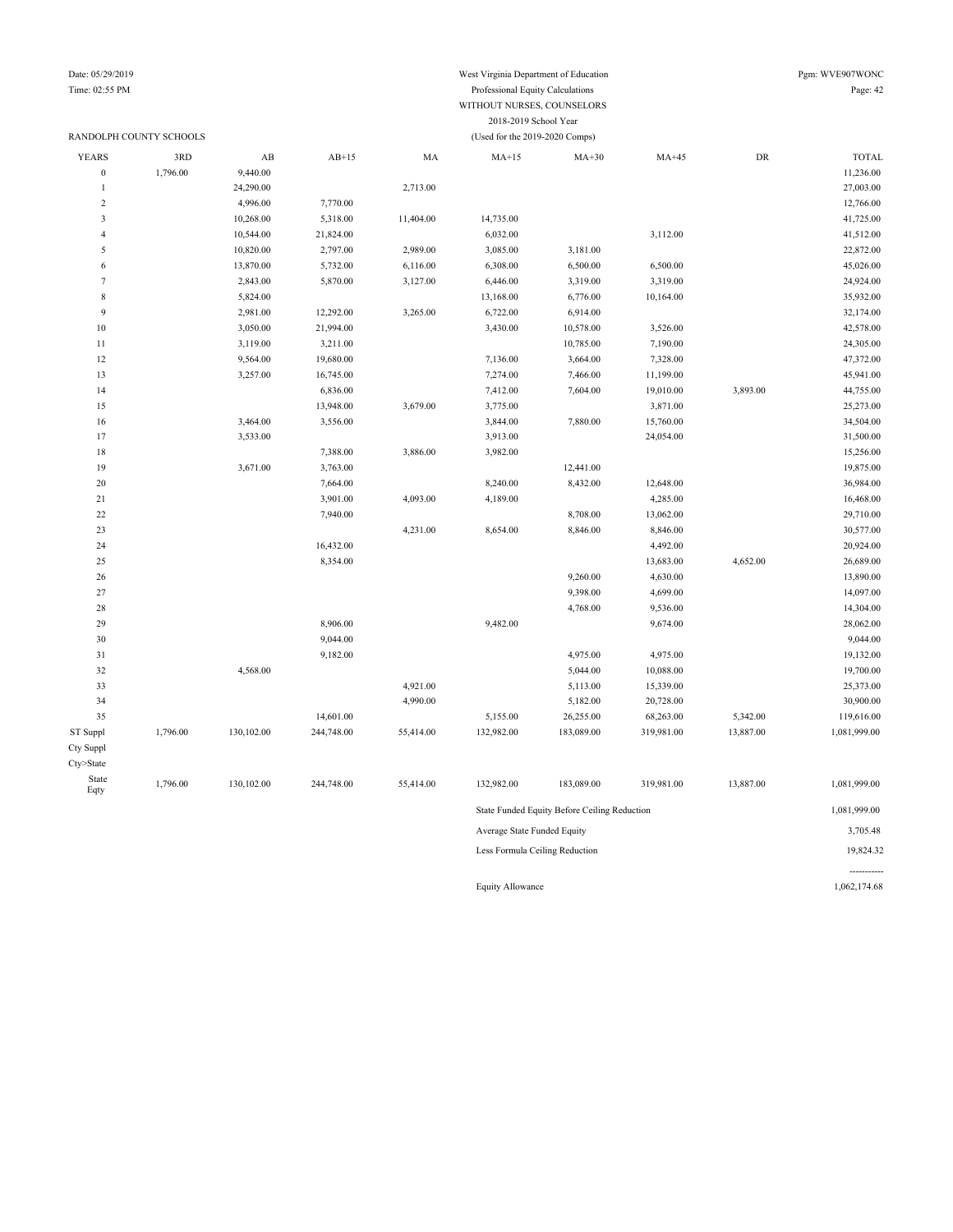West Virginia Department of Education
Professional Equity Calculations
WITHOUT NURSES, COUNSELORS
2018-2019 School Year
(Used for the 2019-2020 Comps)

RANDOLPH COUNTY SCHOOLS

| YEARS | 3RD | AB | AB+15 | MA | MA+15 | MA+30 | MA+45 | DR | TOTAL |
|---|---|---|---|---|---|---|---|---|---|
| 0 | 1,796.00 | 9,440.00 | | | | | | | 11,236.00 |
| 1 | | 24,290.00 | | 2,713.00 | | | | | 27,003.00 |
| 2 | | 4,996.00 | 7,770.00 | | | | | | 12,766.00 |
| 3 | | 10,268.00 | 5,318.00 | 11,404.00 | 14,735.00 | | | | 41,725.00 |
| 4 | | 10,544.00 | 21,824.00 | | 6,032.00 | | 3,112.00 | | 41,512.00 |
| 5 | | 10,820.00 | 2,797.00 | 2,989.00 | 3,085.00 | 3,181.00 | | | 22,872.00 |
| 6 | | 13,870.00 | 5,732.00 | 6,116.00 | 6,308.00 | 6,500.00 | 6,500.00 | | 45,026.00 |
| 7 | | 2,843.00 | 5,870.00 | 3,127.00 | 6,446.00 | 3,319.00 | 3,319.00 | | 24,924.00 |
| 8 | | 5,824.00 | | | 13,168.00 | 6,776.00 | 10,164.00 | | 35,932.00 |
| 9 | | 2,981.00 | 12,292.00 | 3,265.00 | 6,722.00 | 6,914.00 | | | 32,174.00 |
| 10 | | 3,050.00 | 21,994.00 | | 3,430.00 | 10,578.00 | 3,526.00 | | 42,578.00 |
| 11 | | 3,119.00 | 3,211.00 | | | 10,785.00 | 7,190.00 | | 24,305.00 |
| 12 | | 9,564.00 | 19,680.00 | | 7,136.00 | 3,664.00 | 7,328.00 | | 47,372.00 |
| 13 | | 3,257.00 | 16,745.00 | | 7,274.00 | 7,466.00 | 11,199.00 | | 45,941.00 |
| 14 | | | 6,836.00 | | 7,412.00 | 7,604.00 | 19,010.00 | 3,893.00 | 44,755.00 |
| 15 | | | 13,948.00 | 3,679.00 | 3,775.00 | | 3,871.00 | | 25,273.00 |
| 16 | | 3,464.00 | 3,556.00 | | 3,844.00 | 7,880.00 | 15,760.00 | | 34,504.00 |
| 17 | | 3,533.00 | | | 3,913.00 | | 24,054.00 | | 31,500.00 |
| 18 | | | 7,388.00 | 3,886.00 | 3,982.00 | | | | 15,256.00 |
| 19 | | 3,671.00 | 3,763.00 | | | 12,441.00 | | | 19,875.00 |
| 20 | | | 7,664.00 | | 8,240.00 | 8,432.00 | 12,648.00 | | 36,984.00 |
| 21 | | | 3,901.00 | 4,093.00 | 4,189.00 | | 4,285.00 | | 16,468.00 |
| 22 | | | 7,940.00 | | | 8,708.00 | 13,062.00 | | 29,710.00 |
| 23 | | | | 4,231.00 | 8,654.00 | 8,846.00 | 8,846.00 | | 30,577.00 |
| 24 | | | 16,432.00 | | | | 4,492.00 | | 20,924.00 |
| 25 | | | 8,354.00 | | | | 13,683.00 | 4,652.00 | 26,689.00 |
| 26 | | | | | | 9,260.00 | 4,630.00 | | 13,890.00 |
| 27 | | | | | | 9,398.00 | 4,699.00 | | 14,097.00 |
| 28 | | | | | | 4,768.00 | 9,536.00 | | 14,304.00 |
| 29 | | | 8,906.00 | | 9,482.00 | | 9,674.00 | | 28,062.00 |
| 30 | | | 9,044.00 | | | | | | 9,044.00 |
| 31 | | | 9,182.00 | | | 4,975.00 | 4,975.00 | | 19,132.00 |
| 32 | | 4,568.00 | | | | 5,044.00 | 10,088.00 | | 19,700.00 |
| 33 | | | | 4,921.00 | | 5,113.00 | 15,339.00 | | 25,373.00 |
| 34 | | | | 4,990.00 | | 5,182.00 | 20,728.00 | | 30,900.00 |
| 35 | | | 14,601.00 | | 5,155.00 | 26,255.00 | 68,263.00 | 5,342.00 | 119,616.00 |
| ST Suppl | 1,796.00 | 130,102.00 | 244,748.00 | 55,414.00 | 132,982.00 | 183,089.00 | 319,981.00 | 13,887.00 | 1,081,999.00 |
| Cty Suppl | | | | | | | | | |
| Cty>State | | | | | | | | | |
| State Eqty | 1,796.00 | 130,102.00 | 244,748.00 | 55,414.00 | 132,982.00 | 183,089.00 | 319,981.00 | 13,887.00 | 1,081,999.00 |

| | |
|---|---|
| State Funded Equity Before Ceiling Reduction | 1,081,999.00 |
| Average State Funded Equity | 3,705.48 |
| Less Formula Ceiling Reduction | 19,824.32 |
| | ----------- |
| Equity Allowance | 1,062,174.68 |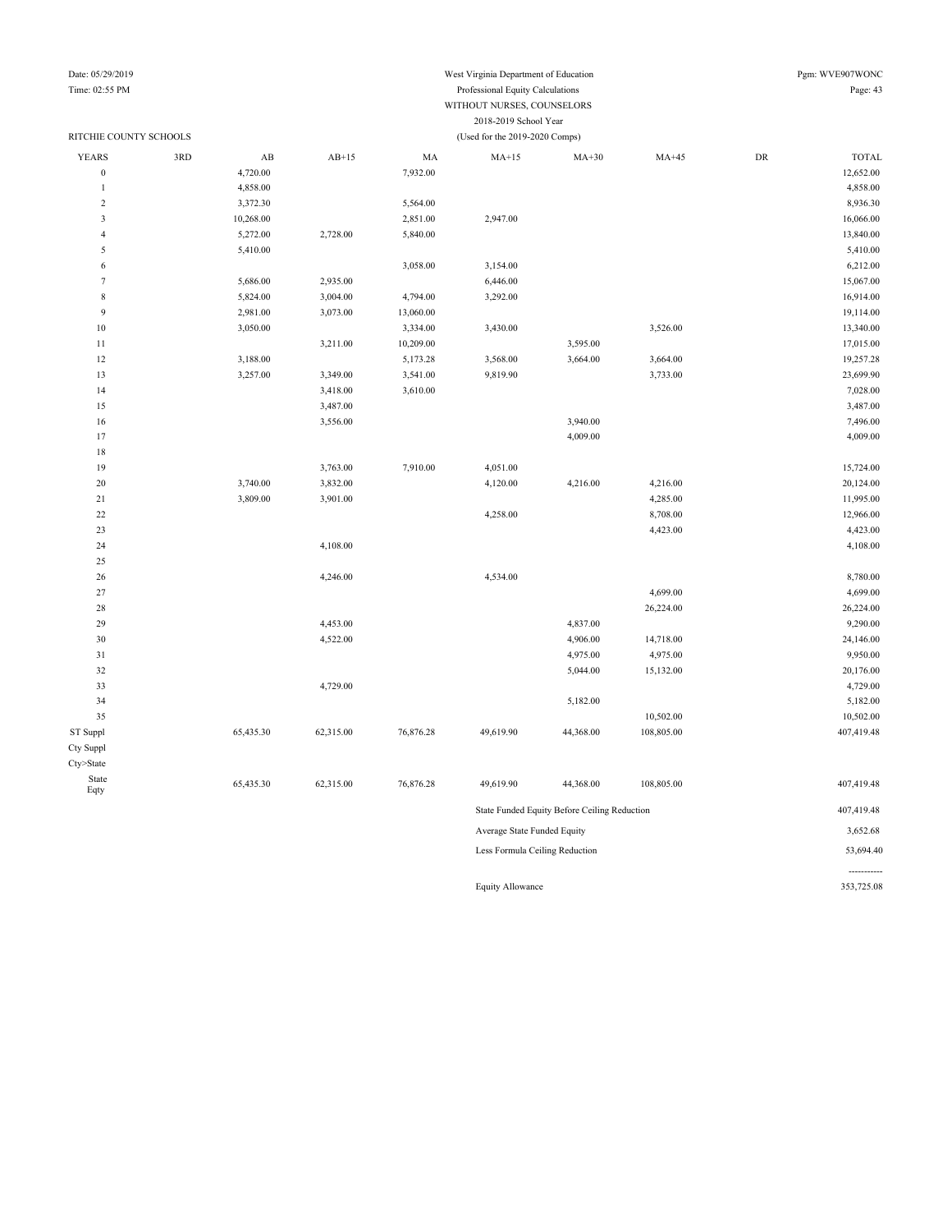Date: 05/29/2019
Time: 02:55 PM

West Virginia Department of Education
Professional Equity Calculations
WITHOUT NURSES, COUNSELORS
2018-2019 School Year
(Used for the 2019-2020 Comps)

Pgm: WVE907WONC

RITCHIE COUNTY SCHOOLS

| YEARS | 3RD | AB | AB+15 | MA | MA+15 | MA+30 | MA+45 | DR | TOTAL |
|---|---|---|---|---|---|---|---|---|---|
| 0 | | 4,720.00 | | 7,932.00 | | | | | 12,652.00 |
| 1 | | 4,858.00 | | | | | | | 4,858.00 |
| 2 | | 3,372.30 | | 5,564.00 | | | | | 8,936.30 |
| 3 | | 10,268.00 | | 2,851.00 | 2,947.00 | | | | 16,066.00 |
| 4 | | 5,272.00 | 2,728.00 | 5,840.00 | | | | | 13,840.00 |
| 5 | | 5,410.00 | | | | | | | 5,410.00 |
| 6 | | | | 3,058.00 | 3,154.00 | | | | 6,212.00 |
| 7 | | 5,686.00 | 2,935.00 | | 6,446.00 | | | | 15,067.00 |
| 8 | | 5,824.00 | 3,004.00 | 4,794.00 | 3,292.00 | | | | 16,914.00 |
| 9 | | 2,981.00 | 3,073.00 | 13,060.00 | | | | | 19,114.00 |
| 10 | | 3,050.00 | | 3,334.00 | 3,430.00 | | 3,526.00 | | 13,340.00 |
| 11 | | | 3,211.00 | 10,209.00 | | 3,595.00 | | | 17,015.00 |
| 12 | | 3,188.00 | | 5,173.28 | 3,568.00 | 3,664.00 | 3,664.00 | | 19,257.28 |
| 13 | | 3,257.00 | 3,349.00 | 3,541.00 | 9,819.90 | | 3,733.00 | | 23,699.90 |
| 14 | | | 3,418.00 | 3,610.00 | | | | | 7,028.00 |
| 15 | | | 3,487.00 | | | | | | 3,487.00 |
| 16 | | | 3,556.00 | | | 3,940.00 | | | 7,496.00 |
| 17 | | | | | | 4,009.00 | | | 4,009.00 |
| 18 | | | | | | | | | |
| 19 | | | 3,763.00 | 7,910.00 | 4,051.00 | | | | 15,724.00 |
| 20 | | 3,740.00 | 3,832.00 | | 4,120.00 | 4,216.00 | 4,216.00 | | 20,124.00 |
| 21 | | 3,809.00 | 3,901.00 | | | | 4,285.00 | | 11,995.00 |
| 22 | | | | | 4,258.00 | | 8,708.00 | | 12,966.00 |
| 23 | | | | | | | 4,423.00 | | 4,423.00 |
| 24 | | | 4,108.00 | | | | | | 4,108.00 |
| 25 | | | | | | | | | |
| 26 | | | 4,246.00 | | 4,534.00 | | | | 8,780.00 |
| 27 | | | | | | | 4,699.00 | | 4,699.00 |
| 28 | | | | | | | 26,224.00 | | 26,224.00 |
| 29 | | | 4,453.00 | | | 4,837.00 | | | 9,290.00 |
| 30 | | | 4,522.00 | | | 4,906.00 | 14,718.00 | | 24,146.00 |
| 31 | | | | | | 4,975.00 | 4,975.00 | | 9,950.00 |
| 32 | | | | | | 5,044.00 | 15,132.00 | | 20,176.00 |
| 33 | | | 4,729.00 | | | | | | 4,729.00 |
| 34 | | | | | | 5,182.00 | | | 5,182.00 |
| 35 | | | | | | | 10,502.00 | | 10,502.00 |
| ST Suppl | | 65,435.30 | 62,315.00 | 76,876.28 | 49,619.90 | 44,368.00 | 108,805.00 | | 407,419.48 |
| Cty Suppl | | | | | | | | | |
| Cty>State | | | | | | | | | |
| State Eqty | | 65,435.30 | 62,315.00 | 76,876.28 | 49,619.90 | 44,368.00 | 108,805.00 | | 407,419.48 |

| | |
|---|---|
| State Funded Equity Before Ceiling Reduction | 407,419.48 |
| Average State Funded Equity | 3,652.68 |
| Less Formula Ceiling Reduction | 53,694.40 |
| | ----------- |
| Equity Allowance | 353,725.08 |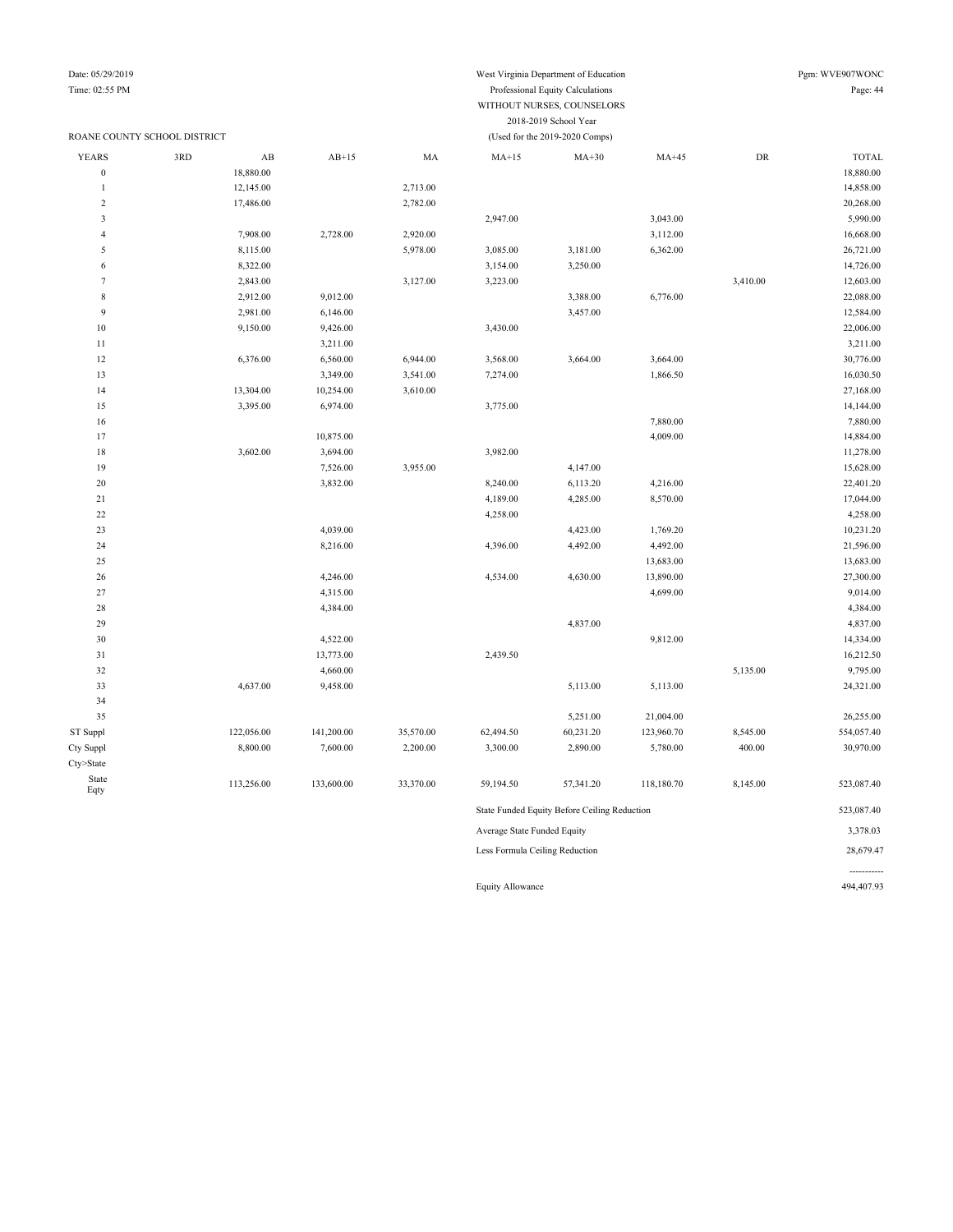Date: 05/29/2019
Time: 02:55 PM

West Virginia Department of Education
Professional Equity Calculations
WITHOUT NURSES, COUNSELORS
2018-2019 School Year
(Used for the 2019-2020 Comps)

Pgm: WVE907WONC

ROANE COUNTY SCHOOL DISTRICT

| YEARS | 3RD | AB | AB+15 | MA | MA+15 | MA+30 | MA+45 | DR | TOTAL |
|---|---|---|---|---|---|---|---|---|---|
| 0 | | 18,880.00 | | | | | | | 18,880.00 |
| 1 | | 12,145.00 | | 2,713.00 | | | | | 14,858.00 |
| 2 | | 17,486.00 | | 2,782.00 | | | | | 20,268.00 |
| 3 | | | | | 2,947.00 | | 3,043.00 | | 5,990.00 |
| 4 | | 7,908.00 | 2,728.00 | 2,920.00 | | | 3,112.00 | | 16,668.00 |
| 5 | | 8,115.00 | | 5,978.00 | 3,085.00 | 3,181.00 | 6,362.00 | | 26,721.00 |
| 6 | | 8,322.00 | | | 3,154.00 | 3,250.00 | | | 14,726.00 |
| 7 | | 2,843.00 | | 3,127.00 | 3,223.00 | | | 3,410.00 | 12,603.00 |
| 8 | | 2,912.00 | 9,012.00 | | | 3,388.00 | 6,776.00 | | 22,088.00 |
| 9 | | 2,981.00 | 6,146.00 | | | 3,457.00 | | | 12,584.00 |
| 10 | | 9,150.00 | 9,426.00 | | 3,430.00 | | | | 22,006.00 |
| 11 | | | 3,211.00 | | | | | | 3,211.00 |
| 12 | | 6,376.00 | 6,560.00 | 6,944.00 | 3,568.00 | 3,664.00 | 3,664.00 | | 30,776.00 |
| 13 | | | 3,349.00 | 3,541.00 | 7,274.00 | | 1,866.50 | | 16,030.50 |
| 14 | | 13,304.00 | 10,254.00 | 3,610.00 | | | | | 27,168.00 |
| 15 | | 3,395.00 | 6,974.00 | | 3,775.00 | | | | 14,144.00 |
| 16 | | | | | | | 7,880.00 | | 7,880.00 |
| 17 | | | 10,875.00 | | | | 4,009.00 | | 14,884.00 |
| 18 | | 3,602.00 | 3,694.00 | | 3,982.00 | | | | 11,278.00 |
| 19 | | | 7,526.00 | 3,955.00 | | 4,147.00 | | | 15,628.00 |
| 20 | | | 3,832.00 | | 8,240.00 | 6,113.20 | 4,216.00 | | 22,401.20 |
| 21 | | | | | 4,189.00 | 4,285.00 | 8,570.00 | | 17,044.00 |
| 22 | | | | | 4,258.00 | | | | 4,258.00 |
| 23 | | | 4,039.00 | | | 4,423.00 | 1,769.20 | | 10,231.20 |
| 24 | | | 8,216.00 | | 4,396.00 | 4,492.00 | 4,492.00 | | 21,596.00 |
| 25 | | | | | | | 13,683.00 | | 13,683.00 |
| 26 | | | 4,246.00 | | 4,534.00 | 4,630.00 | 13,890.00 | | 27,300.00 |
| 27 | | | 4,315.00 | | | | 4,699.00 | | 9,014.00 |
| 28 | | | 4,384.00 | | | | | | 4,384.00 |
| 29 | | | | | | 4,837.00 | | | 4,837.00 |
| 30 | | | 4,522.00 | | | | 9,812.00 | | 14,334.00 |
| 31 | | | 13,773.00 | | 2,439.50 | | | | 16,212.50 |
| 32 | | | 4,660.00 | | | | | 5,135.00 | 9,795.00 |
| 33 | | 4,637.00 | 9,458.00 | | | 5,113.00 | 5,113.00 | | 24,321.00 |
| 34 | | | | | | | | | |
| 35 | | | | | | 5,251.00 | 21,004.00 | | 26,255.00 |
| ST Suppl | | 122,056.00 | 141,200.00 | 35,570.00 | 62,494.50 | 60,231.20 | 123,960.70 | 8,545.00 | 554,057.40 |
| Cty Suppl | | 8,800.00 | 7,600.00 | 2,200.00 | 3,300.00 | 2,890.00 | 5,780.00 | 400.00 | 30,970.00 |
| Cty>State | | | | | | | | | |
| State Eqty | | 113,256.00 | 133,600.00 | 33,370.00 | 59,194.50 | 57,341.20 | 118,180.70 | 8,145.00 | 523,087.40 |

| | |
|---|---|
| State Funded Equity Before Ceiling Reduction | 523,087.40 |
| Average State Funded Equity | 3,378.03 |
| Less Formula Ceiling Reduction | 28,679.47 |
| | ----------- |
| Equity Allowance | 494,407.93 |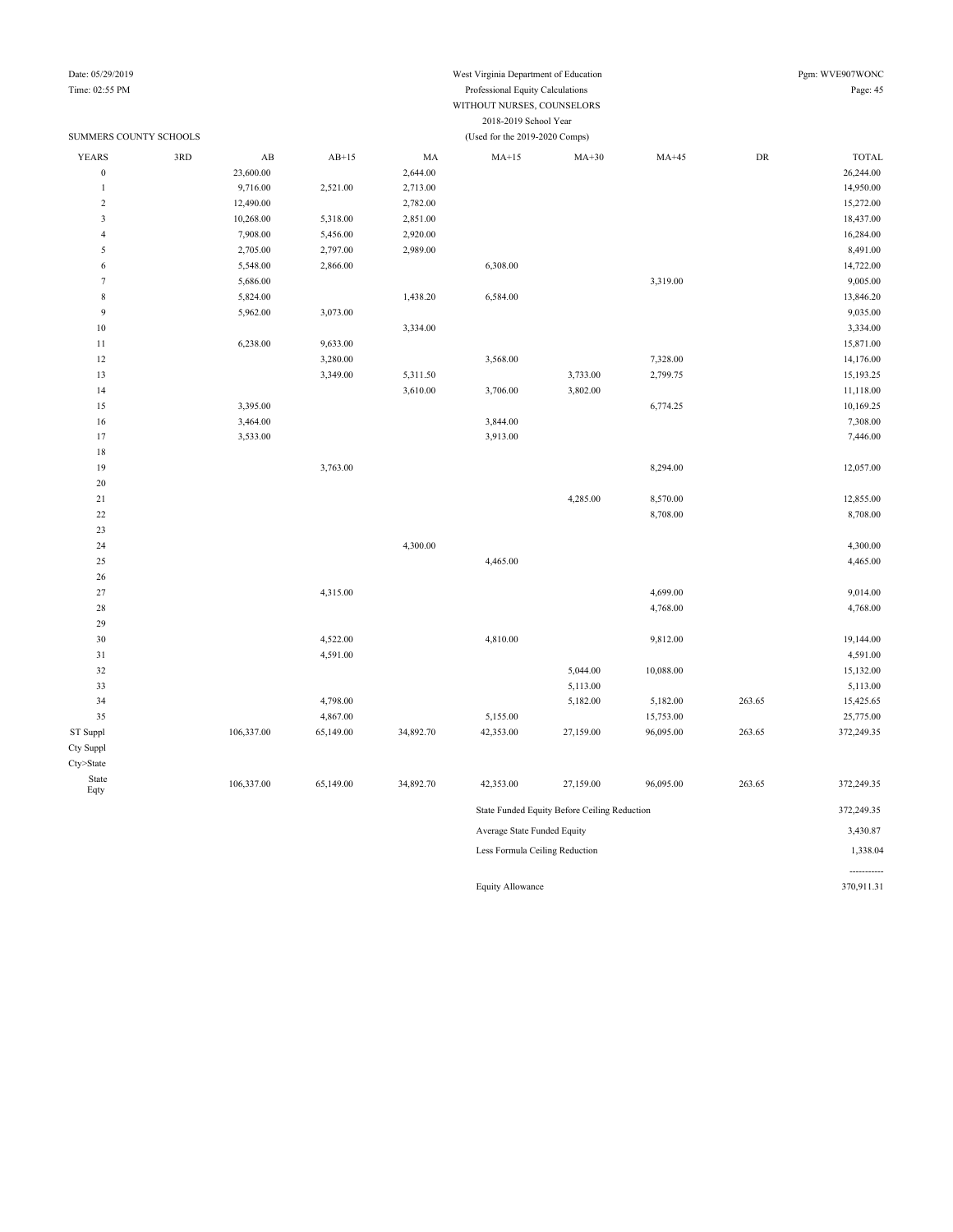West Virginia Department of Education
Professional Equity Calculations
WITHOUT NURSES, COUNSELORS
2018-2019 School Year
(Used for the 2019-2020 Comps)

Date: 05/29/2019
Time: 02:55 PM
Pgm: WVE907WONC

SUMMERS COUNTY SCHOOLS

| YEARS | 3RD | AB | AB+15 | MA | MA+15 | MA+30 | MA+45 | DR | TOTAL |
|---|---|---|---|---|---|---|---|---|---|
| 0 | | 23,600.00 | | 2,644.00 | | | | | 26,244.00 |
| 1 | | 9,716.00 | 2,521.00 | 2,713.00 | | | | | 14,950.00 |
| 2 | | 12,490.00 | | 2,782.00 | | | | | 15,272.00 |
| 3 | | 10,268.00 | 5,318.00 | 2,851.00 | | | | | 18,437.00 |
| 4 | | 7,908.00 | 5,456.00 | 2,920.00 | | | | | 16,284.00 |
| 5 | | 2,705.00 | 2,797.00 | 2,989.00 | | | | | 8,491.00 |
| 6 | | 5,548.00 | 2,866.00 | | 6,308.00 | | | | 14,722.00 |
| 7 | | 5,686.00 | | | | | 3,319.00 | | 9,005.00 |
| 8 | | 5,824.00 | | 1,438.20 | 6,584.00 | | | | 13,846.20 |
| 9 | | 5,962.00 | 3,073.00 | | | | | | 9,035.00 |
| 10 | | | | 3,334.00 | | | | | 3,334.00 |
| 11 | | 6,238.00 | 9,633.00 | | | | | | 15,871.00 |
| 12 | | | 3,280.00 | | 3,568.00 | | 7,328.00 | | 14,176.00 |
| 13 | | | 3,349.00 | 5,311.50 | | 3,733.00 | 2,799.75 | | 15,193.25 |
| 14 | | | | 3,610.00 | 3,706.00 | 3,802.00 | | | 11,118.00 |
| 15 | | 3,395.00 | | | | | 6,774.25 | | 10,169.25 |
| 16 | | 3,464.00 | | | 3,844.00 | | | | 7,308.00 |
| 17 | | 3,533.00 | | | 3,913.00 | | | | 7,446.00 |
| 18 | | | | | | | | | |
| 19 | | | 3,763.00 | | | | 8,294.00 | | 12,057.00 |
| 20 | | | | | | | | | |
| 21 | | | | | | 4,285.00 | 8,570.00 | | 12,855.00 |
| 22 | | | | | | | 8,708.00 | | 8,708.00 |
| 23 | | | | | | | | | |
| 24 | | | | 4,300.00 | | | | | 4,300.00 |
| 25 | | | | | 4,465.00 | | | | 4,465.00 |
| 26 | | | | | | | | | |
| 27 | | | 4,315.00 | | | | 4,699.00 | | 9,014.00 |
| 28 | | | | | | | 4,768.00 | | 4,768.00 |
| 29 | | | | | | | | | |
| 30 | | | 4,522.00 | | 4,810.00 | | 9,812.00 | | 19,144.00 |
| 31 | | | 4,591.00 | | | | | | 4,591.00 |
| 32 | | | | | | 5,044.00 | 10,088.00 | | 15,132.00 |
| 33 | | | | | | 5,113.00 | | | 5,113.00 |
| 34 | | | 4,798.00 | | | 5,182.00 | 5,182.00 | 263.65 | 15,425.65 |
| 35 | | | 4,867.00 | | 5,155.00 | | 15,753.00 | | 25,775.00 |
| ST Suppl | | 106,337.00 | 65,149.00 | 34,892.70 | 42,353.00 | 27,159.00 | 96,095.00 | 263.65 | 372,249.35 |
| Cty Suppl | | | | | | | | | |
| Cty>State | | | | | | | | | |
| State Eqty | | 106,337.00 | 65,149.00 | 34,892.70 | 42,353.00 | 27,159.00 | 96,095.00 | 263.65 | 372,249.35 |

| | |
|---|---|
| State Funded Equity Before Ceiling Reduction | 372,249.35 |
| Average State Funded Equity | 3,430.87 |
| Less Formula Ceiling Reduction | 1,338.04 |
| Equity Allowance | 370,911.31 |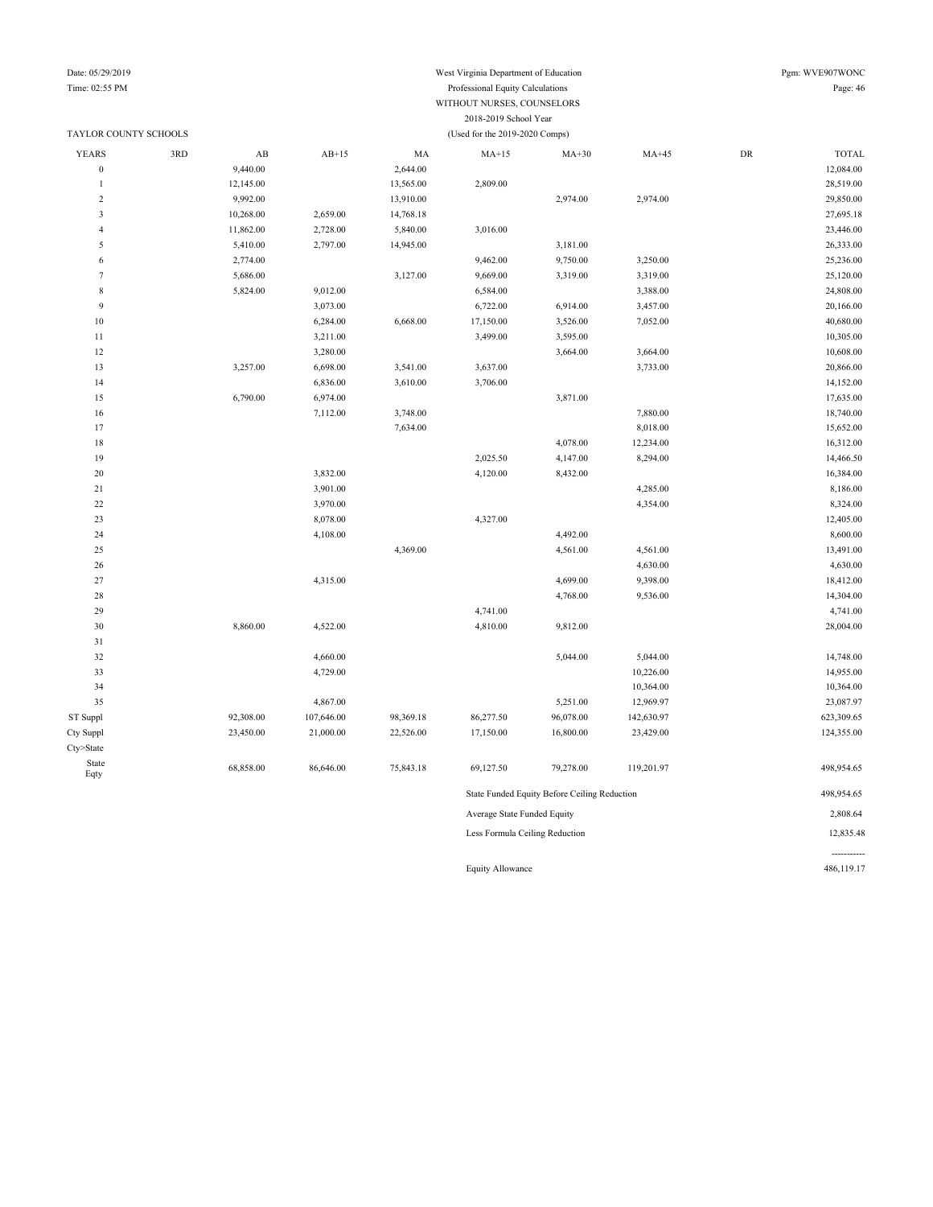West Virginia Department of Education
Professional Equity Calculations
WITHOUT NURSES, COUNSELORS
2018-2019 School Year
(Used for the 2019-2020 Comps)

TAYLOR COUNTY SCHOOLS

| YEARS | 3RD | AB | AB+15 | MA | MA+15 | MA+30 | MA+45 | DR | TOTAL |
|---|---|---|---|---|---|---|---|---|---|
| 0 | | 9,440.00 | | 2,644.00 | | | | | 12,084.00 |
| 1 | | 12,145.00 | | 13,565.00 | 2,809.00 | | | | 28,519.00 |
| 2 | | 9,992.00 | | 13,910.00 | | 2,974.00 | 2,974.00 | | 29,850.00 |
| 3 | | 10,268.00 | 2,659.00 | 14,768.18 | | | | | 27,695.18 |
| 4 | | 11,862.00 | 2,728.00 | 5,840.00 | 3,016.00 | | | | 23,446.00 |
| 5 | | 5,410.00 | 2,797.00 | 14,945.00 | | 3,181.00 | | | 26,333.00 |
| 6 | | 2,774.00 | | | 9,462.00 | 9,750.00 | 3,250.00 | | 25,236.00 |
| 7 | | 5,686.00 | | 3,127.00 | 9,669.00 | 3,319.00 | 3,319.00 | | 25,120.00 |
| 8 | | 5,824.00 | 9,012.00 | | 6,584.00 | | 3,388.00 | | 24,808.00 |
| 9 | | | 3,073.00 | | 6,722.00 | 6,914.00 | 3,457.00 | | 20,166.00 |
| 10 | | | 6,284.00 | 6,668.00 | 17,150.00 | 3,526.00 | 7,052.00 | | 40,680.00 |
| 11 | | | 3,211.00 | | 3,499.00 | 3,595.00 | | | 10,305.00 |
| 12 | | | 3,280.00 | | | 3,664.00 | 3,664.00 | | 10,608.00 |
| 13 | | 3,257.00 | 6,698.00 | 3,541.00 | 3,637.00 | | 3,733.00 | | 20,866.00 |
| 14 | | | 6,836.00 | 3,610.00 | 3,706.00 | | | | 14,152.00 |
| 15 | | 6,790.00 | 6,974.00 | | | 3,871.00 | | | 17,635.00 |
| 16 | | | 7,112.00 | 3,748.00 | | | 7,880.00 | | 18,740.00 |
| 17 | | | | 7,634.00 | | | 8,018.00 | | 15,652.00 |
| 18 | | | | | | 4,078.00 | 12,234.00 | | 16,312.00 |
| 19 | | | | | 2,025.50 | 4,147.00 | 8,294.00 | | 14,466.50 |
| 20 | | | 3,832.00 | | 4,120.00 | 8,432.00 | | | 16,384.00 |
| 21 | | | 3,901.00 | | | | 4,285.00 | | 8,186.00 |
| 22 | | | 3,970.00 | | | | 4,354.00 | | 8,324.00 |
| 23 | | | 8,078.00 | | 4,327.00 | | | | 12,405.00 |
| 24 | | | 4,108.00 | | | 4,492.00 | | | 8,600.00 |
| 25 | | | | 4,369.00 | | 4,561.00 | 4,561.00 | | 13,491.00 |
| 26 | | | | | | | 4,630.00 | | 4,630.00 |
| 27 | | | 4,315.00 | | | 4,699.00 | 9,398.00 | | 18,412.00 |
| 28 | | | | | | 4,768.00 | 9,536.00 | | 14,304.00 |
| 29 | | | | | 4,741.00 | | | | 4,741.00 |
| 30 | | 8,860.00 | 4,522.00 | | 4,810.00 | 9,812.00 | | | 28,004.00 |
| 31 | | | | | | | | | |
| 32 | | | 4,660.00 | | | 5,044.00 | 5,044.00 | | 14,748.00 |
| 33 | | | 4,729.00 | | | | 10,226.00 | | 14,955.00 |
| 34 | | | | | | | 10,364.00 | | 10,364.00 |
| 35 | | | 4,867.00 | | | 5,251.00 | 12,969.97 | | 23,087.97 |
| ST Suppl | | 92,308.00 | 107,646.00 | 98,369.18 | 86,277.50 | 96,078.00 | 142,630.97 | | 623,309.65 |
| Cty Suppl | | 23,450.00 | 21,000.00 | 22,526.00 | 17,150.00 | 16,800.00 | 23,429.00 | | 124,355.00 |
| Cty>State | | | | | | | | | |
| State Eqty | | 68,858.00 | 86,646.00 | 75,843.18 | 69,127.50 | 79,278.00 | 119,201.97 | | 498,954.65 |

| | |
|---|---|
| State Funded Equity Before Ceiling Reduction | 498,954.65 |
| Average State Funded Equity | 2,808.64 |
| Less Formula Ceiling Reduction | 12,835.48 |
| | ----------- |
| Equity Allowance | 486,119.17 |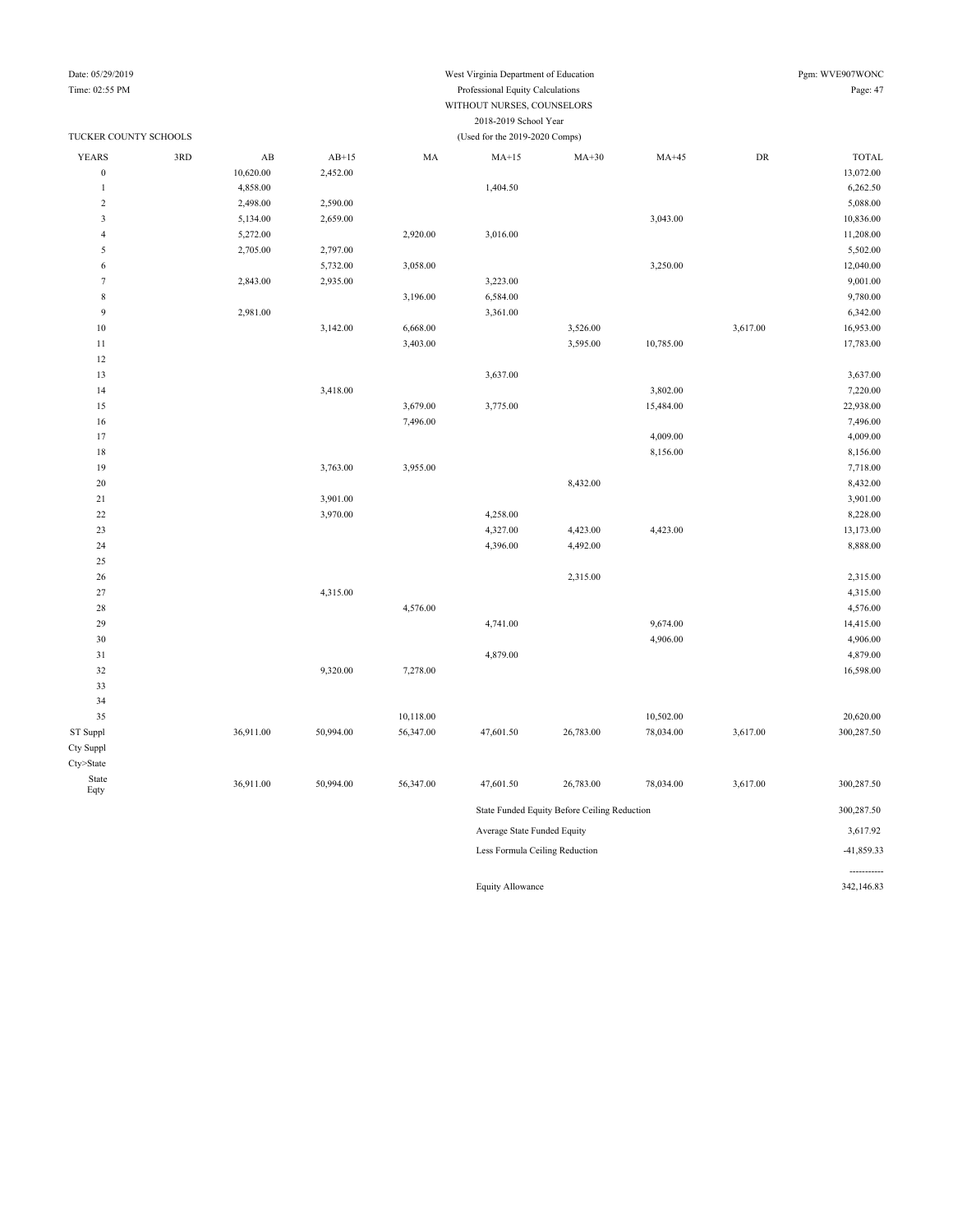Date: 05/29/2019
Time: 02:55 PM

West Virginia Department of Education
Professional Equity Calculations
WITHOUT NURSES, COUNSELORS
2018-2019 School Year
(Used for the 2019-2020 Comps)

Pgm: WVE907WONC

TUCKER COUNTY SCHOOLS

| YEARS | 3RD | AB | AB+15 | MA | MA+15 | MA+30 | MA+45 | DR | TOTAL |
|---|---|---|---|---|---|---|---|---|---|
| 0 | | 10,620.00 | 2,452.00 | | | | | | 13,072.00 |
| 1 | | 4,858.00 | | | 1,404.50 | | | | 6,262.50 |
| 2 | | 2,498.00 | 2,590.00 | | | | | | 5,088.00 |
| 3 | | 5,134.00 | 2,659.00 | | | | 3,043.00 | | 10,836.00 |
| 4 | | 5,272.00 | | 2,920.00 | 3,016.00 | | | | 11,208.00 |
| 5 | | 2,705.00 | 2,797.00 | | | | | | 5,502.00 |
| 6 | | | 5,732.00 | 3,058.00 | | | 3,250.00 | | 12,040.00 |
| 7 | | 2,843.00 | 2,935.00 | | 3,223.00 | | | | 9,001.00 |
| 8 | | | | 3,196.00 | 6,584.00 | | | | 9,780.00 |
| 9 | | 2,981.00 | | | 3,361.00 | | | | 6,342.00 |
| 10 | | | 3,142.00 | 6,668.00 | | 3,526.00 | | 3,617.00 | 16,953.00 |
| 11 | | | | 3,403.00 | | 3,595.00 | 10,785.00 | | 17,783.00 |
| 12 | | | | | | | | | |
| 13 | | | | | 3,637.00 | | | | 3,637.00 |
| 14 | | | 3,418.00 | | | | 3,802.00 | | 7,220.00 |
| 15 | | | | 3,679.00 | 3,775.00 | | 15,484.00 | | 22,938.00 |
| 16 | | | | 7,496.00 | | | | | 7,496.00 |
| 17 | | | | | | | 4,009.00 | | 4,009.00 |
| 18 | | | | | | | 8,156.00 | | 8,156.00 |
| 19 | | | 3,763.00 | 3,955.00 | | | | | 7,718.00 |
| 20 | | | | | | 8,432.00 | | | 8,432.00 |
| 21 | | | 3,901.00 | | | | | | 3,901.00 |
| 22 | | | 3,970.00 | | 4,258.00 | | | | 8,228.00 |
| 23 | | | | | 4,327.00 | 4,423.00 | 4,423.00 | | 13,173.00 |
| 24 | | | | | 4,396.00 | 4,492.00 | | | 8,888.00 |
| 25 | | | | | | | | | |
| 26 | | | | | | 2,315.00 | | | 2,315.00 |
| 27 | | | 4,315.00 | | | | | | 4,315.00 |
| 28 | | | | 4,576.00 | | | | | 4,576.00 |
| 29 | | | | | 4,741.00 | | 9,674.00 | | 14,415.00 |
| 30 | | | | | | | 4,906.00 | | 4,906.00 |
| 31 | | | | | 4,879.00 | | | | 4,879.00 |
| 32 | | | 9,320.00 | 7,278.00 | | | | | 16,598.00 |
| 33 | | | | | | | | | |
| 34 | | | | | | | | | |
| 35 | | | | 10,118.00 | | | 10,502.00 | | 20,620.00 |
| ST Suppl | | 36,911.00 | 50,994.00 | 56,347.00 | 47,601.50 | 26,783.00 | 78,034.00 | 3,617.00 | 300,287.50 |
| Cty Suppl | | | | | | | | | |
| Cty>State | | | | | | | | | |
| State Eqty | | 36,911.00 | 50,994.00 | 56,347.00 | 47,601.50 | 26,783.00 | 78,034.00 | 3,617.00 | 300,287.50 |

| | |
|---|---|
| State Funded Equity Before Ceiling Reduction | 300,287.50 |
| Average State Funded Equity | 3,617.92 |
| Less Formula Ceiling Reduction | -41,859.33 |
| | ----------- |
| Equity Allowance | 342,146.83 |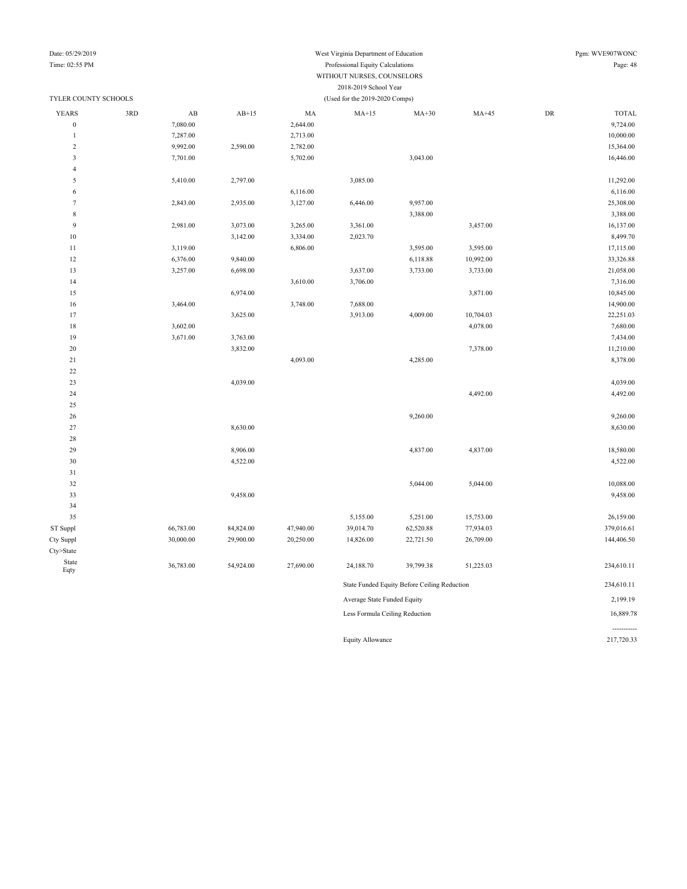West Virginia Department of Education
Professional Equity Calculations
WITHOUT NURSES, COUNSELORS
2018-2019 School Year
(Used for the 2019-2020 Comps)

Date: 05/29/2019
Time: 02:55 PM
Pgm: WVE907WONC

TYLER COUNTY SCHOOLS

| YEARS | 3RD | AB | AB+15 | MA | MA+15 | MA+30 | MA+45 | DR | TOTAL |
|---|---|---|---|---|---|---|---|---|---|
| 0 | | 7,080.00 | | 2,644.00 | | | | | 9,724.00 |
| 1 | | 7,287.00 | | 2,713.00 | | | | | 10,000.00 |
| 2 | | 9,992.00 | 2,590.00 | 2,782.00 | | | | | 15,364.00 |
| 3 | | 7,701.00 | | 5,702.00 | | 3,043.00 | | | 16,446.00 |
| 4 | | | | | | | | | |
| 5 | | 5,410.00 | 2,797.00 | | 3,085.00 | | | | 11,292.00 |
| 6 | | | | 6,116.00 | | | | | 6,116.00 |
| 7 | | 2,843.00 | 2,935.00 | 3,127.00 | 6,446.00 | 9,957.00 | | | 25,308.00 |
| 8 | | | | | | 3,388.00 | | | 3,388.00 |
| 9 | | 2,981.00 | 3,073.00 | 3,265.00 | 3,361.00 | | 3,457.00 | | 16,137.00 |
| 10 | | | 3,142.00 | 3,334.00 | 2,023.70 | | | | 8,499.70 |
| 11 | | 3,119.00 | | 6,806.00 | | 3,595.00 | 3,595.00 | | 17,115.00 |
| 12 | | 6,376.00 | 9,840.00 | | | 6,118.88 | 10,992.00 | | 33,326.88 |
| 13 | | 3,257.00 | 6,698.00 | | 3,637.00 | 3,733.00 | 3,733.00 | | 21,058.00 |
| 14 | | | | 3,610.00 | 3,706.00 | | | | 7,316.00 |
| 15 | | | 6,974.00 | | | | 3,871.00 | | 10,845.00 |
| 16 | | 3,464.00 | | 3,748.00 | 7,688.00 | | | | 14,900.00 |
| 17 | | | 3,625.00 | | 3,913.00 | 4,009.00 | 10,704.03 | | 22,251.03 |
| 18 | | 3,602.00 | | | | | 4,078.00 | | 7,680.00 |
| 19 | | 3,671.00 | 3,763.00 | | | | | | 7,434.00 |
| 20 | | | 3,832.00 | | | | 7,378.00 | | 11,210.00 |
| 21 | | | | 4,093.00 | | 4,285.00 | | | 8,378.00 |
| 22 | | | | | | | | | |
| 23 | | | 4,039.00 | | | | | | 4,039.00 |
| 24 | | | | | | | 4,492.00 | | 4,492.00 |
| 25 | | | | | | | | | |
| 26 | | | | | | 9,260.00 | | | 9,260.00 |
| 27 | | | 8,630.00 | | | | | | 8,630.00 |
| 28 | | | | | | | | | |
| 29 | | | 8,906.00 | | | 4,837.00 | 4,837.00 | | 18,580.00 |
| 30 | | | 4,522.00 | | | | | | 4,522.00 |
| 31 | | | | | | | | | |
| 32 | | | | | | 5,044.00 | 5,044.00 | | 10,088.00 |
| 33 | | | 9,458.00 | | | | | | 9,458.00 |
| 34 | | | | | | | | | |
| 35 | | | | | 5,155.00 | 5,251.00 | 15,753.00 | | 26,159.00 |
| ST Suppl | | 66,783.00 | 84,824.00 | 47,940.00 | 39,014.70 | 62,520.88 | 77,934.03 | | 379,016.61 |
| Cty Suppl | | 30,000.00 | 29,900.00 | 20,250.00 | 14,826.00 | 22,721.50 | 26,709.00 | | 144,406.50 |
| Cty>State | | | | | | | | | |
| State Eqty | | 36,783.00 | 54,924.00 | 27,690.00 | 24,188.70 | 39,799.38 | 51,225.03 | | 234,610.11 |

| | |
|---|---|
| State Funded Equity Before Ceiling Reduction | 234,610.11 |
| Average State Funded Equity | 2,199.19 |
| Less Formula Ceiling Reduction | 16,889.78 |
| | ----------- |
| Equity Allowance | 217,720.33 |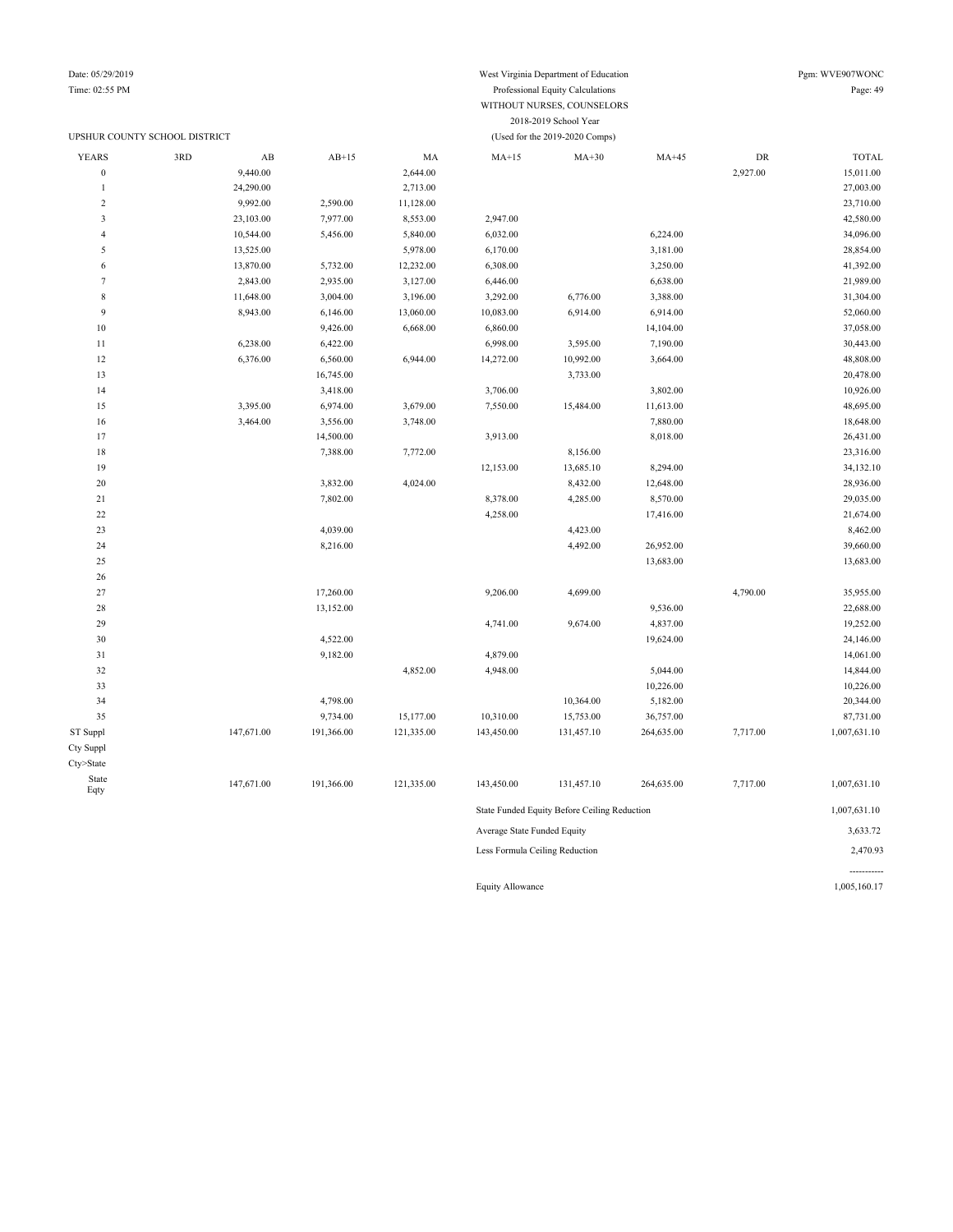Date: 05/29/2019
Time: 02:55 PM

West Virginia Department of Education
Professional Equity Calculations
WITHOUT NURSES, COUNSELORS
2018-2019 School Year
(Used for the 2019-2020 Comps)

Pgm: WVE907WONC

UPSHUR COUNTY SCHOOL DISTRICT

| YEARS | 3RD | AB | AB+15 | MA | MA+15 | MA+30 | MA+45 | DR | TOTAL |
|---|---|---|---|---|---|---|---|---|---|
| 0 | | 9,440.00 | | 2,644.00 | | | | 2,927.00 | 15,011.00 |
| 1 | | 24,290.00 | | 2,713.00 | | | | | 27,003.00 |
| 2 | | 9,992.00 | 2,590.00 | 11,128.00 | | | | | 23,710.00 |
| 3 | | 23,103.00 | 7,977.00 | 8,553.00 | 2,947.00 | | | | 42,580.00 |
| 4 | | 10,544.00 | 5,456.00 | 5,840.00 | 6,032.00 | | 6,224.00 | | 34,096.00 |
| 5 | | 13,525.00 | | 5,978.00 | 6,170.00 | | 3,181.00 | | 28,854.00 |
| 6 | | 13,870.00 | 5,732.00 | 12,232.00 | 6,308.00 | | 3,250.00 | | 41,392.00 |
| 7 | | 2,843.00 | 2,935.00 | 3,127.00 | 6,446.00 | | 6,638.00 | | 21,989.00 |
| 8 | | 11,648.00 | 3,004.00 | 3,196.00 | 3,292.00 | 6,776.00 | 3,388.00 | | 31,304.00 |
| 9 | | 8,943.00 | 6,146.00 | 13,060.00 | 10,083.00 | 6,914.00 | 6,914.00 | | 52,060.00 |
| 10 | | | 9,426.00 | 6,668.00 | 6,860.00 | | 14,104.00 | | 37,058.00 |
| 11 | | 6,238.00 | 6,422.00 | | 6,998.00 | 3,595.00 | 7,190.00 | | 30,443.00 |
| 12 | | 6,376.00 | 6,560.00 | 6,944.00 | 14,272.00 | 10,992.00 | 3,664.00 | | 48,808.00 |
| 13 | | | 16,745.00 | | | 3,733.00 | | | 20,478.00 |
| 14 | | | 3,418.00 | | 3,706.00 | | 3,802.00 | | 10,926.00 |
| 15 | | 3,395.00 | 6,974.00 | 3,679.00 | 7,550.00 | 15,484.00 | 11,613.00 | | 48,695.00 |
| 16 | | 3,464.00 | 3,556.00 | 3,748.00 | | | 7,880.00 | | 18,648.00 |
| 17 | | | 14,500.00 | | 3,913.00 | | 8,018.00 | | 26,431.00 |
| 18 | | | 7,388.00 | 7,772.00 | | 8,156.00 | | | 23,316.00 |
| 19 | | | | | 12,153.00 | 13,685.10 | 8,294.00 | | 34,132.10 |
| 20 | | | 3,832.00 | 4,024.00 | | 8,432.00 | 12,648.00 | | 28,936.00 |
| 21 | | | 7,802.00 | | 8,378.00 | 4,285.00 | 8,570.00 | | 29,035.00 |
| 22 | | | | | 4,258.00 | | 17,416.00 | | 21,674.00 |
| 23 | | | 4,039.00 | | | 4,423.00 | | | 8,462.00 |
| 24 | | | 8,216.00 | | | 4,492.00 | 26,952.00 | | 39,660.00 |
| 25 | | | | | | | 13,683.00 | | 13,683.00 |
| 26 | | | | | | | | | |
| 27 | | | 17,260.00 | | 9,206.00 | 4,699.00 | | 4,790.00 | 35,955.00 |
| 28 | | | 13,152.00 | | | | 9,536.00 | | 22,688.00 |
| 29 | | | | | 4,741.00 | 9,674.00 | 4,837.00 | | 19,252.00 |
| 30 | | | 4,522.00 | | | | 19,624.00 | | 24,146.00 |
| 31 | | | 9,182.00 | | 4,879.00 | | | | 14,061.00 |
| 32 | | | | 4,852.00 | 4,948.00 | | 5,044.00 | | 14,844.00 |
| 33 | | | | | | | 10,226.00 | | 10,226.00 |
| 34 | | | 4,798.00 | | | 10,364.00 | 5,182.00 | | 20,344.00 |
| 35 | | | 9,734.00 | 15,177.00 | 10,310.00 | 15,753.00 | 36,757.00 | | 87,731.00 |
| ST Suppl | | 147,671.00 | 191,366.00 | 121,335.00 | 143,450.00 | 131,457.10 | 264,635.00 | 7,717.00 | 1,007,631.10 |
| Cty Suppl | | | | | | | | | |
| Cty>State | | | | | | | | | |
| State Eqty | | 147,671.00 | 191,366.00 | 121,335.00 | 143,450.00 | 131,457.10 | 264,635.00 | 7,717.00 | 1,007,631.10 |

| | |
|---|---|
| State Funded Equity Before Ceiling Reduction | 1,007,631.10 |
| Average State Funded Equity | 3,633.72 |
| Less Formula Ceiling Reduction | 2,470.93 |
| | ----------- |
| Equity Allowance | 1,005,160.17 |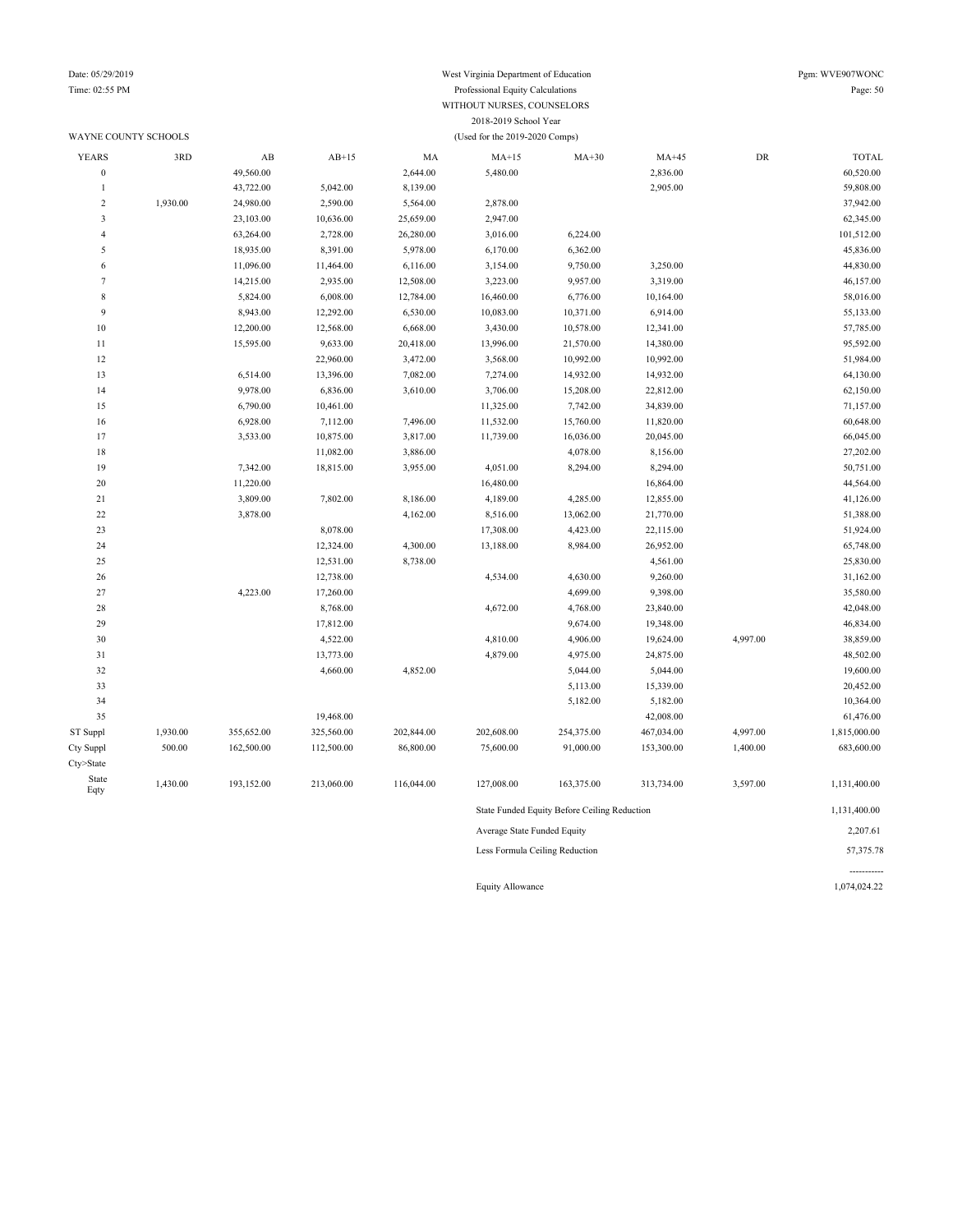West Virginia Department of Education
Professional Equity Calculations
WITHOUT NURSES, COUNSELORS
2018-2019 School Year
(Used for the 2019-2020 Comps)

Date: 05/29/2019
Time: 02:55 PM
Pgm: WVE907WONC

WAYNE COUNTY SCHOOLS

| YEARS | 3RD | AB | AB+15 | MA | MA+15 | MA+30 | MA+45 | DR | TOTAL |
|---|---|---|---|---|---|---|---|---|---|
| 0 | | 49,560.00 | | 2,644.00 | 5,480.00 | | 2,836.00 | | 60,520.00 |
| 1 | | 43,722.00 | 5,042.00 | 8,139.00 | | | 2,905.00 | | 59,808.00 |
| 2 | 1,930.00 | 24,980.00 | 2,590.00 | 5,564.00 | 2,878.00 | | | | 37,942.00 |
| 3 | | 23,103.00 | 10,636.00 | 25,659.00 | 2,947.00 | | | | 62,345.00 |
| 4 | | 63,264.00 | 2,728.00 | 26,280.00 | 3,016.00 | 6,224.00 | | | 101,512.00 |
| 5 | | 18,935.00 | 8,391.00 | 5,978.00 | 6,170.00 | 6,362.00 | | | 45,836.00 |
| 6 | | 11,096.00 | 11,464.00 | 6,116.00 | 3,154.00 | 9,750.00 | 3,250.00 | | 44,830.00 |
| 7 | | 14,215.00 | 2,935.00 | 12,508.00 | 3,223.00 | 9,957.00 | 3,319.00 | | 46,157.00 |
| 8 | | 5,824.00 | 6,008.00 | 12,784.00 | 16,460.00 | 6,776.00 | 10,164.00 | | 58,016.00 |
| 9 | | 8,943.00 | 12,292.00 | 6,530.00 | 10,083.00 | 10,371.00 | 6,914.00 | | 55,133.00 |
| 10 | | 12,200.00 | 12,568.00 | 6,668.00 | 3,430.00 | 10,578.00 | 12,341.00 | | 57,785.00 |
| 11 | | 15,595.00 | 9,633.00 | 20,418.00 | 13,996.00 | 21,570.00 | 14,380.00 | | 95,592.00 |
| 12 | | | 22,960.00 | 3,472.00 | 3,568.00 | 10,992.00 | 10,992.00 | | 51,984.00 |
| 13 | | 6,514.00 | 13,396.00 | 7,082.00 | 7,274.00 | 14,932.00 | 14,932.00 | | 64,130.00 |
| 14 | | 9,978.00 | 6,836.00 | 3,610.00 | 3,706.00 | 15,208.00 | 22,812.00 | | 62,150.00 |
| 15 | | 6,790.00 | 10,461.00 | | 11,325.00 | 7,742.00 | 34,839.00 | | 71,157.00 |
| 16 | | 6,928.00 | 7,112.00 | 7,496.00 | 11,532.00 | 15,760.00 | 11,820.00 | | 60,648.00 |
| 17 | | 3,533.00 | 10,875.00 | 3,817.00 | 11,739.00 | 16,036.00 | 20,045.00 | | 66,045.00 |
| 18 | | | 11,082.00 | 3,886.00 | | 4,078.00 | 8,156.00 | | 27,202.00 |
| 19 | | 7,342.00 | 18,815.00 | 3,955.00 | 4,051.00 | 8,294.00 | 8,294.00 | | 50,751.00 |
| 20 | | 11,220.00 | | | 16,480.00 | | 16,864.00 | | 44,564.00 |
| 21 | | 3,809.00 | 7,802.00 | 8,186.00 | 4,189.00 | 4,285.00 | 12,855.00 | | 41,126.00 |
| 22 | | 3,878.00 | | 4,162.00 | 8,516.00 | 13,062.00 | 21,770.00 | | 51,388.00 |
| 23 | | | 8,078.00 | | 17,308.00 | 4,423.00 | 22,115.00 | | 51,924.00 |
| 24 | | | 12,324.00 | 4,300.00 | 13,188.00 | 8,984.00 | 26,952.00 | | 65,748.00 |
| 25 | | | 12,531.00 | 8,738.00 | | | 4,561.00 | | 25,830.00 |
| 26 | | | 12,738.00 | | 4,534.00 | 4,630.00 | 9,260.00 | | 31,162.00 |
| 27 | | 4,223.00 | 17,260.00 | | | 4,699.00 | 9,398.00 | | 35,580.00 |
| 28 | | | 8,768.00 | | 4,672.00 | 4,768.00 | 23,840.00 | | 42,048.00 |
| 29 | | | 17,812.00 | | | 9,674.00 | 19,348.00 | | 46,834.00 |
| 30 | | | 4,522.00 | | 4,810.00 | 4,906.00 | 19,624.00 | 4,997.00 | 38,859.00 |
| 31 | | | 13,773.00 | | 4,879.00 | 4,975.00 | 24,875.00 | | 48,502.00 |
| 32 | | | 4,660.00 | 4,852.00 | | 5,044.00 | 5,044.00 | | 19,600.00 |
| 33 | | | | | | 5,113.00 | 15,339.00 | | 20,452.00 |
| 34 | | | | | | 5,182.00 | 5,182.00 | | 10,364.00 |
| 35 | | | 19,468.00 | | | | 42,008.00 | | 61,476.00 |
| ST Suppl | 1,930.00 | 355,652.00 | 325,560.00 | 202,844.00 | 202,608.00 | 254,375.00 | 467,034.00 | 4,997.00 | 1,815,000.00 |
| Cty Suppl | 500.00 | 162,500.00 | 112,500.00 | 86,800.00 | 75,600.00 | 91,000.00 | 153,300.00 | 1,400.00 | 683,600.00 |
| Cty>State | | | | | | | | | |
| State Eqty | 1,430.00 | 193,152.00 | 213,060.00 | 116,044.00 | 127,008.00 | 163,375.00 | 313,734.00 | 3,597.00 | 1,131,400.00 |

| | |
|---|---|
| State Funded Equity Before Ceiling Reduction | 1,131,400.00 |
| Average State Funded Equity | 2,207.61 |
| Less Formula Ceiling Reduction | 57,375.78 |
| | ----------- |
| Equity Allowance | 1,074,024.22 |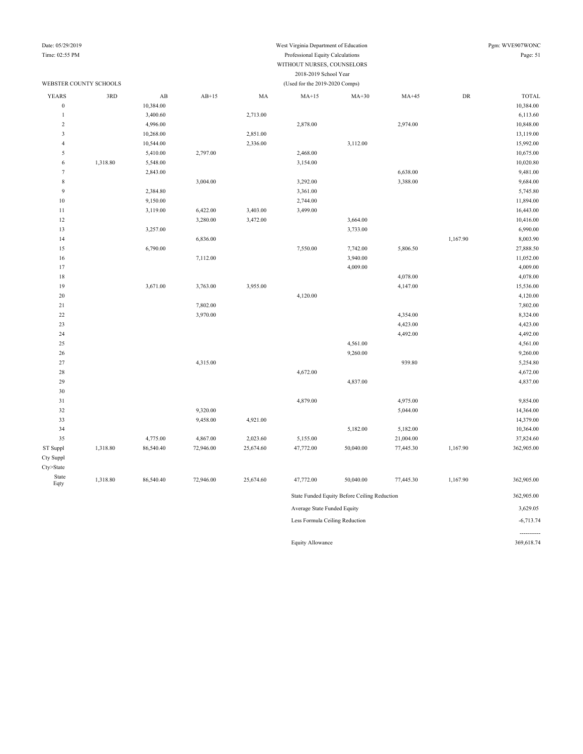West Virginia Department of Education
Professional Equity Calculations
WITHOUT NURSES, COUNSELORS
2018-2019 School Year
(Used for the 2019-2020 Comps)

Date: 05/29/2019
Time: 02:55 PM
Pgm: WVE907WONC

WEBSTER COUNTY SCHOOLS

| YEARS | 3RD | AB | AB+15 | MA | MA+15 | MA+30 | MA+45 | DR | TOTAL |
|---|---|---|---|---|---|---|---|---|---|
| 0 | | 10,384.00 | | | | | | | 10,384.00 |
| 1 | | 3,400.60 | | 2,713.00 | | | | | 6,113.60 |
| 2 | | 4,996.00 | | | 2,878.00 | | 2,974.00 | | 10,848.00 |
| 3 | | 10,268.00 | | 2,851.00 | | | | | 13,119.00 |
| 4 | | 10,544.00 | | 2,336.00 | | 3,112.00 | | | 15,992.00 |
| 5 | | 5,410.00 | 2,797.00 | | 2,468.00 | | | | 10,675.00 |
| 6 | 1,318.80 | 5,548.00 | | | 3,154.00 | | | | 10,020.80 |
| 7 | | 2,843.00 | | | | | 6,638.00 | | 9,481.00 |
| 8 | | | 3,004.00 | | 3,292.00 | | 3,388.00 | | 9,684.00 |
| 9 | | 2,384.80 | | | 3,361.00 | | | | 5,745.80 |
| 10 | | 9,150.00 | | | 2,744.00 | | | | 11,894.00 |
| 11 | | 3,119.00 | 6,422.00 | 3,403.00 | 3,499.00 | | | | 16,443.00 |
| 12 | | | 3,280.00 | 3,472.00 | | 3,664.00 | | | 10,416.00 |
| 13 | | 3,257.00 | | | | 3,733.00 | | | 6,990.00 |
| 14 | | | 6,836.00 | | | | | 1,167.90 | 8,003.90 |
| 15 | | 6,790.00 | | | 7,550.00 | 7,742.00 | 5,806.50 | | 27,888.50 |
| 16 | | | 7,112.00 | | | 3,940.00 | | | 11,052.00 |
| 17 | | | | | | 4,009.00 | | | 4,009.00 |
| 18 | | | | | | | 4,078.00 | | 4,078.00 |
| 19 | | 3,671.00 | 3,763.00 | 3,955.00 | | | 4,147.00 | | 15,536.00 |
| 20 | | | | | 4,120.00 | | | | 4,120.00 |
| 21 | | | 7,802.00 | | | | | | 7,802.00 |
| 22 | | | 3,970.00 | | | | 4,354.00 | | 8,324.00 |
| 23 | | | | | | | 4,423.00 | | 4,423.00 |
| 24 | | | | | | | 4,492.00 | | 4,492.00 |
| 25 | | | | | | 4,561.00 | | | 4,561.00 |
| 26 | | | | | | 9,260.00 | | | 9,260.00 |
| 27 | | | 4,315.00 | | | | 939.80 | | 5,254.80 |
| 28 | | | | | 4,672.00 | | | | 4,672.00 |
| 29 | | | | | | 4,837.00 | | | 4,837.00 |
| 30 | | | | | | | | | |
| 31 | | | | | 4,879.00 | | 4,975.00 | | 9,854.00 |
| 32 | | | 9,320.00 | | | | 5,044.00 | | 14,364.00 |
| 33 | | | 9,458.00 | 4,921.00 | | | | | 14,379.00 |
| 34 | | | | | | 5,182.00 | 5,182.00 | | 10,364.00 |
| 35 | | 4,775.00 | 4,867.00 | 2,023.60 | 5,155.00 | | 21,004.00 | | 37,824.60 |
| ST Suppl | 1,318.80 | 86,540.40 | 72,946.00 | 25,674.60 | 47,772.00 | 50,040.00 | 77,445.30 | 1,167.90 | 362,905.00 |
| Cty Suppl | | | | | | | | | |
| Cty>State | | | | | | | | | |
| State Eqty | 1,318.80 | 86,540.40 | 72,946.00 | 25,674.60 | 47,772.00 | 50,040.00 | 77,445.30 | 1,167.90 | 362,905.00 |

| | |
|---|---|
| State Funded Equity Before Ceiling Reduction | 362,905.00 |
| Average State Funded Equity | 3,629.05 |
| Less Formula Ceiling Reduction | -6,713.74 |
| | ----------- |
| Equity Allowance | 369,618.74 |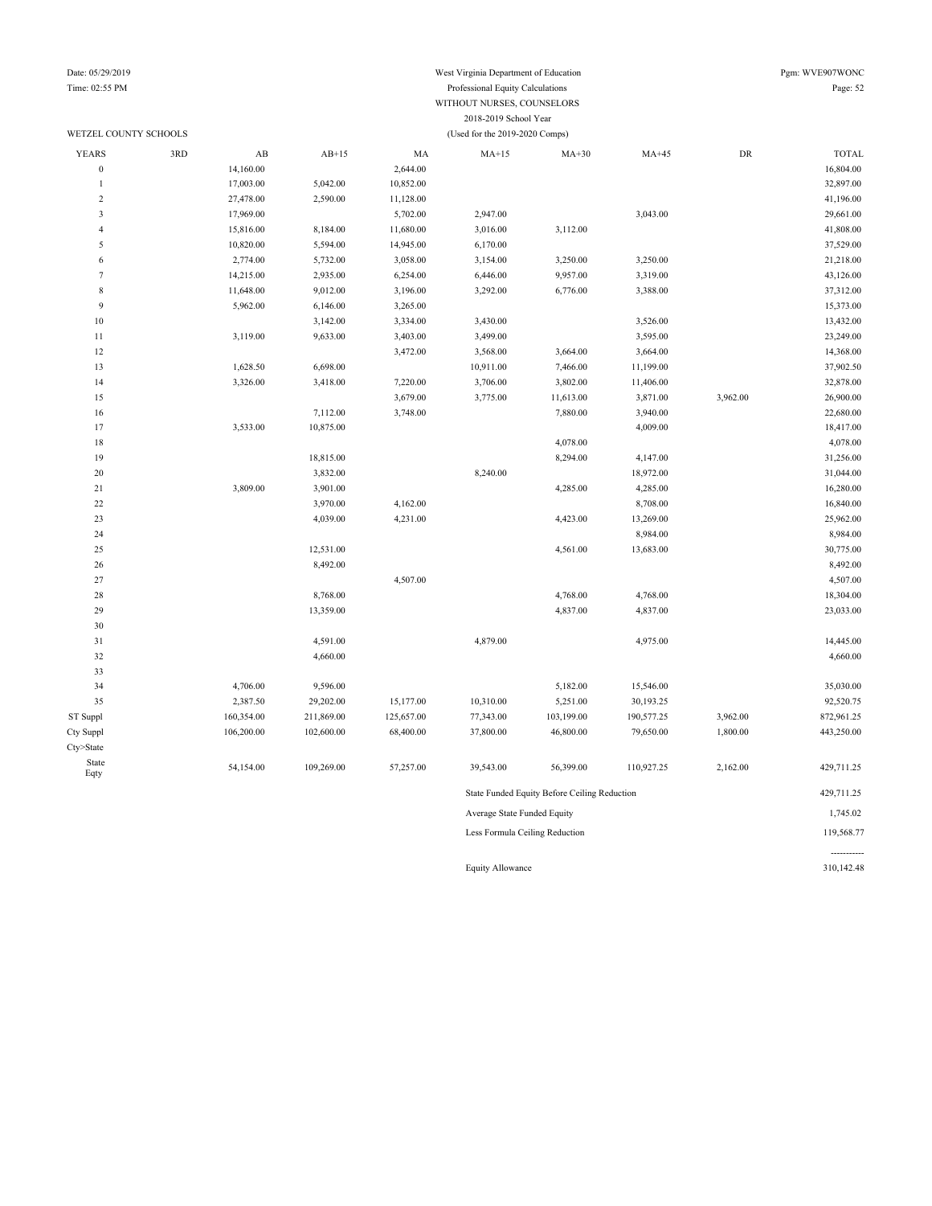West Virginia Department of Education
Professional Equity Calculations
WITHOUT NURSES, COUNSELORS
2018-2019 School Year
(Used for the 2019-2020 Comps)

WETZEL COUNTY SCHOOLS

| YEARS | 3RD | AB | AB+15 | MA | MA+15 | MA+30 | MA+45 | DR | TOTAL |
|---|---|---|---|---|---|---|---|---|---|
| 0 | | 14,160.00 | | 2,644.00 | | | | | 16,804.00 |
| 1 | | 17,003.00 | 5,042.00 | 10,852.00 | | | | | 32,897.00 |
| 2 | | 27,478.00 | 2,590.00 | 11,128.00 | | | | | 41,196.00 |
| 3 | | 17,969.00 | | 5,702.00 | 2,947.00 | | 3,043.00 | | 29,661.00 |
| 4 | | 15,816.00 | 8,184.00 | 11,680.00 | 3,016.00 | 3,112.00 | | | 41,808.00 |
| 5 | | 10,820.00 | 5,594.00 | 14,945.00 | 6,170.00 | | | | 37,529.00 |
| 6 | | 2,774.00 | 5,732.00 | 3,058.00 | 3,154.00 | 3,250.00 | 3,250.00 | | 21,218.00 |
| 7 | | 14,215.00 | 2,935.00 | 6,254.00 | 6,446.00 | 9,957.00 | 3,319.00 | | 43,126.00 |
| 8 | | 11,648.00 | 9,012.00 | 3,196.00 | 3,292.00 | 6,776.00 | 3,388.00 | | 37,312.00 |
| 9 | | 5,962.00 | 6,146.00 | 3,265.00 | | | | | 15,373.00 |
| 10 | | | 3,142.00 | 3,334.00 | 3,430.00 | | 3,526.00 | | 13,432.00 |
| 11 | | 3,119.00 | 9,633.00 | 3,403.00 | 3,499.00 | | 3,595.00 | | 23,249.00 |
| 12 | | | | 3,472.00 | 3,568.00 | 3,664.00 | 3,664.00 | | 14,368.00 |
| 13 | | 1,628.50 | 6,698.00 | | 10,911.00 | 7,466.00 | 11,199.00 | | 37,902.50 |
| 14 | | 3,326.00 | 3,418.00 | 7,220.00 | 3,706.00 | 3,802.00 | 11,406.00 | | 32,878.00 |
| 15 | | | | 3,679.00 | 3,775.00 | 11,613.00 | 3,871.00 | 3,962.00 | 26,900.00 |
| 16 | | | 7,112.00 | 3,748.00 | | 7,880.00 | 3,940.00 | | 22,680.00 |
| 17 | | 3,533.00 | 10,875.00 | | | | 4,009.00 | | 18,417.00 |
| 18 | | | | | | 4,078.00 | | | 4,078.00 |
| 19 | | | 18,815.00 | | | 8,294.00 | 4,147.00 | | 31,256.00 |
| 20 | | | 3,832.00 | | 8,240.00 | | 18,972.00 | | 31,044.00 |
| 21 | | 3,809.00 | 3,901.00 | | | 4,285.00 | 4,285.00 | | 16,280.00 |
| 22 | | | 3,970.00 | 4,162.00 | | | 8,708.00 | | 16,840.00 |
| 23 | | | 4,039.00 | 4,231.00 | | 4,423.00 | 13,269.00 | | 25,962.00 |
| 24 | | | | | | | 8,984.00 | | 8,984.00 |
| 25 | | | 12,531.00 | | | 4,561.00 | 13,683.00 | | 30,775.00 |
| 26 | | | 8,492.00 | | | | | | 8,492.00 |
| 27 | | | | 4,507.00 | | | | | 4,507.00 |
| 28 | | | 8,768.00 | | | 4,768.00 | 4,768.00 | | 18,304.00 |
| 29 | | | 13,359.00 | | | 4,837.00 | 4,837.00 | | 23,033.00 |
| 30 | | | | | | | | | |
| 31 | | | 4,591.00 | | 4,879.00 | | 4,975.00 | | 14,445.00 |
| 32 | | | 4,660.00 | | | | | | 4,660.00 |
| 33 | | | | | | | | | |
| 34 | | 4,706.00 | 9,596.00 | | | 5,182.00 | 15,546.00 | | 35,030.00 |
| 35 | | 2,387.50 | 29,202.00 | 15,177.00 | 10,310.00 | 5,251.00 | 30,193.25 | | 92,520.75 |
| ST Suppl | | 160,354.00 | 211,869.00 | 125,657.00 | 77,343.00 | 103,199.00 | 190,577.25 | 3,962.00 | 872,961.25 |
| Cty Suppl | | 106,200.00 | 102,600.00 | 68,400.00 | 37,800.00 | 46,800.00 | 79,650.00 | 1,800.00 | 443,250.00 |
| Cty>State | | | | | | | | | |
| State Eqty | | 54,154.00 | 109,269.00 | 57,257.00 | 39,543.00 | 56,399.00 | 110,927.25 | 2,162.00 | 429,711.25 |

| | |
|---|---|
| State Funded Equity Before Ceiling Reduction | 429,711.25 |
| Average State Funded Equity | 1,745.02 |
| Less Formula Ceiling Reduction | 119,568.77 |
| | ----------- |
| Equity Allowance | 310,142.48 |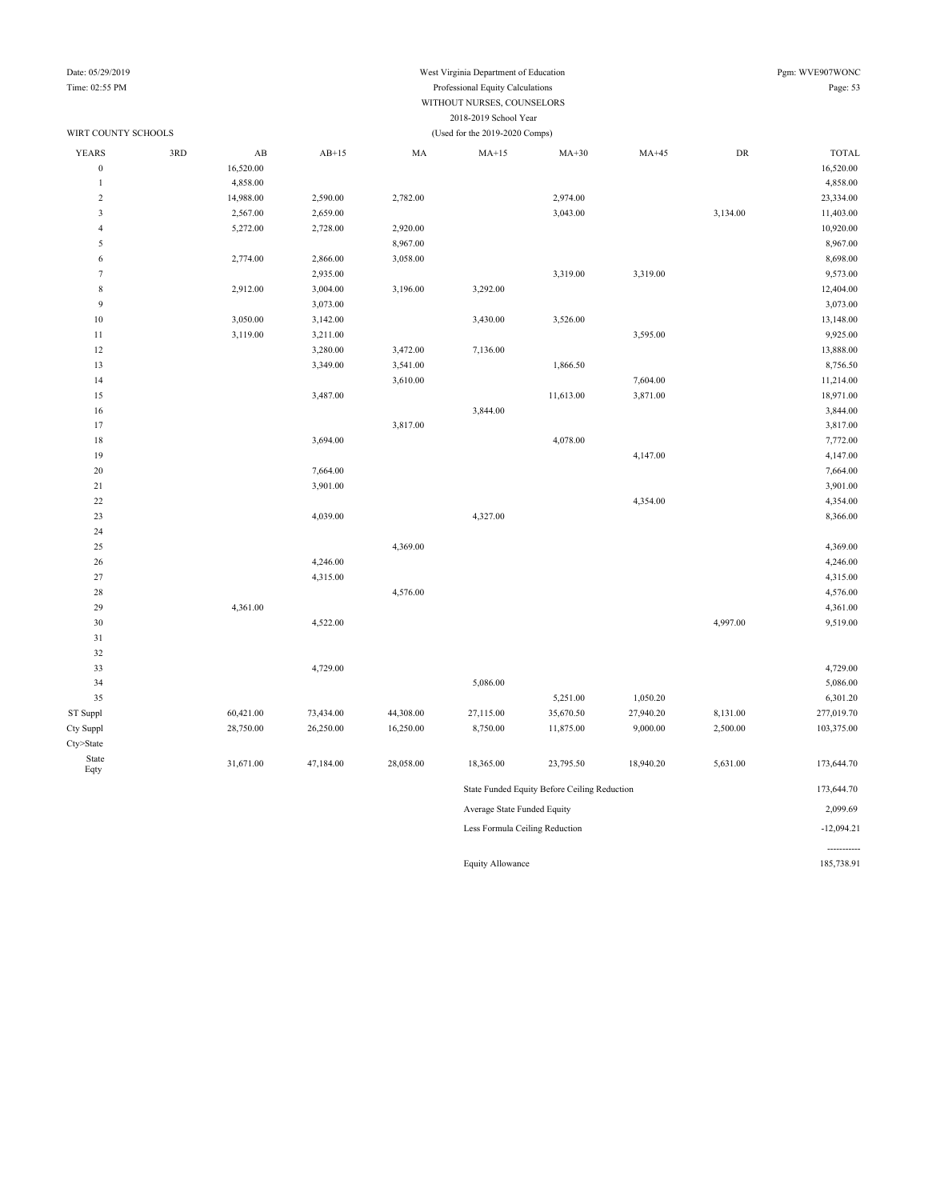West Virginia Department of Education
Professional Equity Calculations
WITHOUT NURSES, COUNSELORS
2018-2019 School Year
(Used for the 2019-2020 Comps)

Date: 05/29/2019
Time: 02:55 PM
Pgm: WVE907WONC

WIRT COUNTY SCHOOLS

| YEARS | 3RD | AB | AB+15 | MA | MA+15 | MA+30 | MA+45 | DR | TOTAL |
|---|---|---|---|---|---|---|---|---|---|
| 0 | | 16,520.00 | | | | | | | 16,520.00 |
| 1 | | 4,858.00 | | | | | | | 4,858.00 |
| 2 | | 14,988.00 | 2,590.00 | 2,782.00 | | 2,974.00 | | | 23,334.00 |
| 3 | | 2,567.00 | 2,659.00 | | | 3,043.00 | | 3,134.00 | 11,403.00 |
| 4 | | 5,272.00 | 2,728.00 | 2,920.00 | | | | | 10,920.00 |
| 5 | | | | 8,967.00 | | | | | 8,967.00 |
| 6 | | 2,774.00 | 2,866.00 | 3,058.00 | | | | | 8,698.00 |
| 7 | | | 2,935.00 | | | 3,319.00 | 3,319.00 | | 9,573.00 |
| 8 | | 2,912.00 | 3,004.00 | 3,196.00 | 3,292.00 | | | | 12,404.00 |
| 9 | | | 3,073.00 | | | | | | 3,073.00 |
| 10 | | 3,050.00 | 3,142.00 | | 3,430.00 | 3,526.00 | | | 13,148.00 |
| 11 | | 3,119.00 | 3,211.00 | | | | 3,595.00 | | 9,925.00 |
| 12 | | | 3,280.00 | 3,472.00 | 7,136.00 | | | | 13,888.00 |
| 13 | | | 3,349.00 | 3,541.00 | | 1,866.50 | | | 8,756.50 |
| 14 | | | | 3,610.00 | | | 7,604.00 | | 11,214.00 |
| 15 | | | 3,487.00 | | | 11,613.00 | 3,871.00 | | 18,971.00 |
| 16 | | | | | 3,844.00 | | | | 3,844.00 |
| 17 | | | | 3,817.00 | | | | | 3,817.00 |
| 18 | | | 3,694.00 | | | 4,078.00 | | | 7,772.00 |
| 19 | | | | | | | 4,147.00 | | 4,147.00 |
| 20 | | | 7,664.00 | | | | | | 7,664.00 |
| 21 | | | 3,901.00 | | | | | | 3,901.00 |
| 22 | | | | | | | 4,354.00 | | 4,354.00 |
| 23 | | | 4,039.00 | | 4,327.00 | | | | 8,366.00 |
| 24 | | | | | | | | | |
| 25 | | | | 4,369.00 | | | | | 4,369.00 |
| 26 | | | 4,246.00 | | | | | | 4,246.00 |
| 27 | | | 4,315.00 | | | | | | 4,315.00 |
| 28 | | | | 4,576.00 | | | | | 4,576.00 |
| 29 | | 4,361.00 | | | | | | | 4,361.00 |
| 30 | | | 4,522.00 | | | | | 4,997.00 | 9,519.00 |
| 31 | | | | | | | | | |
| 32 | | | | | | | | | |
| 33 | | | 4,729.00 | | | | | | 4,729.00 |
| 34 | | | | | 5,086.00 | | | | 5,086.00 |
| 35 | | | | | | 5,251.00 | 1,050.20 | | 6,301.20 |
| ST Suppl | | 60,421.00 | 73,434.00 | 44,308.00 | 27,115.00 | 35,670.50 | 27,940.20 | 8,131.00 | 277,019.70 |
| Cty Suppl | | 28,750.00 | 26,250.00 | 16,250.00 | 8,750.00 | 11,875.00 | 9,000.00 | 2,500.00 | 103,375.00 |
| Cty>State | | | | | | | | | |
| State Eqty | | 31,671.00 | 47,184.00 | 28,058.00 | 18,365.00 | 23,795.50 | 18,940.20 | 5,631.00 | 173,644.70 |

| | |
|---|---|
| State Funded Equity Before Ceiling Reduction | 173,644.70 |
| Average State Funded Equity | 2,099.69 |
| Less Formula Ceiling Reduction | -12,094.21 |
| | ----------- |
| Equity Allowance | 185,738.91 |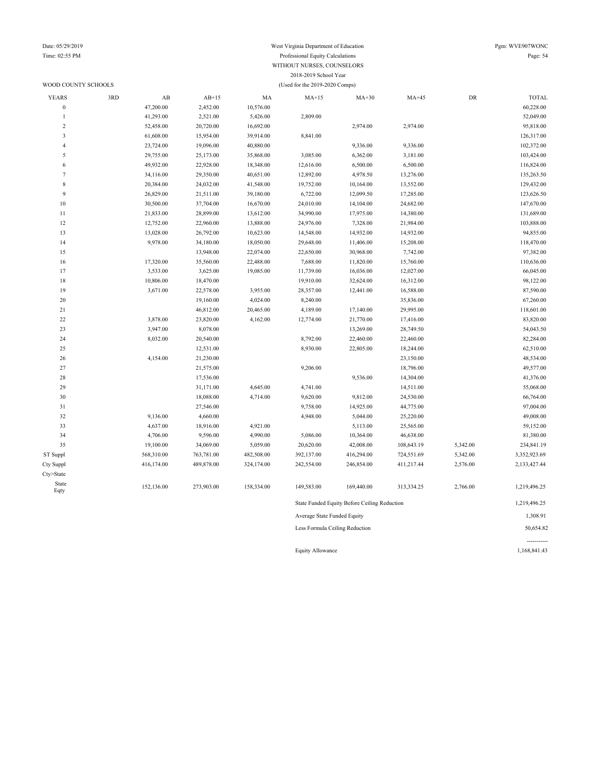West Virginia Department of Education
Professional Equity Calculations
WITHOUT NURSES, COUNSELORS
2018-2019 School Year
(Used for the 2019-2020 Comps)

WOOD COUNTY SCHOOLS

| YEARS | 3RD | AB | AB+15 | MA | MA+15 | MA+30 | MA+45 | DR | TOTAL |
|---|---|---|---|---|---|---|---|---|---|
| 0 | | 47,200.00 | 2,452.00 | 10,576.00 | | | | | 60,228.00 |
| 1 | | 41,293.00 | 2,521.00 | 5,426.00 | 2,809.00 | | | | 52,049.00 |
| 2 | | 52,458.00 | 20,720.00 | 16,692.00 | | 2,974.00 | 2,974.00 | | 95,818.00 |
| 3 | | 61,608.00 | 15,954.00 | 39,914.00 | 8,841.00 | | | | 126,317.00 |
| 4 | | 23,724.00 | 19,096.00 | 40,880.00 | | 9,336.00 | 9,336.00 | | 102,372.00 |
| 5 | | 29,755.00 | 25,173.00 | 35,868.00 | 3,085.00 | 6,362.00 | 3,181.00 | | 103,424.00 |
| 6 | | 49,932.00 | 22,928.00 | 18,348.00 | 12,616.00 | 6,500.00 | 6,500.00 | | 116,824.00 |
| 7 | | 34,116.00 | 29,350.00 | 40,651.00 | 12,892.00 | 4,978.50 | 13,276.00 | | 135,263.50 |
| 8 | | 20,384.00 | 24,032.00 | 41,548.00 | 19,752.00 | 10,164.00 | 13,552.00 | | 129,432.00 |
| 9 | | 26,829.00 | 21,511.00 | 39,180.00 | 6,722.00 | 12,099.50 | 17,285.00 | | 123,626.50 |
| 10 | | 30,500.00 | 37,704.00 | 16,670.00 | 24,010.00 | 14,104.00 | 24,682.00 | | 147,670.00 |
| 11 | | 21,833.00 | 28,899.00 | 13,612.00 | 34,990.00 | 17,975.00 | 14,380.00 | | 131,689.00 |
| 12 | | 12,752.00 | 22,960.00 | 13,888.00 | 24,976.00 | 7,328.00 | 21,984.00 | | 103,888.00 |
| 13 | | 13,028.00 | 26,792.00 | 10,623.00 | 14,548.00 | 14,932.00 | 14,932.00 | | 94,855.00 |
| 14 | | 9,978.00 | 34,180.00 | 18,050.00 | 29,648.00 | 11,406.00 | 15,208.00 | | 118,470.00 |
| 15 | | | 13,948.00 | 22,074.00 | 22,650.00 | 30,968.00 | 7,742.00 | | 97,382.00 |
| 16 | | 17,320.00 | 35,560.00 | 22,488.00 | 7,688.00 | 11,820.00 | 15,760.00 | | 110,636.00 |
| 17 | | 3,533.00 | 3,625.00 | 19,085.00 | 11,739.00 | 16,036.00 | 12,027.00 | | 66,045.00 |
| 18 | | 10,806.00 | 18,470.00 | | 19,910.00 | 32,624.00 | 16,312.00 | | 98,122.00 |
| 19 | | 3,671.00 | 22,578.00 | 3,955.00 | 28,357.00 | 12,441.00 | 16,588.00 | | 87,590.00 |
| 20 | | | 19,160.00 | 4,024.00 | 8,240.00 | | 35,836.00 | | 67,260.00 |
| 21 | | | 46,812.00 | 20,465.00 | 4,189.00 | 17,140.00 | 29,995.00 | | 118,601.00 |
| 22 | | 3,878.00 | 23,820.00 | 4,162.00 | 12,774.00 | 21,770.00 | 17,416.00 | | 83,820.00 |
| 23 | | 3,947.00 | 8,078.00 | | | 13,269.00 | 28,749.50 | | 54,043.50 |
| 24 | | 8,032.00 | 20,540.00 | | 8,792.00 | 22,460.00 | 22,460.00 | | 82,284.00 |
| 25 | | | 12,531.00 | | 8,930.00 | 22,805.00 | 18,244.00 | | 62,510.00 |
| 26 | | 4,154.00 | 21,230.00 | | | | 23,150.00 | | 48,534.00 |
| 27 | | | 21,575.00 | | 9,206.00 | | 18,796.00 | | 49,577.00 |
| 28 | | | 17,536.00 | | | 9,536.00 | 14,304.00 | | 41,376.00 |
| 29 | | | 31,171.00 | 4,645.00 | 4,741.00 | | 14,511.00 | | 55,068.00 |
| 30 | | | 18,088.00 | 4,714.00 | 9,620.00 | 9,812.00 | 24,530.00 | | 66,764.00 |
| 31 | | | 27,546.00 | | 9,758.00 | 14,925.00 | 44,775.00 | | 97,004.00 |
| 32 | | 9,136.00 | 4,660.00 | | 4,948.00 | 5,044.00 | 25,220.00 | | 49,008.00 |
| 33 | | 4,637.00 | 18,916.00 | 4,921.00 | | 5,113.00 | 25,565.00 | | 59,152.00 |
| 34 | | 4,706.00 | 9,596.00 | 4,990.00 | 5,086.00 | 10,364.00 | 46,638.00 | | 81,380.00 |
| 35 | | 19,100.00 | 34,069.00 | 5,059.00 | 20,620.00 | 42,008.00 | 108,643.19 | 5,342.00 | 234,841.19 |
| ST Suppl | | 568,310.00 | 763,781.00 | 482,508.00 | 392,137.00 | 416,294.00 | 724,551.69 | 5,342.00 | 3,352,923.69 |
| Cty Suppl | | 416,174.00 | 489,878.00 | 324,174.00 | 242,554.00 | 246,854.00 | 411,217.44 | 2,576.00 | 2,133,427.44 |
| Cty>State | | | | | | | | | |
| State Eqty | | 152,136.00 | 273,903.00 | 158,334.00 | 149,583.00 | 169,440.00 | 313,334.25 | 2,766.00 | 1,219,496.25 |

| | |
|---|---|
| State Funded Equity Before Ceiling Reduction | 1,219,496.25 |
| Average State Funded Equity | 1,308.91 |
| Less Formula Ceiling Reduction | 50,654.82 |
| | ----------- |
| Equity Allowance | 1,168,841.43 |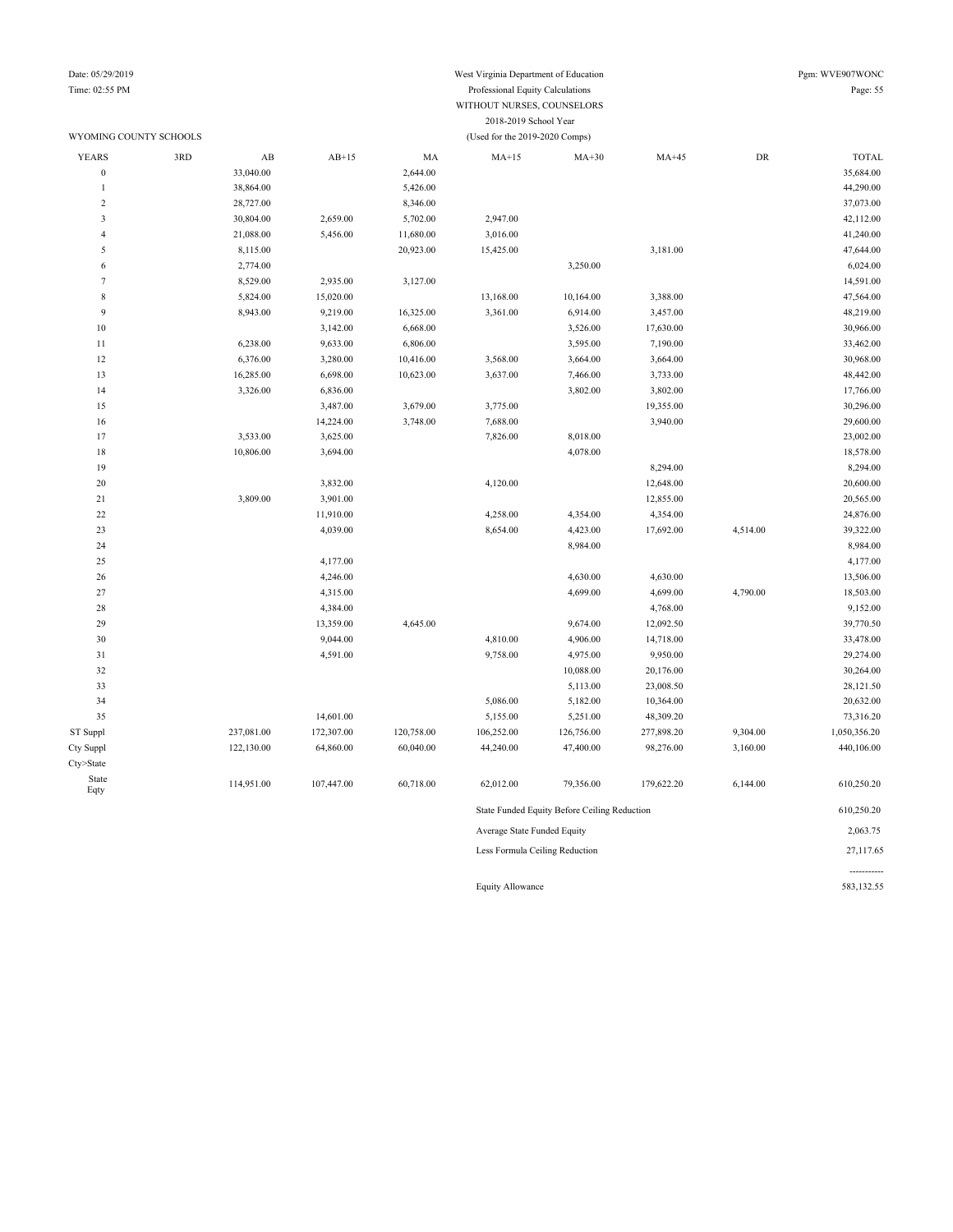West Virginia Department of Education
Professional Equity Calculations
WITHOUT NURSES, COUNSELORS
2018-2019 School Year
(Used for the 2019-2020 Comps)

WYOMING COUNTY SCHOOLS

| YEARS | 3RD | AB | AB+15 | MA | MA+15 | MA+30 | MA+45 | DR | TOTAL |
|---|---|---|---|---|---|---|---|---|---|
| 0 | | 33,040.00 | | 2,644.00 | | | | | 35,684.00 |
| 1 | | 38,864.00 | | 5,426.00 | | | | | 44,290.00 |
| 2 | | 28,727.00 | | 8,346.00 | | | | | 37,073.00 |
| 3 | | 30,804.00 | 2,659.00 | 5,702.00 | 2,947.00 | | | | 42,112.00 |
| 4 | | 21,088.00 | 5,456.00 | 11,680.00 | 3,016.00 | | | | 41,240.00 |
| 5 | | 8,115.00 | | 20,923.00 | 15,425.00 | | 3,181.00 | | 47,644.00 |
| 6 | | 2,774.00 | | | | 3,250.00 | | | 6,024.00 |
| 7 | | 8,529.00 | 2,935.00 | 3,127.00 | | | | | 14,591.00 |
| 8 | | 5,824.00 | 15,020.00 | | 13,168.00 | 10,164.00 | 3,388.00 | | 47,564.00 |
| 9 | | 8,943.00 | 9,219.00 | 16,325.00 | 3,361.00 | 6,914.00 | 3,457.00 | | 48,219.00 |
| 10 | | | 3,142.00 | 6,668.00 | | 3,526.00 | 17,630.00 | | 30,966.00 |
| 11 | | 6,238.00 | 9,633.00 | 6,806.00 | | 3,595.00 | 7,190.00 | | 33,462.00 |
| 12 | | 6,376.00 | 3,280.00 | 10,416.00 | 3,568.00 | 3,664.00 | 3,664.00 | | 30,968.00 |
| 13 | | 16,285.00 | 6,698.00 | 10,623.00 | 3,637.00 | 7,466.00 | 3,733.00 | | 48,442.00 |
| 14 | | 3,326.00 | 6,836.00 | | | 3,802.00 | 3,802.00 | | 17,766.00 |
| 15 | | | 3,487.00 | 3,679.00 | 3,775.00 | | 19,355.00 | | 30,296.00 |
| 16 | | | 14,224.00 | 3,748.00 | 7,688.00 | | 3,940.00 | | 29,600.00 |
| 17 | | 3,533.00 | 3,625.00 | | 7,826.00 | 8,018.00 | | | 23,002.00 |
| 18 | | 10,806.00 | 3,694.00 | | | 4,078.00 | | | 18,578.00 |
| 19 | | | | | | | 8,294.00 | | 8,294.00 |
| 20 | | | 3,832.00 | | 4,120.00 | | 12,648.00 | | 20,600.00 |
| 21 | | 3,809.00 | 3,901.00 | | | | 12,855.00 | | 20,565.00 |
| 22 | | | 11,910.00 | | 4,258.00 | 4,354.00 | 4,354.00 | | 24,876.00 |
| 23 | | | 4,039.00 | | 8,654.00 | 4,423.00 | 17,692.00 | 4,514.00 | 39,322.00 |
| 24 | | | | | | 8,984.00 | | | 8,984.00 |
| 25 | | | 4,177.00 | | | | | | 4,177.00 |
| 26 | | | 4,246.00 | | | 4,630.00 | 4,630.00 | | 13,506.00 |
| 27 | | | 4,315.00 | | | 4,699.00 | 4,699.00 | 4,790.00 | 18,503.00 |
| 28 | | | 4,384.00 | | | | 4,768.00 | | 9,152.00 |
| 29 | | | 13,359.00 | 4,645.00 | | 9,674.00 | 12,092.50 | | 39,770.50 |
| 30 | | | 9,044.00 | | 4,810.00 | 4,906.00 | 14,718.00 | | 33,478.00 |
| 31 | | | 4,591.00 | | 9,758.00 | 4,975.00 | 9,950.00 | | 29,274.00 |
| 32 | | | | | | 10,088.00 | 20,176.00 | | 30,264.00 |
| 33 | | | | | | 5,113.00 | 23,008.50 | | 28,121.50 |
| 34 | | | | | 5,086.00 | 5,182.00 | 10,364.00 | | 20,632.00 |
| 35 | | | 14,601.00 | | 5,155.00 | 5,251.00 | 48,309.20 | | 73,316.20 |
| ST Suppl | | 237,081.00 | 172,307.00 | 120,758.00 | 106,252.00 | 126,756.00 | 277,898.20 | 9,304.00 | 1,050,356.20 |
| Cty Suppl | | 122,130.00 | 64,860.00 | 60,040.00 | 44,240.00 | 47,400.00 | 98,276.00 | 3,160.00 | 440,106.00 |
| Cty>State | | | | | | | | | |
| State Eqty | | 114,951.00 | 107,447.00 | 60,718.00 | 62,012.00 | 79,356.00 | 179,622.20 | 6,144.00 | 610,250.20 |

| | |
|---|---|
| State Funded Equity Before Ceiling Reduction | 610,250.20 |
| Average State Funded Equity | 2,063.75 |
| Less Formula Ceiling Reduction | 27,117.65 |
| | ----------- |
| Equity Allowance | 583,132.55 |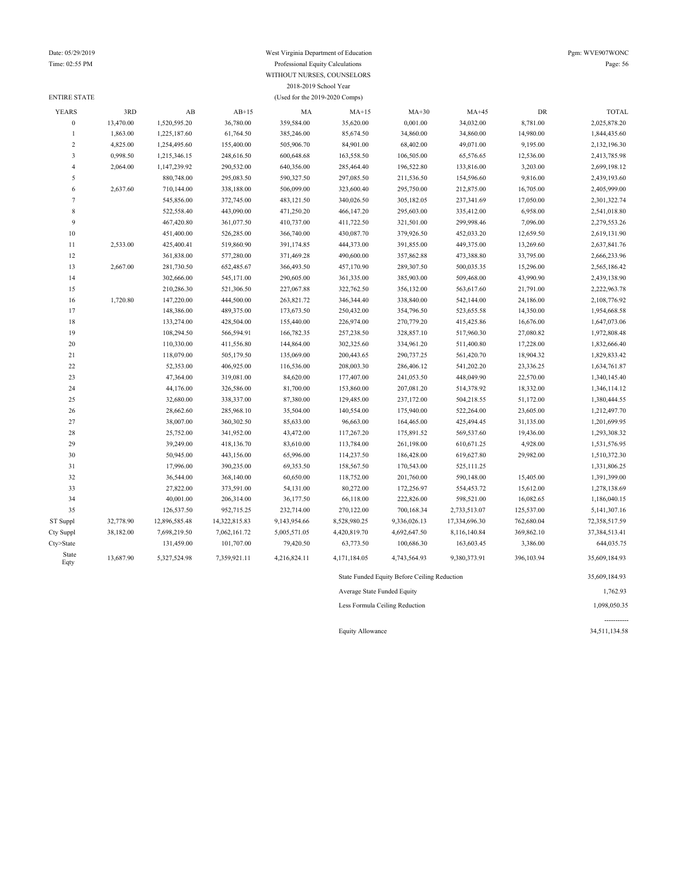Date: 05/29/2019
Time: 02:55 PM

West Virginia Department of Education
Professional Equity Calculations
WITHOUT NURSES, COUNSELORS
2018-2019 School Year
(Used for the 2019-2020 Comps)

Pgm: WVE907WONC

ENTIRE STATE

| YEARS | 3RD | AB | AB+15 | MA | MA+15 | MA+30 | MA+45 | DR | TOTAL |
|---|---|---|---|---|---|---|---|---|---|
| 0 | 13,470.00 | 1,520,595.20 | 36,780.00 | 359,584.00 | 35,620.00 | 0,001.00 | 34,032.00 | 8,781.00 | 2,025,878.20 |
| 1 | 1,863.00 | 1,225,187.60 | 61,764.50 | 385,246.00 | 85,674.50 | 34,860.00 | 34,860.00 | 14,980.00 | 1,844,435.60 |
| 2 | 4,825.00 | 1,254,495.60 | 155,400.00 | 505,906.70 | 84,901.00 | 68,402.00 | 49,071.00 | 9,195.00 | 2,132,196.30 |
| 3 | 0,998.50 | 1,215,346.15 | 248,616.50 | 600,648.68 | 163,558.50 | 106,505.00 | 65,576.65 | 12,536.00 | 2,413,785.98 |
| 4 | 2,064.00 | 1,147,239.92 | 290,532.00 | 640,356.00 | 285,464.40 | 196,522.80 | 133,816.00 | 3,203.00 | 2,699,198.12 |
| 5 | | 880,748.00 | 295,083.50 | 590,327.50 | 297,085.50 | 211,536.50 | 154,596.60 | 9,816.00 | 2,439,193.60 |
| 6 | 2,637.60 | 710,144.00 | 338,188.00 | 506,099.00 | 323,600.40 | 295,750.00 | 212,875.00 | 16,705.00 | 2,405,999.00 |
| 7 | | 545,856.00 | 372,745.00 | 483,121.50 | 340,026.50 | 305,182.05 | 237,341.69 | 17,050.00 | 2,301,322.74 |
| 8 | | 522,558.40 | 443,090.00 | 471,250.20 | 466,147.20 | 295,603.00 | 335,412.00 | 6,958.00 | 2,541,018.80 |
| 9 | | 467,420.80 | 361,077.50 | 410,737.00 | 411,722.50 | 321,501.00 | 299,998.46 | 7,096.00 | 2,279,553.26 |
| 10 | | 451,400.00 | 526,285.00 | 366,740.00 | 430,087.70 | 379,926.50 | 452,033.20 | 12,659.50 | 2,619,131.90 |
| 11 | 2,533.00 | 425,400.41 | 519,860.90 | 391,174.85 | 444,373.00 | 391,855.00 | 449,375.00 | 13,269.60 | 2,637,841.76 |
| 12 | | 361,838.00 | 577,280.00 | 371,469.28 | 490,600.00 | 357,862.88 | 473,388.80 | 33,795.00 | 2,666,233.96 |
| 13 | 2,667.00 | 281,730.50 | 652,485.67 | 366,493.50 | 457,170.90 | 289,307.50 | 500,035.35 | 15,296.00 | 2,565,186.42 |
| 14 | | 302,666.00 | 545,171.00 | 290,605.00 | 361,335.00 | 385,903.00 | 509,468.00 | 43,990.90 | 2,439,138.90 |
| 15 | | 210,286.30 | 521,306.50 | 227,067.88 | 322,762.50 | 356,132.00 | 563,617.60 | 21,791.00 | 2,222,963.78 |
| 16 | 1,720.80 | 147,220.00 | 444,500.00 | 263,821.72 | 346,344.40 | 338,840.00 | 542,144.00 | 24,186.00 | 2,108,776.92 |
| 17 | | 148,386.00 | 489,375.00 | 173,673.50 | 250,432.00 | 354,796.50 | 523,655.58 | 14,350.00 | 1,954,668.58 |
| 18 | | 133,274.00 | 428,504.00 | 155,440.00 | 226,974.00 | 270,779.20 | 415,425.86 | 16,676.00 | 1,647,073.06 |
| 19 | | 108,294.50 | 566,594.91 | 166,782.35 | 257,238.50 | 328,857.10 | 517,960.30 | 27,080.82 | 1,972,808.48 |
| 20 | | 110,330.00 | 411,556.80 | 144,864.00 | 302,325.60 | 334,961.20 | 511,400.80 | 17,228.00 | 1,832,666.40 |
| 21 | | 118,079.00 | 505,179.50 | 135,069.00 | 200,443.65 | 290,737.25 | 561,420.70 | 18,904.32 | 1,829,833.42 |
| 22 | | 52,353.00 | 406,925.00 | 116,536.00 | 208,003.30 | 286,406.12 | 541,202.20 | 23,336.25 | 1,634,761.87 |
| 23 | | 47,364.00 | 319,081.00 | 84,620.00 | 177,407.00 | 241,053.50 | 448,049.90 | 22,570.00 | 1,340,145.40 |
| 24 | | 44,176.00 | 326,586.00 | 81,700.00 | 153,860.00 | 207,081.20 | 514,378.92 | 18,332.00 | 1,346,114.12 |
| 25 | | 32,680.00 | 338,337.00 | 87,380.00 | 129,485.00 | 237,172.00 | 504,218.55 | 51,172.00 | 1,380,444.55 |
| 26 | | 28,662.60 | 285,968.10 | 35,504.00 | 140,554.00 | 175,940.00 | 522,264.00 | 23,605.00 | 1,212,497.70 |
| 27 | | 38,007.00 | 360,302.50 | 85,633.00 | 96,663.00 | 164,465.00 | 425,494.45 | 31,135.00 | 1,201,699.95 |
| 28 | | 25,752.00 | 341,952.00 | 43,472.00 | 117,267.20 | 175,891.52 | 569,537.60 | 19,436.00 | 1,293,308.32 |
| 29 | | 39,249.00 | 418,136.70 | 83,610.00 | 113,784.00 | 261,198.00 | 610,671.25 | 4,928.00 | 1,531,576.95 |
| 30 | | 50,945.00 | 443,156.00 | 65,996.00 | 114,237.50 | 186,428.00 | 619,627.80 | 29,982.00 | 1,510,372.30 |
| 31 | | 17,996.00 | 390,235.00 | 69,353.50 | 158,567.50 | 170,543.00 | 525,111.25 | | 1,331,806.25 |
| 32 | | 36,544.00 | 368,140.00 | 60,650.00 | 118,752.00 | 201,760.00 | 590,148.00 | 15,405.00 | 1,391,399.00 |
| 33 | | 27,822.00 | 373,591.00 | 54,131.00 | 80,272.00 | 172,256.97 | 554,453.72 | 15,612.00 | 1,278,138.69 |
| 34 | | 40,001.00 | 206,314.00 | 36,177.50 | 66,118.00 | 222,826.00 | 598,521.00 | 16,082.65 | 1,186,040.15 |
| 35 | | 126,537.50 | 952,715.25 | 232,714.00 | 270,122.00 | 700,168.34 | 2,733,513.07 | 125,537.00 | 5,141,307.16 |
| ST Suppl | 32,778.90 | 12,896,585.48 | 14,322,815.83 | 9,143,954.66 | 8,528,980.25 | 9,336,026.13 | 17,334,696.30 | 762,680.04 | 72,358,517.59 |
| Cty Suppl | 38,182.00 | 7,698,219.50 | 7,062,161.72 | 5,005,571.05 | 4,420,819.70 | 4,692,647.50 | 8,116,140.84 | 369,862.10 | 37,384,513.41 |
| Cty>State | | 131,459.00 | 101,707.00 | 79,420.50 | 63,773.50 | 100,686.30 | 163,603.45 | 3,386.00 | 644,035.75 |
| State Eqty | 13,687.90 | 5,327,524.98 | 7,359,921.11 | 4,216,824.11 | 4,171,184.05 | 4,743,564.93 | 9,380,373.91 | 396,103.94 | 35,609,184.93 |

| | |
|---|---|
| State Funded Equity Before Ceiling Reduction | 35,609,184.93 |
| Average State Funded Equity | 1,762.93 |
| Less Formula Ceiling Reduction | 1,098,050.35 |
| | ----------- |
| Equity Allowance | 34,511,134.58 |